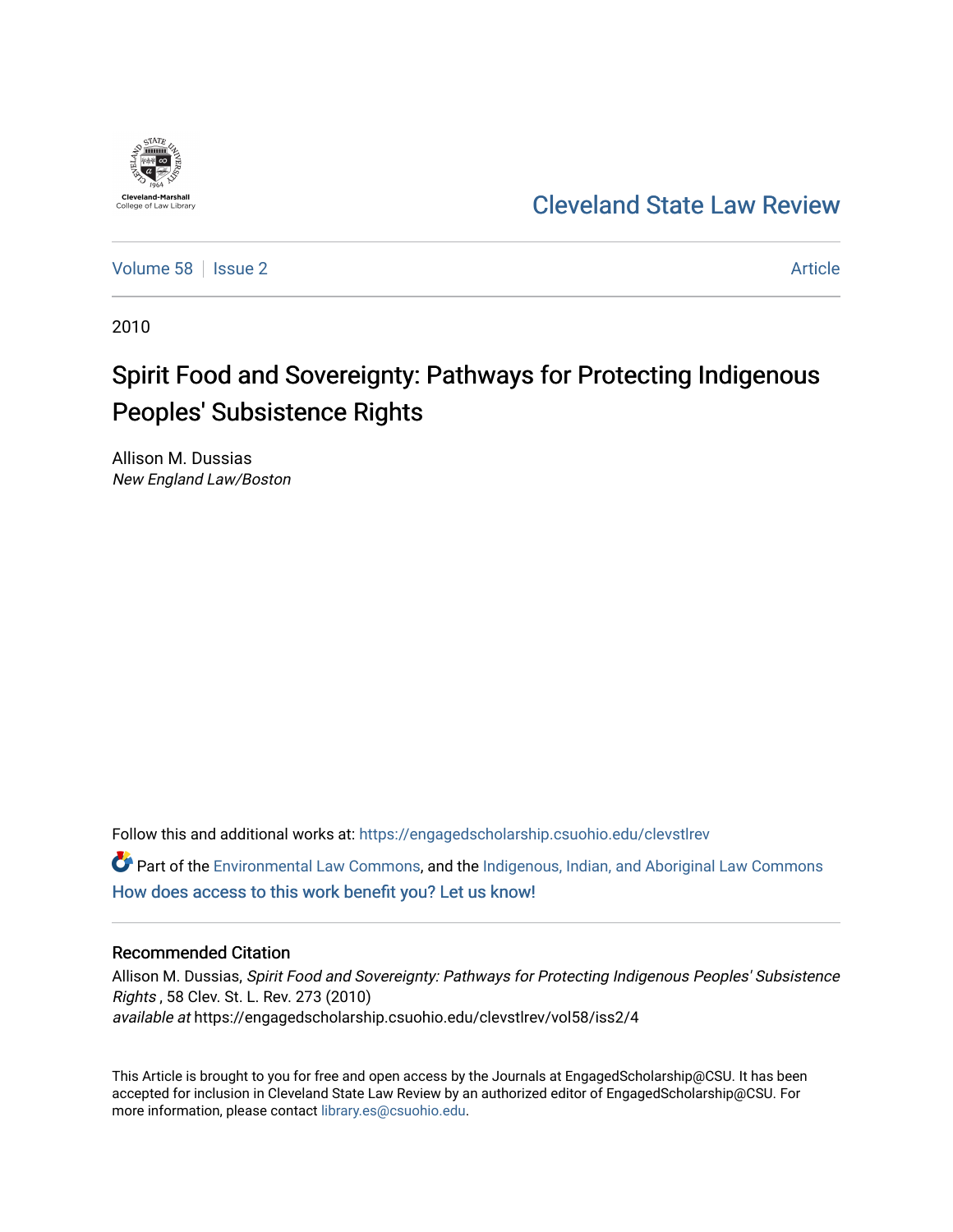Cleveland-Marshall College of Law Library

Cleveland State Law Review

Volume 58 | Issue 2 | Article

2010

# Spirit Food and Sovereignty: Pathways for Protecting Indigenous Peoples' Subsistence Rights

Allison M. Dussias
*New England Law/Boston*

Follow this and additional works at: https://engagedscholarship.csuohio.edu/clevstlrev

Part of the Environmental Law Commons, and the Indigenous, Indian, and Aboriginal Law Commons

How does access to this work benefit you? Let us know!

## Recommended Citation

Allison M. Dussias, *Spirit Food and Sovereignty: Pathways for Protecting Indigenous Peoples' Subsistence Rights* , 58 Clev. St. L. Rev. 273 (2010)
*available at* https://engagedscholarship.csuohio.edu/clevstlrev/vol58/iss2/4

This Article is brought to you for free and open access by the Journals at EngagedScholarship@CSU. It has been accepted for inclusion in Cleveland State Law Review by an authorized editor of EngagedScholarship@CSU. For more information, please contact library.es@csuohio.edu.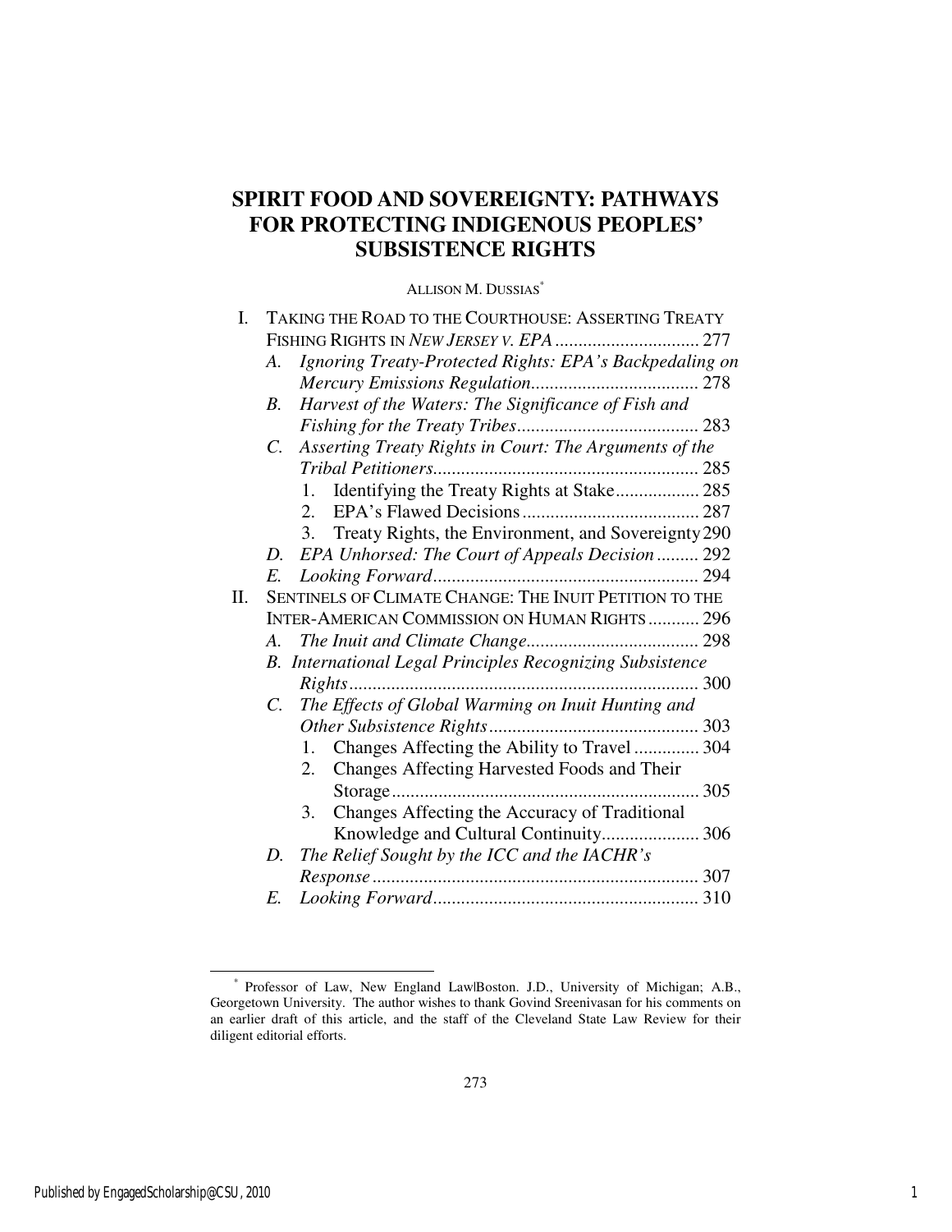# SPIRIT FOOD AND SOVEREIGNTY: PATHWAYS FOR PROTECTING INDIGENOUS PEOPLES' SUBSISTENCE RIGHTS

ALLISON M. DUSSIAS[*]

- I. TAKING THE ROAD TO THE COURTHOUSE: ASSERTING TREATY FISHING RIGHTS IN *NEW JERSEY V. EPA* ............................... 277
  - A. *Ignoring Treaty-Protected Rights: EPA's Backpedaling on Mercury Emissions Regulation*.................................... 278
  - B. *Harvest of the Waters: The Significance of Fish and Fishing for the Treaty Tribes*....................................... 283
  - C. *Asserting Treaty Rights in Court: The Arguments of the Tribal Petitioners*......................................................... 285
    1. Identifying the Treaty Rights at Stake.................. 285
    2. EPA's Flawed Decisions...................................... 287
    3. Treaty Rights, the Environment, and Sovereignty 290
  - D. *EPA Unhorsed: The Court of Appeals Decision* ......... 292
  - E. *Looking Forward*......................................................... 294
- II. SENTINELS OF CLIMATE CHANGE: THE INUIT PETITION TO THE INTER-AMERICAN COMMISSION ON HUMAN RIGHTS ........... 296
  - A. *The Inuit and Climate Change*..................................... 298
  - B. *International Legal Principles Recognizing Subsistence Rights*........................................................................... 300
  - C. *The Effects of Global Warming on Inuit Hunting and Other Subsistence Rights*............................................. 303
    1. Changes Affecting the Ability to Travel .............. 304
    2. Changes Affecting Harvested Foods and Their Storage.................................................................. 305
    3. Changes Affecting the Accuracy of Traditional Knowledge and Cultural Continuity..................... 306
  - D. *The Relief Sought by the ICC and the IACHR's Response* ...................................................................... 307
  - E. *Looking Forward*......................................................... 310

---

[*] Professor of Law, New England Law|Boston. J.D., University of Michigan; A.B., Georgetown University. The author wishes to thank Govind Sreenivasan for his comments on an earlier draft of this article, and the staff of the Cleveland State Law Review for their diligent editorial efforts.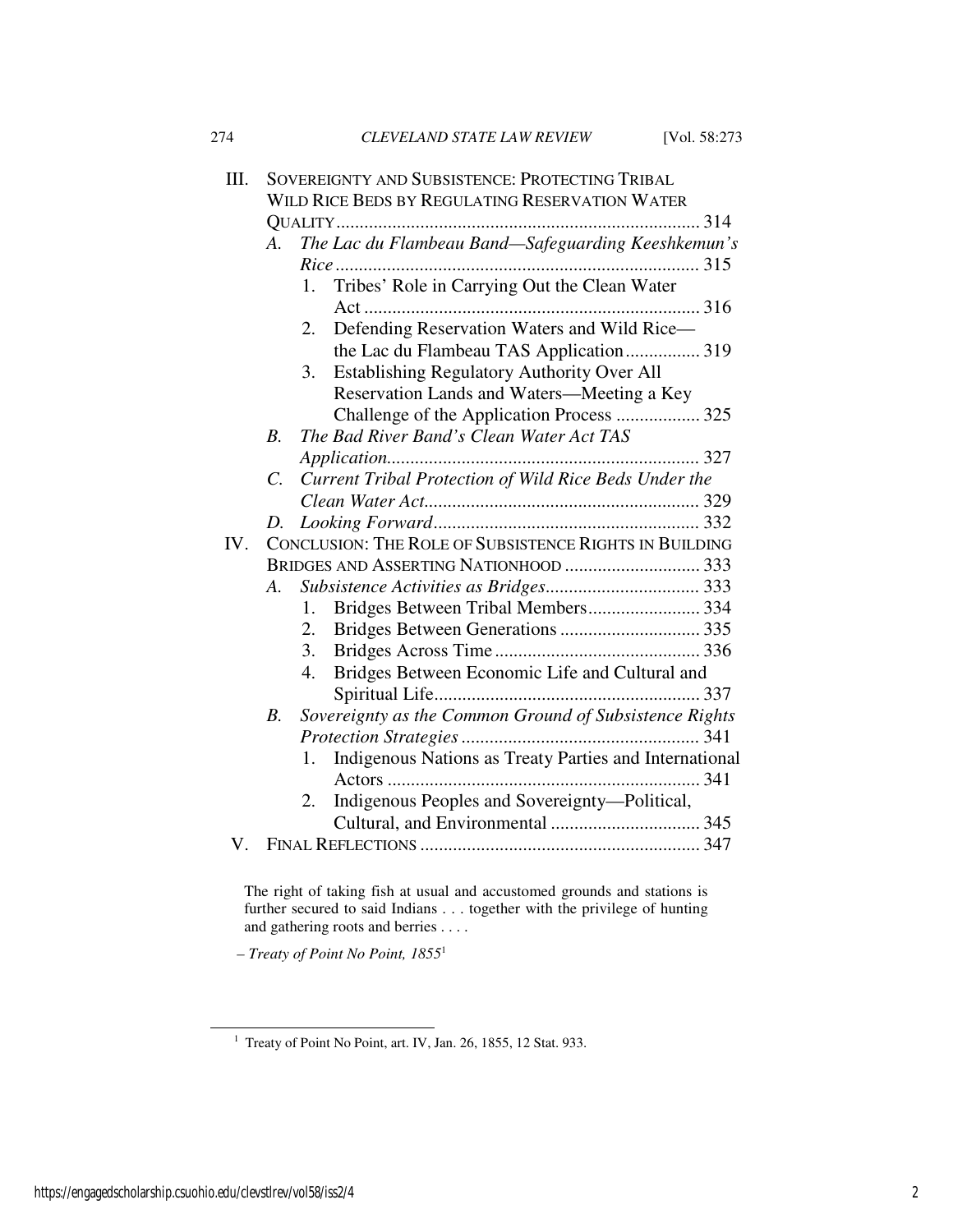- III. SOVEREIGNTY AND SUBSISTENCE: PROTECTING TRIBAL WILD RICE BEDS BY REGULATING RESERVATION WATER QUALITY ............................................................................ 314
  - *A. The Lac du Flambeau Band—Safeguarding Keeshkemun's Rice* ............................................................................ 315
    - 1. Tribes' Role in Carrying Out the Clean Water Act ........................................................................ 316
    - 2. Defending Reservation Waters and Wild Rice—the Lac du Flambeau TAS Application ................ 319
    - 3. Establishing Regulatory Authority Over All Reservation Lands and Waters—Meeting a Key Challenge of the Application Process .................. 325
  - *B. The Bad River Band's Clean Water Act TAS Application* .................................................................. 327
  - *C. Current Tribal Protection of Wild Rice Beds Under the Clean Water Act* .......................................................... 329
  - *D. Looking Forward* ......................................................... 332
- IV. CONCLUSION: THE ROLE OF SUBSISTENCE RIGHTS IN BUILDING BRIDGES AND ASSERTING NATIONHOOD ............................ 333
  - *A. Subsistence Activities as Bridges* ................................ 333
    - 1. Bridges Between Tribal Members ........................ 334
    - 2. Bridges Between Generations .............................. 335
    - 3. Bridges Across Time ............................................ 336
    - 4. Bridges Between Economic Life and Cultural and Spiritual Life ......................................................... 337
  - *B. Sovereignty as the Common Ground of Subsistence Rights Protection Strategies* .................................................. 341
    - 1. Indigenous Nations as Treaty Parties and International Actors ................................................................... 341
    - 2. Indigenous Peoples and Sovereignty—Political, Cultural, and Environmental ................................ 345
- V. FINAL REFLECTIONS ............................................................ 347

> The right of taking fish at usual and accustomed grounds and stations is further secured to said Indians . . . together with the privilege of hunting and gathering roots and berries . . . .
>
> – *Treaty of Point No Point, 1855*[1]

---

[1] Treaty of Point No Point, art. IV, Jan. 26, 1855, 12 Stat. 933.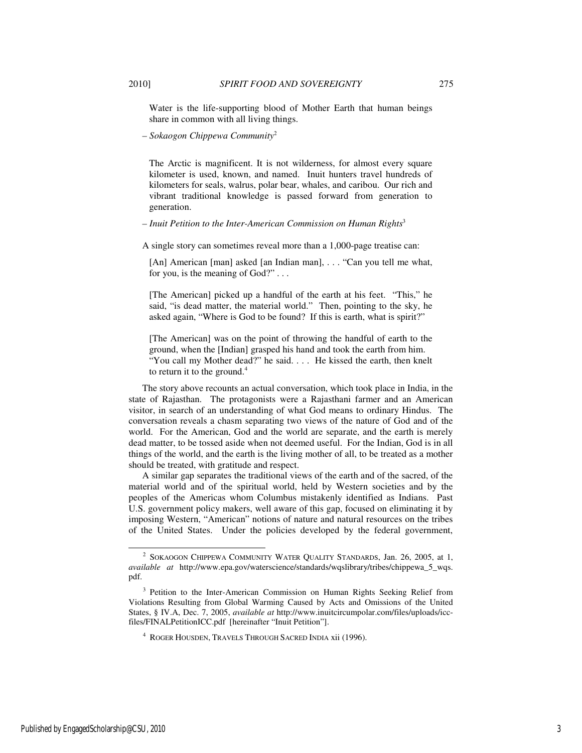> Water is the life-supporting blood of Mother Earth that human beings share in common with all living things.

– *Sokaogon Chippewa Community*[2]

> The Arctic is magnificent. It is not wilderness, for almost every square kilometer is used, known, and named. Inuit hunters travel hundreds of kilometers for seals, walrus, polar bear, whales, and caribou. Our rich and vibrant traditional knowledge is passed forward from generation to generation.

– *Inuit Petition to the Inter-American Commission on Human Rights*[3]

A single story can sometimes reveal more than a 1,000-page treatise can:

> [An] American [man] asked [an Indian man], . . . "Can you tell me what, for you, is the meaning of God?" . . .
>
> [The American] picked up a handful of the earth at his feet. "This," he said, "is dead matter, the material world." Then, pointing to the sky, he asked again, "Where is God to be found? If this is earth, what is spirit?"
>
> [The American] was on the point of throwing the handful of earth to the ground, when the [Indian] grasped his hand and took the earth from him. "You call my Mother dead?" he said. . . . He kissed the earth, then knelt to return it to the ground.[4]

The story above recounts an actual conversation, which took place in India, in the state of Rajasthan. The protagonists were a Rajasthani farmer and an American visitor, in search of an understanding of what God means to ordinary Hindus. The conversation reveals a chasm separating two views of the nature of God and of the world. For the American, God and the world are separate, and the earth is merely dead matter, to be tossed aside when not deemed useful. For the Indian, God is in all things of the world, and the earth is the living mother of all, to be treated as a mother should be treated, with gratitude and respect.

A similar gap separates the traditional views of the earth and of the sacred, of the material world and of the spiritual world, held by Western societies and by the peoples of the Americas whom Columbus mistakenly identified as Indians. Past U.S. government policy makers, well aware of this gap, focused on eliminating it by imposing Western, "American" notions of nature and natural resources on the tribes of the United States. Under the policies developed by the federal government,

---

[2] SOKAOGON CHIPPEWA COMMUNITY WATER QUALITY STANDARDS, Jan. 26, 2005, at 1, *available at* http://www.epa.gov/waterscience/standards/wqslibrary/tribes/chippewa_5_wqs.pdf.

[3] Petition to the Inter-American Commission on Human Rights Seeking Relief from Violations Resulting from Global Warming Caused by Acts and Omissions of the United States, § IV.A, Dec. 7, 2005, *available at* http://www.inuitcircumpolar.com/files/uploads/icc-files/FINALPetitionICC.pdf [hereinafter "Inuit Petition"].

[4] ROGER HOUSDEN, TRAVELS THROUGH SACRED INDIA xii (1996).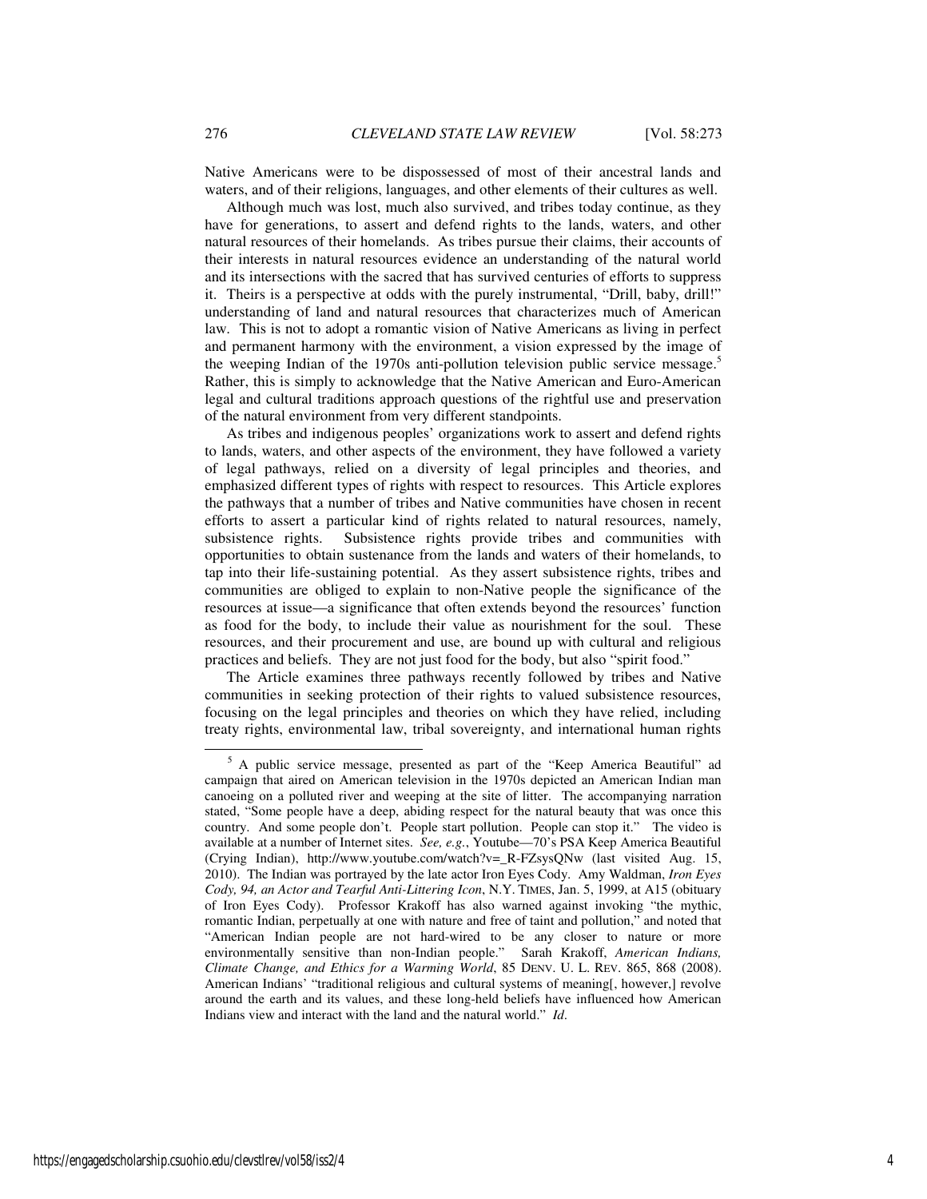Native Americans were to be dispossessed of most of their ancestral lands and waters, and of their religions, languages, and other elements of their cultures as well.

Although much was lost, much also survived, and tribes today continue, as they have for generations, to assert and defend rights to the lands, waters, and other natural resources of their homelands. As tribes pursue their claims, their accounts of their interests in natural resources evidence an understanding of the natural world and its intersections with the sacred that has survived centuries of efforts to suppress it. Theirs is a perspective at odds with the purely instrumental, "Drill, baby, drill!" understanding of land and natural resources that characterizes much of American law. This is not to adopt a romantic vision of Native Americans as living in perfect and permanent harmony with the environment, a vision expressed by the image of the weeping Indian of the 1970s anti-pollution television public service message.[5] Rather, this is simply to acknowledge that the Native American and Euro-American legal and cultural traditions approach questions of the rightful use and preservation of the natural environment from very different standpoints.

As tribes and indigenous peoples' organizations work to assert and defend rights to lands, waters, and other aspects of the environment, they have followed a variety of legal pathways, relied on a diversity of legal principles and theories, and emphasized different types of rights with respect to resources. This Article explores the pathways that a number of tribes and Native communities have chosen in recent efforts to assert a particular kind of rights related to natural resources, namely, subsistence rights. Subsistence rights provide tribes and communities with opportunities to obtain sustenance from the lands and waters of their homelands, to tap into their life-sustaining potential. As they assert subsistence rights, tribes and communities are obliged to explain to non-Native people the significance of the resources at issue—a significance that often extends beyond the resources' function as food for the body, to include their value as nourishment for the soul. These resources, and their procurement and use, are bound up with cultural and religious practices and beliefs. They are not just food for the body, but also "spirit food."

The Article examines three pathways recently followed by tribes and Native communities in seeking protection of their rights to valued subsistence resources, focusing on the legal principles and theories on which they have relied, including treaty rights, environmental law, tribal sovereignty, and international human rights

---

[5] A public service message, presented as part of the "Keep America Beautiful" ad campaign that aired on American television in the 1970s depicted an American Indian man canoeing on a polluted river and weeping at the site of litter. The accompanying narration stated, "Some people have a deep, abiding respect for the natural beauty that was once this country. And some people don't. People start pollution. People can stop it." The video is available at a number of Internet sites. *See, e.g.*, Youtube—70's PSA Keep America Beautiful (Crying Indian), http://www.youtube.com/watch?v=_R-FZsysQNw (last visited Aug. 15, 2010). The Indian was portrayed by the late actor Iron Eyes Cody. Amy Waldman, *Iron Eyes Cody, 94, an Actor and Tearful Anti-Littering Icon*, N.Y. TIMES, Jan. 5, 1999, at A15 (obituary of Iron Eyes Cody). Professor Krakoff has also warned against invoking "the mythic, romantic Indian, perpetually at one with nature and free of taint and pollution," and noted that "American Indian people are not hard-wired to be any closer to nature or more environmentally sensitive than non-Indian people." Sarah Krakoff, *American Indians, Climate Change, and Ethics for a Warming World*, 85 DENV. U. L. REV. 865, 868 (2008). American Indians' "traditional religious and cultural systems of meaning[, however,] revolve around the earth and its values, and these long-held beliefs have influenced how American Indians view and interact with the land and the natural world." *Id*.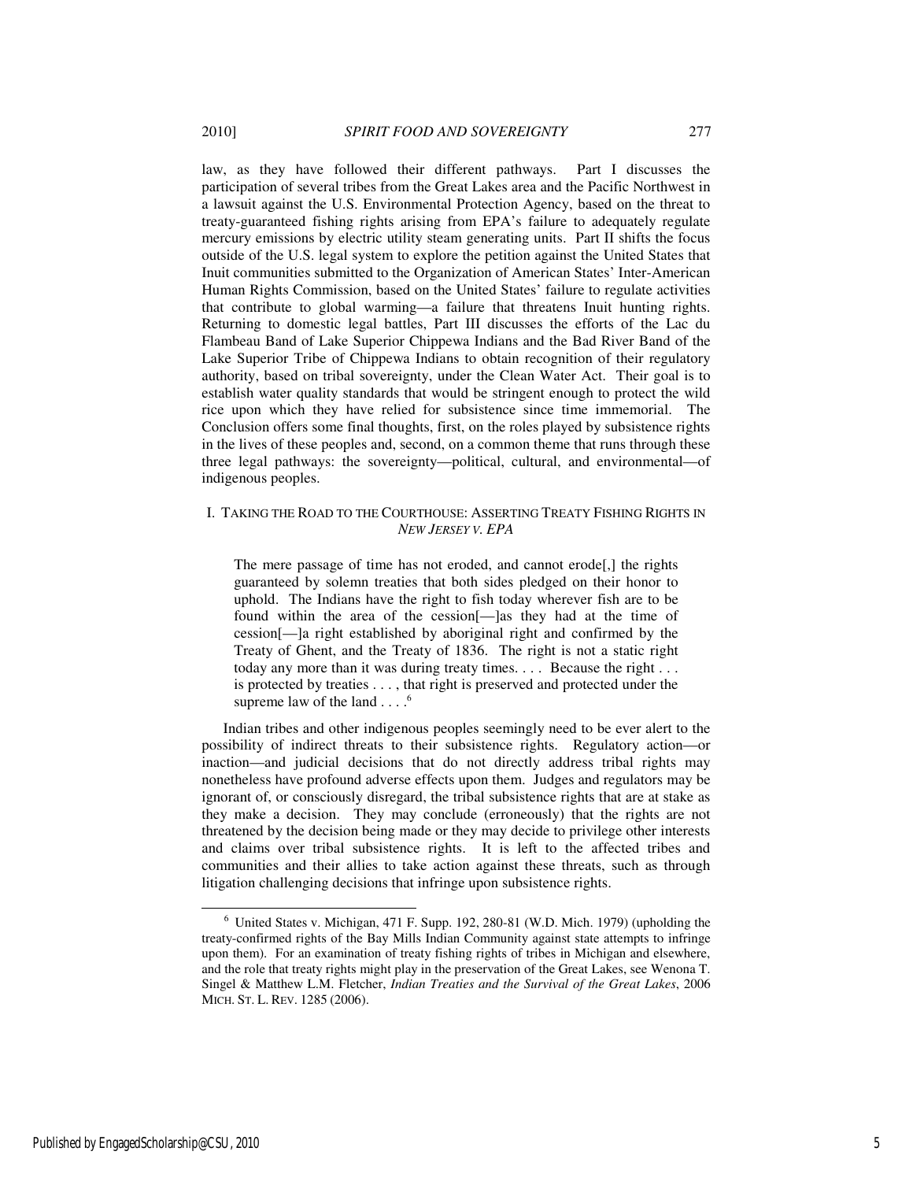law, as they have followed their different pathways. Part I discusses the participation of several tribes from the Great Lakes area and the Pacific Northwest in a lawsuit against the U.S. Environmental Protection Agency, based on the threat to treaty-guaranteed fishing rights arising from EPA's failure to adequately regulate mercury emissions by electric utility steam generating units. Part II shifts the focus outside of the U.S. legal system to explore the petition against the United States that Inuit communities submitted to the Organization of American States' Inter-American Human Rights Commission, based on the United States' failure to regulate activities that contribute to global warming—a failure that threatens Inuit hunting rights. Returning to domestic legal battles, Part III discusses the efforts of the Lac du Flambeau Band of Lake Superior Chippewa Indians and the Bad River Band of the Lake Superior Tribe of Chippewa Indians to obtain recognition of their regulatory authority, based on tribal sovereignty, under the Clean Water Act. Their goal is to establish water quality standards that would be stringent enough to protect the wild rice upon which they have relied for subsistence since time immemorial. The Conclusion offers some final thoughts, first, on the roles played by subsistence rights in the lives of these peoples and, second, on a common theme that runs through these three legal pathways: the sovereignty—political, cultural, and environmental—of indigenous peoples.

## I. Taking the Road to the Courthouse: Asserting Treaty Fishing Rights in *New Jersey v. EPA*

> The mere passage of time has not eroded, and cannot erode[,] the rights guaranteed by solemn treaties that both sides pledged on their honor to uphold. The Indians have the right to fish today wherever fish are to be found within the area of the cession[—]as they had at the time of cession[—]a right established by aboriginal right and confirmed by the Treaty of Ghent, and the Treaty of 1836. The right is not a static right today any more than it was during treaty times. . . . Because the right . . . is protected by treaties . . . , that right is preserved and protected under the supreme law of the land . . . .[6]

Indian tribes and other indigenous peoples seemingly need to be ever alert to the possibility of indirect threats to their subsistence rights. Regulatory action—or inaction—and judicial decisions that do not directly address tribal rights may nonetheless have profound adverse effects upon them. Judges and regulators may be ignorant of, or consciously disregard, the tribal subsistence rights that are at stake as they make a decision. They may conclude (erroneously) that the rights are not threatened by the decision being made or they may decide to privilege other interests and claims over tribal subsistence rights. It is left to the affected tribes and communities and their allies to take action against these threats, such as through litigation challenging decisions that infringe upon subsistence rights.

---

[6] United States v. Michigan, 471 F. Supp. 192, 280-81 (W.D. Mich. 1979) (upholding the treaty-confirmed rights of the Bay Mills Indian Community against state attempts to infringe upon them). For an examination of treaty fishing rights of tribes in Michigan and elsewhere, and the role that treaty rights might play in the preservation of the Great Lakes, see Wenona T. Singel & Matthew L.M. Fletcher, *Indian Treaties and the Survival of the Great Lakes*, 2006 MICH. ST. L. REV. 1285 (2006).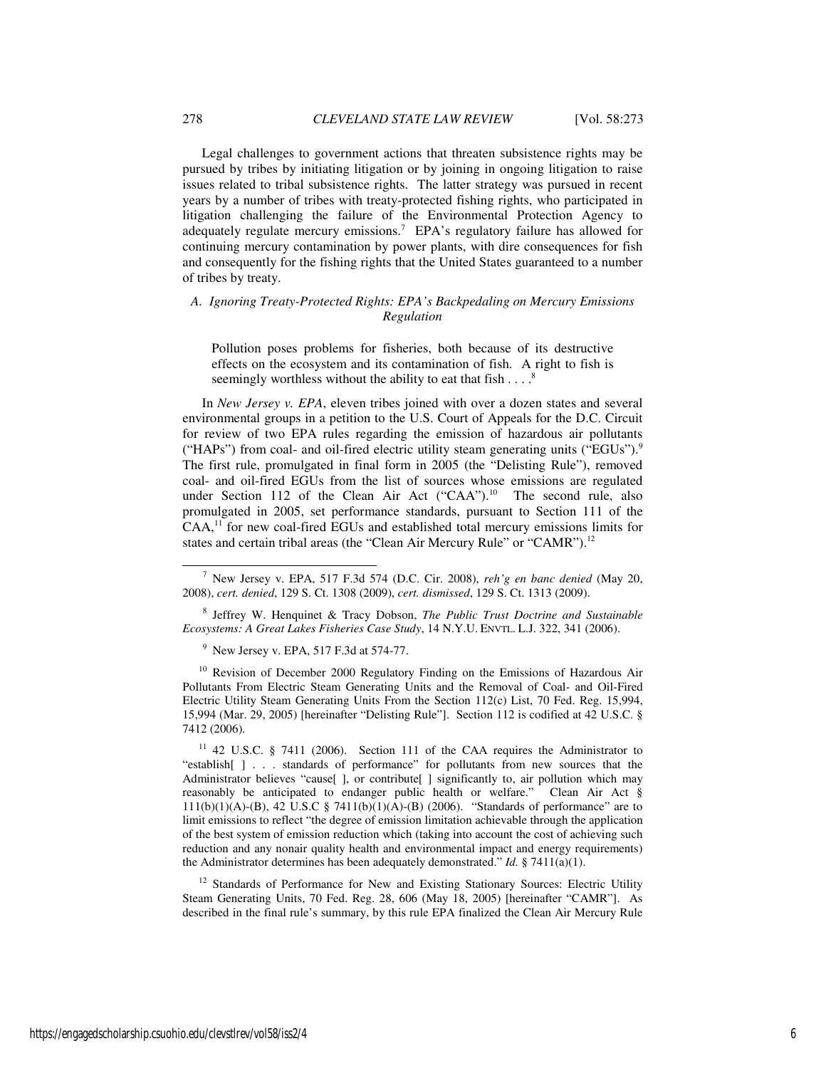Legal challenges to government actions that threaten subsistence rights may be pursued by tribes by initiating litigation or by joining in ongoing litigation to raise issues related to tribal subsistence rights. The latter strategy was pursued in recent years by a number of tribes with treaty-protected fishing rights, who participated in litigation challenging the failure of the Environmental Protection Agency to adequately regulate mercury emissions.[7] EPA's regulatory failure has allowed for continuing mercury contamination by power plants, with dire consequences for fish and consequently for the fishing rights that the United States guaranteed to a number of tribes by treaty.

### *A. Ignoring Treaty-Protected Rights: EPA's Backpedaling on Mercury Emissions Regulation*

> Pollution poses problems for fisheries, both because of its destructive effects on the ecosystem and its contamination of fish. A right to fish is seemingly worthless without the ability to eat that fish . . . .[8]

In *New Jersey v. EPA*, eleven tribes joined with over a dozen states and several environmental groups in a petition to the U.S. Court of Appeals for the D.C. Circuit for review of two EPA rules regarding the emission of hazardous air pollutants ("HAPs") from coal- and oil-fired electric utility steam generating units ("EGUs").[9] The first rule, promulgated in final form in 2005 (the "Delisting Rule"), removed coal- and oil-fired EGUs from the list of sources whose emissions are regulated under Section 112 of the Clean Air Act ("CAA").[10] The second rule, also promulgated in 2005, set performance standards, pursuant to Section 111 of the CAA,[11] for new coal-fired EGUs and established total mercury emissions limits for states and certain tribal areas (the "Clean Air Mercury Rule" or "CAMR").[12]

---

[7] New Jersey v. EPA, 517 F.3d 574 (D.C. Cir. 2008), *reh'g en banc denied* (May 20, 2008), *cert. denied*, 129 S. Ct. 1308 (2009), *cert. dismissed*, 129 S. Ct. 1313 (2009).

[8] Jeffrey W. Henquinet & Tracy Dobson, *The Public Trust Doctrine and Sustainable Ecosystems: A Great Lakes Fisheries Case Study*, 14 N.Y.U. ENVTL. L.J. 322, 341 (2006).

[9] New Jersey v. EPA, 517 F.3d at 574-77.

[10] Revision of December 2000 Regulatory Finding on the Emissions of Hazardous Air Pollutants From Electric Steam Generating Units and the Removal of Coal- and Oil-Fired Electric Utility Steam Generating Units From the Section 112(c) List, 70 Fed. Reg. 15,994, 15,994 (Mar. 29, 2005) [hereinafter "Delisting Rule"]. Section 112 is codified at 42 U.S.C. § 7412 (2006).

[11] 42 U.S.C. § 7411 (2006). Section 111 of the CAA requires the Administrator to "establish[ ] . . . standards of performance" for pollutants from new sources that the Administrator believes "cause[ ], or contribute[ ] significantly to, air pollution which may reasonably be anticipated to endanger public health or welfare." Clean Air Act § 111(b)(1)(A)-(B), 42 U.S.C § 7411(b)(1)(A)-(B) (2006). "Standards of performance" are to limit emissions to reflect "the degree of emission limitation achievable through the application of the best system of emission reduction which (taking into account the cost of achieving such reduction and any nonair quality health and environmental impact and energy requirements) the Administrator determines has been adequately demonstrated." *Id.* § 7411(a)(1).

[12] Standards of Performance for New and Existing Stationary Sources: Electric Utility Steam Generating Units, 70 Fed. Reg. 28, 606 (May 18, 2005) [hereinafter "CAMR"]. As described in the final rule's summary, by this rule EPA finalized the Clean Air Mercury Rule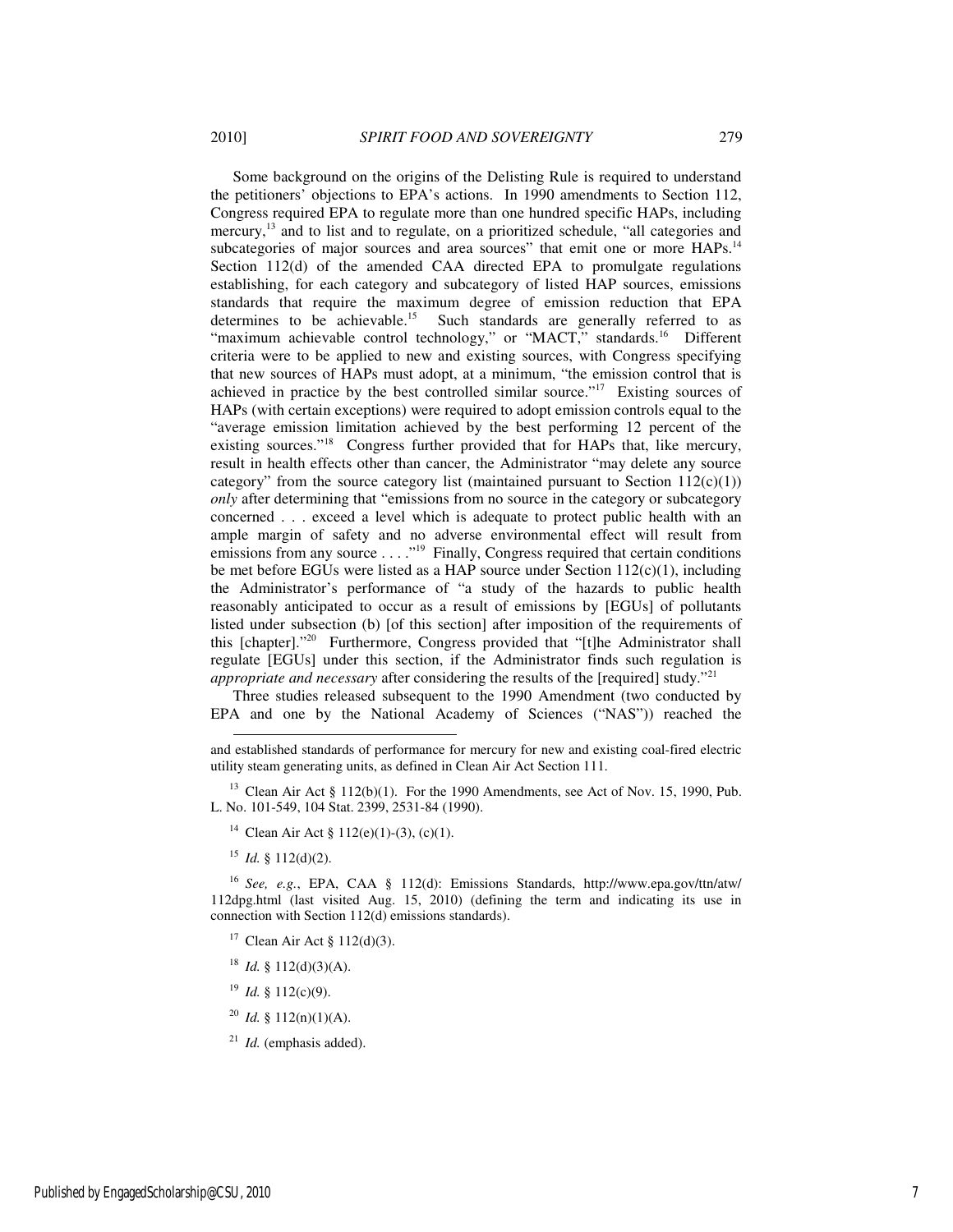Some background on the origins of the Delisting Rule is required to understand the petitioners' objections to EPA's actions. In 1990 amendments to Section 112, Congress required EPA to regulate more than one hundred specific HAPs, including mercury,[13] and to list and to regulate, on a prioritized schedule, "all categories and subcategories of major sources and area sources" that emit one or more HAPs.[14] Section 112(d) of the amended CAA directed EPA to promulgate regulations establishing, for each category and subcategory of listed HAP sources, emissions standards that require the maximum degree of emission reduction that EPA determines to be achievable.[15] Such standards are generally referred to as "maximum achievable control technology," or "MACT," standards.[16] Different criteria were to be applied to new and existing sources, with Congress specifying that new sources of HAPs must adopt, at a minimum, "the emission control that is achieved in practice by the best controlled similar source."[17] Existing sources of HAPs (with certain exceptions) were required to adopt emission controls equal to the "average emission limitation achieved by the best performing 12 percent of the existing sources."[18] Congress further provided that for HAPs that, like mercury, result in health effects other than cancer, the Administrator "may delete any source category" from the source category list (maintained pursuant to Section 112(c)(1)) *only* after determining that "emissions from no source in the category or subcategory concerned . . . exceed a level which is adequate to protect public health with an ample margin of safety and no adverse environmental effect will result from emissions from any source . . . ."[19] Finally, Congress required that certain conditions be met before EGUs were listed as a HAP source under Section 112(c)(1), including the Administrator's performance of "a study of the hazards to public health reasonably anticipated to occur as a result of emissions by [EGUs] of pollutants listed under subsection (b) [of this section] after imposition of the requirements of this [chapter]."[20] Furthermore, Congress provided that "[t]he Administrator shall regulate [EGUs] under this section, if the Administrator finds such regulation is *appropriate and necessary* after considering the results of the [required] study."[21]

Three studies released subsequent to the 1990 Amendment (two conducted by EPA and one by the National Academy of Sciences ("NAS")) reached the

---

and established standards of performance for mercury for new and existing coal-fired electric utility steam generating units, as defined in Clean Air Act Section 111.

[13] Clean Air Act § 112(b)(1). For the 1990 Amendments, see Act of Nov. 15, 1990, Pub. L. No. 101-549, 104 Stat. 2399, 2531-84 (1990).

[14] Clean Air Act § 112(e)(1)-(3), (c)(1).

[15] *Id.* § 112(d)(2).

[16] *See, e.g.*, EPA, CAA § 112(d): Emissions Standards, http://www.epa.gov/ttn/atw/112dpg.html (last visited Aug. 15, 2010) (defining the term and indicating its use in connection with Section 112(d) emissions standards).

[17] Clean Air Act § 112(d)(3).

[18] *Id.* § 112(d)(3)(A).

[19] *Id.* § 112(c)(9).

[20] *Id.* § 112(n)(1)(A).

[21] *Id.* (emphasis added).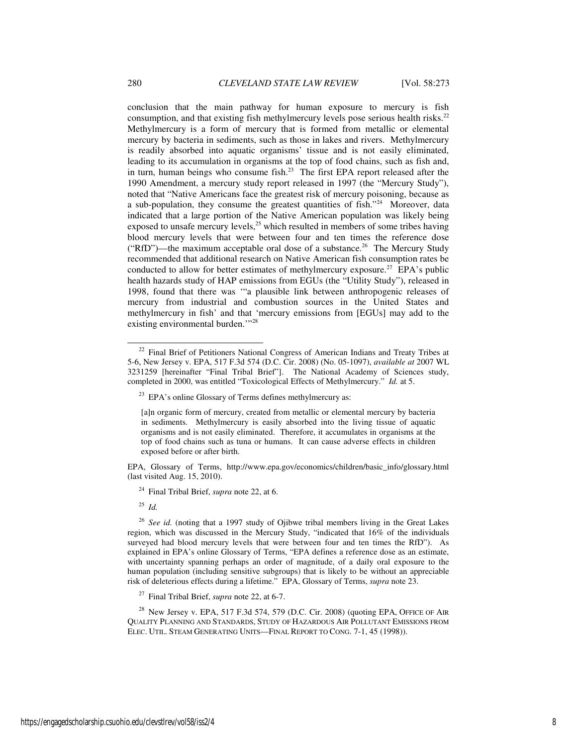conclusion that the main pathway for human exposure to mercury is fish consumption, and that existing fish methylmercury levels pose serious health risks.[22] Methylmercury is a form of mercury that is formed from metallic or elemental mercury by bacteria in sediments, such as those in lakes and rivers. Methylmercury is readily absorbed into aquatic organisms' tissue and is not easily eliminated, leading to its accumulation in organisms at the top of food chains, such as fish and, in turn, human beings who consume fish.[23] The first EPA report released after the 1990 Amendment, a mercury study report released in 1997 (the "Mercury Study"), noted that "Native Americans face the greatest risk of mercury poisoning, because as a sub-population, they consume the greatest quantities of fish."[24] Moreover, data indicated that a large portion of the Native American population was likely being exposed to unsafe mercury levels,[25] which resulted in members of some tribes having blood mercury levels that were between four and ten times the reference dose ("RfD")—the maximum acceptable oral dose of a substance.[26] The Mercury Study recommended that additional research on Native American fish consumption rates be conducted to allow for better estimates of methylmercury exposure.[27] EPA's public health hazards study of HAP emissions from EGUs (the "Utility Study"), released in 1998, found that there was '"a plausible link between anthropogenic releases of mercury from industrial and combustion sources in the United States and methylmercury in fish' and that 'mercury emissions from [EGUs] may add to the existing environmental burden.'"[28]

---

[22] Final Brief of Petitioners National Congress of American Indians and Treaty Tribes at 5-6, New Jersey v. EPA, 517 F.3d 574 (D.C. Cir. 2008) (No. 05-1097), *available at* 2007 WL 3231259 [hereinafter "Final Tribal Brief"]. The National Academy of Sciences study, completed in 2000, was entitled "Toxicological Effects of Methylmercury." *Id.* at 5.

[23] EPA's online Glossary of Terms defines methylmercury as:

> [a]n organic form of mercury, created from metallic or elemental mercury by bacteria in sediments. Methylmercury is easily absorbed into the living tissue of aquatic organisms and is not easily eliminated. Therefore, it accumulates in organisms at the top of food chains such as tuna or humans. It can cause adverse effects in children exposed before or after birth.

EPA, Glossary of Terms, http://www.epa.gov/economics/children/basic_info/glossary.html (last visited Aug. 15, 2010).

[24] Final Tribal Brief, *supra* note 22, at 6.

[25] *Id.*

[26] *See id.* (noting that a 1997 study of Ojibwe tribal members living in the Great Lakes region, which was discussed in the Mercury Study, "indicated that 16% of the individuals surveyed had blood mercury levels that were between four and ten times the RfD"). As explained in EPA's online Glossary of Terms, "EPA defines a reference dose as an estimate, with uncertainty spanning perhaps an order of magnitude, of a daily oral exposure to the human population (including sensitive subgroups) that is likely to be without an appreciable risk of deleterious effects during a lifetime." EPA, Glossary of Terms, *supra* note 23.

[27] Final Tribal Brief, *supra* note 22, at 6-7.

[28] New Jersey v. EPA, 517 F.3d 574, 579 (D.C. Cir. 2008) (quoting EPA, OFFICE OF AIR QUALITY PLANNING AND STANDARDS, STUDY OF HAZARDOUS AIR POLLUTANT EMISSIONS FROM ELEC. UTIL. STEAM GENERATING UNITS—FINAL REPORT TO CONG. 7-1, 45 (1998)).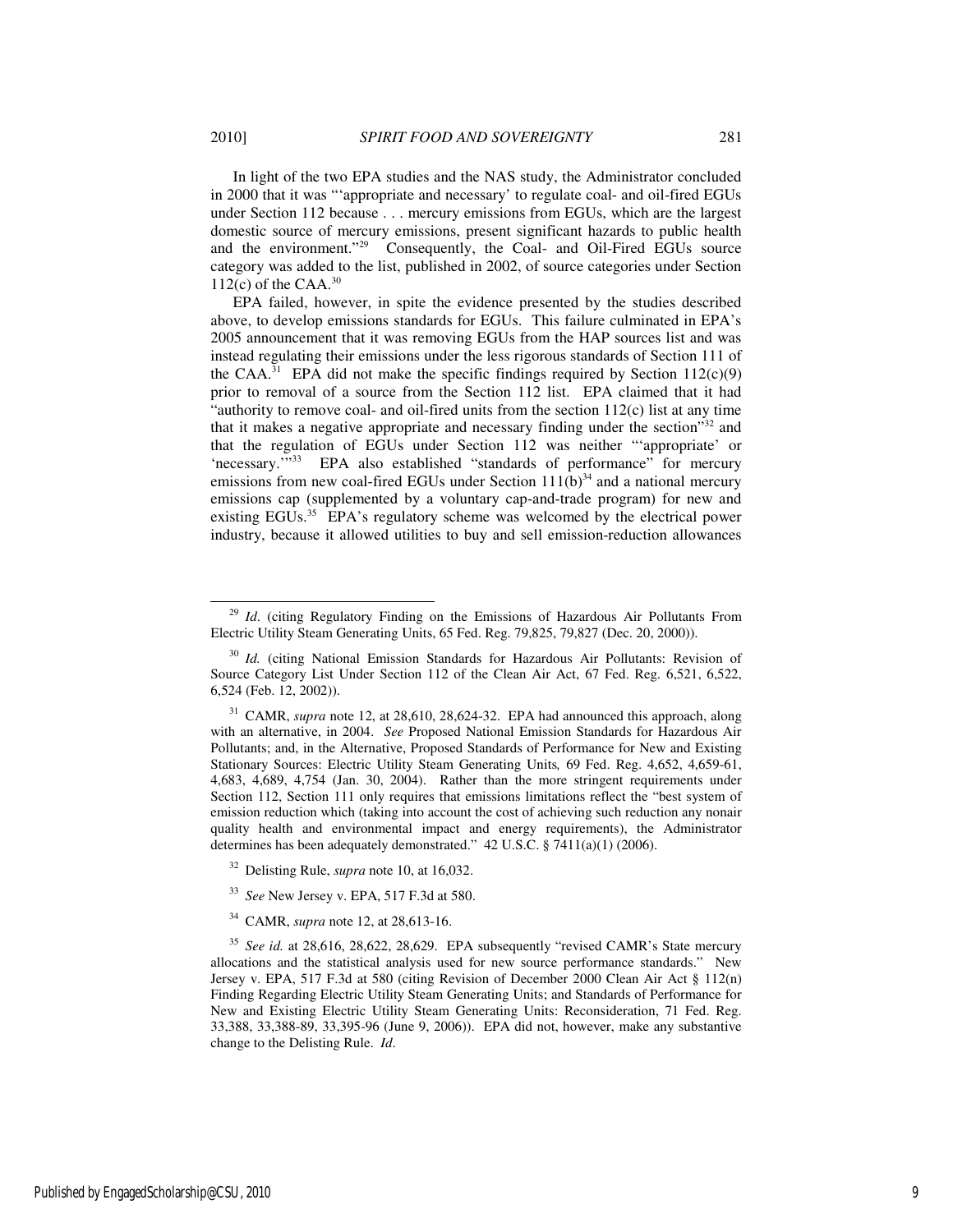In light of the two EPA studies and the NAS study, the Administrator concluded in 2000 that it was "'appropriate and necessary' to regulate coal- and oil-fired EGUs under Section 112 because . . . mercury emissions from EGUs, which are the largest domestic source of mercury emissions, present significant hazards to public health and the environment."[29] Consequently, the Coal- and Oil-Fired EGUs source category was added to the list, published in 2002, of source categories under Section 112(c) of the CAA.[30]

EPA failed, however, in spite the evidence presented by the studies described above, to develop emissions standards for EGUs. This failure culminated in EPA's 2005 announcement that it was removing EGUs from the HAP sources list and was instead regulating their emissions under the less rigorous standards of Section 111 of the CAA.[31] EPA did not make the specific findings required by Section 112(c)(9) prior to removal of a source from the Section 112 list. EPA claimed that it had "authority to remove coal- and oil-fired units from the section 112(c) list at any time that it makes a negative appropriate and necessary finding under the section"[32] and that the regulation of EGUs under Section 112 was neither "'appropriate' or 'necessary.'"[33] EPA also established "standards of performance" for mercury emissions from new coal-fired EGUs under Section 111(b)[34] and a national mercury emissions cap (supplemented by a voluntary cap-and-trade program) for new and existing EGUs.[35] EPA's regulatory scheme was welcomed by the electrical power industry, because it allowed utilities to buy and sell emission-reduction allowances

---

[29] *Id*. (citing Regulatory Finding on the Emissions of Hazardous Air Pollutants From Electric Utility Steam Generating Units, 65 Fed. Reg. 79,825, 79,827 (Dec. 20, 2000)).

[30] *Id.* (citing National Emission Standards for Hazardous Air Pollutants: Revision of Source Category List Under Section 112 of the Clean Air Act, 67 Fed. Reg. 6,521, 6,522, 6,524 (Feb. 12, 2002)).

[31] CAMR, *supra* note 12, at 28,610, 28,624-32. EPA had announced this approach, along with an alternative, in 2004. *See* Proposed National Emission Standards for Hazardous Air Pollutants; and, in the Alternative, Proposed Standards of Performance for New and Existing Stationary Sources: Electric Utility Steam Generating Units*,* 69 Fed. Reg. 4,652, 4,659-61, 4,683, 4,689, 4,754 (Jan. 30, 2004). Rather than the more stringent requirements under Section 112, Section 111 only requires that emissions limitations reflect the "best system of emission reduction which (taking into account the cost of achieving such reduction any nonair quality health and environmental impact and energy requirements), the Administrator determines has been adequately demonstrated." 42 U.S.C. § 7411(a)(1) (2006).

[32] Delisting Rule, *supra* note 10, at 16,032.

[33] *See* New Jersey v. EPA, 517 F.3d at 580.

[34] CAMR, *supra* note 12, at 28,613-16.

[35] *See id.* at 28,616, 28,622, 28,629. EPA subsequently "revised CAMR's State mercury allocations and the statistical analysis used for new source performance standards." New Jersey v. EPA, 517 F.3d at 580 (citing Revision of December 2000 Clean Air Act § 112(n) Finding Regarding Electric Utility Steam Generating Units; and Standards of Performance for New and Existing Electric Utility Steam Generating Units: Reconsideration, 71 Fed. Reg. 33,388, 33,388-89, 33,395-96 (June 9, 2006)). EPA did not, however, make any substantive change to the Delisting Rule. *Id*.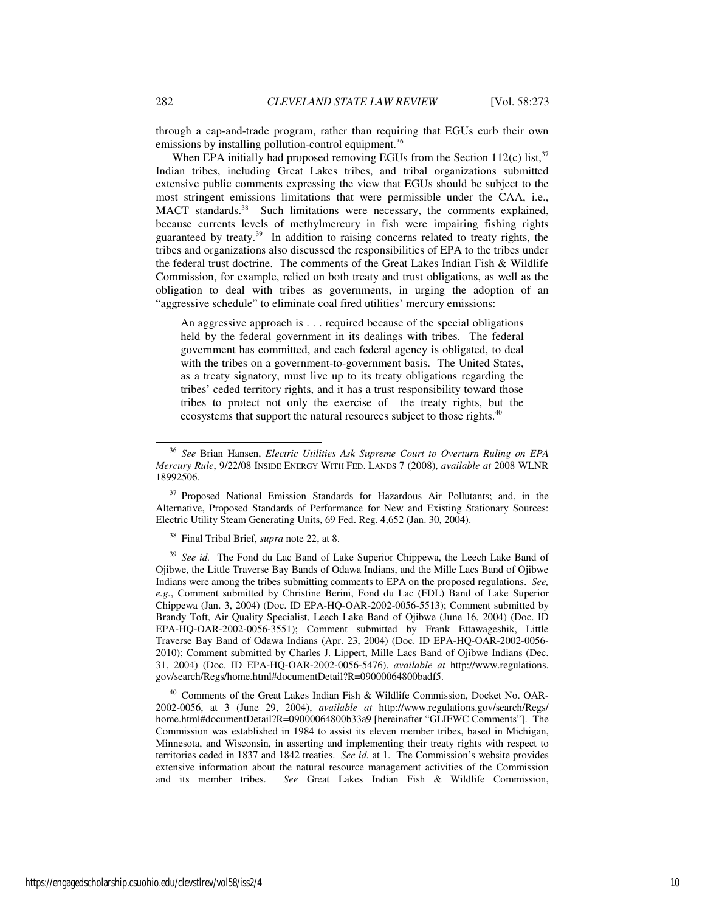through a cap-and-trade program, rather than requiring that EGUs curb their own emissions by installing pollution-control equipment.[36]

When EPA initially had proposed removing EGUs from the Section 112(c) list,[37] Indian tribes, including Great Lakes tribes, and tribal organizations submitted extensive public comments expressing the view that EGUs should be subject to the most stringent emissions limitations that were permissible under the CAA, i.e., MACT standards.[38] Such limitations were necessary, the comments explained, because currents levels of methylmercury in fish were impairing fishing rights guaranteed by treaty.[39] In addition to raising concerns related to treaty rights, the tribes and organizations also discussed the responsibilities of EPA to the tribes under the federal trust doctrine. The comments of the Great Lakes Indian Fish & Wildlife Commission, for example, relied on both treaty and trust obligations, as well as the obligation to deal with tribes as governments, in urging the adoption of an "aggressive schedule" to eliminate coal fired utilities' mercury emissions:

> An aggressive approach is . . . required because of the special obligations held by the federal government in its dealings with tribes. The federal government has committed, and each federal agency is obligated, to deal with the tribes on a government-to-government basis. The United States, as a treaty signatory, must live up to its treaty obligations regarding the tribes' ceded territory rights, and it has a trust responsibility toward those tribes to protect not only the exercise of the treaty rights, but the ecosystems that support the natural resources subject to those rights.[40]

---

[36] *See* Brian Hansen, *Electric Utilities Ask Supreme Court to Overturn Ruling on EPA Mercury Rule*, 9/22/08 INSIDE ENERGY WITH FED. LANDS 7 (2008), *available at* 2008 WLNR 18992506.

[37] Proposed National Emission Standards for Hazardous Air Pollutants; and, in the Alternative, Proposed Standards of Performance for New and Existing Stationary Sources: Electric Utility Steam Generating Units, 69 Fed. Reg. 4,652 (Jan. 30, 2004).

[38] Final Tribal Brief, *supra* note 22, at 8.

[39] *See id.* The Fond du Lac Band of Lake Superior Chippewa, the Leech Lake Band of Ojibwe, the Little Traverse Bay Bands of Odawa Indians, and the Mille Lacs Band of Ojibwe Indians were among the tribes submitting comments to EPA on the proposed regulations. *See, e.g.*, Comment submitted by Christine Berini, Fond du Lac (FDL) Band of Lake Superior Chippewa (Jan. 3, 2004) (Doc. ID EPA-HQ-OAR-2002-0056-5513); Comment submitted by Brandy Toft, Air Quality Specialist, Leech Lake Band of Ojibwe (June 16, 2004) (Doc. ID EPA-HQ-OAR-2002-0056-3551); Comment submitted by Frank Ettawageshik, Little Traverse Bay Band of Odawa Indians (Apr. 23, 2004) (Doc. ID EPA-HQ-OAR-2002-0056-2010); Comment submitted by Charles J. Lippert, Mille Lacs Band of Ojibwe Indians (Dec. 31, 2004) (Doc. ID EPA-HQ-OAR-2002-0056-5476), *available at* http://www.regulations.gov/search/Regs/home.html#documentDetail?R=09000064800badf5.

[40] Comments of the Great Lakes Indian Fish & Wildlife Commission, Docket No. OAR-2002-0056, at 3 (June 29, 2004), *available at* http://www.regulations.gov/search/Regs/home.html#documentDetail?R=09000064800b33a9 [hereinafter "GLIFWC Comments"]. The Commission was established in 1984 to assist its eleven member tribes, based in Michigan, Minnesota, and Wisconsin, in asserting and implementing their treaty rights with respect to territories ceded in 1837 and 1842 treaties. *See id.* at 1. The Commission's website provides extensive information about the natural resource management activities of the Commission and its member tribes. *See* Great Lakes Indian Fish & Wildlife Commission,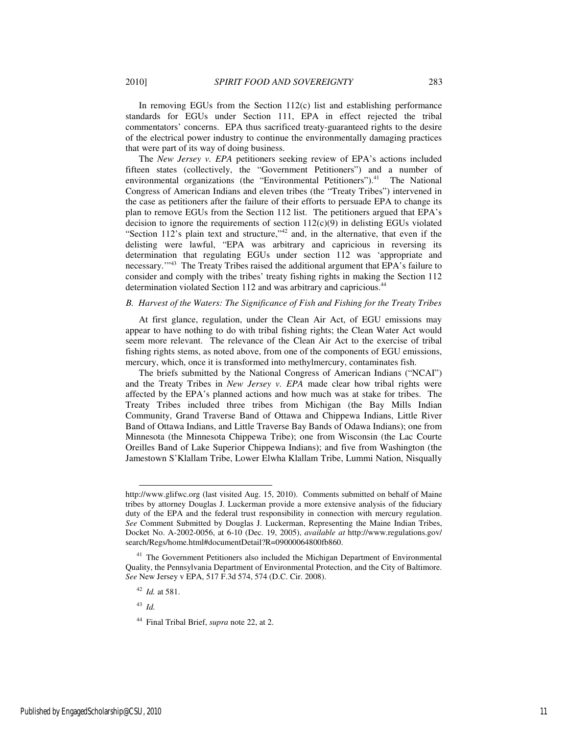In removing EGUs from the Section 112(c) list and establishing performance standards for EGUs under Section 111, EPA in effect rejected the tribal commentators' concerns. EPA thus sacrificed treaty-guaranteed rights to the desire of the electrical power industry to continue the environmentally damaging practices that were part of its way of doing business.

The *New Jersey v. EPA* petitioners seeking review of EPA's actions included fifteen states (collectively, the "Government Petitioners") and a number of environmental organizations (the "Environmental Petitioners").[41] The National Congress of American Indians and eleven tribes (the "Treaty Tribes") intervened in the case as petitioners after the failure of their efforts to persuade EPA to change its plan to remove EGUs from the Section 112 list. The petitioners argued that EPA's decision to ignore the requirements of section 112(c)(9) in delisting EGUs violated "Section 112's plain text and structure,"[42] and, in the alternative, that even if the delisting were lawful, "EPA was arbitrary and capricious in reversing its determination that regulating EGUs under section 112 was 'appropriate and necessary.'"[43] The Treaty Tribes raised the additional argument that EPA's failure to consider and comply with the tribes' treaty fishing rights in making the Section 112 determination violated Section 112 and was arbitrary and capricious.[44]

### *B. Harvest of the Waters: The Significance of Fish and Fishing for the Treaty Tribes*

At first glance, regulation, under the Clean Air Act, of EGU emissions may appear to have nothing to do with tribal fishing rights; the Clean Water Act would seem more relevant. The relevance of the Clean Air Act to the exercise of tribal fishing rights stems, as noted above, from one of the components of EGU emissions, mercury, which, once it is transformed into methylmercury, contaminates fish.

The briefs submitted by the National Congress of American Indians ("NCAI") and the Treaty Tribes in *New Jersey v. EPA* made clear how tribal rights were affected by the EPA's planned actions and how much was at stake for tribes. The Treaty Tribes included three tribes from Michigan (the Bay Mills Indian Community, Grand Traverse Band of Ottawa and Chippewa Indians, Little River Band of Ottawa Indians, and Little Traverse Bay Bands of Odawa Indians); one from Minnesota (the Minnesota Chippewa Tribe); one from Wisconsin (the Lac Courte Oreilles Band of Lake Superior Chippewa Indians); and five from Washington (the Jamestown S'Klallam Tribe, Lower Elwha Klallam Tribe, Lummi Nation, Nisqually

---

http://www.glifwc.org (last visited Aug. 15, 2010). Comments submitted on behalf of Maine tribes by attorney Douglas J. Luckerman provide a more extensive analysis of the fiduciary duty of the EPA and the federal trust responsibility in connection with mercury regulation. *See* Comment Submitted by Douglas J. Luckerman, Representing the Maine Indian Tribes, Docket No. A-2002-0056, at 6-10 (Dec. 19, 2005), *available at* http://www.regulations.gov/search/Regs/home.html#documentDetail?R=09000064800fb860.

[41] The Government Petitioners also included the Michigan Department of Environmental Quality, the Pennsylvania Department of Environmental Protection, and the City of Baltimore. *See* New Jersey v EPA, 517 F.3d 574, 574 (D.C. Cir. 2008).

[42] *Id.* at 581.

[43] *Id.*

[44] Final Tribal Brief, *supra* note 22, at 2.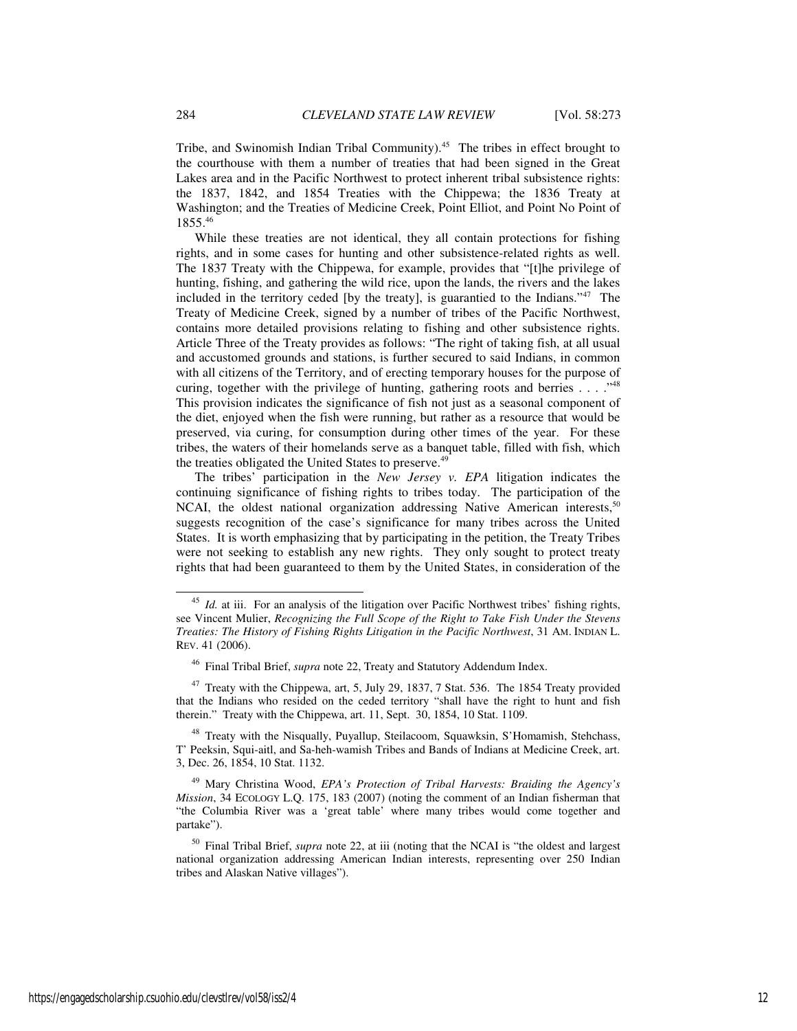Tribe, and Swinomish Indian Tribal Community).[45] The tribes in effect brought to the courthouse with them a number of treaties that had been signed in the Great Lakes area and in the Pacific Northwest to protect inherent tribal subsistence rights: the 1837, 1842, and 1854 Treaties with the Chippewa; the 1836 Treaty at Washington; and the Treaties of Medicine Creek, Point Elliot, and Point No Point of 1855.[46]

While these treaties are not identical, they all contain protections for fishing rights, and in some cases for hunting and other subsistence-related rights as well. The 1837 Treaty with the Chippewa, for example, provides that "[t]he privilege of hunting, fishing, and gathering the wild rice, upon the lands, the rivers and the lakes included in the territory ceded [by the treaty], is guarantied to the Indians."[47] The Treaty of Medicine Creek, signed by a number of tribes of the Pacific Northwest, contains more detailed provisions relating to fishing and other subsistence rights. Article Three of the Treaty provides as follows: "The right of taking fish, at all usual and accustomed grounds and stations, is further secured to said Indians, in common with all citizens of the Territory, and of erecting temporary houses for the purpose of curing, together with the privilege of hunting, gathering roots and berries . . . ."[48] This provision indicates the significance of fish not just as a seasonal component of the diet, enjoyed when the fish were running, but rather as a resource that would be preserved, via curing, for consumption during other times of the year. For these tribes, the waters of their homelands serve as a banquet table, filled with fish, which the treaties obligated the United States to preserve.[49]

The tribes' participation in the *New Jersey v. EPA* litigation indicates the continuing significance of fishing rights to tribes today. The participation of the NCAI, the oldest national organization addressing Native American interests,[50] suggests recognition of the case's significance for many tribes across the United States. It is worth emphasizing that by participating in the petition, the Treaty Tribes were not seeking to establish any new rights. They only sought to protect treaty rights that had been guaranteed to them by the United States, in consideration of the

---

[45] *Id.* at iii. For an analysis of the litigation over Pacific Northwest tribes' fishing rights, see Vincent Mulier, *Recognizing the Full Scope of the Right to Take Fish Under the Stevens Treaties: The History of Fishing Rights Litigation in the Pacific Northwest*, 31 AM. INDIAN L. REV. 41 (2006).

[46] Final Tribal Brief, *supra* note 22, Treaty and Statutory Addendum Index.

[47] Treaty with the Chippewa, art, 5, July 29, 1837, 7 Stat. 536. The 1854 Treaty provided that the Indians who resided on the ceded territory "shall have the right to hunt and fish therein." Treaty with the Chippewa, art. 11, Sept. 30, 1854, 10 Stat. 1109.

[48] Treaty with the Nisqually, Puyallup, Steilacoom, Squawksin, S'Homamish, Stehchass, T' Peeksin, Squi-aitl, and Sa-heh-wamish Tribes and Bands of Indians at Medicine Creek, art. 3, Dec. 26, 1854, 10 Stat. 1132.

[49] Mary Christina Wood, *EPA's Protection of Tribal Harvests: Braiding the Agency's Mission*, 34 ECOLOGY L.Q. 175, 183 (2007) (noting the comment of an Indian fisherman that "the Columbia River was a 'great table' where many tribes would come together and partake").

[50] Final Tribal Brief, *supra* note 22, at iii (noting that the NCAI is "the oldest and largest national organization addressing American Indian interests, representing over 250 Indian tribes and Alaskan Native villages").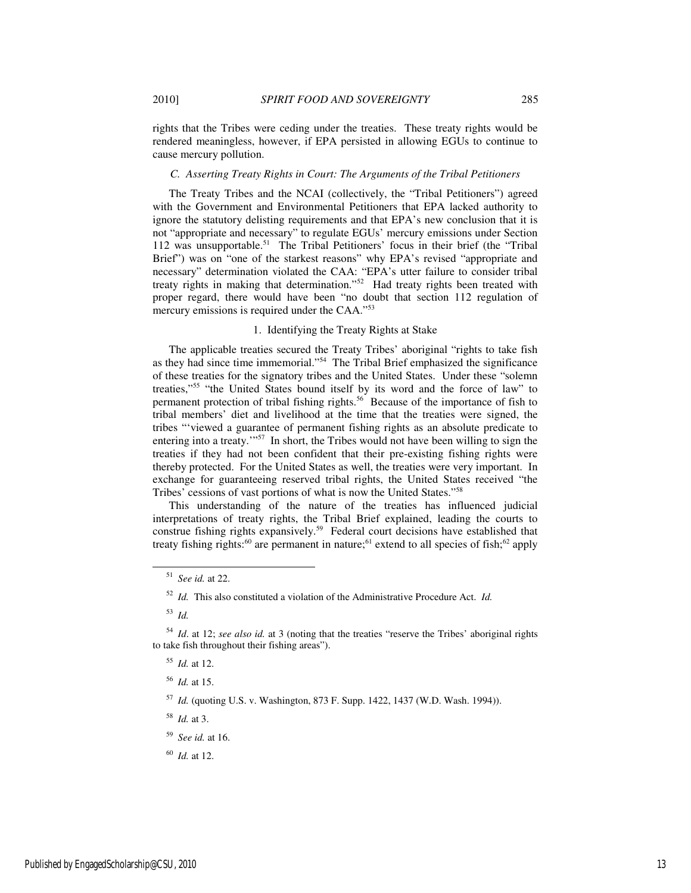rights that the Tribes were ceding under the treaties. These treaty rights would be rendered meaningless, however, if EPA persisted in allowing EGUs to continue to cause mercury pollution.

### *C. Asserting Treaty Rights in Court: The Arguments of the Tribal Petitioners*

The Treaty Tribes and the NCAI (collectively, the "Tribal Petitioners") agreed with the Government and Environmental Petitioners that EPA lacked authority to ignore the statutory delisting requirements and that EPA's new conclusion that it is not "appropriate and necessary" to regulate EGUs' mercury emissions under Section 112 was unsupportable.[51] The Tribal Petitioners' focus in their brief (the "Tribal Brief") was on "one of the starkest reasons" why EPA's revised "appropriate and necessary" determination violated the CAA: "EPA's utter failure to consider tribal treaty rights in making that determination."[52] Had treaty rights been treated with proper regard, there would have been "no doubt that section 112 regulation of mercury emissions is required under the CAA."[53]

#### 1. Identifying the Treaty Rights at Stake

The applicable treaties secured the Treaty Tribes' aboriginal "rights to take fish as they had since time immemorial."[54] The Tribal Brief emphasized the significance of these treaties for the signatory tribes and the United States. Under these "solemn treaties,"[55] "the United States bound itself by its word and the force of law" to permanent protection of tribal fishing rights.[56] Because of the importance of fish to tribal members' diet and livelihood at the time that the treaties were signed, the tribes "'viewed a guarantee of permanent fishing rights as an absolute predicate to entering into a treaty.'"[57] In short, the Tribes would not have been willing to sign the treaties if they had not been confident that their pre-existing fishing rights were thereby protected. For the United States as well, the treaties were very important. In exchange for guaranteeing reserved tribal rights, the United States received "the Tribes' cessions of vast portions of what is now the United States."[58]

This understanding of the nature of the treaties has influenced judicial interpretations of treaty rights, the Tribal Brief explained, leading the courts to construe fishing rights expansively.[59] Federal court decisions have established that treaty fishing rights:[60] are permanent in nature;[61] extend to all species of fish;[62] apply

---

[51] *See id.* at 22.

[52] *Id.* This also constituted a violation of the Administrative Procedure Act. *Id.*

[53] *Id.*

[54] *Id*. at 12; *see also id.* at 3 (noting that the treaties "reserve the Tribes' aboriginal rights to take fish throughout their fishing areas").

[55] *Id.* at 12.

[56] *Id.* at 15.

[57] *Id.* (quoting U.S. v. Washington, 873 F. Supp. 1422, 1437 (W.D. Wash. 1994)).

[58] *Id.* at 3.

[59] *See id.* at 16.

[60] *Id.* at 12.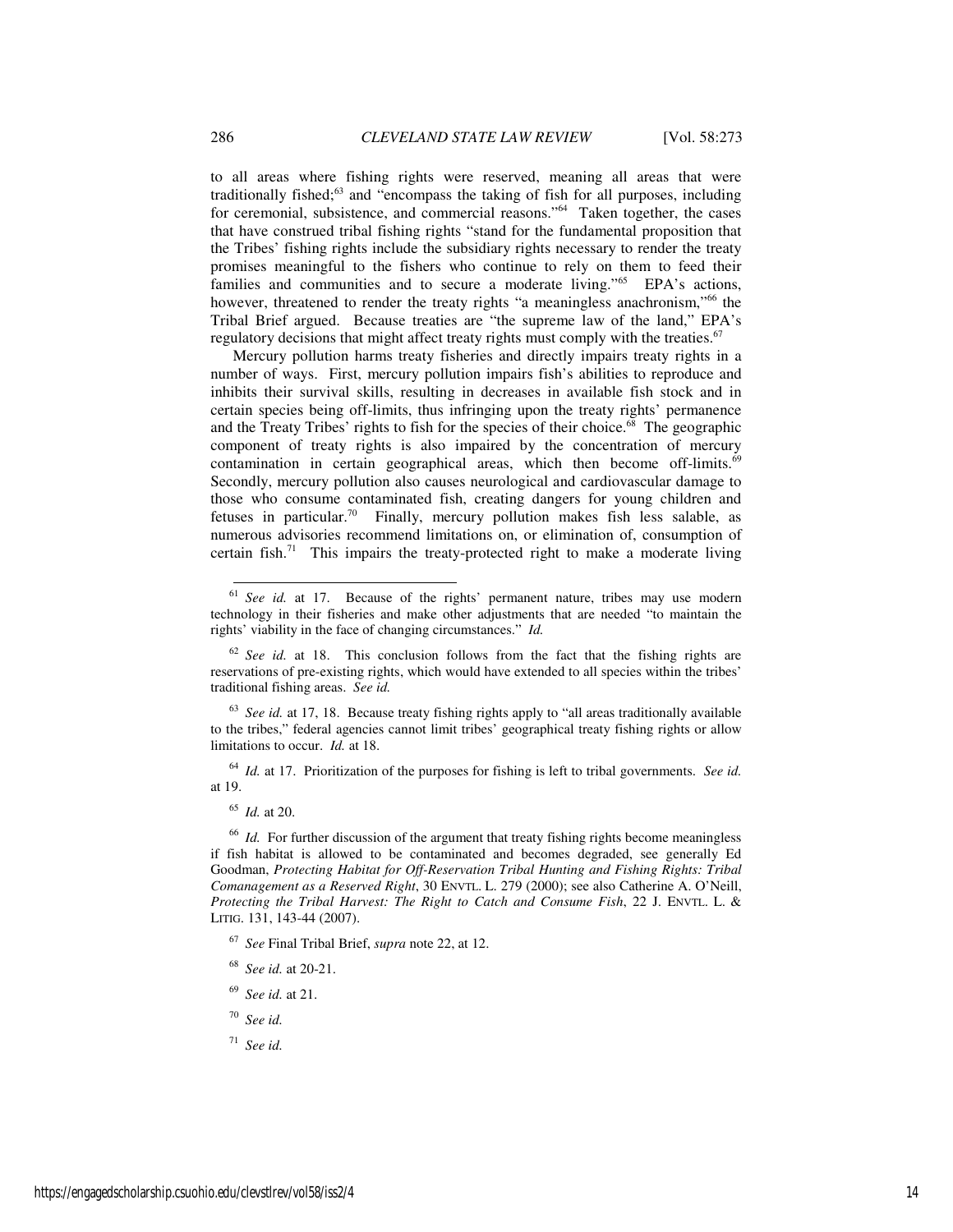to all areas where fishing rights were reserved, meaning all areas that were traditionally fished;[63] and "encompass the taking of fish for all purposes, including for ceremonial, subsistence, and commercial reasons."[64] Taken together, the cases that have construed tribal fishing rights "stand for the fundamental proposition that the Tribes' fishing rights include the subsidiary rights necessary to render the treaty promises meaningful to the fishers who continue to rely on them to feed their families and communities and to secure a moderate living."[65] EPA's actions, however, threatened to render the treaty rights "a meaningless anachronism,"[66] the Tribal Brief argued. Because treaties are "the supreme law of the land," EPA's regulatory decisions that might affect treaty rights must comply with the treaties.[67]

Mercury pollution harms treaty fisheries and directly impairs treaty rights in a number of ways. First, mercury pollution impairs fish's abilities to reproduce and inhibits their survival skills, resulting in decreases in available fish stock and in certain species being off-limits, thus infringing upon the treaty rights' permanence and the Treaty Tribes' rights to fish for the species of their choice.[68] The geographic component of treaty rights is also impaired by the concentration of mercury contamination in certain geographical areas, which then become off-limits.[69] Secondly, mercury pollution also causes neurological and cardiovascular damage to those who consume contaminated fish, creating dangers for young children and fetuses in particular.[70] Finally, mercury pollution makes fish less salable, as numerous advisories recommend limitations on, or elimination of, consumption of certain fish.[71] This impairs the treaty-protected right to make a moderate living

---

[61] *See id.* at 17. Because of the rights' permanent nature, tribes may use modern technology in their fisheries and make other adjustments that are needed "to maintain the rights' viability in the face of changing circumstances." *Id.*

[62] *See id.* at 18. This conclusion follows from the fact that the fishing rights are reservations of pre-existing rights, which would have extended to all species within the tribes' traditional fishing areas. *See id.*

[63] *See id.* at 17, 18. Because treaty fishing rights apply to "all areas traditionally available to the tribes," federal agencies cannot limit tribes' geographical treaty fishing rights or allow limitations to occur. *Id.* at 18.

[64] *Id.* at 17. Prioritization of the purposes for fishing is left to tribal governments. *See id.* at 19.

[65] *Id.* at 20.

[66] *Id.* For further discussion of the argument that treaty fishing rights become meaningless if fish habitat is allowed to be contaminated and becomes degraded, see generally Ed Goodman, *Protecting Habitat for Off-Reservation Tribal Hunting and Fishing Rights: Tribal Comanagement as a Reserved Right*, 30 ENVTL. L. 279 (2000); see also Catherine A. O'Neill, *Protecting the Tribal Harvest: The Right to Catch and Consume Fish*, 22 J. ENVTL. L. & LITIG. 131, 143-44 (2007).

[67] *See* Final Tribal Brief, *supra* note 22, at 12.

[68] *See id.* at 20-21.

[69] *See id.* at 21.

[70] *See id.*

[71] *See id.*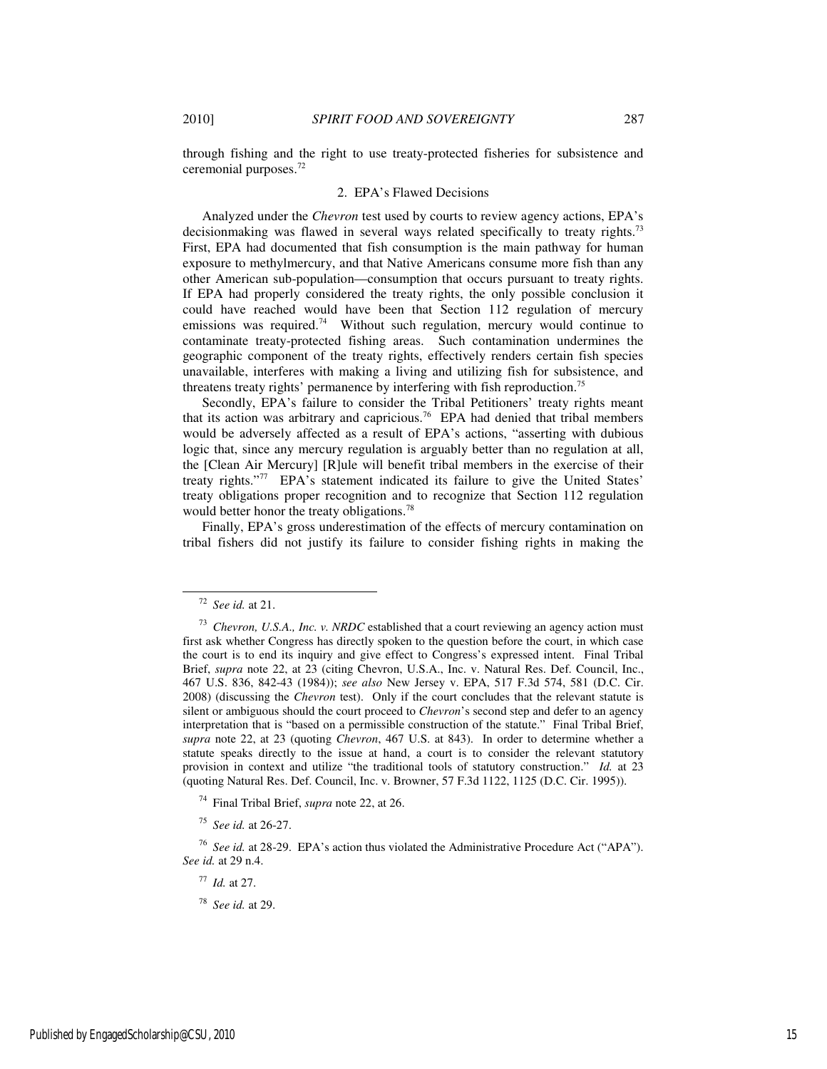through fishing and the right to use treaty-protected fisheries for subsistence and ceremonial purposes.[72]

### 2. EPA's Flawed Decisions

Analyzed under the *Chevron* test used by courts to review agency actions, EPA's decisionmaking was flawed in several ways related specifically to treaty rights.[73] First, EPA had documented that fish consumption is the main pathway for human exposure to methylmercury, and that Native Americans consume more fish than any other American sub-population—consumption that occurs pursuant to treaty rights. If EPA had properly considered the treaty rights, the only possible conclusion it could have reached would have been that Section 112 regulation of mercury emissions was required.[74] Without such regulation, mercury would continue to contaminate treaty-protected fishing areas. Such contamination undermines the geographic component of the treaty rights, effectively renders certain fish species unavailable, interferes with making a living and utilizing fish for subsistence, and threatens treaty rights' permanence by interfering with fish reproduction.[75]

Secondly, EPA's failure to consider the Tribal Petitioners' treaty rights meant that its action was arbitrary and capricious.[76] EPA had denied that tribal members would be adversely affected as a result of EPA's actions, "asserting with dubious logic that, since any mercury regulation is arguably better than no regulation at all, the [Clean Air Mercury] [R]ule will benefit tribal members in the exercise of their treaty rights."[77] EPA's statement indicated its failure to give the United States' treaty obligations proper recognition and to recognize that Section 112 regulation would better honor the treaty obligations.[78]

Finally, EPA's gross underestimation of the effects of mercury contamination on tribal fishers did not justify its failure to consider fishing rights in making the

---

[72] *See id.* at 21.

[73] *Chevron, U.S.A., Inc. v. NRDC* established that a court reviewing an agency action must first ask whether Congress has directly spoken to the question before the court, in which case the court is to end its inquiry and give effect to Congress's expressed intent. Final Tribal Brief, *supra* note 22, at 23 (citing Chevron, U.S.A., Inc. v. Natural Res. Def. Council, Inc., 467 U.S. 836, 842-43 (1984)); *see also* New Jersey v. EPA, 517 F.3d 574, 581 (D.C. Cir. 2008) (discussing the *Chevron* test). Only if the court concludes that the relevant statute is silent or ambiguous should the court proceed to *Chevron*'s second step and defer to an agency interpretation that is "based on a permissible construction of the statute." Final Tribal Brief, *supra* note 22, at 23 (quoting *Chevron*, 467 U.S. at 843). In order to determine whether a statute speaks directly to the issue at hand, a court is to consider the relevant statutory provision in context and utilize "the traditional tools of statutory construction." *Id.* at 23 (quoting Natural Res. Def. Council, Inc. v. Browner, 57 F.3d 1122, 1125 (D.C. Cir. 1995)).

[74] Final Tribal Brief, *supra* note 22, at 26.

[75] *See id.* at 26-27.

[76] *See id.* at 28-29. EPA's action thus violated the Administrative Procedure Act ("APA"). *See id.* at 29 n.4.

[77] *Id.* at 27.

[78] *See id.* at 29.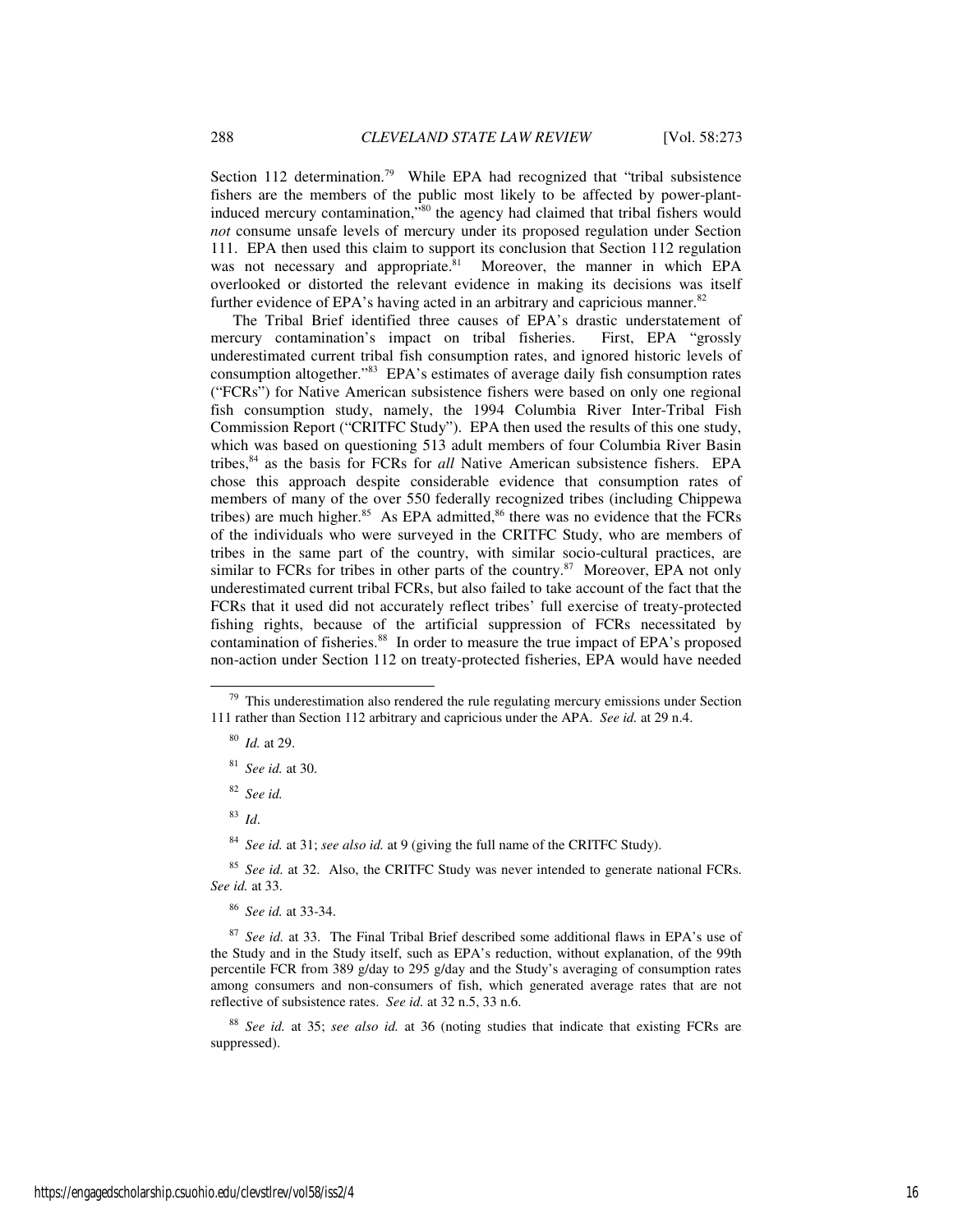Section 112 determination.[79] While EPA had recognized that "tribal subsistence fishers are the members of the public most likely to be affected by power-plant-induced mercury contamination,"[80] the agency had claimed that tribal fishers would *not* consume unsafe levels of mercury under its proposed regulation under Section 111. EPA then used this claim to support its conclusion that Section 112 regulation was not necessary and appropriate.[81] Moreover, the manner in which EPA overlooked or distorted the relevant evidence in making its decisions was itself further evidence of EPA's having acted in an arbitrary and capricious manner.[82]

The Tribal Brief identified three causes of EPA's drastic understatement of mercury contamination's impact on tribal fisheries. First, EPA "grossly underestimated current tribal fish consumption rates, and ignored historic levels of consumption altogether."[83] EPA's estimates of average daily fish consumption rates ("FCRs") for Native American subsistence fishers were based on only one regional fish consumption study, namely, the 1994 Columbia River Inter-Tribal Fish Commission Report ("CRITFC Study"). EPA then used the results of this one study, which was based on questioning 513 adult members of four Columbia River Basin tribes,[84] as the basis for FCRs for *all* Native American subsistence fishers. EPA chose this approach despite considerable evidence that consumption rates of members of many of the over 550 federally recognized tribes (including Chippewa tribes) are much higher.[85] As EPA admitted,[86] there was no evidence that the FCRs of the individuals who were surveyed in the CRITFC Study, who are members of tribes in the same part of the country, with similar socio-cultural practices, are similar to FCRs for tribes in other parts of the country.[87] Moreover, EPA not only underestimated current tribal FCRs, but also failed to take account of the fact that the FCRs that it used did not accurately reflect tribes' full exercise of treaty-protected fishing rights, because of the artificial suppression of FCRs necessitated by contamination of fisheries.[88] In order to measure the true impact of EPA's proposed non-action under Section 112 on treaty-protected fisheries, EPA would have needed

---

[79] This underestimation also rendered the rule regulating mercury emissions under Section 111 rather than Section 112 arbitrary and capricious under the APA. *See id.* at 29 n.4.

[80] *Id.* at 29.

[81] *See id.* at 30.

[82] *See id.*

[83] *Id*.

[84] *See id.* at 31; *see also id.* at 9 (giving the full name of the CRITFC Study).

[85] *See id.* at 32. Also, the CRITFC Study was never intended to generate national FCRs. *See id.* at 33.

[86] *See id.* at 33-34.

[87] *See id.* at 33. The Final Tribal Brief described some additional flaws in EPA's use of the Study and in the Study itself, such as EPA's reduction, without explanation, of the 99th percentile FCR from 389 g/day to 295 g/day and the Study's averaging of consumption rates among consumers and non-consumers of fish, which generated average rates that are not reflective of subsistence rates. *See id.* at 32 n.5, 33 n.6.

[88] *See id.* at 35; *see also id.* at 36 (noting studies that indicate that existing FCRs are suppressed).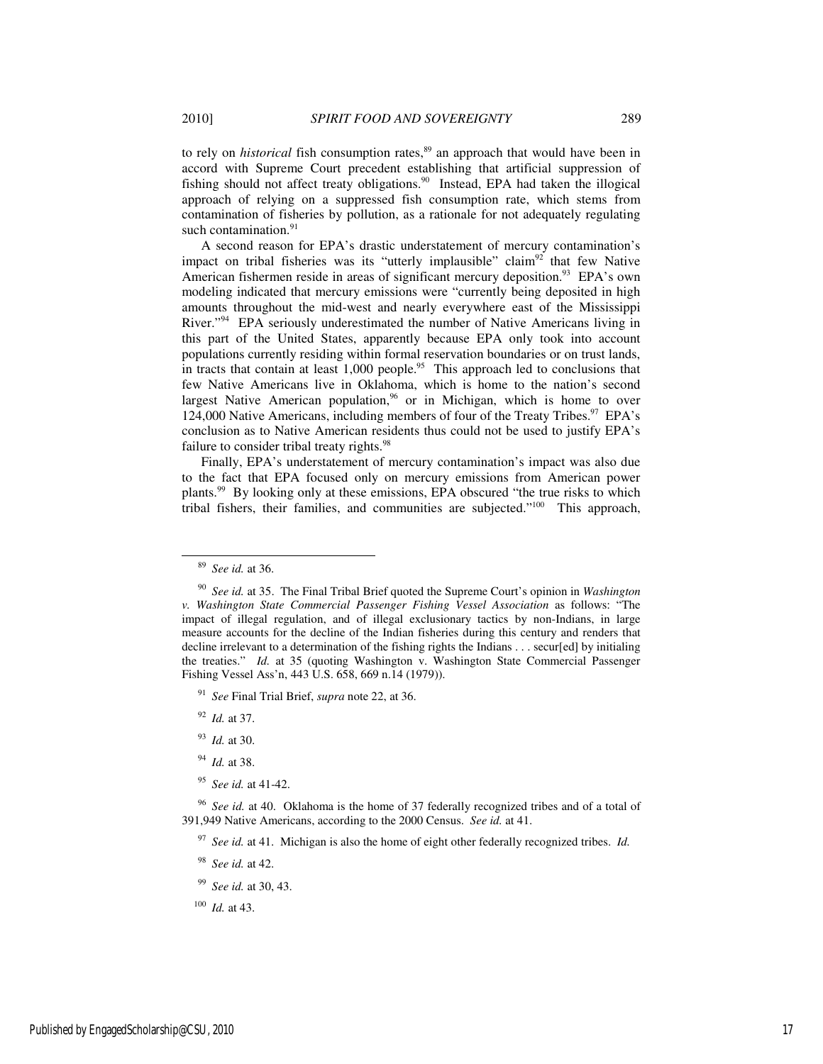to rely on *historical* fish consumption rates,[89] an approach that would have been in accord with Supreme Court precedent establishing that artificial suppression of fishing should not affect treaty obligations.[90] Instead, EPA had taken the illogical approach of relying on a suppressed fish consumption rate, which stems from contamination of fisheries by pollution, as a rationale for not adequately regulating such contamination.[91]

A second reason for EPA's drastic understatement of mercury contamination's impact on tribal fisheries was its "utterly implausible" claim[92] that few Native American fishermen reside in areas of significant mercury deposition.[93] EPA's own modeling indicated that mercury emissions were "currently being deposited in high amounts throughout the mid-west and nearly everywhere east of the Mississippi River."[94] EPA seriously underestimated the number of Native Americans living in this part of the United States, apparently because EPA only took into account populations currently residing within formal reservation boundaries or on trust lands, in tracts that contain at least 1,000 people.[95] This approach led to conclusions that few Native Americans live in Oklahoma, which is home to the nation's second largest Native American population,[96] or in Michigan, which is home to over 124,000 Native Americans, including members of four of the Treaty Tribes.[97] EPA's conclusion as to Native American residents thus could not be used to justify EPA's failure to consider tribal treaty rights.[98]

Finally, EPA's understatement of mercury contamination's impact was also due to the fact that EPA focused only on mercury emissions from American power plants.[99] By looking only at these emissions, EPA obscured "the true risks to which tribal fishers, their families, and communities are subjected."[100] This approach,

---

[89] *See id.* at 36.

[90] *See id.* at 35. The Final Tribal Brief quoted the Supreme Court's opinion in *Washington v. Washington State Commercial Passenger Fishing Vessel Association* as follows: "The impact of illegal regulation, and of illegal exclusionary tactics by non-Indians, in large measure accounts for the decline of the Indian fisheries during this century and renders that decline irrelevant to a determination of the fishing rights the Indians . . . secur[ed] by initialing the treaties." *Id.* at 35 (quoting Washington v. Washington State Commercial Passenger Fishing Vessel Ass'n, 443 U.S. 658, 669 n.14 (1979)).

[91] *See* Final Trial Brief, *supra* note 22, at 36.

[92] *Id.* at 37.

[93] *Id.* at 30.

[94] *Id.* at 38.

[95] *See id.* at 41-42.

[96] *See id.* at 40. Oklahoma is the home of 37 federally recognized tribes and of a total of 391,949 Native Americans, according to the 2000 Census. *See id.* at 41.

[97] *See id.* at 41. Michigan is also the home of eight other federally recognized tribes. *Id.*

[98] *See id.* at 42.

[99] *See id.* at 30, 43.

[100] *Id.* at 43.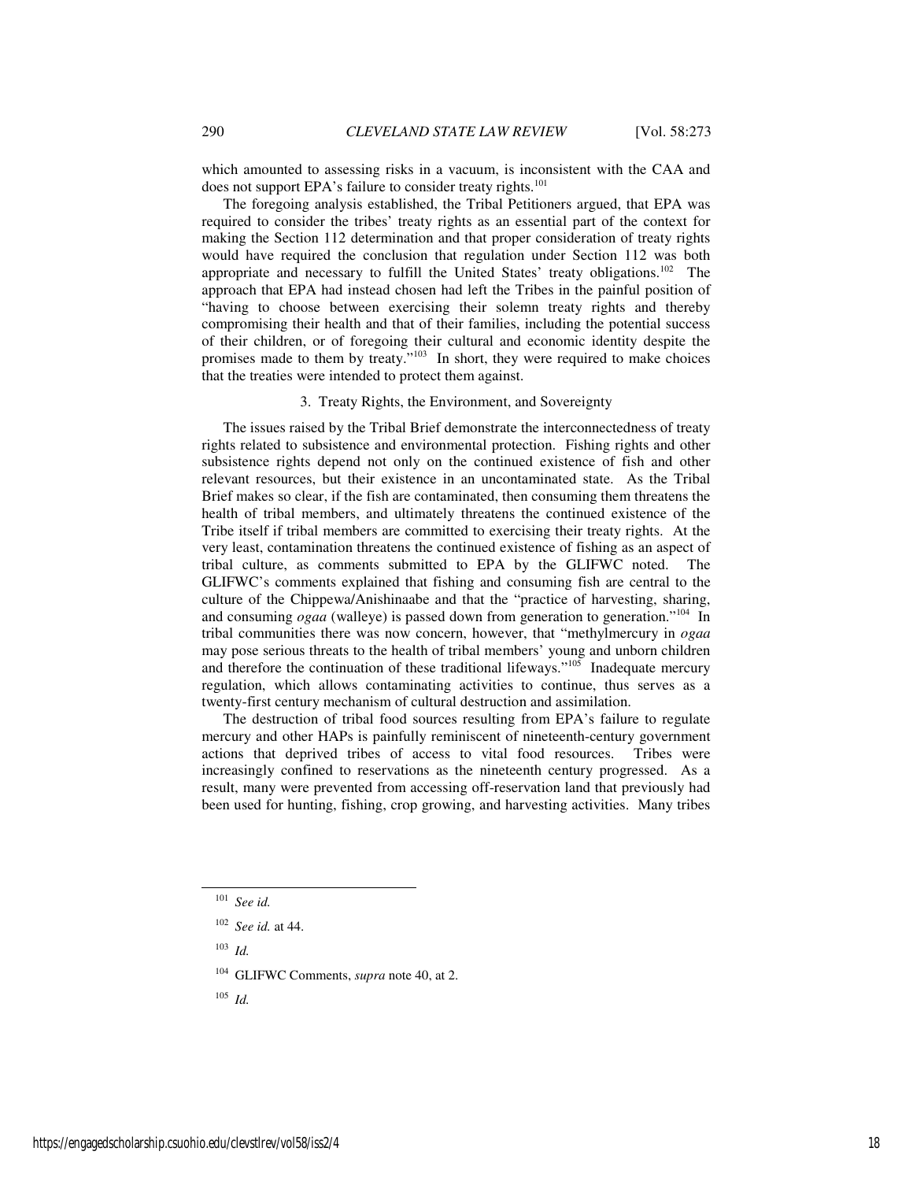which amounted to assessing risks in a vacuum, is inconsistent with the CAA and does not support EPA's failure to consider treaty rights.[101]

The foregoing analysis established, the Tribal Petitioners argued, that EPA was required to consider the tribes' treaty rights as an essential part of the context for making the Section 112 determination and that proper consideration of treaty rights would have required the conclusion that regulation under Section 112 was both appropriate and necessary to fulfill the United States' treaty obligations.[102] The approach that EPA had instead chosen had left the Tribes in the painful position of "having to choose between exercising their solemn treaty rights and thereby compromising their health and that of their families, including the potential success of their children, or of foregoing their cultural and economic identity despite the promises made to them by treaty."[103] In short, they were required to make choices that the treaties were intended to protect them against.

### 3. Treaty Rights, the Environment, and Sovereignty

The issues raised by the Tribal Brief demonstrate the interconnectedness of treaty rights related to subsistence and environmental protection. Fishing rights and other subsistence rights depend not only on the continued existence of fish and other relevant resources, but their existence in an uncontaminated state. As the Tribal Brief makes so clear, if the fish are contaminated, then consuming them threatens the health of tribal members, and ultimately threatens the continued existence of the Tribe itself if tribal members are committed to exercising their treaty rights. At the very least, contamination threatens the continued existence of fishing as an aspect of tribal culture, as comments submitted to EPA by the GLIFWC noted. The GLIFWC's comments explained that fishing and consuming fish are central to the culture of the Chippewa/Anishinaabe and that the "practice of harvesting, sharing, and consuming *ogaa* (walleye) is passed down from generation to generation."[104] In tribal communities there was now concern, however, that "methylmercury in *ogaa* may pose serious threats to the health of tribal members' young and unborn children and therefore the continuation of these traditional lifeways."[105] Inadequate mercury regulation, which allows contaminating activities to continue, thus serves as a twenty-first century mechanism of cultural destruction and assimilation.

The destruction of tribal food sources resulting from EPA's failure to regulate mercury and other HAPs is painfully reminiscent of nineteenth-century government actions that deprived tribes of access to vital food resources. Tribes were increasingly confined to reservations as the nineteenth century progressed. As a result, many were prevented from accessing off-reservation land that previously had been used for hunting, fishing, crop growing, and harvesting activities. Many tribes

---

[101] *See id.*

[102] *See id.* at 44.

[103] *Id.*

[104] GLIFWC Comments, *supra* note 40, at 2.

[105] *Id.*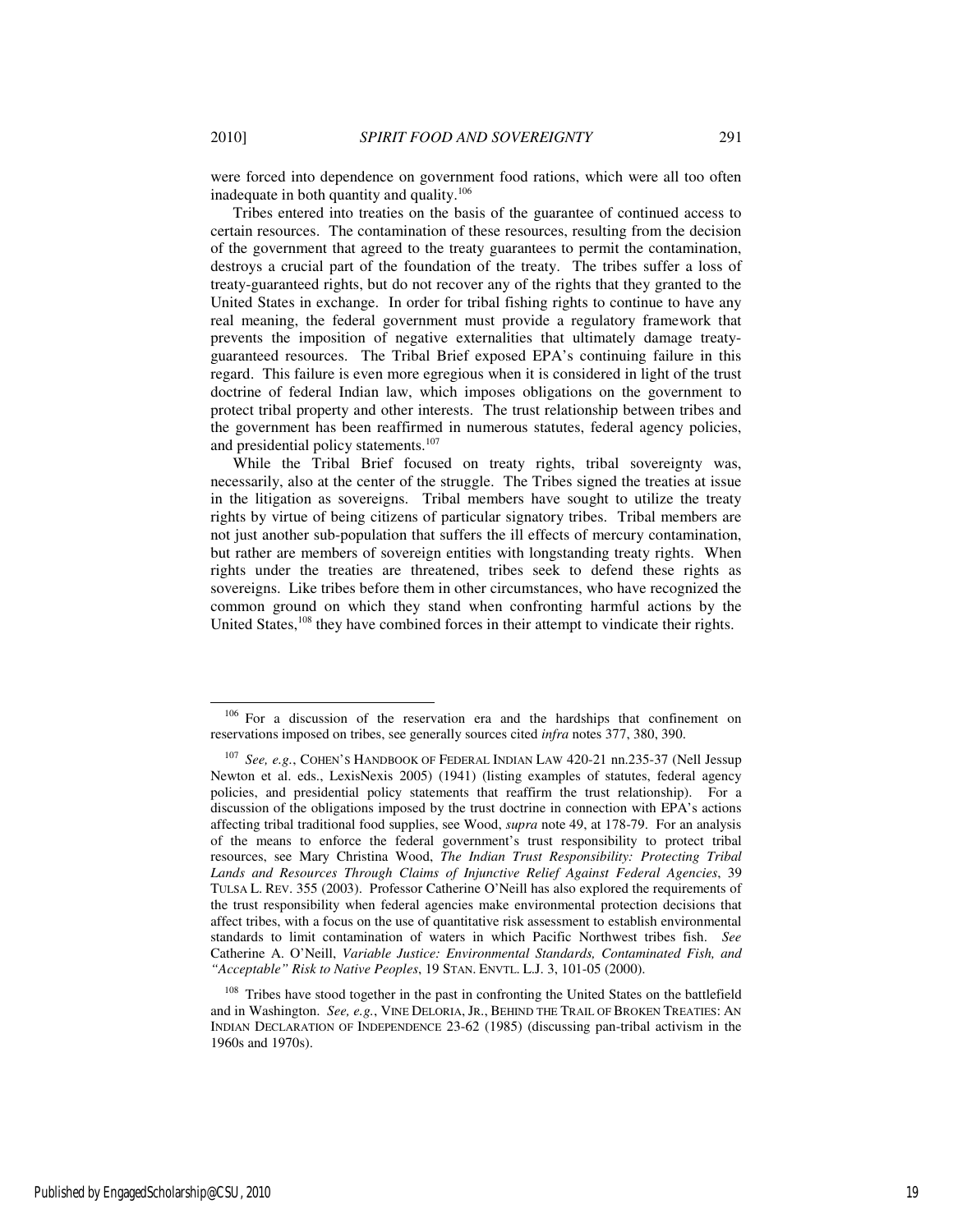were forced into dependence on government food rations, which were all too often inadequate in both quantity and quality.[106]

Tribes entered into treaties on the basis of the guarantee of continued access to certain resources. The contamination of these resources, resulting from the decision of the government that agreed to the treaty guarantees to permit the contamination, destroys a crucial part of the foundation of the treaty. The tribes suffer a loss of treaty-guaranteed rights, but do not recover any of the rights that they granted to the United States in exchange. In order for tribal fishing rights to continue to have any real meaning, the federal government must provide a regulatory framework that prevents the imposition of negative externalities that ultimately damage treaty-guaranteed resources. The Tribal Brief exposed EPA's continuing failure in this regard. This failure is even more egregious when it is considered in light of the trust doctrine of federal Indian law, which imposes obligations on the government to protect tribal property and other interests. The trust relationship between tribes and the government has been reaffirmed in numerous statutes, federal agency policies, and presidential policy statements.[107]

While the Tribal Brief focused on treaty rights, tribal sovereignty was, necessarily, also at the center of the struggle. The Tribes signed the treaties at issue in the litigation as sovereigns. Tribal members have sought to utilize the treaty rights by virtue of being citizens of particular signatory tribes. Tribal members are not just another sub-population that suffers the ill effects of mercury contamination, but rather are members of sovereign entities with longstanding treaty rights. When rights under the treaties are threatened, tribes seek to defend these rights as sovereigns. Like tribes before them in other circumstances, who have recognized the common ground on which they stand when confronting harmful actions by the United States,[108] they have combined forces in their attempt to vindicate their rights.

---

[106] For a discussion of the reservation era and the hardships that confinement on reservations imposed on tribes, see generally sources cited *infra* notes 377, 380, 390.

[107] *See, e.g.*, COHEN'S HANDBOOK OF FEDERAL INDIAN LAW 420-21 nn.235-37 (Nell Jessup Newton et al. eds., LexisNexis 2005) (1941) (listing examples of statutes, federal agency policies, and presidential policy statements that reaffirm the trust relationship). For a discussion of the obligations imposed by the trust doctrine in connection with EPA's actions affecting tribal traditional food supplies, see Wood, *supra* note 49, at 178-79. For an analysis of the means to enforce the federal government's trust responsibility to protect tribal resources, see Mary Christina Wood, *The Indian Trust Responsibility: Protecting Tribal Lands and Resources Through Claims of Injunctive Relief Against Federal Agencies*, 39 TULSA L. REV. 355 (2003). Professor Catherine O'Neill has also explored the requirements of the trust responsibility when federal agencies make environmental protection decisions that affect tribes, with a focus on the use of quantitative risk assessment to establish environmental standards to limit contamination of waters in which Pacific Northwest tribes fish. *See* Catherine A. O'Neill, *Variable Justice: Environmental Standards, Contaminated Fish, and "Acceptable" Risk to Native Peoples*, 19 STAN. ENVTL. L.J. 3, 101-05 (2000).

[108] Tribes have stood together in the past in confronting the United States on the battlefield and in Washington. *See, e.g.*, VINE DELORIA, JR., BEHIND THE TRAIL OF BROKEN TREATIES: AN INDIAN DECLARATION OF INDEPENDENCE 23-62 (1985) (discussing pan-tribal activism in the 1960s and 1970s).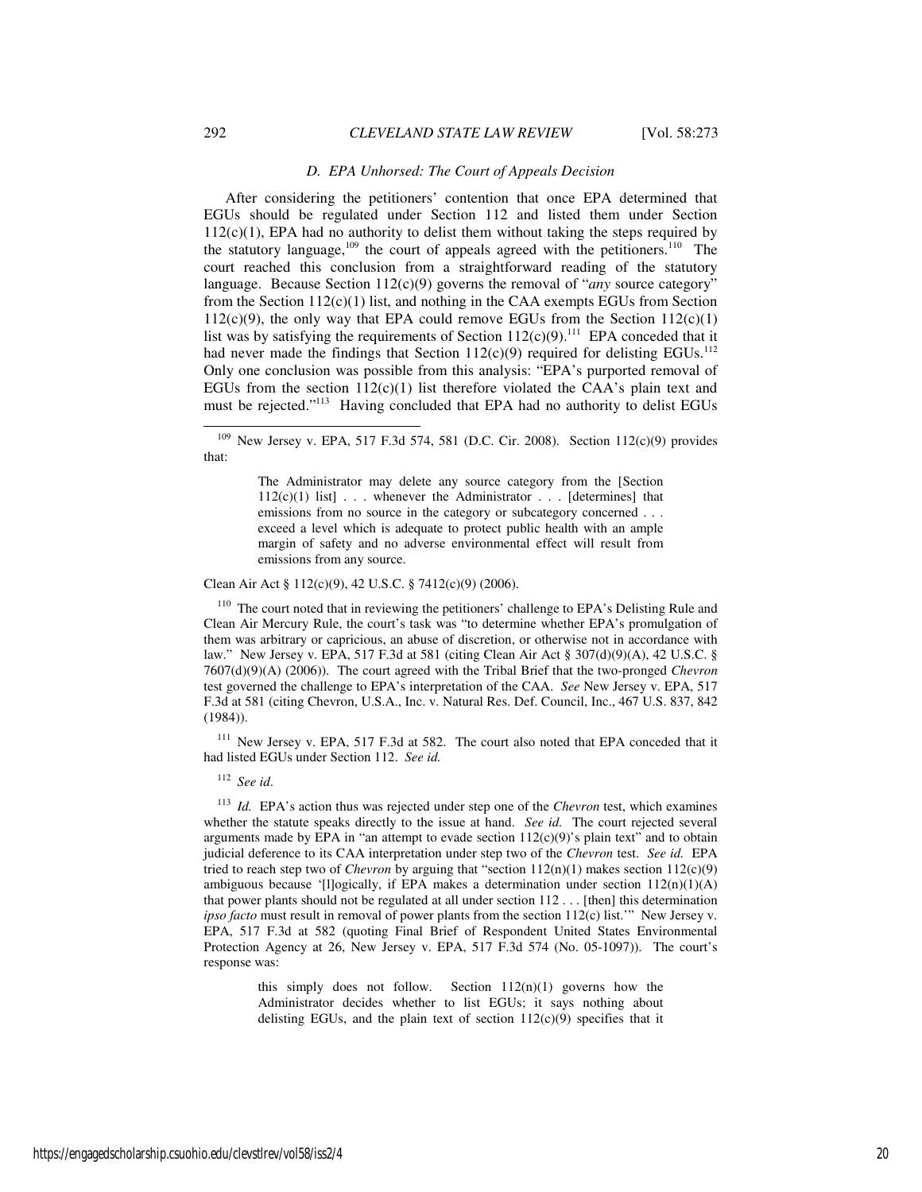### *D. EPA Unhorsed: The Court of Appeals Decision*

After considering the petitioners' contention that once EPA determined that EGUs should be regulated under Section 112 and listed them under Section 112(c)(1), EPA had no authority to delist them without taking the steps required by the statutory language,[109] the court of appeals agreed with the petitioners.[110] The court reached this conclusion from a straightforward reading of the statutory language. Because Section 112(c)(9) governs the removal of "*any* source category" from the Section 112(c)(1) list, and nothing in the CAA exempts EGUs from Section 112(c)(9), the only way that EPA could remove EGUs from the Section 112(c)(1) list was by satisfying the requirements of Section 112(c)(9).[111] EPA conceded that it had never made the findings that Section 112(c)(9) required for delisting EGUs.[112] Only one conclusion was possible from this analysis: "EPA's purported removal of EGUs from the section 112(c)(1) list therefore violated the CAA's plain text and must be rejected."[113] Having concluded that EPA had no authority to delist EGUs

---

[109] New Jersey v. EPA, 517 F.3d 574, 581 (D.C. Cir. 2008). Section 112(c)(9) provides that:

> The Administrator may delete any source category from the [Section 112(c)(1) list] . . . whenever the Administrator . . . [determines] that emissions from no source in the category or subcategory concerned . . . exceed a level which is adequate to protect public health with an ample margin of safety and no adverse environmental effect will result from emissions from any source.

Clean Air Act § 112(c)(9), 42 U.S.C. § 7412(c)(9) (2006).

[110] The court noted that in reviewing the petitioners' challenge to EPA's Delisting Rule and Clean Air Mercury Rule, the court's task was "to determine whether EPA's promulgation of them was arbitrary or capricious, an abuse of discretion, or otherwise not in accordance with law." New Jersey v. EPA, 517 F.3d at 581 (citing Clean Air Act § 307(d)(9)(A), 42 U.S.C. § 7607(d)(9)(A) (2006)). The court agreed with the Tribal Brief that the two-pronged *Chevron* test governed the challenge to EPA's interpretation of the CAA. *See* New Jersey v. EPA, 517 F.3d at 581 (citing Chevron, U.S.A., Inc. v. Natural Res. Def. Council, Inc., 467 U.S. 837, 842 (1984)).

[111] New Jersey v. EPA, 517 F.3d at 582. The court also noted that EPA conceded that it had listed EGUs under Section 112. *See id.*

[112] *See id*.

[113] *Id.* EPA's action thus was rejected under step one of the *Chevron* test, which examines whether the statute speaks directly to the issue at hand. *See id.* The court rejected several arguments made by EPA in "an attempt to evade section 112(c)(9)'s plain text" and to obtain judicial deference to its CAA interpretation under step two of the *Chevron* test. *See id.* EPA tried to reach step two of *Chevron* by arguing that "section 112(n)(1) makes section 112(c)(9) ambiguous because '[l]ogically, if EPA makes a determination under section 112(n)(1)(A) that power plants should not be regulated at all under section 112 . . . [then] this determination *ipso facto* must result in removal of power plants from the section 112(c) list.'" New Jersey v. EPA, 517 F.3d at 582 (quoting Final Brief of Respondent United States Environmental Protection Agency at 26, New Jersey v. EPA, 517 F.3d 574 (No. 05-1097)). The court's response was:

> this simply does not follow. Section 112(n)(1) governs how the Administrator decides whether to list EGUs; it says nothing about delisting EGUs, and the plain text of section 112(c)(9) specifies that it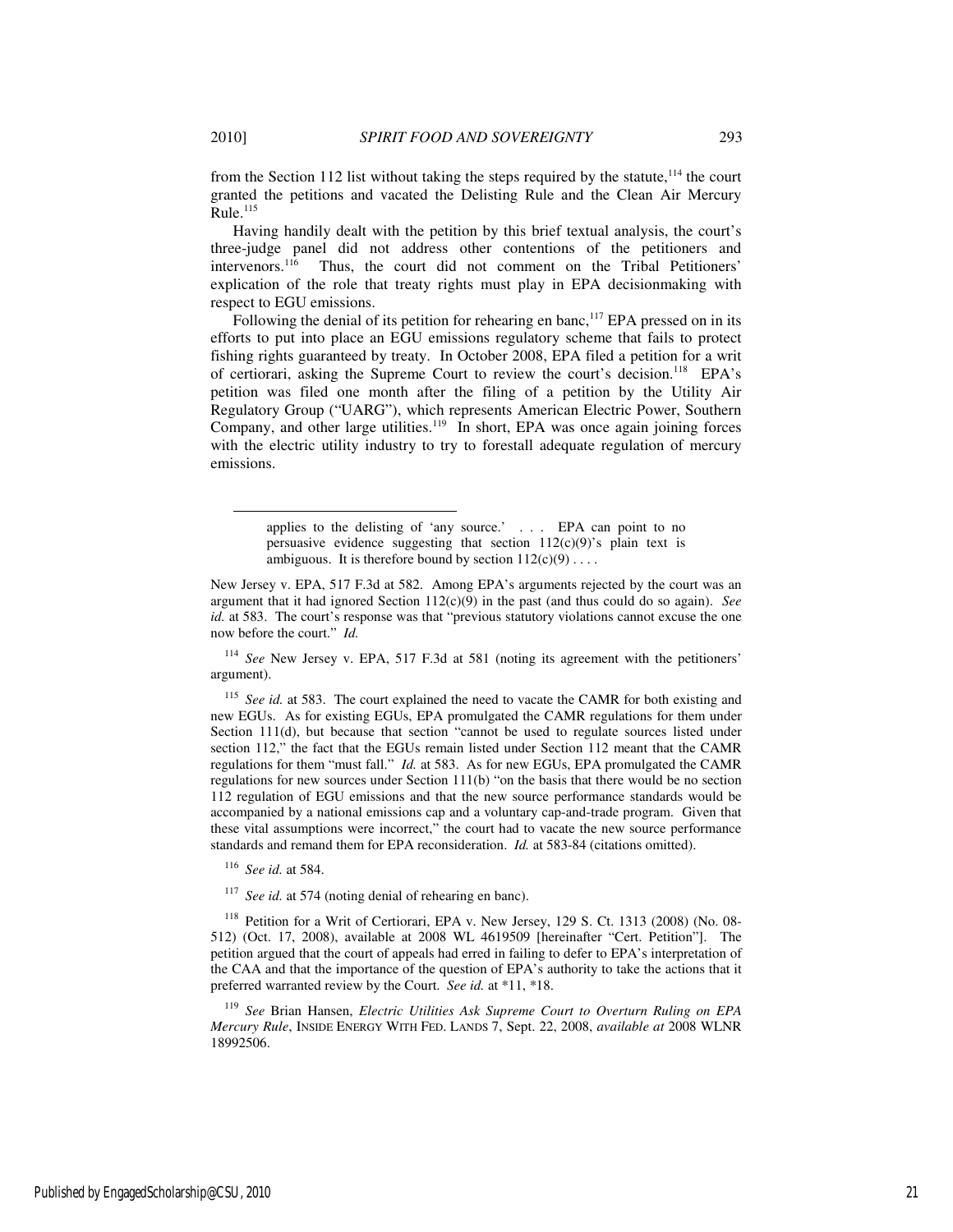from the Section 112 list without taking the steps required by the statute,[114] the court granted the petitions and vacated the Delisting Rule and the Clean Air Mercury Rule.[115]

Having handily dealt with the petition by this brief textual analysis, the court's three-judge panel did not address other contentions of the petitioners and intervenors.[116] Thus, the court did not comment on the Tribal Petitioners' explication of the role that treaty rights must play in EPA decisionmaking with respect to EGU emissions.

Following the denial of its petition for rehearing en banc,[117] EPA pressed on in its efforts to put into place an EGU emissions regulatory scheme that fails to protect fishing rights guaranteed by treaty. In October 2008, EPA filed a petition for a writ of certiorari, asking the Supreme Court to review the court's decision.[118] EPA's petition was filed one month after the filing of a petition by the Utility Air Regulatory Group ("UARG"), which represents American Electric Power, Southern Company, and other large utilities.[119] In short, EPA was once again joining forces with the electric utility industry to try to forestall adequate regulation of mercury emissions.

---

> applies to the delisting of 'any source.' . . . EPA can point to no persuasive evidence suggesting that section 112(c)(9)'s plain text is ambiguous. It is therefore bound by section 112(c)(9) . . . .

New Jersey v. EPA, 517 F.3d at 582. Among EPA's arguments rejected by the court was an argument that it had ignored Section 112(c)(9) in the past (and thus could do so again). *See id.* at 583. The court's response was that "previous statutory violations cannot excuse the one now before the court." *Id.*

[114] *See* New Jersey v. EPA, 517 F.3d at 581 (noting its agreement with the petitioners' argument).

[115] *See id.* at 583. The court explained the need to vacate the CAMR for both existing and new EGUs. As for existing EGUs, EPA promulgated the CAMR regulations for them under Section 111(d), but because that section "cannot be used to regulate sources listed under section 112," the fact that the EGUs remain listed under Section 112 meant that the CAMR regulations for them "must fall." *Id.* at 583. As for new EGUs, EPA promulgated the CAMR regulations for new sources under Section 111(b) "on the basis that there would be no section 112 regulation of EGU emissions and that the new source performance standards would be accompanied by a national emissions cap and a voluntary cap-and-trade program. Given that these vital assumptions were incorrect," the court had to vacate the new source performance standards and remand them for EPA reconsideration. *Id.* at 583-84 (citations omitted).

[116] *See id.* at 584.

[117] *See id.* at 574 (noting denial of rehearing en banc).

[118] Petition for a Writ of Certiorari, EPA v. New Jersey, 129 S. Ct. 1313 (2008) (No. 08-512) (Oct. 17, 2008), available at 2008 WL 4619509 [hereinafter "Cert. Petition"]. The petition argued that the court of appeals had erred in failing to defer to EPA's interpretation of the CAA and that the importance of the question of EPA's authority to take the actions that it preferred warranted review by the Court. *See id.* at *11, *18.

[119] *See* Brian Hansen, *Electric Utilities Ask Supreme Court to Overturn Ruling on EPA Mercury Rule*, INSIDE ENERGY WITH FED. LANDS 7, Sept. 22, 2008, *available at* 2008 WLNR 18992506.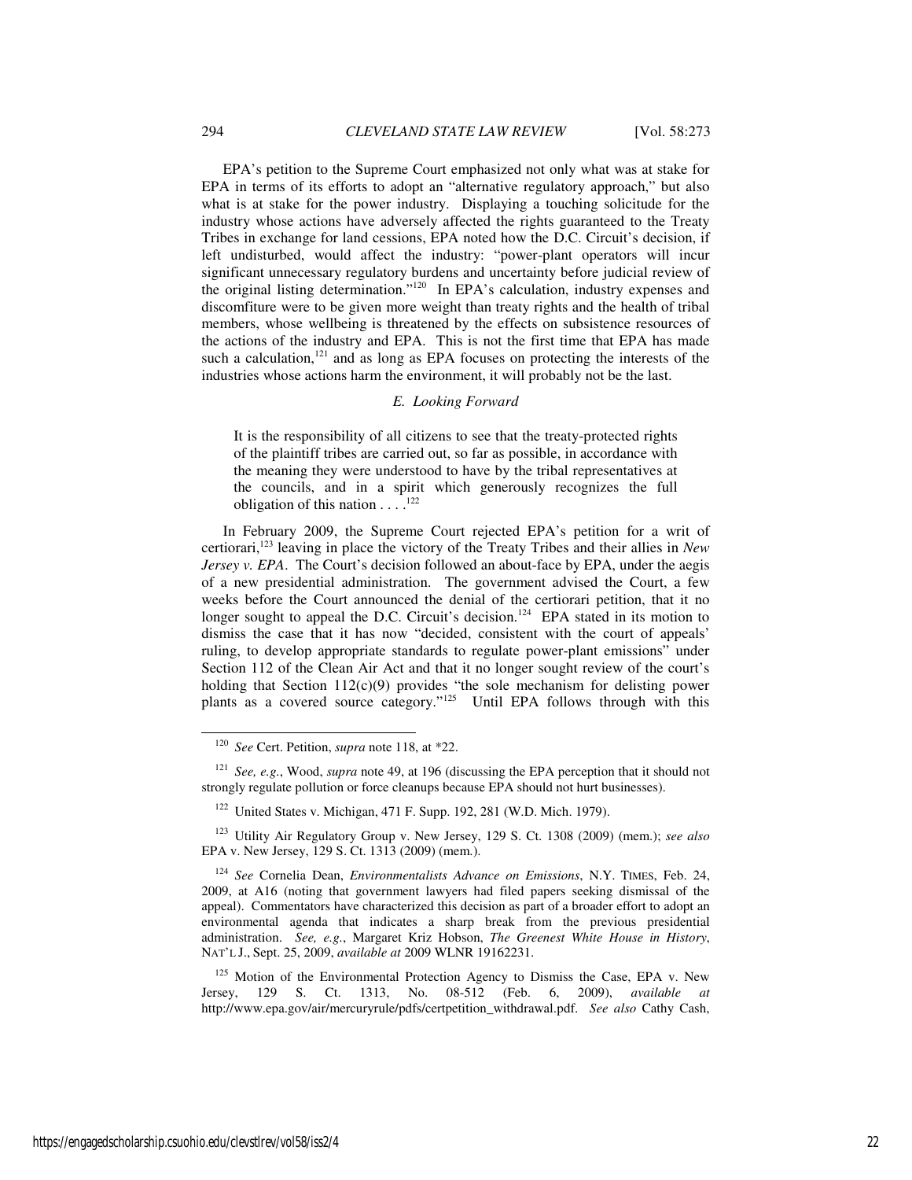EPA's petition to the Supreme Court emphasized not only what was at stake for EPA in terms of its efforts to adopt an "alternative regulatory approach," but also what is at stake for the power industry. Displaying a touching solicitude for the industry whose actions have adversely affected the rights guaranteed to the Treaty Tribes in exchange for land cessions, EPA noted how the D.C. Circuit's decision, if left undisturbed, would affect the industry: "power-plant operators will incur significant unnecessary regulatory burdens and uncertainty before judicial review of the original listing determination."[120] In EPA's calculation, industry expenses and discomfiture were to be given more weight than treaty rights and the health of tribal members, whose wellbeing is threatened by the effects on subsistence resources of the actions of the industry and EPA. This is not the first time that EPA has made such a calculation,[121] and as long as EPA focuses on protecting the interests of the industries whose actions harm the environment, it will probably not be the last.

### *E. Looking Forward*

> It is the responsibility of all citizens to see that the treaty-protected rights of the plaintiff tribes are carried out, so far as possible, in accordance with the meaning they were understood to have by the tribal representatives at the councils, and in a spirit which generously recognizes the full obligation of this nation . . . .[122]

In February 2009, the Supreme Court rejected EPA's petition for a writ of certiorari,[123] leaving in place the victory of the Treaty Tribes and their allies in *New Jersey v. EPA*. The Court's decision followed an about-face by EPA, under the aegis of a new presidential administration. The government advised the Court, a few weeks before the Court announced the denial of the certiorari petition, that it no longer sought to appeal the D.C. Circuit's decision.[124] EPA stated in its motion to dismiss the case that it has now "decided, consistent with the court of appeals' ruling, to develop appropriate standards to regulate power-plant emissions" under Section 112 of the Clean Air Act and that it no longer sought review of the court's holding that Section 112(c)(9) provides "the sole mechanism for delisting power plants as a covered source category."[125] Until EPA follows through with this

---

[120] *See* Cert. Petition, *supra* note 118, at *22.

[121] *See, e.g.*, Wood, *supra* note 49, at 196 (discussing the EPA perception that it should not strongly regulate pollution or force cleanups because EPA should not hurt businesses).

[122] United States v. Michigan, 471 F. Supp. 192, 281 (W.D. Mich. 1979).

[123] Utility Air Regulatory Group v. New Jersey, 129 S. Ct. 1308 (2009) (mem.); *see also* EPA v. New Jersey, 129 S. Ct. 1313 (2009) (mem.).

[124] *See* Cornelia Dean, *Environmentalists Advance on Emissions*, N.Y. TIMES, Feb. 24, 2009, at A16 (noting that government lawyers had filed papers seeking dismissal of the appeal). Commentators have characterized this decision as part of a broader effort to adopt an environmental agenda that indicates a sharp break from the previous presidential administration. *See, e.g.*, Margaret Kriz Hobson, *The Greenest White House in History*, NAT'L J., Sept. 25, 2009, *available at* 2009 WLNR 19162231.

[125] Motion of the Environmental Protection Agency to Dismiss the Case, EPA v. New Jersey, 129 S. Ct. 1313, No. 08-512 (Feb. 6, 2009), *available at* http://www.epa.gov/air/mercuryrule/pdfs/certpetition_withdrawal.pdf. *See also* Cathy Cash,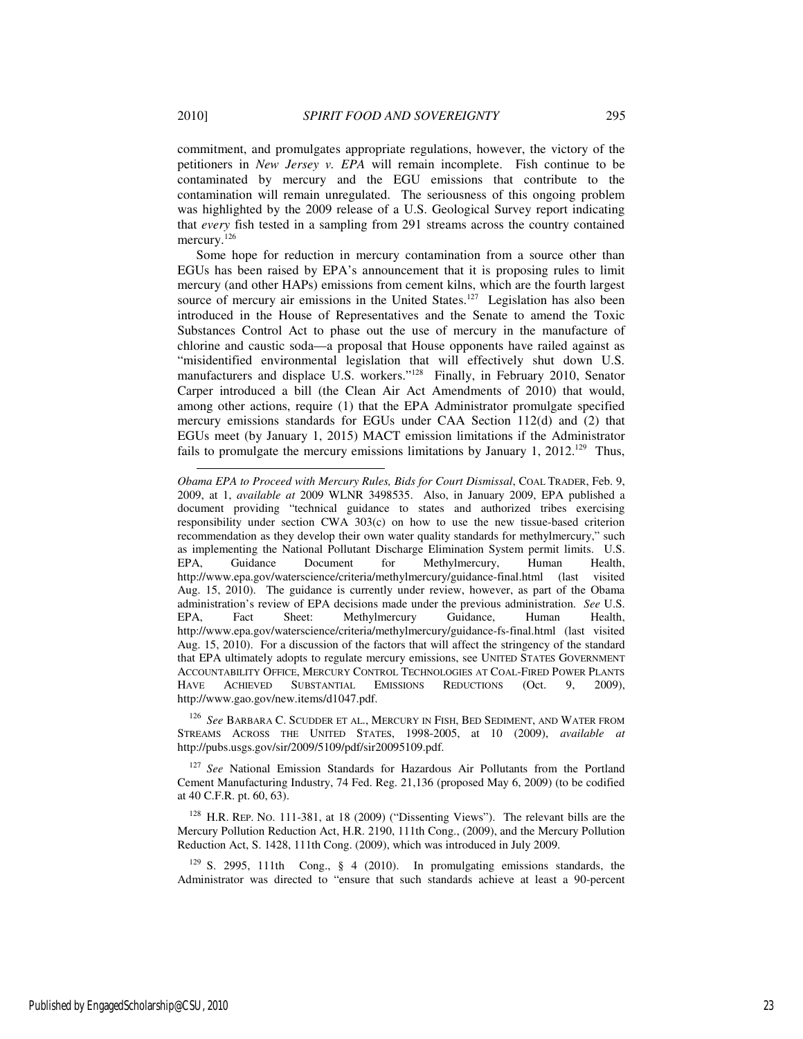commitment, and promulgates appropriate regulations, however, the victory of the petitioners in *New Jersey v. EPA* will remain incomplete. Fish continue to be contaminated by mercury and the EGU emissions that contribute to the contamination will remain unregulated. The seriousness of this ongoing problem was highlighted by the 2009 release of a U.S. Geological Survey report indicating that *every* fish tested in a sampling from 291 streams across the country contained mercury.[126]

Some hope for reduction in mercury contamination from a source other than EGUs has been raised by EPA's announcement that it is proposing rules to limit mercury (and other HAPs) emissions from cement kilns, which are the fourth largest source of mercury air emissions in the United States.[127] Legislation has also been introduced in the House of Representatives and the Senate to amend the Toxic Substances Control Act to phase out the use of mercury in the manufacture of chlorine and caustic soda—a proposal that House opponents have railed against as "misidentified environmental legislation that will effectively shut down U.S. manufacturers and displace U.S. workers."[128] Finally, in February 2010, Senator Carper introduced a bill (the Clean Air Act Amendments of 2010) that would, among other actions, require (1) that the EPA Administrator promulgate specified mercury emissions standards for EGUs under CAA Section 112(d) and (2) that EGUs meet (by January 1, 2015) MACT emission limitations if the Administrator fails to promulgate the mercury emissions limitations by January 1, 2012.[129] Thus,

---

*Obama EPA to Proceed with Mercury Rules, Bids for Court Dismissal*, COAL TRADER, Feb. 9, 2009, at 1, *available at* 2009 WLNR 3498535. Also, in January 2009, EPA published a document providing "technical guidance to states and authorized tribes exercising responsibility under section CWA 303(c) on how to use the new tissue-based criterion recommendation as they develop their own water quality standards for methylmercury," such as implementing the National Pollutant Discharge Elimination System permit limits. U.S. EPA, Guidance Document for Methylmercury, Human Health, http://www.epa.gov/waterscience/criteria/methylmercury/guidance-final.html (last visited Aug. 15, 2010). The guidance is currently under review, however, as part of the Obama administration's review of EPA decisions made under the previous administration. *See* U.S. EPA, Fact Sheet: Methylmercury Guidance, Human Health, http://www.epa.gov/waterscience/criteria/methylmercury/guidance-fs-final.html (last visited Aug. 15, 2010). For a discussion of the factors that will affect the stringency of the standard that EPA ultimately adopts to regulate mercury emissions, see UNITED STATES GOVERNMENT ACCOUNTABILITY OFFICE, MERCURY CONTROL TECHNOLOGIES AT COAL-FIRED POWER PLANTS HAVE ACHIEVED SUBSTANTIAL EMISSIONS REDUCTIONS (Oct. 9, 2009), http://www.gao.gov/new.items/d1047.pdf.

[126] *See* BARBARA C. SCUDDER ET AL., MERCURY IN FISH, BED SEDIMENT, AND WATER FROM STREAMS ACROSS THE UNITED STATES, 1998-2005, at 10 (2009), *available at* http://pubs.usgs.gov/sir/2009/5109/pdf/sir20095109.pdf.

[127] *See* National Emission Standards for Hazardous Air Pollutants from the Portland Cement Manufacturing Industry, 74 Fed. Reg. 21,136 (proposed May 6, 2009) (to be codified at 40 C.F.R. pt. 60, 63).

[128] H.R. REP. NO. 111-381, at 18 (2009) ("Dissenting Views"). The relevant bills are the Mercury Pollution Reduction Act, H.R. 2190, 111th Cong., (2009), and the Mercury Pollution Reduction Act, S. 1428, 111th Cong. (2009), which was introduced in July 2009.

[129] S. 2995, 111th Cong., § 4 (2010). In promulgating emissions standards, the Administrator was directed to "ensure that such standards achieve at least a 90-percent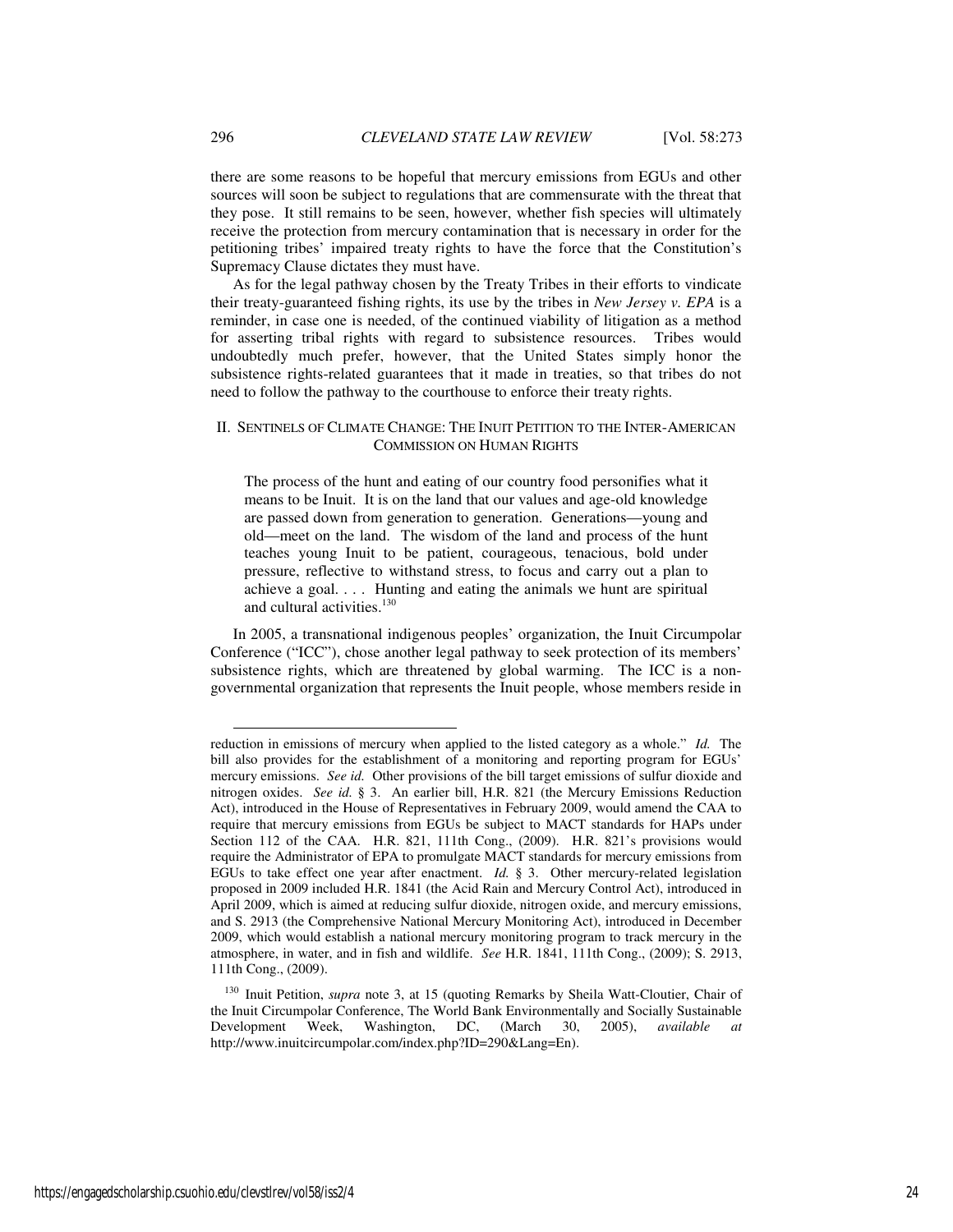there are some reasons to be hopeful that mercury emissions from EGUs and other sources will soon be subject to regulations that are commensurate with the threat that they pose. It still remains to be seen, however, whether fish species will ultimately receive the protection from mercury contamination that is necessary in order for the petitioning tribes' impaired treaty rights to have the force that the Constitution's Supremacy Clause dictates they must have.

As for the legal pathway chosen by the Treaty Tribes in their efforts to vindicate their treaty-guaranteed fishing rights, its use by the tribes in *New Jersey v. EPA* is a reminder, in case one is needed, of the continued viability of litigation as a method for asserting tribal rights with regard to subsistence resources. Tribes would undoubtedly much prefer, however, that the United States simply honor the subsistence rights-related guarantees that it made in treaties, so that tribes do not need to follow the pathway to the courthouse to enforce their treaty rights.

## II. SENTINELS OF CLIMATE CHANGE: THE INUIT PETITION TO THE INTER-AMERICAN COMMISSION ON HUMAN RIGHTS

> The process of the hunt and eating of our country food personifies what it means to be Inuit. It is on the land that our values and age-old knowledge are passed down from generation to generation. Generations—young and old—meet on the land. The wisdom of the land and process of the hunt teaches young Inuit to be patient, courageous, tenacious, bold under pressure, reflective to withstand stress, to focus and carry out a plan to achieve a goal. . . . Hunting and eating the animals we hunt are spiritual and cultural activities.[130]

In 2005, a transnational indigenous peoples' organization, the Inuit Circumpolar Conference ("ICC"), chose another legal pathway to seek protection of its members' subsistence rights, which are threatened by global warming. The ICC is a non-governmental organization that represents the Inuit people, whose members reside in

---

reduction in emissions of mercury when applied to the listed category as a whole." *Id.* The bill also provides for the establishment of a monitoring and reporting program for EGUs' mercury emissions. *See id.* Other provisions of the bill target emissions of sulfur dioxide and nitrogen oxides. *See id.* § 3. An earlier bill, H.R. 821 (the Mercury Emissions Reduction Act), introduced in the House of Representatives in February 2009, would amend the CAA to require that mercury emissions from EGUs be subject to MACT standards for HAPs under Section 112 of the CAA. H.R. 821, 111th Cong., (2009). H.R. 821's provisions would require the Administrator of EPA to promulgate MACT standards for mercury emissions from EGUs to take effect one year after enactment. *Id.* § 3. Other mercury-related legislation proposed in 2009 included H.R. 1841 (the Acid Rain and Mercury Control Act), introduced in April 2009, which is aimed at reducing sulfur dioxide, nitrogen oxide, and mercury emissions, and S. 2913 (the Comprehensive National Mercury Monitoring Act), introduced in December 2009, which would establish a national mercury monitoring program to track mercury in the atmosphere, in water, and in fish and wildlife. *See* H.R. 1841, 111th Cong., (2009); S. 2913, 111th Cong., (2009).

[130] Inuit Petition, *supra* note 3, at 15 (quoting Remarks by Sheila Watt-Cloutier, Chair of the Inuit Circumpolar Conference, The World Bank Environmentally and Socially Sustainable Development Week, Washington, DC, (March 30, 2005), *available at* http://www.inuitcircumpolar.com/index.php?ID=290&Lang=En).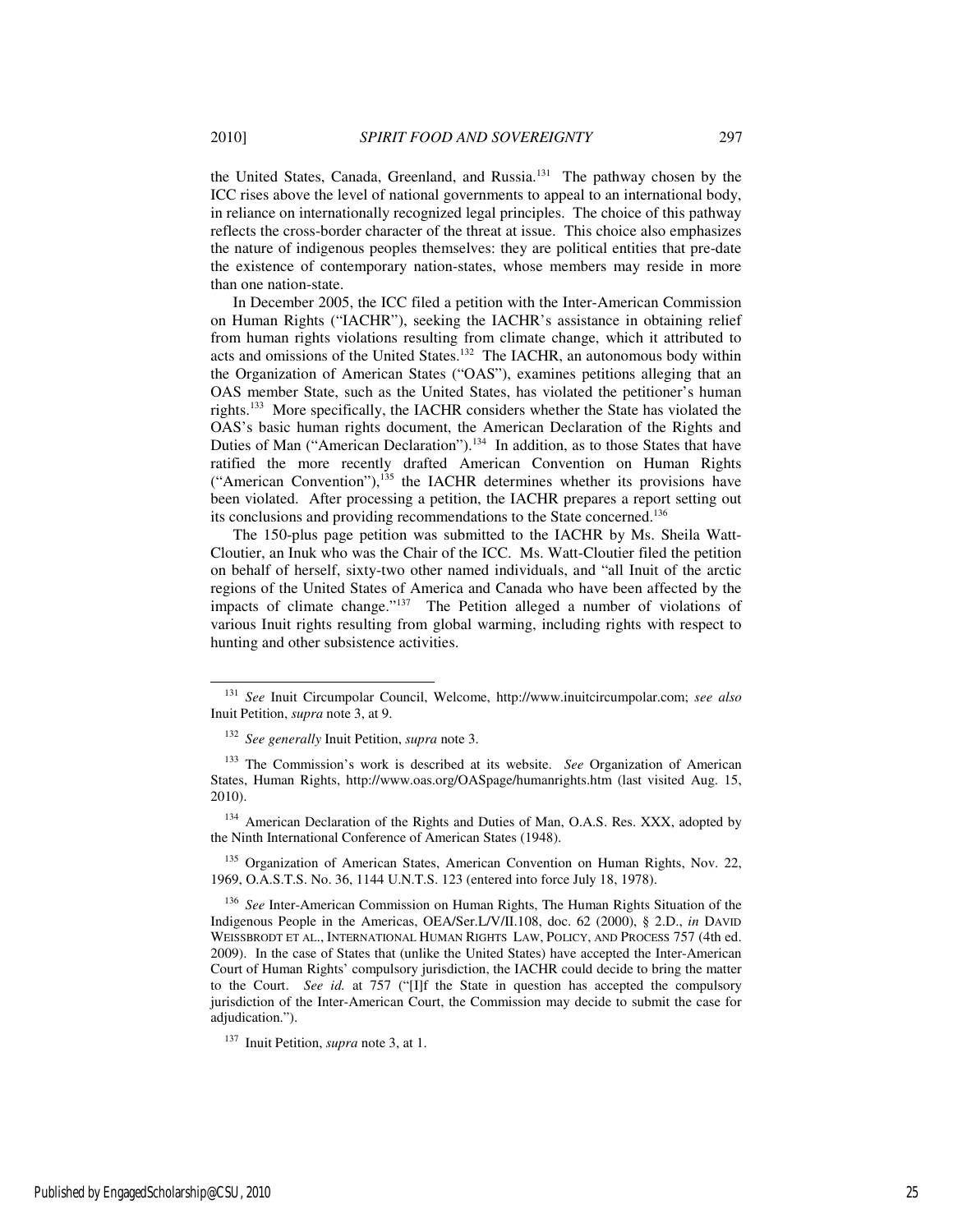the United States, Canada, Greenland, and Russia.[131] The pathway chosen by the ICC rises above the level of national governments to appeal to an international body, in reliance on internationally recognized legal principles. The choice of this pathway reflects the cross-border character of the threat at issue. This choice also emphasizes the nature of indigenous peoples themselves: they are political entities that pre-date the existence of contemporary nation-states, whose members may reside in more than one nation-state.

In December 2005, the ICC filed a petition with the Inter-American Commission on Human Rights ("IACHR"), seeking the IACHR's assistance in obtaining relief from human rights violations resulting from climate change, which it attributed to acts and omissions of the United States.[132] The IACHR, an autonomous body within the Organization of American States ("OAS"), examines petitions alleging that an OAS member State, such as the United States, has violated the petitioner's human rights.[133] More specifically, the IACHR considers whether the State has violated the OAS's basic human rights document, the American Declaration of the Rights and Duties of Man ("American Declaration").[134] In addition, as to those States that have ratified the more recently drafted American Convention on Human Rights ("American Convention"),[135] the IACHR determines whether its provisions have been violated. After processing a petition, the IACHR prepares a report setting out its conclusions and providing recommendations to the State concerned.[136]

The 150-plus page petition was submitted to the IACHR by Ms. Sheila Watt-Cloutier, an Inuk who was the Chair of the ICC. Ms. Watt-Cloutier filed the petition on behalf of herself, sixty-two other named individuals, and "all Inuit of the arctic regions of the United States of America and Canada who have been affected by the impacts of climate change."[137] The Petition alleged a number of violations of various Inuit rights resulting from global warming, including rights with respect to hunting and other subsistence activities.

---

[131] *See* Inuit Circumpolar Council, Welcome, http://www.inuitcircumpolar.com; *see also* Inuit Petition, *supra* note 3, at 9.

[132] *See generally* Inuit Petition, *supra* note 3.

[133] The Commission's work is described at its website. *See* Organization of American States, Human Rights, http://www.oas.org/OASpage/humanrights.htm (last visited Aug. 15, 2010).

[134] American Declaration of the Rights and Duties of Man, O.A.S. Res. XXX, adopted by the Ninth International Conference of American States (1948).

[135] Organization of American States, American Convention on Human Rights, Nov. 22, 1969, O.A.S.T.S. No. 36, 1144 U.N.T.S. 123 (entered into force July 18, 1978).

[136] *See* Inter-American Commission on Human Rights, The Human Rights Situation of the Indigenous People in the Americas, OEA/Ser.L/V/II.108, doc. 62 (2000), § 2.D., *in* DAVID WEISSBRODT ET AL., INTERNATIONAL HUMAN RIGHTS LAW, POLICY, AND PROCESS 757 (4th ed. 2009). In the case of States that (unlike the United States) have accepted the Inter-American Court of Human Rights' compulsory jurisdiction, the IACHR could decide to bring the matter to the Court. *See id.* at 757 ("[I]f the State in question has accepted the compulsory jurisdiction of the Inter-American Court, the Commission may decide to submit the case for adjudication.").

[137] Inuit Petition, *supra* note 3, at 1.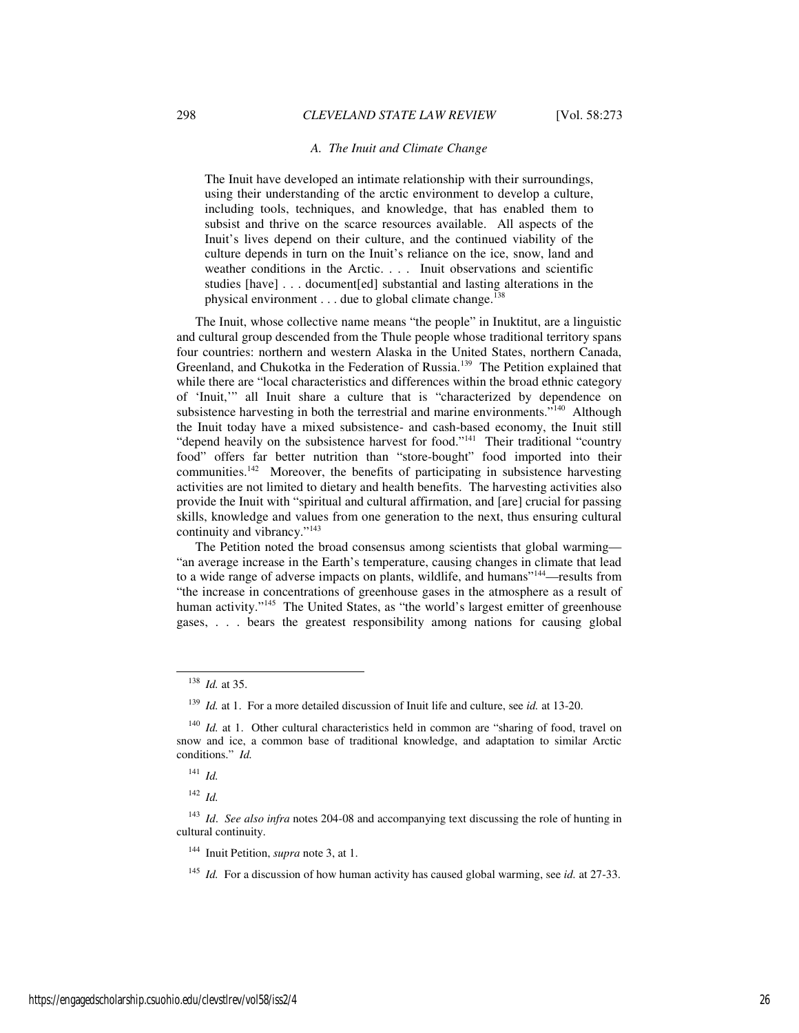### *A. The Inuit and Climate Change*

> The Inuit have developed an intimate relationship with their surroundings, using their understanding of the arctic environment to develop a culture, including tools, techniques, and knowledge, that has enabled them to subsist and thrive on the scarce resources available. All aspects of the Inuit's lives depend on their culture, and the continued viability of the culture depends in turn on the Inuit's reliance on the ice, snow, land and weather conditions in the Arctic. . . . Inuit observations and scientific studies [have] . . . document[ed] substantial and lasting alterations in the physical environment . . . due to global climate change.[138]

The Inuit, whose collective name means "the people" in Inuktitut, are a linguistic and cultural group descended from the Thule people whose traditional territory spans four countries: northern and western Alaska in the United States, northern Canada, Greenland, and Chukotka in the Federation of Russia.[139] The Petition explained that while there are "local characteristics and differences within the broad ethnic category of 'Inuit,'" all Inuit share a culture that is "characterized by dependence on subsistence harvesting in both the terrestrial and marine environments."[140] Although the Inuit today have a mixed subsistence- and cash-based economy, the Inuit still "depend heavily on the subsistence harvest for food."[141] Their traditional "country food" offers far better nutrition than "store-bought" food imported into their communities.[142] Moreover, the benefits of participating in subsistence harvesting activities are not limited to dietary and health benefits. The harvesting activities also provide the Inuit with "spiritual and cultural affirmation, and [are] crucial for passing skills, knowledge and values from one generation to the next, thus ensuring cultural continuity and vibrancy."[143]

The Petition noted the broad consensus among scientists that global warming—"an average increase in the Earth's temperature, causing changes in climate that lead to a wide range of adverse impacts on plants, wildlife, and humans"[144]—results from "the increase in concentrations of greenhouse gases in the atmosphere as a result of human activity."[145] The United States, as "the world's largest emitter of greenhouse gases, . . . bears the greatest responsibility among nations for causing global

---

[138] *Id.* at 35.

[139] *Id.* at 1. For a more detailed discussion of Inuit life and culture, see *id.* at 13-20.

[140] *Id.* at 1. Other cultural characteristics held in common are "sharing of food, travel on snow and ice, a common base of traditional knowledge, and adaptation to similar Arctic conditions." *Id.*

[141] *Id.*

[142] *Id.*

[143] *Id*. *See also infra* notes 204-08 and accompanying text discussing the role of hunting in cultural continuity.

[144] Inuit Petition, *supra* note 3, at 1.

[145] *Id.* For a discussion of how human activity has caused global warming, see *id.* at 27-33.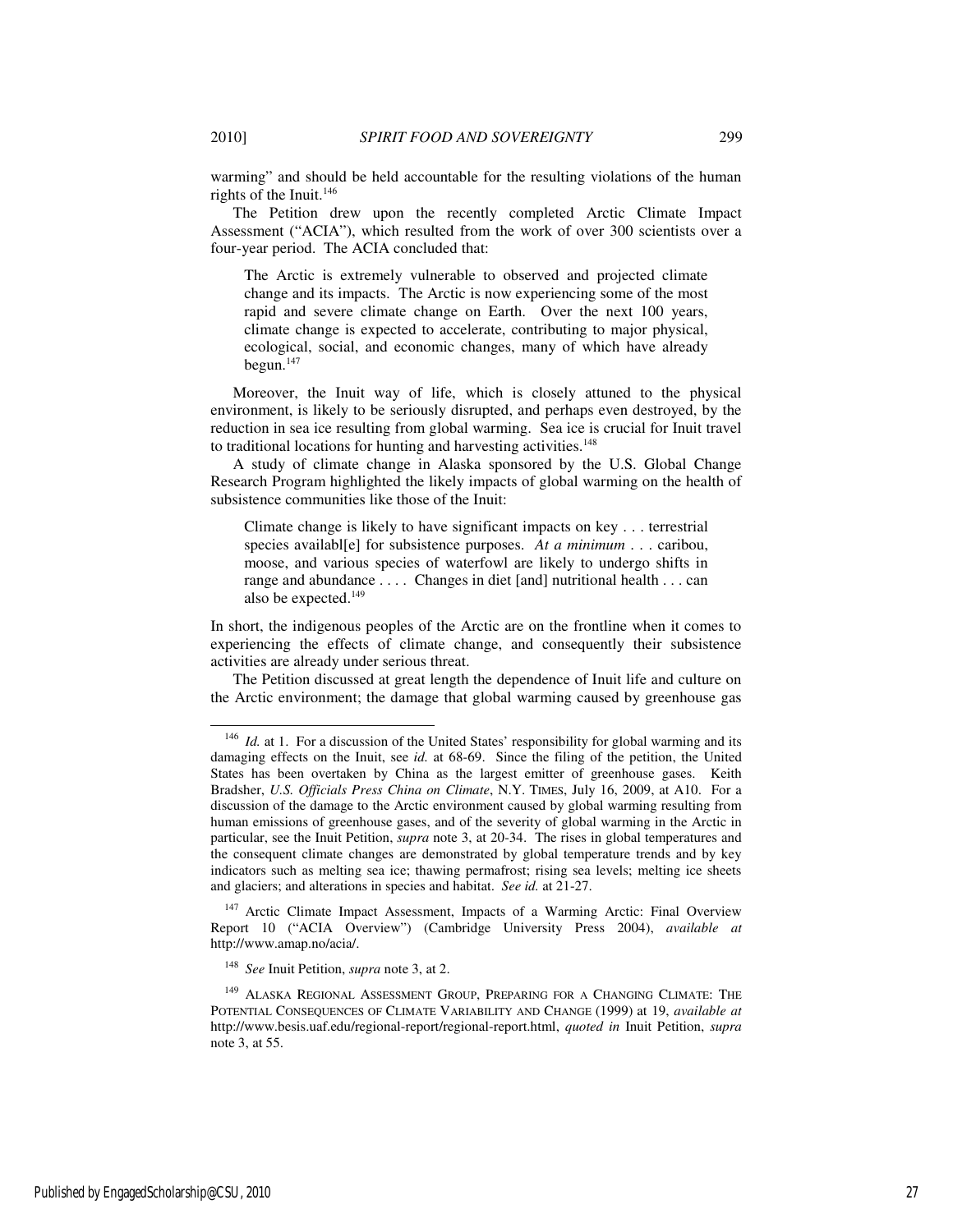warming" and should be held accountable for the resulting violations of the human rights of the Inuit.[146]

The Petition drew upon the recently completed Arctic Climate Impact Assessment ("ACIA"), which resulted from the work of over 300 scientists over a four-year period. The ACIA concluded that:

> The Arctic is extremely vulnerable to observed and projected climate change and its impacts. The Arctic is now experiencing some of the most rapid and severe climate change on Earth. Over the next 100 years, climate change is expected to accelerate, contributing to major physical, ecological, social, and economic changes, many of which have already begun.[147]

Moreover, the Inuit way of life, which is closely attuned to the physical environment, is likely to be seriously disrupted, and perhaps even destroyed, by the reduction in sea ice resulting from global warming. Sea ice is crucial for Inuit travel to traditional locations for hunting and harvesting activities.[148]

A study of climate change in Alaska sponsored by the U.S. Global Change Research Program highlighted the likely impacts of global warming on the health of subsistence communities like those of the Inuit:

> Climate change is likely to have significant impacts on key . . . terrestrial species availabl[e] for subsistence purposes. *At a minimum* . . . caribou, moose, and various species of waterfowl are likely to undergo shifts in range and abundance . . . . Changes in diet [and] nutritional health . . . can also be expected.[149]

In short, the indigenous peoples of the Arctic are on the frontline when it comes to experiencing the effects of climate change, and consequently their subsistence activities are already under serious threat.

The Petition discussed at great length the dependence of Inuit life and culture on the Arctic environment; the damage that global warming caused by greenhouse gas

---

[146] *Id.* at 1. For a discussion of the United States' responsibility for global warming and its damaging effects on the Inuit, see *id.* at 68-69. Since the filing of the petition, the United States has been overtaken by China as the largest emitter of greenhouse gases. Keith Bradsher, *U.S. Officials Press China on Climate*, N.Y. TIMES, July 16, 2009, at A10. For a discussion of the damage to the Arctic environment caused by global warming resulting from human emissions of greenhouse gases, and of the severity of global warming in the Arctic in particular, see the Inuit Petition, *supra* note 3, at 20-34. The rises in global temperatures and the consequent climate changes are demonstrated by global temperature trends and by key indicators such as melting sea ice; thawing permafrost; rising sea levels; melting ice sheets and glaciers; and alterations in species and habitat. *See id.* at 21-27.

[147] Arctic Climate Impact Assessment, Impacts of a Warming Arctic: Final Overview Report 10 ("ACIA Overview") (Cambridge University Press 2004), *available at* http://www.amap.no/acia/.

[148] *See* Inuit Petition, *supra* note 3, at 2.

[149] ALASKA REGIONAL ASSESSMENT GROUP, PREPARING FOR A CHANGING CLIMATE: THE POTENTIAL CONSEQUENCES OF CLIMATE VARIABILITY AND CHANGE (1999) at 19, *available at* http://www.besis.uaf.edu/regional-report/regional-report.html, *quoted in* Inuit Petition, *supra* note 3, at 55.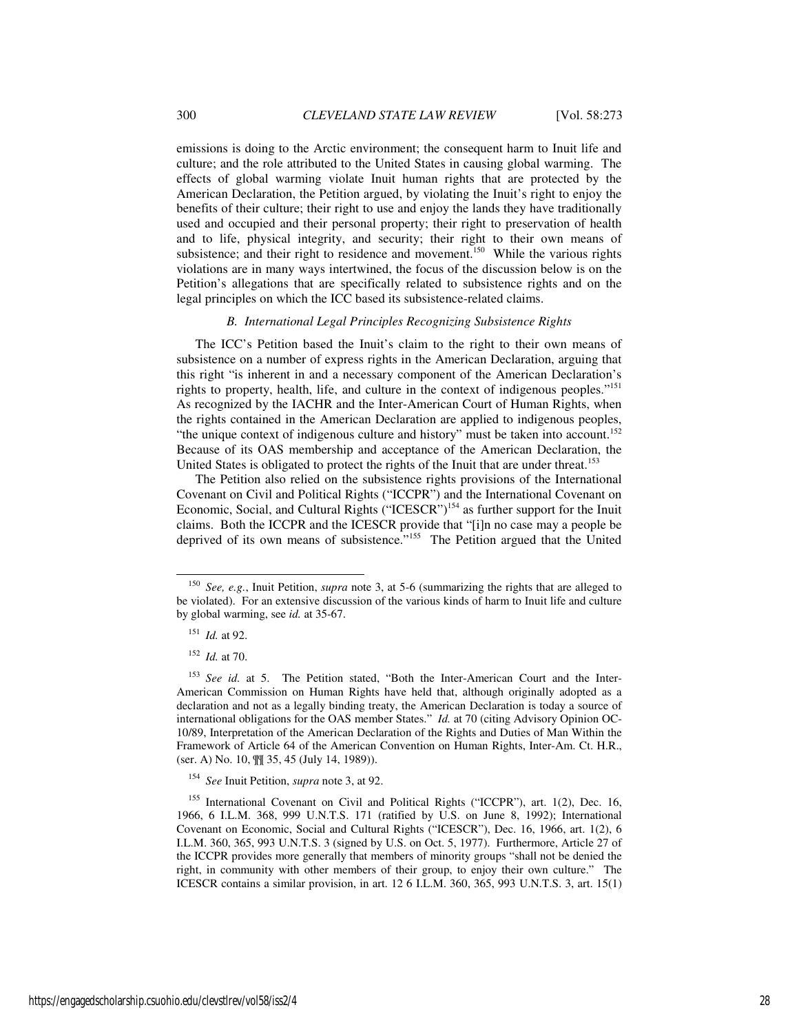emissions is doing to the Arctic environment; the consequent harm to Inuit life and culture; and the role attributed to the United States in causing global warming. The effects of global warming violate Inuit human rights that are protected by the American Declaration, the Petition argued, by violating the Inuit's right to enjoy the benefits of their culture; their right to use and enjoy the lands they have traditionally used and occupied and their personal property; their right to preservation of health and to life, physical integrity, and security; their right to their own means of subsistence; and their right to residence and movement.[150] While the various rights violations are in many ways intertwined, the focus of the discussion below is on the Petition's allegations that are specifically related to subsistence rights and on the legal principles on which the ICC based its subsistence-related claims.

### *B. International Legal Principles Recognizing Subsistence Rights*

The ICC's Petition based the Inuit's claim to the right to their own means of subsistence on a number of express rights in the American Declaration, arguing that this right "is inherent in and a necessary component of the American Declaration's rights to property, health, life, and culture in the context of indigenous peoples."[151] As recognized by the IACHR and the Inter-American Court of Human Rights, when the rights contained in the American Declaration are applied to indigenous peoples, "the unique context of indigenous culture and history" must be taken into account.[152] Because of its OAS membership and acceptance of the American Declaration, the United States is obligated to protect the rights of the Inuit that are under threat.[153]

The Petition also relied on the subsistence rights provisions of the International Covenant on Civil and Political Rights ("ICCPR") and the International Covenant on Economic, Social, and Cultural Rights ("ICESCR")[154] as further support for the Inuit claims. Both the ICCPR and the ICESCR provide that "[i]n no case may a people be deprived of its own means of subsistence."[155] The Petition argued that the United

---

[150] *See, e.g.*, Inuit Petition, *supra* note 3, at 5-6 (summarizing the rights that are alleged to be violated). For an extensive discussion of the various kinds of harm to Inuit life and culture by global warming, see *id.* at 35-67.

[151] *Id.* at 92.

[152] *Id.* at 70.

[153] *See id.* at 5. The Petition stated, "Both the Inter-American Court and the Inter-American Commission on Human Rights have held that, although originally adopted as a declaration and not as a legally binding treaty, the American Declaration is today a source of international obligations for the OAS member States." *Id.* at 70 (citing Advisory Opinion OC-10/89, Interpretation of the American Declaration of the Rights and Duties of Man Within the Framework of Article 64 of the American Convention on Human Rights, Inter-Am. Ct. H.R., (ser. A) No. 10, ¶¶ 35, 45 (July 14, 1989)).

[154] *See* Inuit Petition, *supra* note 3, at 92.

[155] International Covenant on Civil and Political Rights ("ICCPR"), art. 1(2), Dec. 16, 1966, 6 I.L.M. 368, 999 U.N.T.S. 171 (ratified by U.S. on June 8, 1992); International Covenant on Economic, Social and Cultural Rights ("ICESCR"), Dec. 16, 1966, art. 1(2), 6 I.L.M. 360, 365, 993 U.N.T.S. 3 (signed by U.S. on Oct. 5, 1977). Furthermore, Article 27 of the ICCPR provides more generally that members of minority groups "shall not be denied the right, in community with other members of their group, to enjoy their own culture." The ICESCR contains a similar provision, in art. 12 6 I.L.M. 360, 365, 993 U.N.T.S. 3, art. 15(1)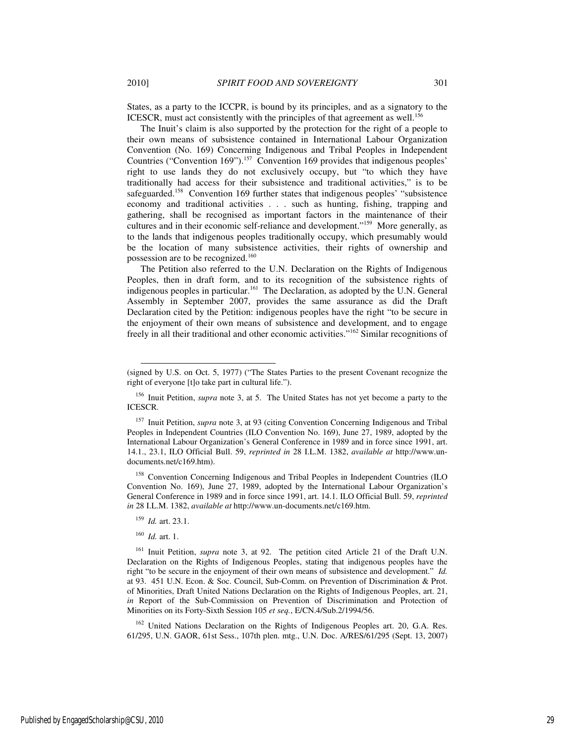States, as a party to the ICCPR, is bound by its principles, and as a signatory to the ICESCR, must act consistently with the principles of that agreement as well.[156]

The Inuit's claim is also supported by the protection for the right of a people to their own means of subsistence contained in International Labour Organization Convention (No. 169) Concerning Indigenous and Tribal Peoples in Independent Countries ("Convention 169").[157] Convention 169 provides that indigenous peoples' right to use lands they do not exclusively occupy, but "to which they have traditionally had access for their subsistence and traditional activities," is to be safeguarded.[158] Convention 169 further states that indigenous peoples' "subsistence economy and traditional activities . . . such as hunting, fishing, trapping and gathering, shall be recognised as important factors in the maintenance of their cultures and in their economic self-reliance and development."[159] More generally, as to the lands that indigenous peoples traditionally occupy, which presumably would be the location of many subsistence activities, their rights of ownership and possession are to be recognized.[160]

The Petition also referred to the U.N. Declaration on the Rights of Indigenous Peoples, then in draft form, and to its recognition of the subsistence rights of indigenous peoples in particular.[161] The Declaration, as adopted by the U.N. General Assembly in September 2007, provides the same assurance as did the Draft Declaration cited by the Petition: indigenous peoples have the right "to be secure in the enjoyment of their own means of subsistence and development, and to engage freely in all their traditional and other economic activities."[162] Similar recognitions of

---

(signed by U.S. on Oct. 5, 1977) ("The States Parties to the present Covenant recognize the right of everyone [t]o take part in cultural life.").

[156] Inuit Petition, *supra* note 3, at 5. The United States has not yet become a party to the ICESCR.

[157] Inuit Petition, *supra* note 3, at 93 (citing Convention Concerning Indigenous and Tribal Peoples in Independent Countries (ILO Convention No. 169), June 27, 1989, adopted by the International Labour Organization's General Conference in 1989 and in force since 1991, art. 14.1., 23.1, ILO Official Bull. 59, *reprinted in* 28 I.L.M. 1382, *available at* http://www.un-documents.net/c169.htm).

[158] Convention Concerning Indigenous and Tribal Peoples in Independent Countries (ILO Convention No. 169), June 27, 1989, adopted by the International Labour Organization's General Conference in 1989 and in force since 1991, art. 14.1. ILO Official Bull. 59, *reprinted in* 28 I.L.M. 1382, *available at* http://www.un-documents.net/c169.htm.

[159] *Id.* art. 23.1.

[160] *Id.* art. 1.

[161] Inuit Petition, *supra* note 3, at 92. The petition cited Article 21 of the Draft U.N. Declaration on the Rights of Indigenous Peoples, stating that indigenous peoples have the right "to be secure in the enjoyment of their own means of subsistence and development." *Id.* at 93. 451 U.N. Econ. & Soc. Council, Sub-Comm. on Prevention of Discrimination & Prot. of Minorities, Draft United Nations Declaration on the Rights of Indigenous Peoples, art. 21, *in* Report of the Sub-Commission on Prevention of Discrimination and Protection of Minorities on its Forty-Sixth Session 105 *et seq.*, E/CN.4/Sub.2/1994/56.

[162] United Nations Declaration on the Rights of Indigenous Peoples art. 20, G.A. Res. 61/295, U.N. GAOR, 61st Sess., 107th plen. mtg., U.N. Doc. A/RES/61/295 (Sept. 13, 2007)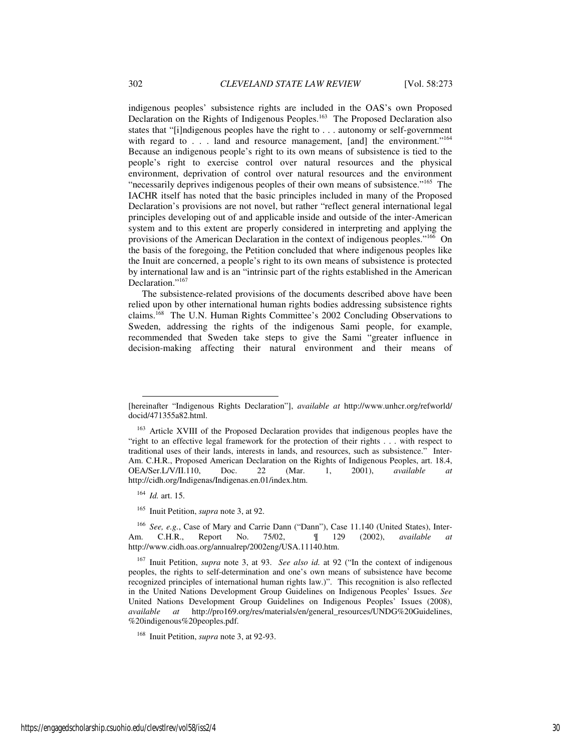indigenous peoples' subsistence rights are included in the OAS's own Proposed Declaration on the Rights of Indigenous Peoples.[163] The Proposed Declaration also states that "[i]ndigenous peoples have the right to . . . autonomy or self-government with regard to . . . land and resource management, [and] the environment."[164] Because an indigenous people's right to its own means of subsistence is tied to the people's right to exercise control over natural resources and the physical environment, deprivation of control over natural resources and the environment "necessarily deprives indigenous peoples of their own means of subsistence."[165] The IACHR itself has noted that the basic principles included in many of the Proposed Declaration's provisions are not novel, but rather "reflect general international legal principles developing out of and applicable inside and outside of the inter-American system and to this extent are properly considered in interpreting and applying the provisions of the American Declaration in the context of indigenous peoples."[166] On the basis of the foregoing, the Petition concluded that where indigenous peoples like the Inuit are concerned, a people's right to its own means of subsistence is protected by international law and is an "intrinsic part of the rights established in the American Declaration."[167]

The subsistence-related provisions of the documents described above have been relied upon by other international human rights bodies addressing subsistence rights claims.[168] The U.N. Human Rights Committee's 2002 Concluding Observations to Sweden, addressing the rights of the indigenous Sami people, for example, recommended that Sweden take steps to give the Sami "greater influence in decision-making affecting their natural environment and their means of

---

[hereinafter "Indigenous Rights Declaration"], *available at* http://www.unhcr.org/refworld/docid/471355a82.html.

[163] Article XVIII of the Proposed Declaration provides that indigenous peoples have the "right to an effective legal framework for the protection of their rights . . . with respect to traditional uses of their lands, interests in lands, and resources, such as subsistence." Inter-Am. C.H.R., Proposed American Declaration on the Rights of Indigenous Peoples, art. 18.4, OEA/Ser.L/V/II.110, Doc. 22 (Mar. 1, 2001), *available at* http://cidh.org/Indigenas/Indigenas.en.01/index.htm.

[164] *Id.* art. 15.

[165] Inuit Petition, *supra* note 3, at 92.

[166] *See, e.g.*, Case of Mary and Carrie Dann ("Dann"), Case 11.140 (United States), Inter-Am. C.H.R., Report No. 75/02, ¶ 129 (2002), *available at* http://www.cidh.oas.org/annualrep/2002eng/USA.11140.htm.

[167] Inuit Petition, *supra* note 3, at 93. *See also id.* at 92 ("In the context of indigenous peoples, the rights to self-determination and one's own means of subsistence have become recognized principles of international human rights law.)". This recognition is also reflected in the United Nations Development Group Guidelines on Indigenous Peoples' Issues. *See* United Nations Development Group Guidelines on Indigenous Peoples' Issues (2008), *available at* http://pro169.org/res/materials/en/general_resources/UNDG%20Guidelines,%20indigenous%20peoples.pdf.

[168] Inuit Petition, *supra* note 3, at 92-93.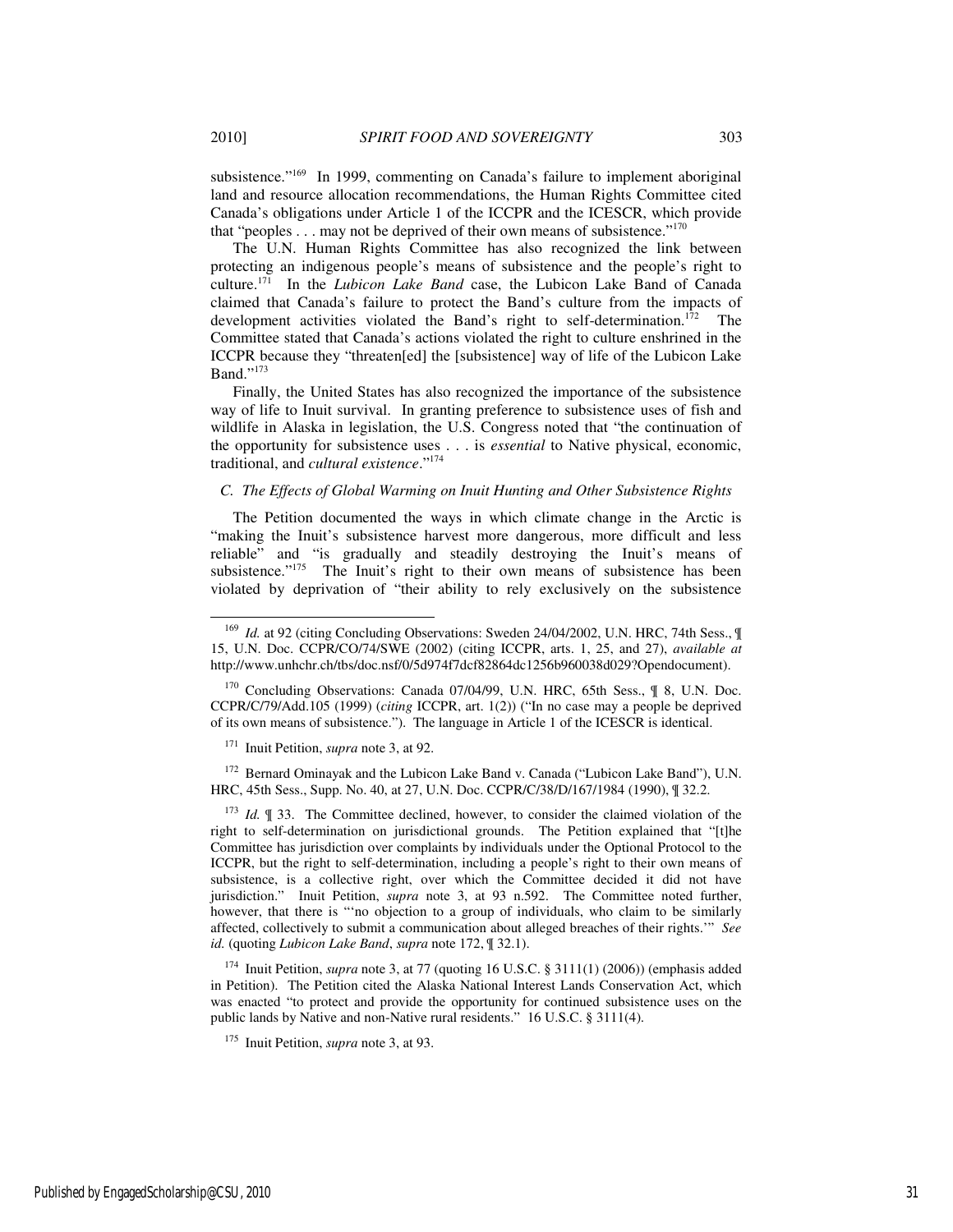subsistence."[169] In 1999, commenting on Canada's failure to implement aboriginal land and resource allocation recommendations, the Human Rights Committee cited Canada's obligations under Article 1 of the ICCPR and the ICESCR, which provide that "peoples . . . may not be deprived of their own means of subsistence."[170]

The U.N. Human Rights Committee has also recognized the link between protecting an indigenous people's means of subsistence and the people's right to culture.[171] In the *Lubicon Lake Band* case, the Lubicon Lake Band of Canada claimed that Canada's failure to protect the Band's culture from the impacts of development activities violated the Band's right to self-determination.[172] The Committee stated that Canada's actions violated the right to culture enshrined in the ICCPR because they "threaten[ed] the [subsistence] way of life of the Lubicon Lake Band."[173]

Finally, the United States has also recognized the importance of the subsistence way of life to Inuit survival. In granting preference to subsistence uses of fish and wildlife in Alaska in legislation, the U.S. Congress noted that "the continuation of the opportunity for subsistence uses . . . is *essential* to Native physical, economic, traditional, and *cultural existence*."[174]

### *C. The Effects of Global Warming on Inuit Hunting and Other Subsistence Rights*

The Petition documented the ways in which climate change in the Arctic is "making the Inuit's subsistence harvest more dangerous, more difficult and less reliable" and "is gradually and steadily destroying the Inuit's means of subsistence."[175] The Inuit's right to their own means of subsistence has been violated by deprivation of "their ability to rely exclusively on the subsistence

---

[169] *Id.* at 92 (citing Concluding Observations: Sweden 24/04/2002, U.N. HRC, 74th Sess., ¶ 15, U.N. Doc. CCPR/CO/74/SWE (2002) (citing ICCPR, arts. 1, 25, and 27), *available at* http://www.unhchr.ch/tbs/doc.nsf/0/5d974f7dcf82864dc1256b960038d029?Opendocument).

[170] Concluding Observations: Canada 07/04/99, U.N. HRC, 65th Sess., ¶ 8, U.N. Doc. CCPR/C/79/Add.105 (1999) (*citing* ICCPR, art. 1(2)) ("In no case may a people be deprived of its own means of subsistence."). The language in Article 1 of the ICESCR is identical.

[171] Inuit Petition, *supra* note 3, at 92.

[172] Bernard Ominayak and the Lubicon Lake Band v. Canada ("Lubicon Lake Band"), U.N. HRC, 45th Sess., Supp. No. 40, at 27, U.N. Doc. CCPR/C/38/D/167/1984 (1990), ¶ 32.2.

[173] *Id.* ¶ 33. The Committee declined, however, to consider the claimed violation of the right to self-determination on jurisdictional grounds. The Petition explained that "[t]he Committee has jurisdiction over complaints by individuals under the Optional Protocol to the ICCPR, but the right to self-determination, including a people's right to their own means of subsistence, is a collective right, over which the Committee decided it did not have jurisdiction." Inuit Petition, *supra* note 3, at 93 n.592. The Committee noted further, however, that there is "'no objection to a group of individuals, who claim to be similarly affected, collectively to submit a communication about alleged breaches of their rights.'" *See id.* (quoting *Lubicon Lake Band*, *supra* note 172, ¶ 32.1).

[174] Inuit Petition, *supra* note 3, at 77 (quoting 16 U.S.C. § 3111(1) (2006)) (emphasis added in Petition). The Petition cited the Alaska National Interest Lands Conservation Act, which was enacted "to protect and provide the opportunity for continued subsistence uses on the public lands by Native and non-Native rural residents." 16 U.S.C. § 3111(4).

[175] Inuit Petition, *supra* note 3, at 93.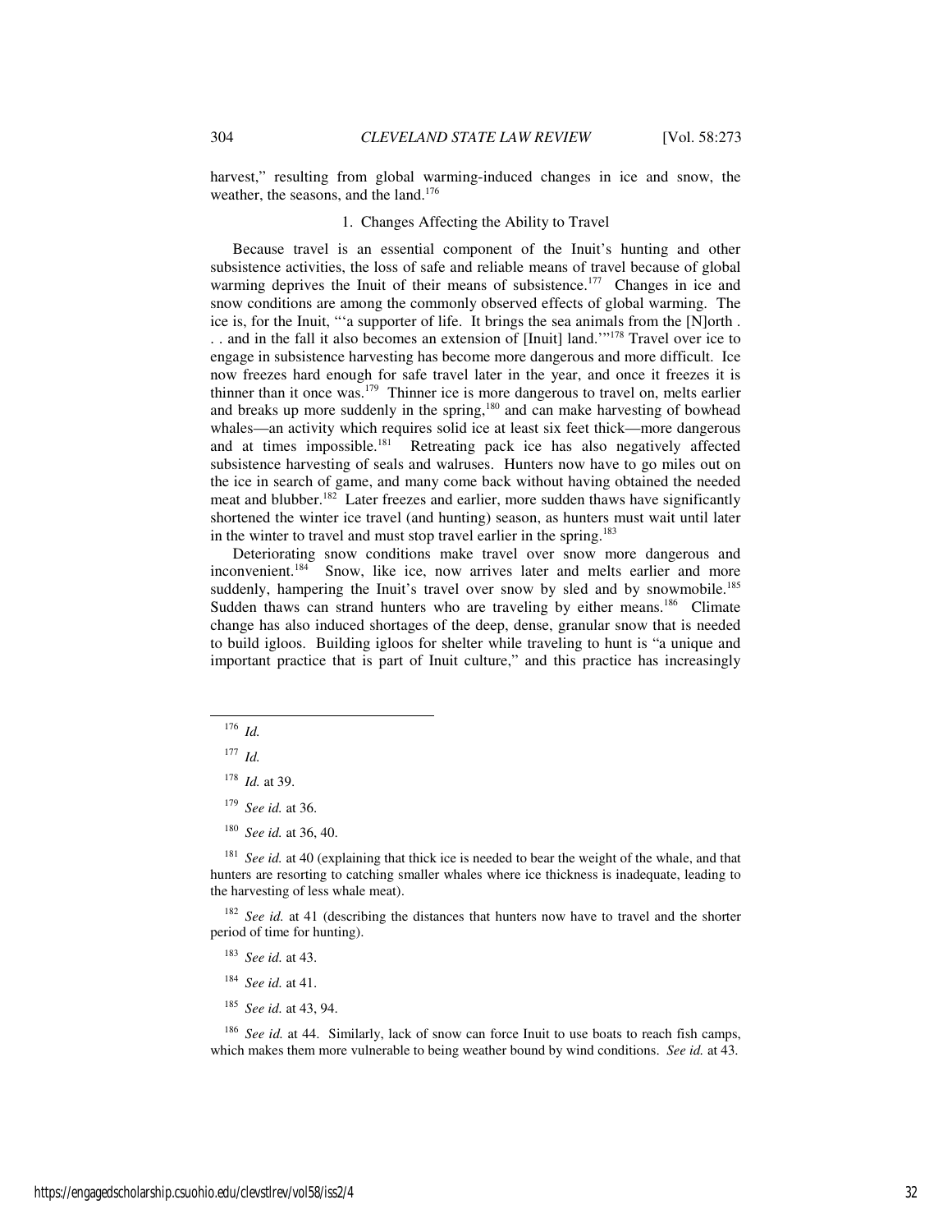harvest," resulting from global warming-induced changes in ice and snow, the weather, the seasons, and the land.[176]

### 1. Changes Affecting the Ability to Travel

Because travel is an essential component of the Inuit's hunting and other subsistence activities, the loss of safe and reliable means of travel because of global warming deprives the Inuit of their means of subsistence.[177] Changes in ice and snow conditions are among the commonly observed effects of global warming. The ice is, for the Inuit, "'a supporter of life. It brings the sea animals from the [N]orth . . . and in the fall it also becomes an extension of [Inuit] land.'"[178] Travel over ice to engage in subsistence harvesting has become more dangerous and more difficult. Ice now freezes hard enough for safe travel later in the year, and once it freezes it is thinner than it once was.[179] Thinner ice is more dangerous to travel on, melts earlier and breaks up more suddenly in the spring,[180] and can make harvesting of bowhead whales—an activity which requires solid ice at least six feet thick—more dangerous and at times impossible.[181] Retreating pack ice has also negatively affected subsistence harvesting of seals and walruses. Hunters now have to go miles out on the ice in search of game, and many come back without having obtained the needed meat and blubber.[182] Later freezes and earlier, more sudden thaws have significantly shortened the winter ice travel (and hunting) season, as hunters must wait until later in the winter to travel and must stop travel earlier in the spring.[183]

Deteriorating snow conditions make travel over snow more dangerous and inconvenient.[184] Snow, like ice, now arrives later and melts earlier and more suddenly, hampering the Inuit's travel over snow by sled and by snowmobile.[185] Sudden thaws can strand hunters who are traveling by either means.[186] Climate change has also induced shortages of the deep, dense, granular snow that is needed to build igloos. Building igloos for shelter while traveling to hunt is "a unique and important practice that is part of Inuit culture," and this practice has increasingly

---

[176] *Id.*

[177] *Id.*

[178] *Id.* at 39.

[179] *See id.* at 36.

[180] *See id.* at 36, 40.

[181] *See id.* at 40 (explaining that thick ice is needed to bear the weight of the whale, and that hunters are resorting to catching smaller whales where ice thickness is inadequate, leading to the harvesting of less whale meat).

[182] *See id.* at 41 (describing the distances that hunters now have to travel and the shorter period of time for hunting).

[183] *See id.* at 43.

[184] *See id.* at 41.

[185] *See id.* at 43, 94.

[186] *See id.* at 44. Similarly, lack of snow can force Inuit to use boats to reach fish camps, which makes them more vulnerable to being weather bound by wind conditions. *See id.* at 43.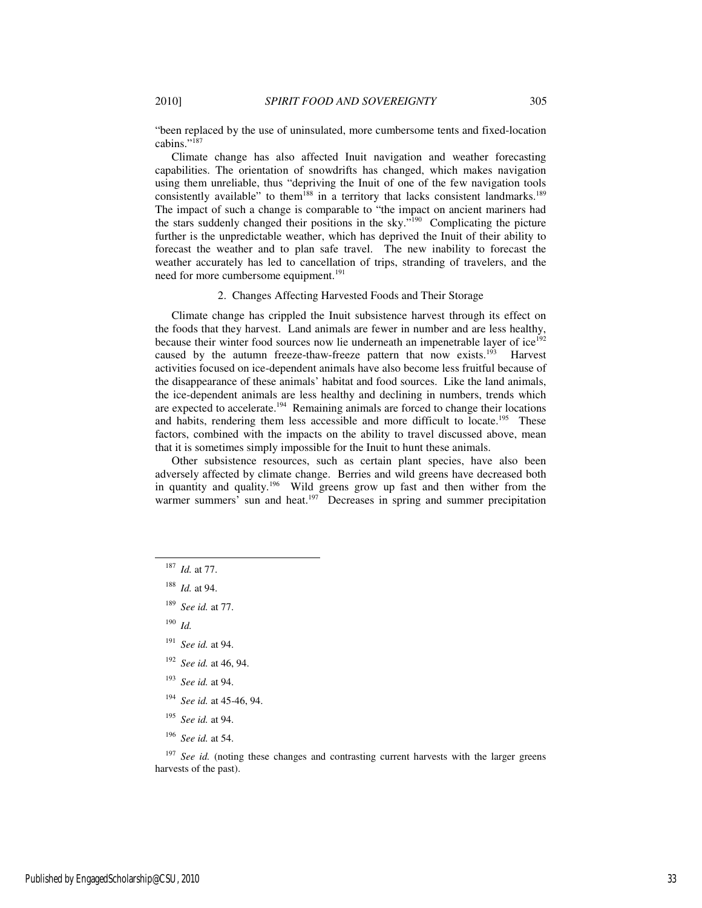"been replaced by the use of uninsulated, more cumbersome tents and fixed-location cabins."[187]

Climate change has also affected Inuit navigation and weather forecasting capabilities. The orientation of snowdrifts has changed, which makes navigation using them unreliable, thus "depriving the Inuit of one of the few navigation tools consistently available" to them[188] in a territory that lacks consistent landmarks.[189] The impact of such a change is comparable to "the impact on ancient mariners had the stars suddenly changed their positions in the sky."[190] Complicating the picture further is the unpredictable weather, which has deprived the Inuit of their ability to forecast the weather and to plan safe travel. The new inability to forecast the weather accurately has led to cancellation of trips, stranding of travelers, and the need for more cumbersome equipment.[191]

### 2. Changes Affecting Harvested Foods and Their Storage

Climate change has crippled the Inuit subsistence harvest through its effect on the foods that they harvest. Land animals are fewer in number and are less healthy, because their winter food sources now lie underneath an impenetrable layer of ice[192] caused by the autumn freeze-thaw-freeze pattern that now exists.[193] Harvest activities focused on ice-dependent animals have also become less fruitful because of the disappearance of these animals' habitat and food sources. Like the land animals, the ice-dependent animals are less healthy and declining in numbers, trends which are expected to accelerate.[194] Remaining animals are forced to change their locations and habits, rendering them less accessible and more difficult to locate.[195] These factors, combined with the impacts on the ability to travel discussed above, mean that it is sometimes simply impossible for the Inuit to hunt these animals.

Other subsistence resources, such as certain plant species, have also been adversely affected by climate change. Berries and wild greens have decreased both in quantity and quality.[196] Wild greens grow up fast and then wither from the warmer summers' sun and heat.[197] Decreases in spring and summer precipitation

---

[187] *Id.* at 77.

[188] *Id.* at 94.

[189] *See id.* at 77.

[190] *Id.*

[191] *See id.* at 94.

[192] *See id.* at 46, 94.

[193] *See id.* at 94.

[194] *See id.* at 45-46, 94.

[195] *See id.* at 94.

[196] *See id.* at 54.

[197] *See id.* (noting these changes and contrasting current harvests with the larger greens harvests of the past).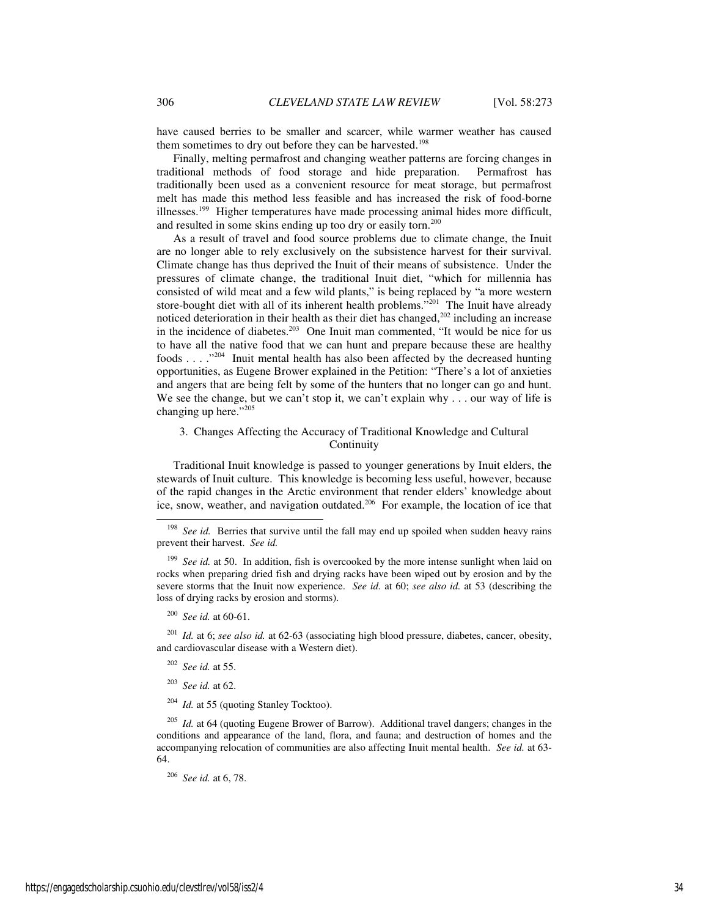have caused berries to be smaller and scarcer, while warmer weather has caused them sometimes to dry out before they can be harvested.[198]

Finally, melting permafrost and changing weather patterns are forcing changes in traditional methods of food storage and hide preparation. Permafrost has traditionally been used as a convenient resource for meat storage, but permafrost melt has made this method less feasible and has increased the risk of food-borne illnesses.[199] Higher temperatures have made processing animal hides more difficult, and resulted in some skins ending up too dry or easily torn.[200]

As a result of travel and food source problems due to climate change, the Inuit are no longer able to rely exclusively on the subsistence harvest for their survival. Climate change has thus deprived the Inuit of their means of subsistence. Under the pressures of climate change, the traditional Inuit diet, "which for millennia has consisted of wild meat and a few wild plants," is being replaced by "a more western store-bought diet with all of its inherent health problems."[201] The Inuit have already noticed deterioration in their health as their diet has changed,[202] including an increase in the incidence of diabetes.[203] One Inuit man commented, "It would be nice for us to have all the native food that we can hunt and prepare because these are healthy foods . . . ."[204] Inuit mental health has also been affected by the decreased hunting opportunities, as Eugene Brower explained in the Petition: "There's a lot of anxieties and angers that are being felt by some of the hunters that no longer can go and hunt. We see the change, but we can't stop it, we can't explain why . . . our way of life is changing up here."[205]

### 3. Changes Affecting the Accuracy of Traditional Knowledge and Cultural Continuity

Traditional Inuit knowledge is passed to younger generations by Inuit elders, the stewards of Inuit culture. This knowledge is becoming less useful, however, because of the rapid changes in the Arctic environment that render elders' knowledge about ice, snow, weather, and navigation outdated.[206] For example, the location of ice that

---

[198] *See id.* Berries that survive until the fall may end up spoiled when sudden heavy rains prevent their harvest. *See id.*

[199] *See id.* at 50. In addition, fish is overcooked by the more intense sunlight when laid on rocks when preparing dried fish and drying racks have been wiped out by erosion and by the severe storms that the Inuit now experience. *See id.* at 60; *see also id.* at 53 (describing the loss of drying racks by erosion and storms).

[200] *See id.* at 60-61.

[201] *Id.* at 6; *see also id.* at 62-63 (associating high blood pressure, diabetes, cancer, obesity, and cardiovascular disease with a Western diet).

[202] *See id.* at 55.

[203] *See id.* at 62.

[204] *Id.* at 55 (quoting Stanley Tocktoo).

[205] *Id.* at 64 (quoting Eugene Brower of Barrow). Additional travel dangers; changes in the conditions and appearance of the land, flora, and fauna; and destruction of homes and the accompanying relocation of communities are also affecting Inuit mental health. *See id.* at 63-64.

[206] *See id.* at 6, 78.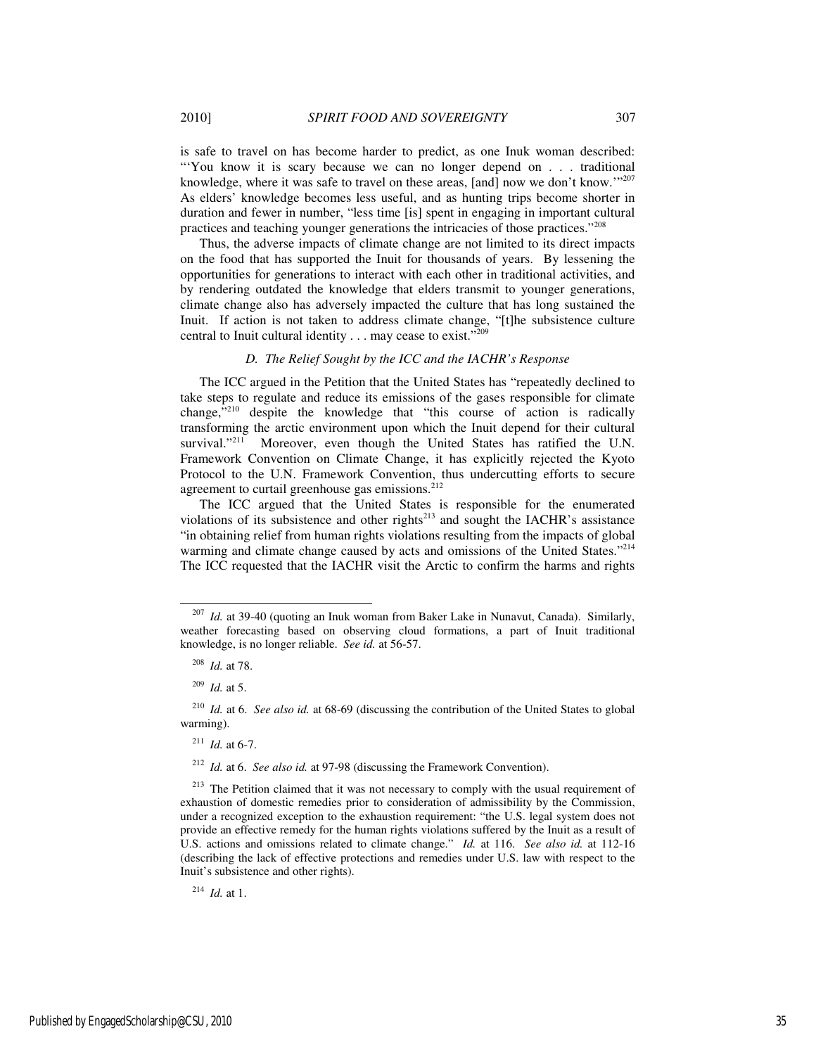is safe to travel on has become harder to predict, as one Inuk woman described: "'You know it is scary because we can no longer depend on . . . traditional knowledge, where it was safe to travel on these areas, [and] now we don't know.'"[207] As elders' knowledge becomes less useful, and as hunting trips become shorter in duration and fewer in number, "less time [is] spent in engaging in important cultural practices and teaching younger generations the intricacies of those practices."[208]

Thus, the adverse impacts of climate change are not limited to its direct impacts on the food that has supported the Inuit for thousands of years. By lessening the opportunities for generations to interact with each other in traditional activities, and by rendering outdated the knowledge that elders transmit to younger generations, climate change also has adversely impacted the culture that has long sustained the Inuit. If action is not taken to address climate change, "[t]he subsistence culture central to Inuit cultural identity . . . may cease to exist."[209]

### *D. The Relief Sought by the ICC and the IACHR's Response*

The ICC argued in the Petition that the United States has "repeatedly declined to take steps to regulate and reduce its emissions of the gases responsible for climate change,"[210] despite the knowledge that "this course of action is radically transforming the arctic environment upon which the Inuit depend for their cultural survival."[211] Moreover, even though the United States has ratified the U.N. Framework Convention on Climate Change, it has explicitly rejected the Kyoto Protocol to the U.N. Framework Convention, thus undercutting efforts to secure agreement to curtail greenhouse gas emissions.[212]

The ICC argued that the United States is responsible for the enumerated violations of its subsistence and other rights[213] and sought the IACHR's assistance "in obtaining relief from human rights violations resulting from the impacts of global warming and climate change caused by acts and omissions of the United States."[214] The ICC requested that the IACHR visit the Arctic to confirm the harms and rights

---

[207] *Id.* at 39-40 (quoting an Inuk woman from Baker Lake in Nunavut, Canada). Similarly, weather forecasting based on observing cloud formations, a part of Inuit traditional knowledge, is no longer reliable. *See id.* at 56-57.

[208] *Id.* at 78.

[209] *Id.* at 5.

[210] *Id.* at 6. *See also id.* at 68-69 (discussing the contribution of the United States to global warming).

[211] *Id.* at 6-7.

[212] *Id.* at 6. *See also id.* at 97-98 (discussing the Framework Convention).

[213] The Petition claimed that it was not necessary to comply with the usual requirement of exhaustion of domestic remedies prior to consideration of admissibility by the Commission, under a recognized exception to the exhaustion requirement: "the U.S. legal system does not provide an effective remedy for the human rights violations suffered by the Inuit as a result of U.S. actions and omissions related to climate change." *Id.* at 116. *See also id.* at 112-16 (describing the lack of effective protections and remedies under U.S. law with respect to the Inuit's subsistence and other rights).

[214] *Id.* at 1.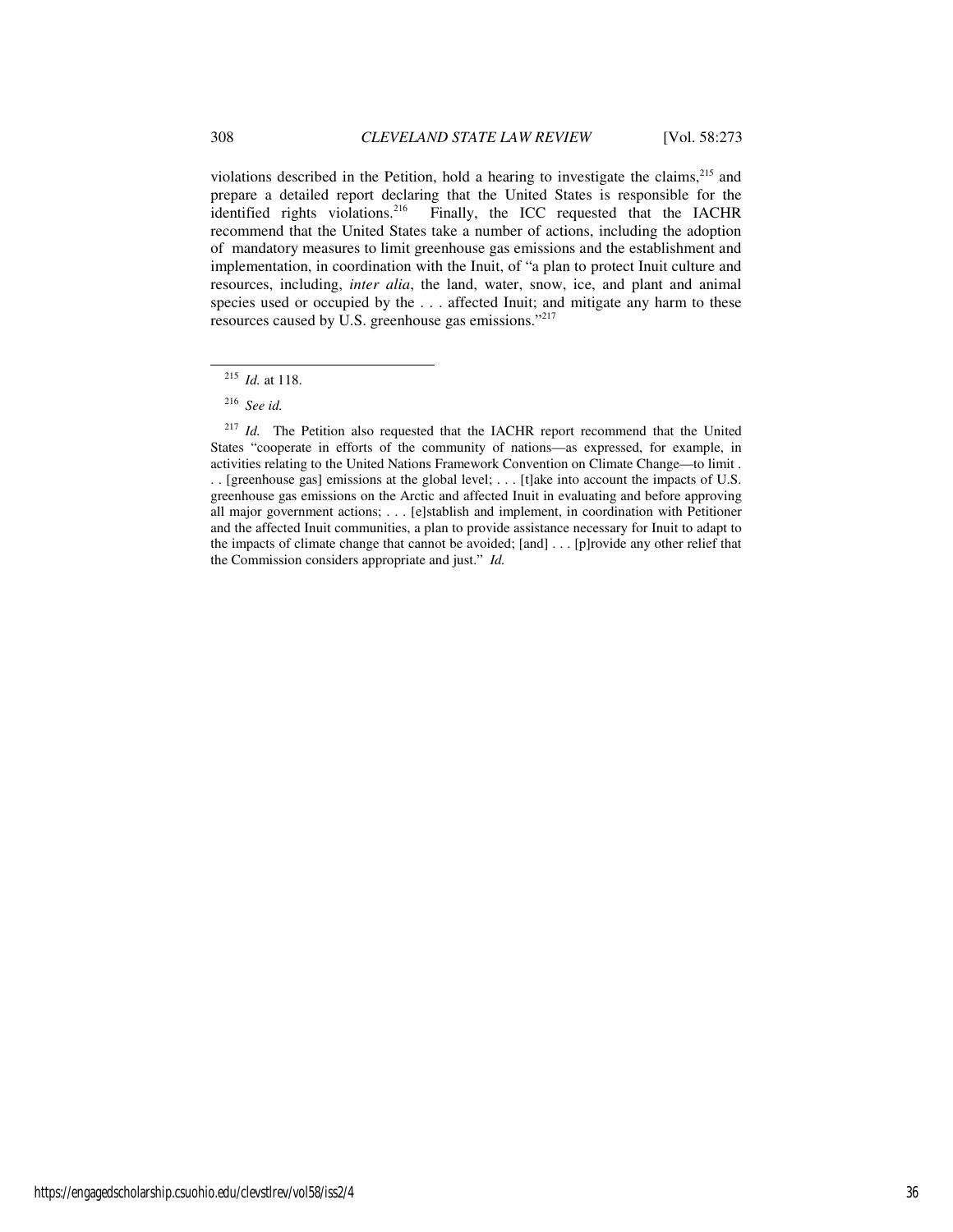violations described in the Petition, hold a hearing to investigate the claims,[215] and prepare a detailed report declaring that the United States is responsible for the identified rights violations.[216] Finally, the ICC requested that the IACHR recommend that the United States take a number of actions, including the adoption of mandatory measures to limit greenhouse gas emissions and the establishment and implementation, in coordination with the Inuit, of "a plan to protect Inuit culture and resources, including, *inter alia*, the land, water, snow, ice, and plant and animal species used or occupied by the . . . affected Inuit; and mitigate any harm to these resources caused by U.S. greenhouse gas emissions."[217]

---

[215] *Id.* at 118.

[216] *See id.*

[217] *Id.* The Petition also requested that the IACHR report recommend that the United States "cooperate in efforts of the community of nations—as expressed, for example, in activities relating to the United Nations Framework Convention on Climate Change—to limit . . . [greenhouse gas] emissions at the global level; . . . [t]ake into account the impacts of U.S. greenhouse gas emissions on the Arctic and affected Inuit in evaluating and before approving all major government actions; . . . [e]stablish and implement, in coordination with Petitioner and the affected Inuit communities, a plan to provide assistance necessary for Inuit to adapt to the impacts of climate change that cannot be avoided; [and] . . . [p]rovide any other relief that the Commission considers appropriate and just." *Id.*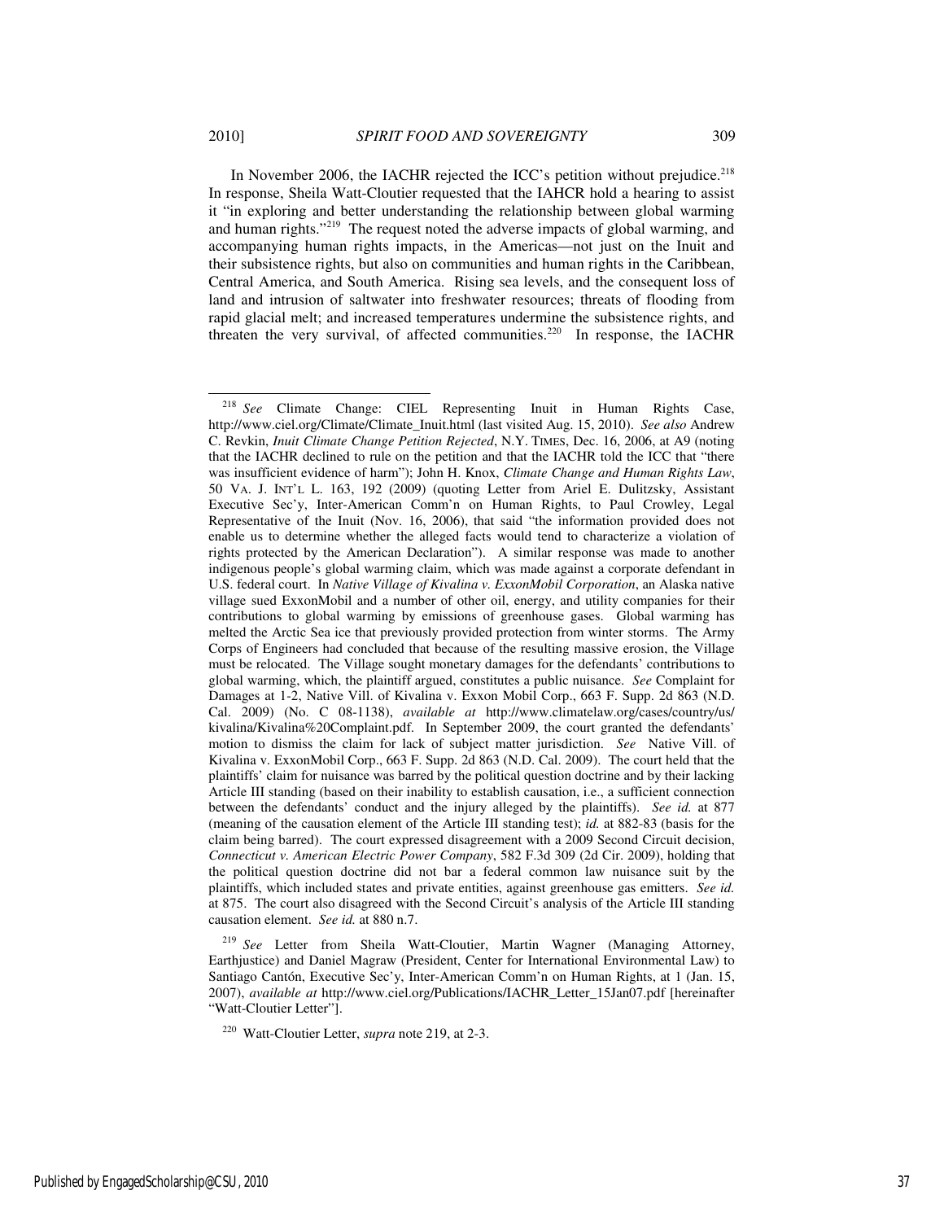In November 2006, the IACHR rejected the ICC's petition without prejudice.[218] In response, Sheila Watt-Cloutier requested that the IAHCR hold a hearing to assist it "in exploring and better understanding the relationship between global warming and human rights."[219] The request noted the adverse impacts of global warming, and accompanying human rights impacts, in the Americas—not just on the Inuit and their subsistence rights, but also on communities and human rights in the Caribbean, Central America, and South America. Rising sea levels, and the consequent loss of land and intrusion of saltwater into freshwater resources; threats of flooding from rapid glacial melt; and increased temperatures undermine the subsistence rights, and threaten the very survival, of affected communities.[220] In response, the IACHR

---

[218] *See* Climate Change: CIEL Representing Inuit in Human Rights Case, http://www.ciel.org/Climate/Climate_Inuit.html (last visited Aug. 15, 2010). *See also* Andrew C. Revkin, *Inuit Climate Change Petition Rejected*, N.Y. TIMES, Dec. 16, 2006, at A9 (noting that the IACHR declined to rule on the petition and that the IACHR told the ICC that "there was insufficient evidence of harm"); John H. Knox, *Climate Change and Human Rights Law*, 50 VA. J. INT'L L. 163, 192 (2009) (quoting Letter from Ariel E. Dulitzsky, Assistant Executive Sec'y, Inter-American Comm'n on Human Rights, to Paul Crowley, Legal Representative of the Inuit (Nov. 16, 2006), that said "the information provided does not enable us to determine whether the alleged facts would tend to characterize a violation of rights protected by the American Declaration"). A similar response was made to another indigenous people's global warming claim, which was made against a corporate defendant in U.S. federal court. In *Native Village of Kivalina v. ExxonMobil Corporation*, an Alaska native village sued ExxonMobil and a number of other oil, energy, and utility companies for their contributions to global warming by emissions of greenhouse gases. Global warming has melted the Arctic Sea ice that previously provided protection from winter storms. The Army Corps of Engineers had concluded that because of the resulting massive erosion, the Village must be relocated. The Village sought monetary damages for the defendants' contributions to global warming, which, the plaintiff argued, constitutes a public nuisance. *See* Complaint for Damages at 1-2, Native Vill. of Kivalina v. Exxon Mobil Corp., 663 F. Supp. 2d 863 (N.D. Cal. 2009) (No. C 08-1138), *available at* http://www.climatelaw.org/cases/country/us/kivalina/Kivalina%20Complaint.pdf. In September 2009, the court granted the defendants' motion to dismiss the claim for lack of subject matter jurisdiction. *See* Native Vill. of Kivalina v. ExxonMobil Corp., 663 F. Supp. 2d 863 (N.D. Cal. 2009). The court held that the plaintiffs' claim for nuisance was barred by the political question doctrine and by their lacking Article III standing (based on their inability to establish causation, i.e., a sufficient connection between the defendants' conduct and the injury alleged by the plaintiffs). *See id.* at 877 (meaning of the causation element of the Article III standing test); *id.* at 882-83 (basis for the claim being barred). The court expressed disagreement with a 2009 Second Circuit decision, *Connecticut v. American Electric Power Company*, 582 F.3d 309 (2d Cir. 2009), holding that the political question doctrine did not bar a federal common law nuisance suit by the plaintiffs, which included states and private entities, against greenhouse gas emitters. *See id.* at 875. The court also disagreed with the Second Circuit's analysis of the Article III standing causation element. *See id.* at 880 n.7.

[219] *See* Letter from Sheila Watt-Cloutier, Martin Wagner (Managing Attorney, Earthjustice) and Daniel Magraw (President, Center for International Environmental Law) to Santiago Cantón, Executive Sec'y, Inter-American Comm'n on Human Rights, at 1 (Jan. 15, 2007), *available at* http://www.ciel.org/Publications/IACHR_Letter_15Jan07.pdf [hereinafter "Watt-Cloutier Letter"].

[220] Watt-Cloutier Letter, *supra* note 219, at 2-3.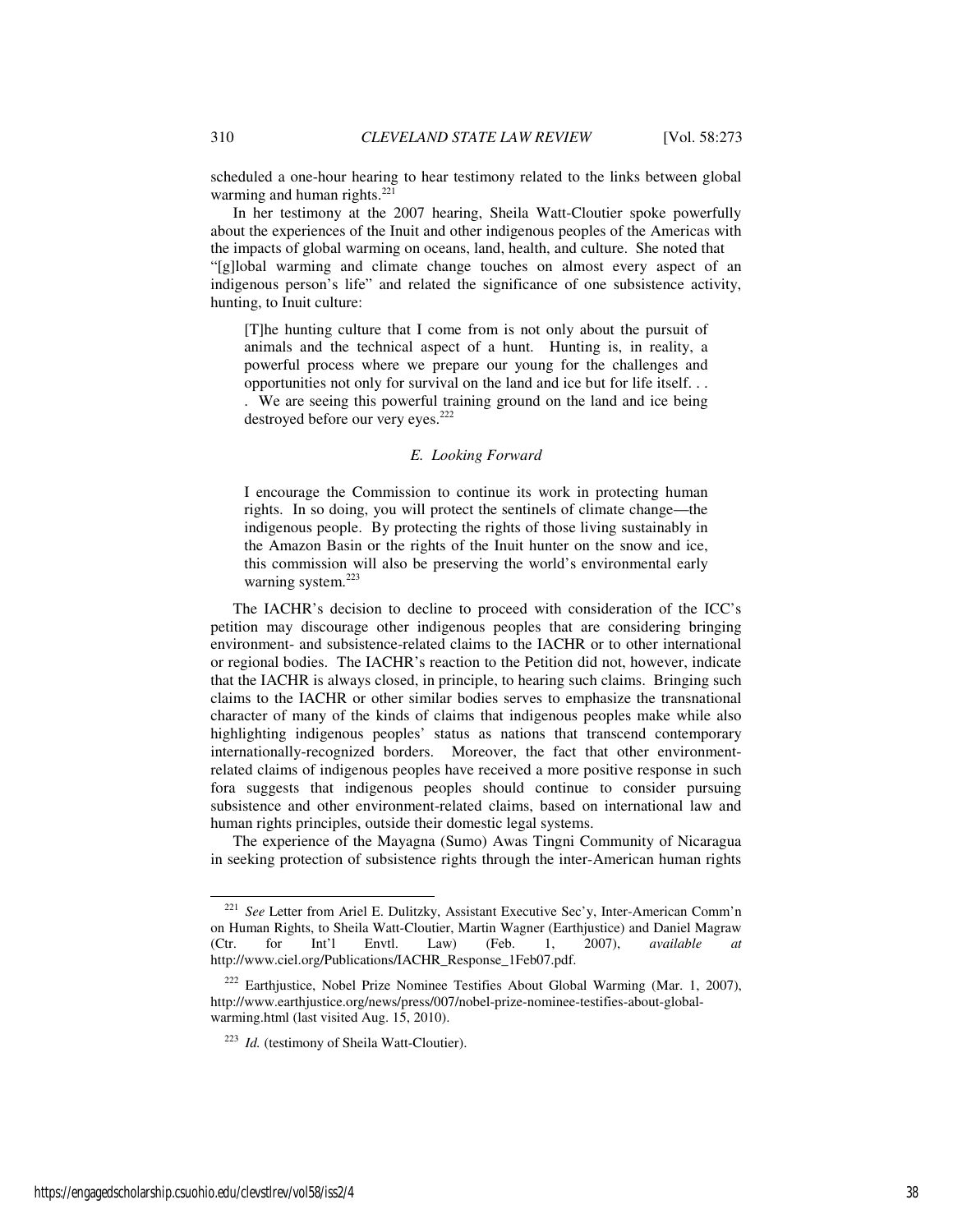scheduled a one-hour hearing to hear testimony related to the links between global warming and human rights.[221]

In her testimony at the 2007 hearing, Sheila Watt-Cloutier spoke powerfully about the experiences of the Inuit and other indigenous peoples of the Americas with the impacts of global warming on oceans, land, health, and culture. She noted that "[g]lobal warming and climate change touches on almost every aspect of an indigenous person's life" and related the significance of one subsistence activity, hunting, to Inuit culture:

> [T]he hunting culture that I come from is not only about the pursuit of animals and the technical aspect of a hunt. Hunting is, in reality, a powerful process where we prepare our young for the challenges and opportunities not only for survival on the land and ice but for life itself. . . . We are seeing this powerful training ground on the land and ice being destroyed before our very eyes.[222]

### *E. Looking Forward*

> I encourage the Commission to continue its work in protecting human rights. In so doing, you will protect the sentinels of climate change—the indigenous people. By protecting the rights of those living sustainably in the Amazon Basin or the rights of the Inuit hunter on the snow and ice, this commission will also be preserving the world's environmental early warning system.[223]

The IACHR's decision to decline to proceed with consideration of the ICC's petition may discourage other indigenous peoples that are considering bringing environment- and subsistence-related claims to the IACHR or to other international or regional bodies. The IACHR's reaction to the Petition did not, however, indicate that the IACHR is always closed, in principle, to hearing such claims. Bringing such claims to the IACHR or other similar bodies serves to emphasize the transnational character of many of the kinds of claims that indigenous peoples make while also highlighting indigenous peoples' status as nations that transcend contemporary internationally-recognized borders. Moreover, the fact that other environment-related claims of indigenous peoples have received a more positive response in such fora suggests that indigenous peoples should continue to consider pursuing subsistence and other environment-related claims, based on international law and human rights principles, outside their domestic legal systems.

The experience of the Mayagna (Sumo) Awas Tingni Community of Nicaragua in seeking protection of subsistence rights through the inter-American human rights

---

[221] *See* Letter from Ariel E. Dulitzky, Assistant Executive Sec'y, Inter-American Comm'n on Human Rights, to Sheila Watt-Cloutier, Martin Wagner (Earthjustice) and Daniel Magraw (Ctr. for Int'l Envtl. Law) (Feb. 1, 2007), *available at* http://www.ciel.org/Publications/IACHR_Response_1Feb07.pdf.

[222] Earthjustice, Nobel Prize Nominee Testifies About Global Warming (Mar. 1, 2007), http://www.earthjustice.org/news/press/007/nobel-prize-nominee-testifies-about-global-warming.html (last visited Aug. 15, 2010).

[223] *Id.* (testimony of Sheila Watt-Cloutier).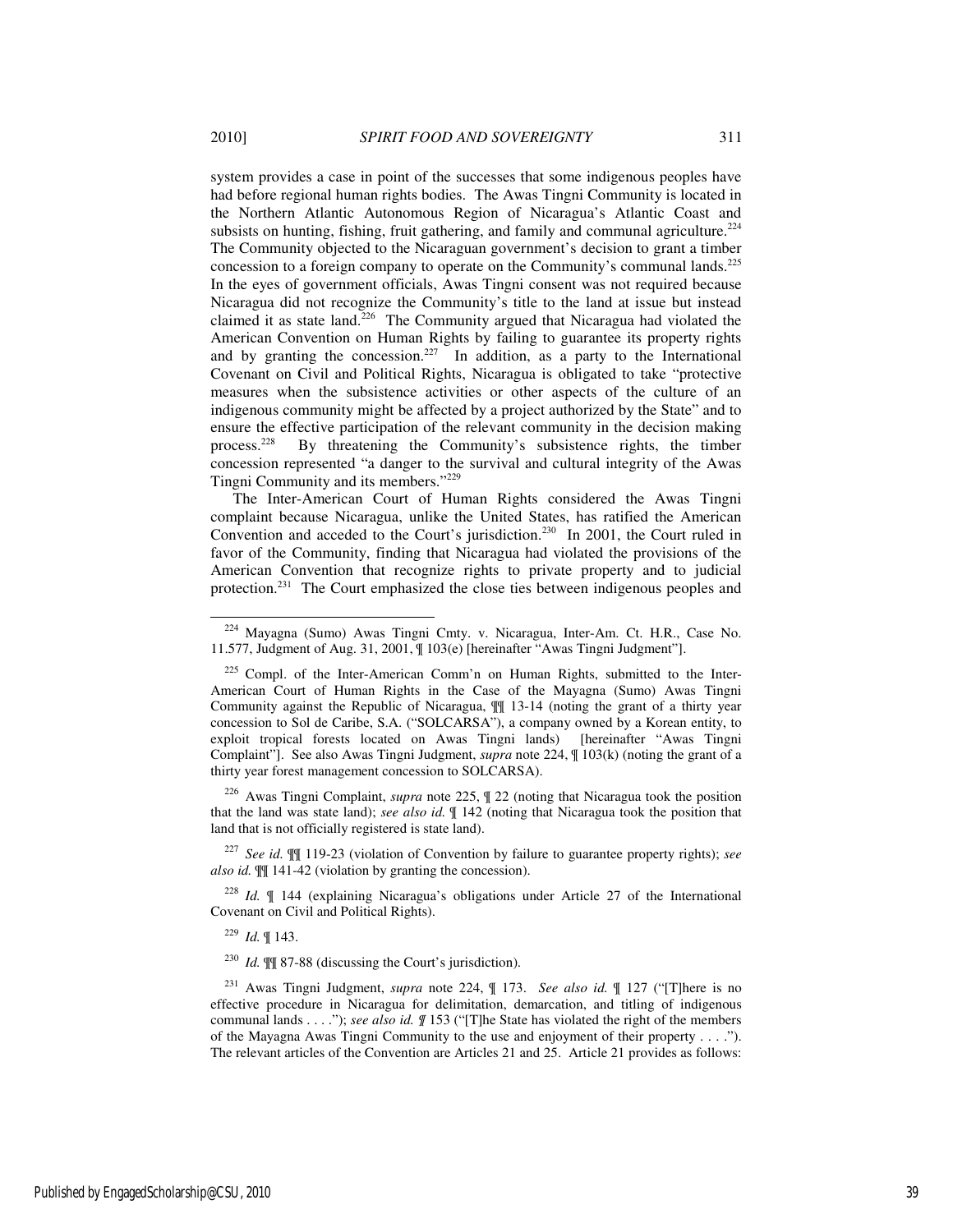system provides a case in point of the successes that some indigenous peoples have had before regional human rights bodies. The Awas Tingni Community is located in the Northern Atlantic Autonomous Region of Nicaragua's Atlantic Coast and subsists on hunting, fishing, fruit gathering, and family and communal agriculture.[224] The Community objected to the Nicaraguan government's decision to grant a timber concession to a foreign company to operate on the Community's communal lands.[225] In the eyes of government officials, Awas Tingni consent was not required because Nicaragua did not recognize the Community's title to the land at issue but instead claimed it as state land.[226] The Community argued that Nicaragua had violated the American Convention on Human Rights by failing to guarantee its property rights and by granting the concession.[227] In addition, as a party to the International Covenant on Civil and Political Rights, Nicaragua is obligated to take "protective measures when the subsistence activities or other aspects of the culture of an indigenous community might be affected by a project authorized by the State" and to ensure the effective participation of the relevant community in the decision making process.[228] By threatening the Community's subsistence rights, the timber concession represented "a danger to the survival and cultural integrity of the Awas Tingni Community and its members."[229]

The Inter-American Court of Human Rights considered the Awas Tingni complaint because Nicaragua, unlike the United States, has ratified the American Convention and acceded to the Court's jurisdiction.[230] In 2001, the Court ruled in favor of the Community, finding that Nicaragua had violated the provisions of the American Convention that recognize rights to private property and to judicial protection.[231] The Court emphasized the close ties between indigenous peoples and

---

[224] Mayagna (Sumo) Awas Tingni Cmty. v. Nicaragua, Inter-Am. Ct. H.R., Case No. 11.577, Judgment of Aug. 31, 2001, ¶ 103(e) [hereinafter "Awas Tingni Judgment"].

[225] Compl. of the Inter-American Comm'n on Human Rights, submitted to the Inter-American Court of Human Rights in the Case of the Mayagna (Sumo) Awas Tingni Community against the Republic of Nicaragua, ¶¶ 13-14 (noting the grant of a thirty year concession to Sol de Caribe, S.A. ("SOLCARSA"), a company owned by a Korean entity, to exploit tropical forests located on Awas Tingni lands) [hereinafter "Awas Tingni Complaint"]. See also Awas Tingni Judgment, *supra* note 224, ¶ 103(k) (noting the grant of a thirty year forest management concession to SOLCARSA).

[226] Awas Tingni Complaint, *supra* note 225, ¶ 22 (noting that Nicaragua took the position that the land was state land); *see also id.* ¶ 142 (noting that Nicaragua took the position that land that is not officially registered is state land).

[227] *See id.* ¶¶ 119-23 (violation of Convention by failure to guarantee property rights); *see also id.* ¶¶ 141-42 (violation by granting the concession).

[228] *Id.* ¶ 144 (explaining Nicaragua's obligations under Article 27 of the International Covenant on Civil and Political Rights).

[229] *Id.* ¶ 143.

[230] *Id.* ¶¶ 87-88 (discussing the Court's jurisdiction).

[231] Awas Tingni Judgment, *supra* note 224, ¶ 173. *See also id.* ¶ 127 ("[T]here is no effective procedure in Nicaragua for delimitation, demarcation, and titling of indigenous communal lands . . . ."); *see also id.* ¶ 153 ("[T]he State has violated the right of the members of the Mayagna Awas Tingni Community to the use and enjoyment of their property . . . ."). The relevant articles of the Convention are Articles 21 and 25. Article 21 provides as follows: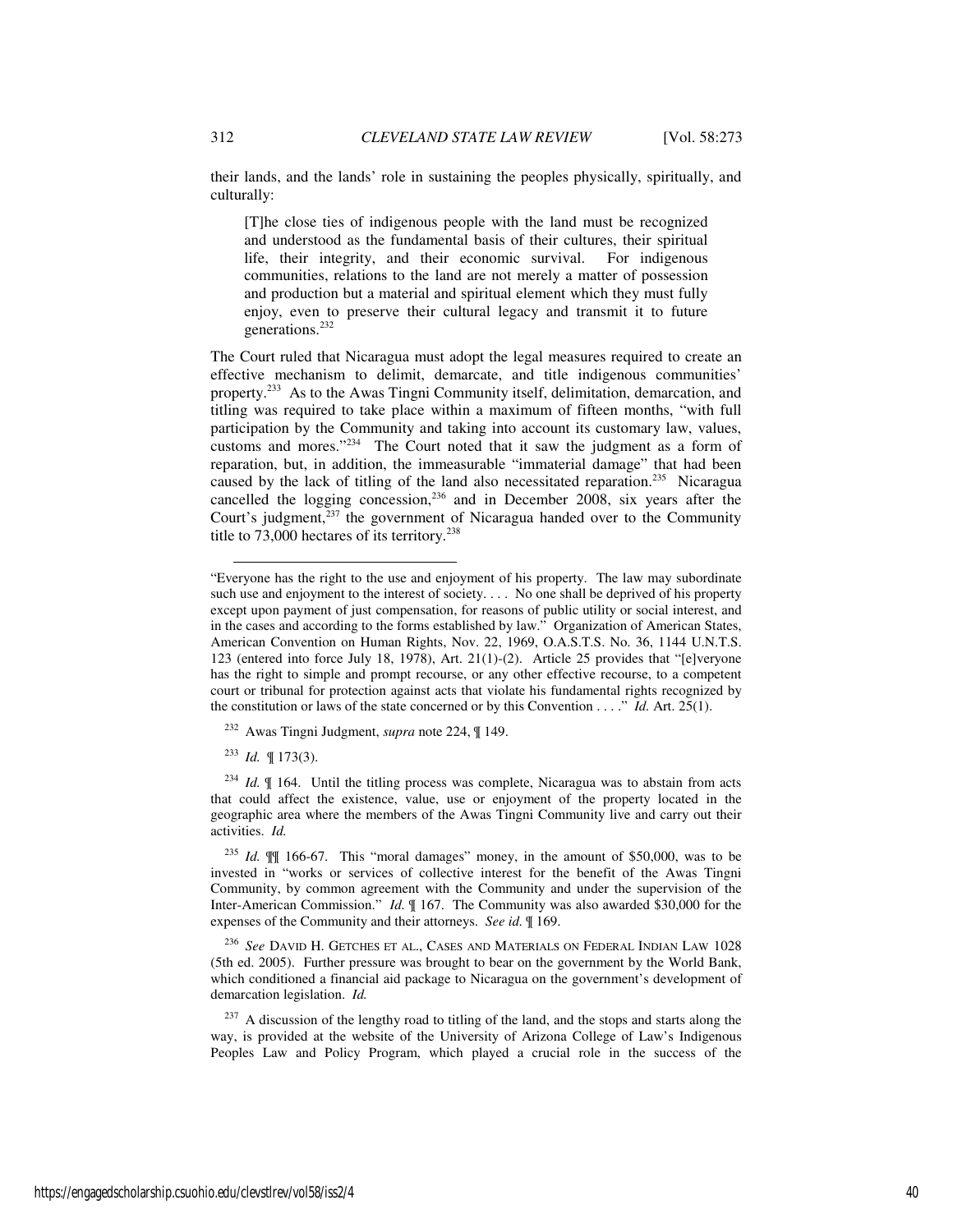their lands, and the lands' role in sustaining the peoples physically, spiritually, and culturally:

> [T]he close ties of indigenous people with the land must be recognized and understood as the fundamental basis of their cultures, their spiritual life, their integrity, and their economic survival. For indigenous communities, relations to the land are not merely a matter of possession and production but a material and spiritual element which they must fully enjoy, even to preserve their cultural legacy and transmit it to future generations.[232]

The Court ruled that Nicaragua must adopt the legal measures required to create an effective mechanism to delimit, demarcate, and title indigenous communities' property.[233] As to the Awas Tingni Community itself, delimitation, demarcation, and titling was required to take place within a maximum of fifteen months, "with full participation by the Community and taking into account its customary law, values, customs and mores."[234] The Court noted that it saw the judgment as a form of reparation, but, in addition, the immeasurable "immaterial damage" that had been caused by the lack of titling of the land also necessitated reparation.[235] Nicaragua cancelled the logging concession,[236] and in December 2008, six years after the Court's judgment,[237] the government of Nicaragua handed over to the Community title to 73,000 hectares of its territory.[238]

---

"Everyone has the right to the use and enjoyment of his property. The law may subordinate such use and enjoyment to the interest of society. . . . No one shall be deprived of his property except upon payment of just compensation, for reasons of public utility or social interest, and in the cases and according to the forms established by law." Organization of American States, American Convention on Human Rights, Nov. 22, 1969, O.A.S.T.S. No. 36, 1144 U.N.T.S. 123 (entered into force July 18, 1978), Art. 21(1)-(2). Article 25 provides that "[e]veryone has the right to simple and prompt recourse, or any other effective recourse, to a competent court or tribunal for protection against acts that violate his fundamental rights recognized by the constitution or laws of the state concerned or by this Convention . . . ." *Id.* Art. 25(1).

[232] Awas Tingni Judgment, *supra* note 224, ¶ 149.

[233] *Id.* ¶ 173(3).

[234] *Id.* ¶ 164. Until the titling process was complete, Nicaragua was to abstain from acts that could affect the existence, value, use or enjoyment of the property located in the geographic area where the members of the Awas Tingni Community live and carry out their activities. *Id.*

[235] *Id.* ¶¶ 166-67. This "moral damages" money, in the amount of $50,000, was to be invested in "works or services of collective interest for the benefit of the Awas Tingni Community, by common agreement with the Community and under the supervision of the Inter-American Commission." *Id.* ¶ 167. The Community was also awarded $30,000 for the expenses of the Community and their attorneys. *See id.* ¶ 169.

[236] *See* DAVID H. GETCHES ET AL., CASES AND MATERIALS ON FEDERAL INDIAN LAW 1028 (5th ed. 2005). Further pressure was brought to bear on the government by the World Bank, which conditioned a financial aid package to Nicaragua on the government's development of demarcation legislation. *Id.*

[237] A discussion of the lengthy road to titling of the land, and the stops and starts along the way, is provided at the website of the University of Arizona College of Law's Indigenous Peoples Law and Policy Program, which played a crucial role in the success of the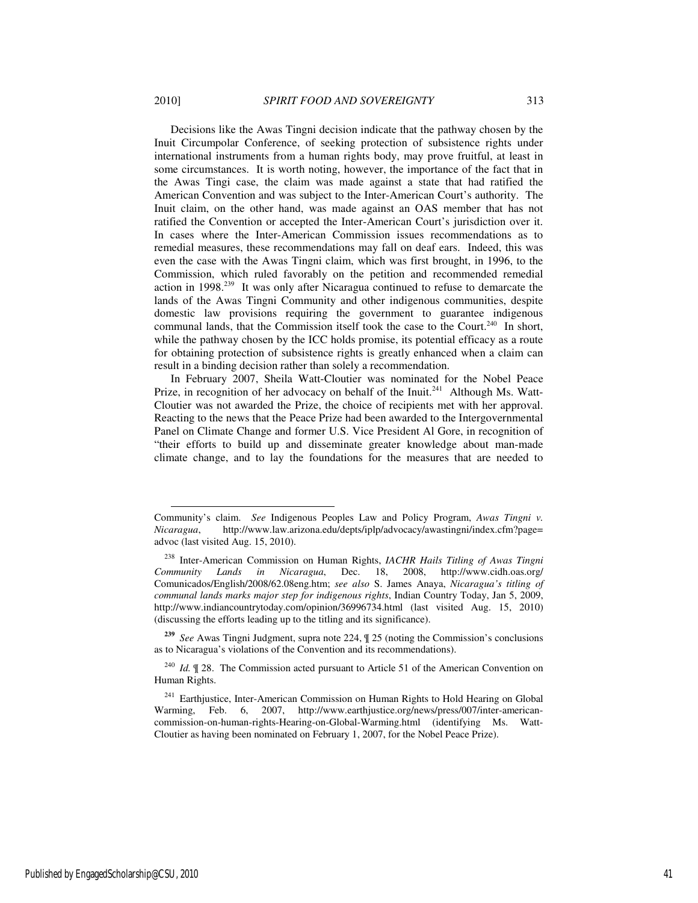Decisions like the Awas Tingni decision indicate that the pathway chosen by the Inuit Circumpolar Conference, of seeking protection of subsistence rights under international instruments from a human rights body, may prove fruitful, at least in some circumstances. It is worth noting, however, the importance of the fact that in the Awas Tingi case, the claim was made against a state that had ratified the American Convention and was subject to the Inter-American Court's authority. The Inuit claim, on the other hand, was made against an OAS member that has not ratified the Convention or accepted the Inter-American Court's jurisdiction over it. In cases where the Inter-American Commission issues recommendations as to remedial measures, these recommendations may fall on deaf ears. Indeed, this was even the case with the Awas Tingni claim, which was first brought, in 1996, to the Commission, which ruled favorably on the petition and recommended remedial action in 1998.[239] It was only after Nicaragua continued to refuse to demarcate the lands of the Awas Tingni Community and other indigenous communities, despite domestic law provisions requiring the government to guarantee indigenous communal lands, that the Commission itself took the case to the Court.[240] In short, while the pathway chosen by the ICC holds promise, its potential efficacy as a route for obtaining protection of subsistence rights is greatly enhanced when a claim can result in a binding decision rather than solely a recommendation.

In February 2007, Sheila Watt-Cloutier was nominated for the Nobel Peace Prize, in recognition of her advocacy on behalf of the Inuit.[241] Although Ms. Watt-Cloutier was not awarded the Prize, the choice of recipients met with her approval. Reacting to the news that the Peace Prize had been awarded to the Intergovernmental Panel on Climate Change and former U.S. Vice President Al Gore, in recognition of "their efforts to build up and disseminate greater knowledge about man-made climate change, and to lay the foundations for the measures that are needed to

---

Community's claim. *See* Indigenous Peoples Law and Policy Program, *Awas Tingni v. Nicaragua*, http://www.law.arizona.edu/depts/iplp/advocacy/awastingni/index.cfm?page=advoc (last visited Aug. 15, 2010).

[238] Inter-American Commission on Human Rights, *IACHR Hails Titling of Awas Tingni Community Lands in Nicaragua*, Dec. 18, 2008, http://www.cidh.oas.org/Comunicados/English/2008/62.08eng.htm; *see also* S. James Anaya, *Nicaragua's titling of communal lands marks major step for indigenous rights*, Indian Country Today, Jan 5, 2009, http://www.indiancountrytoday.com/opinion/36996734.html (last visited Aug. 15, 2010) (discussing the efforts leading up to the titling and its significance).

[239] *See* Awas Tingni Judgment, supra note 224, ¶ 25 (noting the Commission's conclusions as to Nicaragua's violations of the Convention and its recommendations).

[240] *Id.* ¶ 28. The Commission acted pursuant to Article 51 of the American Convention on Human Rights.

[241] Earthjustice, Inter-American Commission on Human Rights to Hold Hearing on Global Warming, Feb. 6, 2007, http://www.earthjustice.org/news/press/007/inter-american-commission-on-human-rights-Hearing-on-Global-Warming.html (identifying Ms. Watt-Cloutier as having been nominated on February 1, 2007, for the Nobel Peace Prize).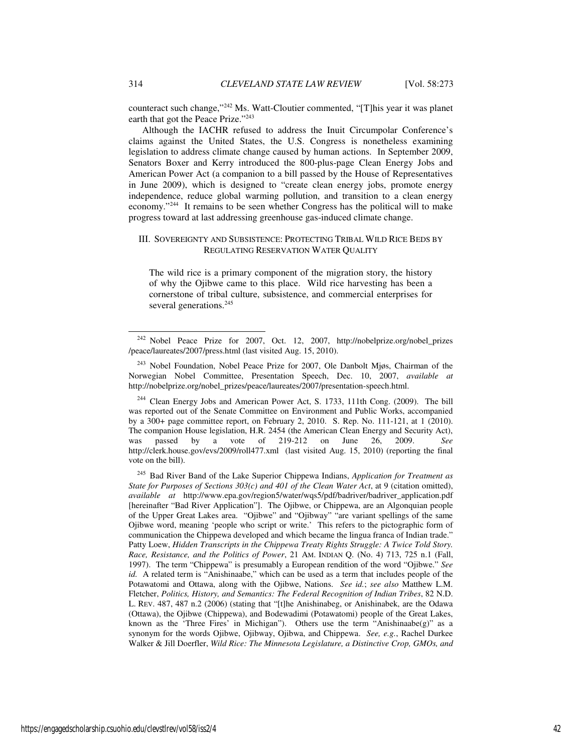counteract such change,"[242] Ms. Watt-Cloutier commented, "[T]his year it was planet earth that got the Peace Prize."[243]

Although the IACHR refused to address the Inuit Circumpolar Conference's claims against the United States, the U.S. Congress is nonetheless examining legislation to address climate change caused by human actions. In September 2009, Senators Boxer and Kerry introduced the 800-plus-page Clean Energy Jobs and American Power Act (a companion to a bill passed by the House of Representatives in June 2009), which is designed to "create clean energy jobs, promote energy independence, reduce global warming pollution, and transition to a clean energy economy."[244] It remains to be seen whether Congress has the political will to make progress toward at last addressing greenhouse gas-induced climate change.

## III. SOVEREIGNTY AND SUBSISTENCE: PROTECTING TRIBAL WILD RICE BEDS BY REGULATING RESERVATION WATER QUALITY

> The wild rice is a primary component of the migration story, the history of why the Ojibwe came to this place. Wild rice harvesting has been a cornerstone of tribal culture, subsistence, and commercial enterprises for several generations.[245]

---

[242] Nobel Peace Prize for 2007, Oct. 12, 2007, http://nobelprize.org/nobel_prizes/peace/laureates/2007/press.html (last visited Aug. 15, 2010).

[243] Nobel Foundation, Nobel Peace Prize for 2007, Ole Danbolt Mjøs, Chairman of the Norwegian Nobel Committee, Presentation Speech, Dec. 10, 2007, *available at* http://nobelprize.org/nobel_prizes/peace/laureates/2007/presentation-speech.html.

[244] Clean Energy Jobs and American Power Act, S. 1733, 111th Cong. (2009). The bill was reported out of the Senate Committee on Environment and Public Works, accompanied by a 300+ page committee report, on February 2, 2010. S. Rep. No. 111-121, at 1 (2010). The companion House legislation, H.R. 2454 (the American Clean Energy and Security Act), was passed by a vote of 219-212 on June 26, 2009. *See* http://clerk.house.gov/evs/2009/roll477.xml (last visited Aug. 15, 2010) (reporting the final vote on the bill).

[245] Bad River Band of the Lake Superior Chippewa Indians, *Application for Treatment as State for Purposes of Sections 303(c) and 401 of the Clean Water Act*, at 9 (citation omitted), *available at* http://www.epa.gov/region5/water/wqs5/pdf/badriver/badriver_application.pdf [hereinafter "Bad River Application"]. The Ojibwe, or Chippewa, are an Algonquian people of the Upper Great Lakes area. "Ojibwe" and "Ojibway" "are variant spellings of the same Ojibwe word, meaning 'people who script or write.' This refers to the pictographic form of communication the Chippewa developed and which became the lingua franca of Indian trade." Patty Loew, *Hidden Transcripts in the Chippewa Treaty Rights Struggle: A Twice Told Story. Race, Resistance, and the Politics of Power*, 21 AM. INDIAN Q. (No. 4) 713, 725 n.1 (Fall, 1997). The term "Chippewa" is presumably a European rendition of the word "Ojibwe." *See id.* A related term is "Anishinaabe," which can be used as a term that includes people of the Potawatomi and Ottawa, along with the Ojibwe, Nations. *See id.*; *see also* Matthew L.M. Fletcher, *Politics, History, and Semantics: The Federal Recognition of Indian Tribes*, 82 N.D. L. REV. 487, 487 n.2 (2006) (stating that "[t]he Anishinabeg, or Anishinabek, are the Odawa (Ottawa), the Ojibwe (Chippewa), and Bodewadimi (Potawatomi) people of the Great Lakes, known as the 'Three Fires' in Michigan"). Others use the term "Anishinaabe(g)" as a synonym for the words Ojibwe, Ojibway, Ojibwa, and Chippewa. *See, e.g.*, Rachel Durkee Walker & Jill Doerfler, *Wild Rice: The Minnesota Legislature, a Distinctive Crop, GMOs, and*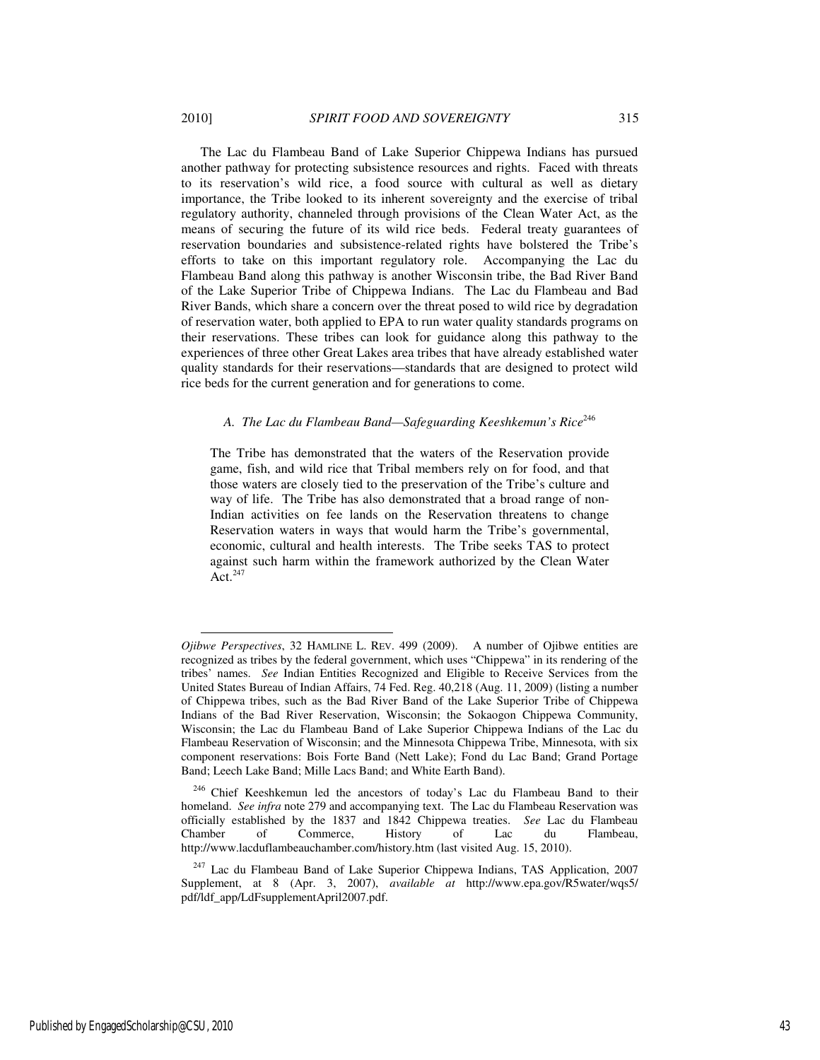The Lac du Flambeau Band of Lake Superior Chippewa Indians has pursued another pathway for protecting subsistence resources and rights. Faced with threats to its reservation's wild rice, a food source with cultural as well as dietary importance, the Tribe looked to its inherent sovereignty and the exercise of tribal regulatory authority, channeled through provisions of the Clean Water Act, as the means of securing the future of its wild rice beds. Federal treaty guarantees of reservation boundaries and subsistence-related rights have bolstered the Tribe's efforts to take on this important regulatory role. Accompanying the Lac du Flambeau Band along this pathway is another Wisconsin tribe, the Bad River Band of the Lake Superior Tribe of Chippewa Indians. The Lac du Flambeau and Bad River Bands, which share a concern over the threat posed to wild rice by degradation of reservation water, both applied to EPA to run water quality standards programs on their reservations. These tribes can look for guidance along this pathway to the experiences of three other Great Lakes area tribes that have already established water quality standards for their reservations—standards that are designed to protect wild rice beds for the current generation and for generations to come.

### *A. The Lac du Flambeau Band—Safeguarding Keeshkemun's Rice*[246]

> The Tribe has demonstrated that the waters of the Reservation provide game, fish, and wild rice that Tribal members rely on for food, and that those waters are closely tied to the preservation of the Tribe's culture and way of life. The Tribe has also demonstrated that a broad range of non-Indian activities on fee lands on the Reservation threatens to change Reservation waters in ways that would harm the Tribe's governmental, economic, cultural and health interests. The Tribe seeks TAS to protect against such harm within the framework authorized by the Clean Water Act.[247]

---

*Ojibwe Perspectives*, 32 HAMLINE L. REV. 499 (2009). A number of Ojibwe entities are recognized as tribes by the federal government, which uses "Chippewa" in its rendering of the tribes' names. *See* Indian Entities Recognized and Eligible to Receive Services from the United States Bureau of Indian Affairs, 74 Fed. Reg. 40,218 (Aug. 11, 2009) (listing a number of Chippewa tribes, such as the Bad River Band of the Lake Superior Tribe of Chippewa Indians of the Bad River Reservation, Wisconsin; the Sokaogon Chippewa Community, Wisconsin; the Lac du Flambeau Band of Lake Superior Chippewa Indians of the Lac du Flambeau Reservation of Wisconsin; and the Minnesota Chippewa Tribe, Minnesota, with six component reservations: Bois Forte Band (Nett Lake); Fond du Lac Band; Grand Portage Band; Leech Lake Band; Mille Lacs Band; and White Earth Band).

[246] Chief Keeshkemun led the ancestors of today's Lac du Flambeau Band to their homeland. *See infra* note 279 and accompanying text. The Lac du Flambeau Reservation was officially established by the 1837 and 1842 Chippewa treaties. *See* Lac du Flambeau Chamber of Commerce, History of Lac du Flambeau, http://www.lacduflambeauchamber.com/history.htm (last visited Aug. 15, 2010).

[247] Lac du Flambeau Band of Lake Superior Chippewa Indians, TAS Application, 2007 Supplement, at 8 (Apr. 3, 2007), *available at* http://www.epa.gov/R5water/wqs5/pdf/ldf_app/LdFsupplementApril2007.pdf.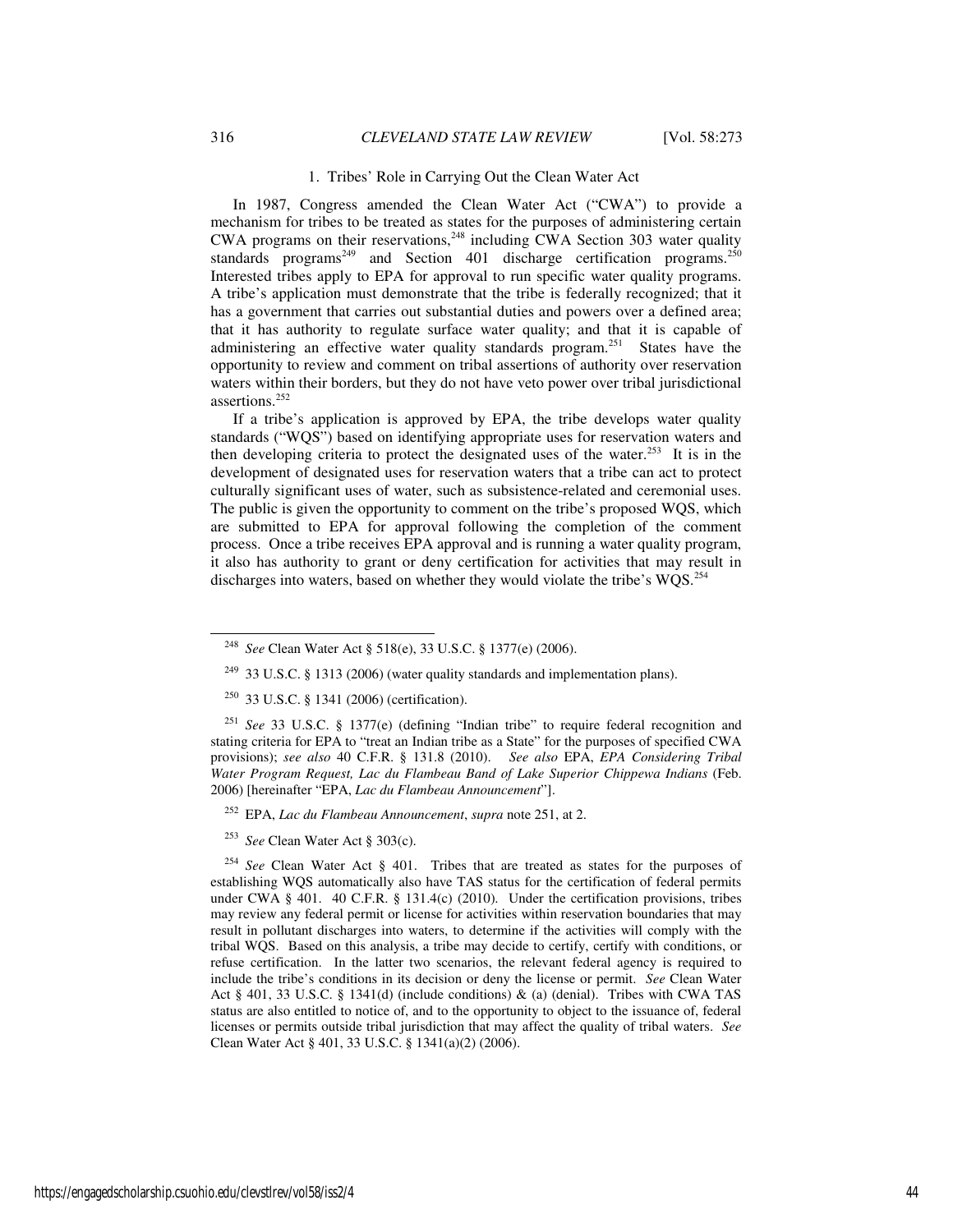### 1. Tribes' Role in Carrying Out the Clean Water Act

In 1987, Congress amended the Clean Water Act ("CWA") to provide a mechanism for tribes to be treated as states for the purposes of administering certain CWA programs on their reservations,[248] including CWA Section 303 water quality standards programs[249] and Section 401 discharge certification programs.[250] Interested tribes apply to EPA for approval to run specific water quality programs. A tribe's application must demonstrate that the tribe is federally recognized; that it has a government that carries out substantial duties and powers over a defined area; that it has authority to regulate surface water quality; and that it is capable of administering an effective water quality standards program.[251] States have the opportunity to review and comment on tribal assertions of authority over reservation waters within their borders, but they do not have veto power over tribal jurisdictional assertions.[252]

If a tribe's application is approved by EPA, the tribe develops water quality standards ("WQS") based on identifying appropriate uses for reservation waters and then developing criteria to protect the designated uses of the water.[253] It is in the development of designated uses for reservation waters that a tribe can act to protect culturally significant uses of water, such as subsistence-related and ceremonial uses. The public is given the opportunity to comment on the tribe's proposed WQS, which are submitted to EPA for approval following the completion of the comment process. Once a tribe receives EPA approval and is running a water quality program, it also has authority to grant or deny certification for activities that may result in discharges into waters, based on whether they would violate the tribe's WQS.[254]

---

[248] *See* Clean Water Act § 518(e), 33 U.S.C. § 1377(e) (2006).

[249] 33 U.S.C. § 1313 (2006) (water quality standards and implementation plans).

[250] 33 U.S.C. § 1341 (2006) (certification).

[251] *See* 33 U.S.C. § 1377(e) (defining "Indian tribe" to require federal recognition and stating criteria for EPA to "treat an Indian tribe as a State" for the purposes of specified CWA provisions); *see also* 40 C.F.R. § 131.8 (2010). *See also* EPA, *EPA Considering Tribal Water Program Request, Lac du Flambeau Band of Lake Superior Chippewa Indians* (Feb. 2006) [hereinafter "EPA, *Lac du Flambeau Announcement*"].

[252] EPA, *Lac du Flambeau Announcement*, *supra* note 251, at 2.

[253] *See* Clean Water Act § 303(c).

[254] *See* Clean Water Act § 401. Tribes that are treated as states for the purposes of establishing WQS automatically also have TAS status for the certification of federal permits under CWA § 401. 40 C.F.R. § 131.4(c) (2010). Under the certification provisions, tribes may review any federal permit or license for activities within reservation boundaries that may result in pollutant discharges into waters, to determine if the activities will comply with the tribal WQS. Based on this analysis, a tribe may decide to certify, certify with conditions, or refuse certification. In the latter two scenarios, the relevant federal agency is required to include the tribe's conditions in its decision or deny the license or permit. *See* Clean Water Act § 401, 33 U.S.C. § 1341(d) (include conditions) & (a) (denial). Tribes with CWA TAS status are also entitled to notice of, and to the opportunity to object to the issuance of, federal licenses or permits outside tribal jurisdiction that may affect the quality of tribal waters. *See* Clean Water Act § 401, 33 U.S.C. § 1341(a)(2) (2006).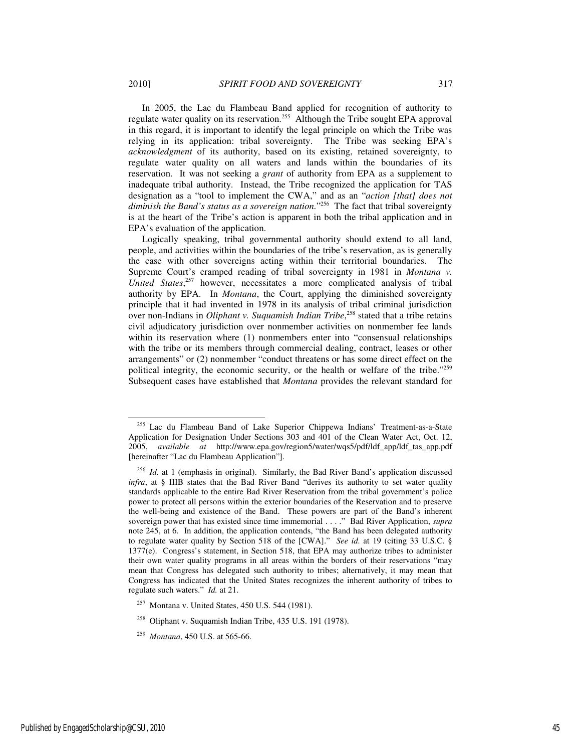In 2005, the Lac du Flambeau Band applied for recognition of authority to regulate water quality on its reservation.[255] Although the Tribe sought EPA approval in this regard, it is important to identify the legal principle on which the Tribe was relying in its application: tribal sovereignty. The Tribe was seeking EPA's *acknowledgment* of its authority, based on its existing, retained sovereignty, to regulate water quality on all waters and lands within the boundaries of its reservation. It was not seeking a *grant* of authority from EPA as a supplement to inadequate tribal authority. Instead, the Tribe recognized the application for TAS designation as a "tool to implement the CWA," and as an "*action [that] does not diminish the Band's status as a sovereign nation.*"[256] The fact that tribal sovereignty is at the heart of the Tribe's action is apparent in both the tribal application and in EPA's evaluation of the application.

Logically speaking, tribal governmental authority should extend to all land, people, and activities within the boundaries of the tribe's reservation, as is generally the case with other sovereigns acting within their territorial boundaries. The Supreme Court's cramped reading of tribal sovereignty in 1981 in *Montana v. United States*,[257] however, necessitates a more complicated analysis of tribal authority by EPA. In *Montana*, the Court, applying the diminished sovereignty principle that it had invented in 1978 in its analysis of tribal criminal jurisdiction over non-Indians in *Oliphant v. Suquamish Indian Tribe*,[258] stated that a tribe retains civil adjudicatory jurisdiction over nonmember activities on nonmember fee lands within its reservation where (1) nonmembers enter into "consensual relationships with the tribe or its members through commercial dealing, contract, leases or other arrangements" or (2) nonmember "conduct threatens or has some direct effect on the political integrity, the economic security, or the health or welfare of the tribe."[259] Subsequent cases have established that *Montana* provides the relevant standard for

---

[255] Lac du Flambeau Band of Lake Superior Chippewa Indians' Treatment-as-a-State Application for Designation Under Sections 303 and 401 of the Clean Water Act, Oct. 12, 2005, *available at* http://www.epa.gov/region5/water/wqs5/pdf/ldf_app/ldf_tas_app.pdf [hereinafter "Lac du Flambeau Application"].

[256] *Id.* at 1 (emphasis in original). Similarly, the Bad River Band's application discussed *infra*, at § IIIB states that the Bad River Band "derives its authority to set water quality standards applicable to the entire Bad River Reservation from the tribal government's police power to protect all persons within the exterior boundaries of the Reservation and to preserve the well-being and existence of the Band. These powers are part of the Band's inherent sovereign power that has existed since time immemorial . . . ." Bad River Application, *supra* note 245, at 6. In addition, the application contends, "the Band has been delegated authority to regulate water quality by Section 518 of the [CWA]." *See id.* at 19 (citing 33 U.S.C. § 1377(e). Congress's statement, in Section 518, that EPA may authorize tribes to administer their own water quality programs in all areas within the borders of their reservations "may mean that Congress has delegated such authority to tribes; alternatively, it may mean that Congress has indicated that the United States recognizes the inherent authority of tribes to regulate such waters." *Id.* at 21.

[257] Montana v. United States, 450 U.S. 544 (1981).

[258] Oliphant v. Suquamish Indian Tribe, 435 U.S. 191 (1978).

[259] *Montana*, 450 U.S. at 565-66.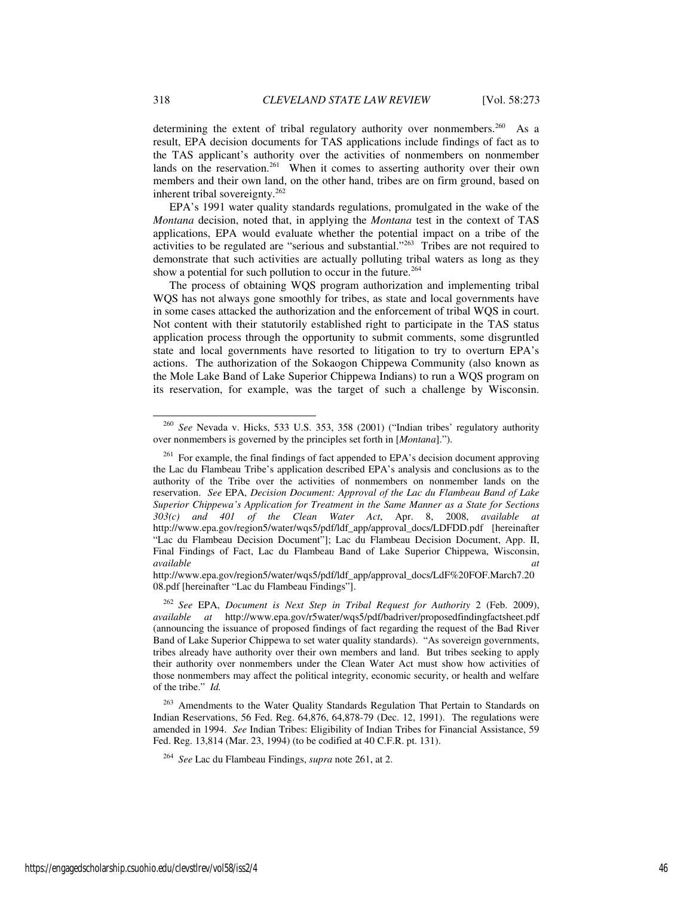determining the extent of tribal regulatory authority over nonmembers.[260] As a result, EPA decision documents for TAS applications include findings of fact as to the TAS applicant's authority over the activities of nonmembers on nonmember lands on the reservation.[261] When it comes to asserting authority over their own members and their own land, on the other hand, tribes are on firm ground, based on inherent tribal sovereignty.[262]

EPA's 1991 water quality standards regulations, promulgated in the wake of the *Montana* decision, noted that, in applying the *Montana* test in the context of TAS applications, EPA would evaluate whether the potential impact on a tribe of the activities to be regulated are "serious and substantial."[263] Tribes are not required to demonstrate that such activities are actually polluting tribal waters as long as they show a potential for such pollution to occur in the future.[264]

The process of obtaining WQS program authorization and implementing tribal WQS has not always gone smoothly for tribes, as state and local governments have in some cases attacked the authorization and the enforcement of tribal WQS in court. Not content with their statutorily established right to participate in the TAS status application process through the opportunity to submit comments, some disgruntled state and local governments have resorted to litigation to try to overturn EPA's actions. The authorization of the Sokaogon Chippewa Community (also known as the Mole Lake Band of Lake Superior Chippewa Indians) to run a WQS program on its reservation, for example, was the target of such a challenge by Wisconsin.

---

[260] *See* Nevada v. Hicks, 533 U.S. 353, 358 (2001) ("Indian tribes' regulatory authority over nonmembers is governed by the principles set forth in [*Montana*].").

[261] For example, the final findings of fact appended to EPA's decision document approving the Lac du Flambeau Tribe's application described EPA's analysis and conclusions as to the authority of the Tribe over the activities of nonmembers on nonmember lands on the reservation. *See* EPA, *Decision Document: Approval of the Lac du Flambeau Band of Lake Superior Chippewa's Application for Treatment in the Same Manner as a State for Sections 303(c) and 401 of the Clean Water Act*, Apr. 8, 2008, *available at* http://www.epa.gov/region5/water/wqs5/pdf/ldf_app/approval_docs/LDFDD.pdf [hereinafter "Lac du Flambeau Decision Document"]; Lac du Flambeau Decision Document, App. II, Final Findings of Fact, Lac du Flambeau Band of Lake Superior Chippewa, Wisconsin, *available at* http://www.epa.gov/region5/water/wqs5/pdf/ldf_app/approval_docs/LdF%20FOF.March7.2008.pdf [hereinafter "Lac du Flambeau Findings"].

[262] *See* EPA, *Document is Next Step in Tribal Request for Authority* 2 (Feb. 2009), *available at* http://www.epa.gov/r5water/wqs5/pdf/badriver/proposedfindingfactsheet.pdf (announcing the issuance of proposed findings of fact regarding the request of the Bad River Band of Lake Superior Chippewa to set water quality standards). "As sovereign governments, tribes already have authority over their own members and land. But tribes seeking to apply their authority over nonmembers under the Clean Water Act must show how activities of those nonmembers may affect the political integrity, economic security, or health and welfare of the tribe." *Id.*

[263] Amendments to the Water Quality Standards Regulation That Pertain to Standards on Indian Reservations, 56 Fed. Reg. 64,876, 64,878-79 (Dec. 12, 1991). The regulations were amended in 1994. *See* Indian Tribes: Eligibility of Indian Tribes for Financial Assistance, 59 Fed. Reg. 13,814 (Mar. 23, 1994) (to be codified at 40 C.F.R. pt. 131).

[264] *See* Lac du Flambeau Findings, *supra* note 261, at 2.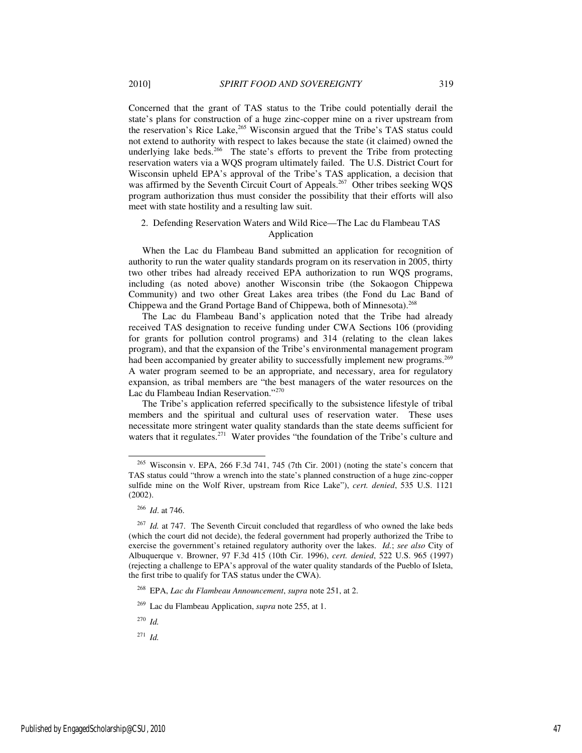Concerned that the grant of TAS status to the Tribe could potentially derail the state's plans for construction of a huge zinc-copper mine on a river upstream from the reservation's Rice Lake,[265] Wisconsin argued that the Tribe's TAS status could not extend to authority with respect to lakes because the state (it claimed) owned the underlying lake beds.[266] The state's efforts to prevent the Tribe from protecting reservation waters via a WQS program ultimately failed. The U.S. District Court for Wisconsin upheld EPA's approval of the Tribe's TAS application, a decision that was affirmed by the Seventh Circuit Court of Appeals.[267] Other tribes seeking WQS program authorization thus must consider the possibility that their efforts will also meet with state hostility and a resulting law suit.

### 2. Defending Reservation Waters and Wild Rice—The Lac du Flambeau TAS Application

When the Lac du Flambeau Band submitted an application for recognition of authority to run the water quality standards program on its reservation in 2005, thirty two other tribes had already received EPA authorization to run WQS programs, including (as noted above) another Wisconsin tribe (the Sokaogon Chippewa Community) and two other Great Lakes area tribes (the Fond du Lac Band of Chippewa and the Grand Portage Band of Chippewa, both of Minnesota).[268]

The Lac du Flambeau Band's application noted that the Tribe had already received TAS designation to receive funding under CWA Sections 106 (providing for grants for pollution control programs) and 314 (relating to the clean lakes program), and that the expansion of the Tribe's environmental management program had been accompanied by greater ability to successfully implement new programs.[269] A water program seemed to be an appropriate, and necessary, area for regulatory expansion, as tribal members are "the best managers of the water resources on the Lac du Flambeau Indian Reservation."[270]

The Tribe's application referred specifically to the subsistence lifestyle of tribal members and the spiritual and cultural uses of reservation water. These uses necessitate more stringent water quality standards than the state deems sufficient for waters that it regulates.[271] Water provides "the foundation of the Tribe's culture and

---

[265] Wisconsin v. EPA, 266 F.3d 741, 745 (7th Cir. 2001) (noting the state's concern that TAS status could "throw a wrench into the state's planned construction of a huge zinc-copper sulfide mine on the Wolf River, upstream from Rice Lake"), *cert. denied*, 535 U.S. 1121 (2002).

[266] *Id*. at 746.

[267] *Id.* at 747. The Seventh Circuit concluded that regardless of who owned the lake beds (which the court did not decide), the federal government had properly authorized the Tribe to exercise the government's retained regulatory authority over the lakes. *Id.*; *see also* City of Albuquerque v. Browner, 97 F.3d 415 (10th Cir. 1996), *cert. denied*, 522 U.S. 965 (1997) (rejecting a challenge to EPA's approval of the water quality standards of the Pueblo of Isleta, the first tribe to qualify for TAS status under the CWA).

[268] EPA, *Lac du Flambeau Announcement*, *supra* note 251, at 2.

[269] Lac du Flambeau Application, *supra* note 255, at 1.

[270] *Id.*

[271] *Id.*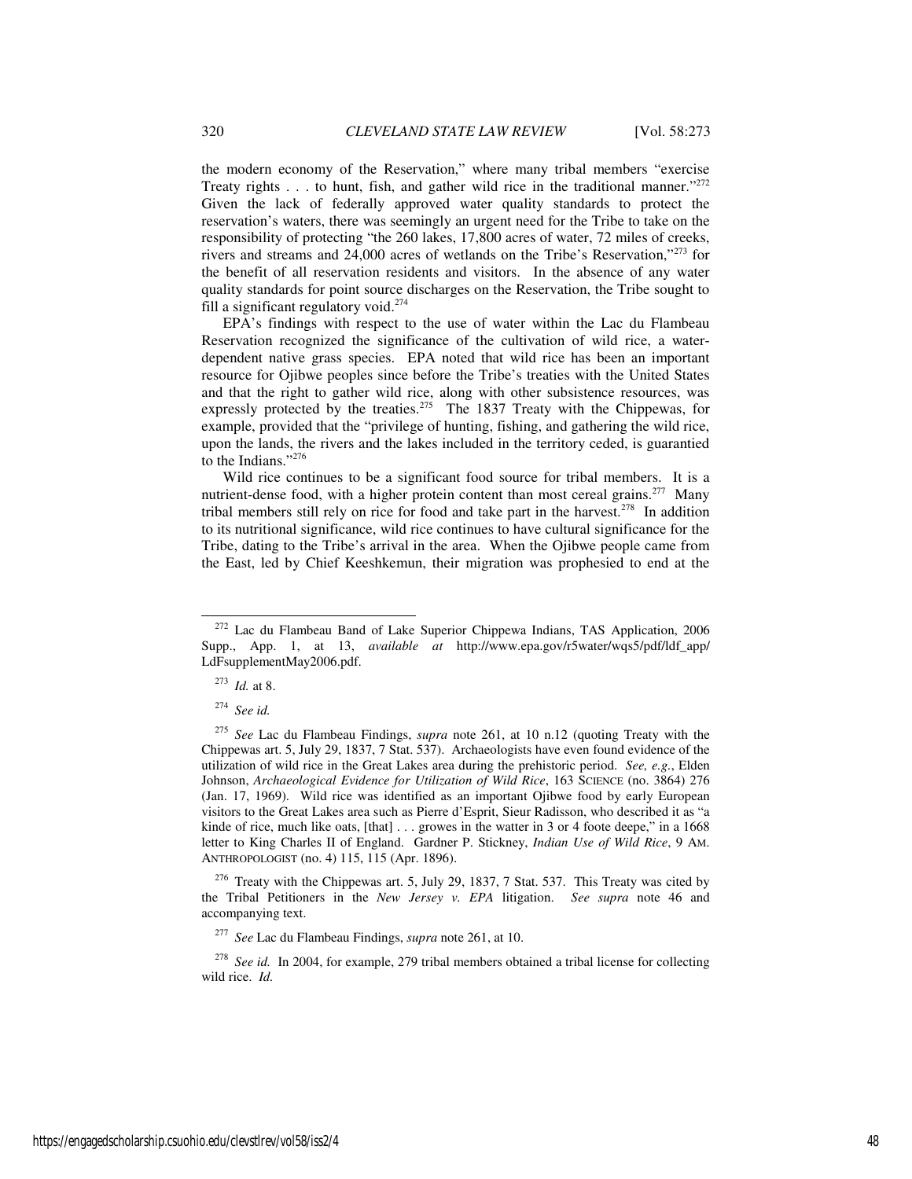the modern economy of the Reservation," where many tribal members "exercise Treaty rights . . . to hunt, fish, and gather wild rice in the traditional manner."[272] Given the lack of federally approved water quality standards to protect the reservation's waters, there was seemingly an urgent need for the Tribe to take on the responsibility of protecting "the 260 lakes, 17,800 acres of water, 72 miles of creeks, rivers and streams and 24,000 acres of wetlands on the Tribe's Reservation,"[273] for the benefit of all reservation residents and visitors. In the absence of any water quality standards for point source discharges on the Reservation, the Tribe sought to fill a significant regulatory void.[274]

EPA's findings with respect to the use of water within the Lac du Flambeau Reservation recognized the significance of the cultivation of wild rice, a water-dependent native grass species. EPA noted that wild rice has been an important resource for Ojibwe peoples since before the Tribe's treaties with the United States and that the right to gather wild rice, along with other subsistence resources, was expressly protected by the treaties.[275] The 1837 Treaty with the Chippewas, for example, provided that the "privilege of hunting, fishing, and gathering the wild rice, upon the lands, the rivers and the lakes included in the territory ceded, is guarantied to the Indians."[276]

Wild rice continues to be a significant food source for tribal members. It is a nutrient-dense food, with a higher protein content than most cereal grains.[277] Many tribal members still rely on rice for food and take part in the harvest.[278] In addition to its nutritional significance, wild rice continues to have cultural significance for the Tribe, dating to the Tribe's arrival in the area. When the Ojibwe people came from the East, led by Chief Keeshkemun, their migration was prophesied to end at the

---

[272] Lac du Flambeau Band of Lake Superior Chippewa Indians, TAS Application, 2006 Supp., App. 1, at 13, *available at* http://www.epa.gov/r5water/wqs5/pdf/ldf_app/LdFsupplementMay2006.pdf.

[273] *Id.* at 8.

[274] *See id.*

[275] *See* Lac du Flambeau Findings, *supra* note 261, at 10 n.12 (quoting Treaty with the Chippewas art. 5, July 29, 1837, 7 Stat. 537). Archaeologists have even found evidence of the utilization of wild rice in the Great Lakes area during the prehistoric period. *See, e.g.*, Elden Johnson, *Archaeological Evidence for Utilization of Wild Rice*, 163 SCIENCE (no. 3864) 276 (Jan. 17, 1969). Wild rice was identified as an important Ojibwe food by early European visitors to the Great Lakes area such as Pierre d'Esprit, Sieur Radisson, who described it as "a kinde of rice, much like oats, [that] . . . growes in the watter in 3 or 4 foote deepe," in a 1668 letter to King Charles II of England. Gardner P. Stickney, *Indian Use of Wild Rice*, 9 AM. ANTHROPOLOGIST (no. 4) 115, 115 (Apr. 1896).

[276] Treaty with the Chippewas art. 5, July 29, 1837, 7 Stat. 537. This Treaty was cited by the Tribal Petitioners in the *New Jersey v. EPA* litigation. *See supra* note 46 and accompanying text.

[277] *See* Lac du Flambeau Findings, *supra* note 261, at 10.

[278] *See id.* In 2004, for example, 279 tribal members obtained a tribal license for collecting wild rice. *Id.*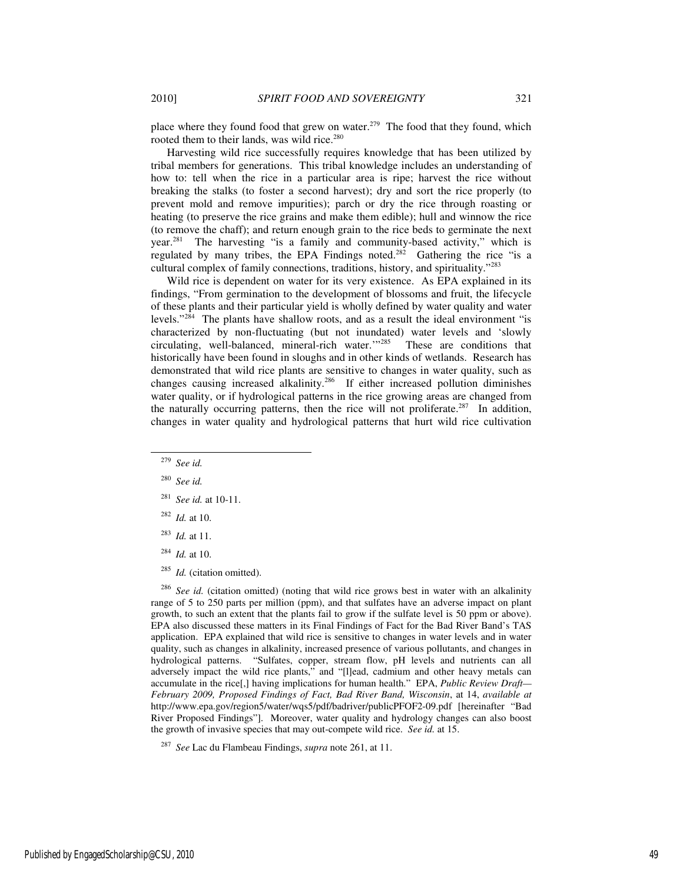place where they found food that grew on water.[279] The food that they found, which rooted them to their lands, was wild rice.[280]

Harvesting wild rice successfully requires knowledge that has been utilized by tribal members for generations. This tribal knowledge includes an understanding of how to: tell when the rice in a particular area is ripe; harvest the rice without breaking the stalks (to foster a second harvest); dry and sort the rice properly (to prevent mold and remove impurities); parch or dry the rice through roasting or heating (to preserve the rice grains and make them edible); hull and winnow the rice (to remove the chaff); and return enough grain to the rice beds to germinate the next year.[281] The harvesting "is a family and community-based activity," which is regulated by many tribes, the EPA Findings noted.[282] Gathering the rice "is a cultural complex of family connections, traditions, history, and spirituality."[283]

Wild rice is dependent on water for its very existence. As EPA explained in its findings, "From germination to the development of blossoms and fruit, the lifecycle of these plants and their particular yield is wholly defined by water quality and water levels."[284] The plants have shallow roots, and as a result the ideal environment "is characterized by non-fluctuating (but not inundated) water levels and 'slowly circulating, well-balanced, mineral-rich water.'"[285] These are conditions that historically have been found in sloughs and in other kinds of wetlands. Research has demonstrated that wild rice plants are sensitive to changes in water quality, such as changes causing increased alkalinity.[286] If either increased pollution diminishes water quality, or if hydrological patterns in the rice growing areas are changed from the naturally occurring patterns, then the rice will not proliferate.[287] In addition, changes in water quality and hydrological patterns that hurt wild rice cultivation

---

[279] *See id.*

[280] *See id.*

[281] *See id.* at 10-11.

[282] *Id.* at 10.

[283] *Id.* at 11.

[284] *Id.* at 10.

[285] *Id.* (citation omitted).

[286] *See id.* (citation omitted) (noting that wild rice grows best in water with an alkalinity range of 5 to 250 parts per million (ppm), and that sulfates have an adverse impact on plant growth, to such an extent that the plants fail to grow if the sulfate level is 50 ppm or above). EPA also discussed these matters in its Final Findings of Fact for the Bad River Band's TAS application. EPA explained that wild rice is sensitive to changes in water levels and in water quality, such as changes in alkalinity, increased presence of various pollutants, and changes in hydrological patterns. "Sulfates, copper, stream flow, pH levels and nutrients can all adversely impact the wild rice plants," and "[l]ead, cadmium and other heavy metals can accumulate in the rice[,] having implications for human health." EPA, *Public Review Draft—February 2009, Proposed Findings of Fact, Bad River Band, Wisconsin*, at 14, *available at* http://www.epa.gov/region5/water/wqs5/pdf/badriver/publicPFOF2-09.pdf [hereinafter "Bad River Proposed Findings"]. Moreover, water quality and hydrology changes can also boost the growth of invasive species that may out-compete wild rice. *See id.* at 15.

[287] *See* Lac du Flambeau Findings, *supra* note 261, at 11.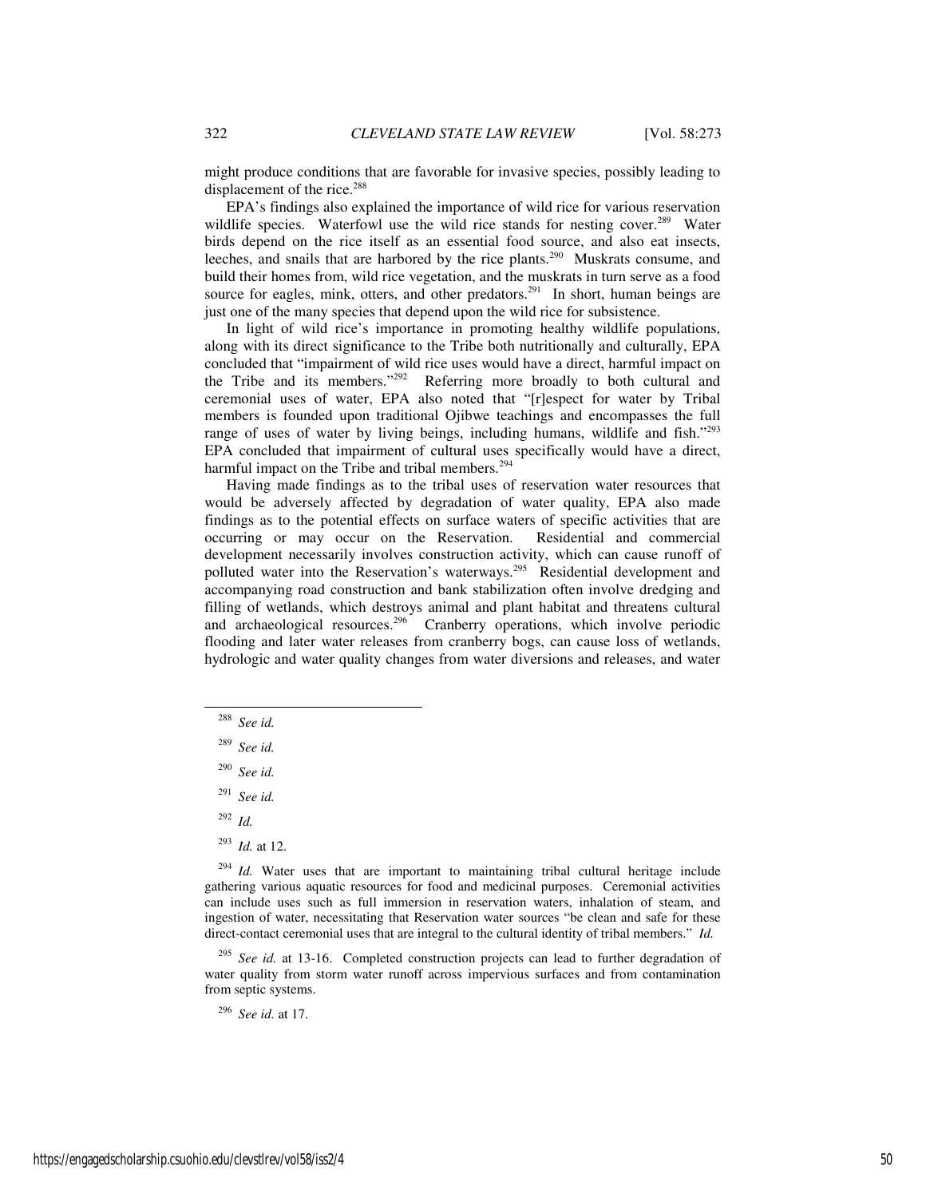might produce conditions that are favorable for invasive species, possibly leading to displacement of the rice.[288]

EPA's findings also explained the importance of wild rice for various reservation wildlife species. Waterfowl use the wild rice stands for nesting cover.[289] Water birds depend on the rice itself as an essential food source, and also eat insects, leeches, and snails that are harbored by the rice plants.[290] Muskrats consume, and build their homes from, wild rice vegetation, and the muskrats in turn serve as a food source for eagles, mink, otters, and other predators.[291] In short, human beings are just one of the many species that depend upon the wild rice for subsistence.

In light of wild rice's importance in promoting healthy wildlife populations, along with its direct significance to the Tribe both nutritionally and culturally, EPA concluded that "impairment of wild rice uses would have a direct, harmful impact on the Tribe and its members."[292] Referring more broadly to both cultural and ceremonial uses of water, EPA also noted that "[r]espect for water by Tribal members is founded upon traditional Ojibwe teachings and encompasses the full range of uses of water by living beings, including humans, wildlife and fish."[293] EPA concluded that impairment of cultural uses specifically would have a direct, harmful impact on the Tribe and tribal members.[294]

Having made findings as to the tribal uses of reservation water resources that would be adversely affected by degradation of water quality, EPA also made findings as to the potential effects on surface waters of specific activities that are occurring or may occur on the Reservation. Residential and commercial development necessarily involves construction activity, which can cause runoff of polluted water into the Reservation's waterways.[295] Residential development and accompanying road construction and bank stabilization often involve dredging and filling of wetlands, which destroys animal and plant habitat and threatens cultural and archaeological resources.[296] Cranberry operations, which involve periodic flooding and later water releases from cranberry bogs, can cause loss of wetlands, hydrologic and water quality changes from water diversions and releases, and water

---

[288] *See id.*

[289] *See id.*

[290] *See id.*

[291] *See id.*

[292] *Id.*

[293] *Id.* at 12.

[294] *Id.* Water uses that are important to maintaining tribal cultural heritage include gathering various aquatic resources for food and medicinal purposes. Ceremonial activities can include uses such as full immersion in reservation waters, inhalation of steam, and ingestion of water, necessitating that Reservation water sources "be clean and safe for these direct-contact ceremonial uses that are integral to the cultural identity of tribal members." *Id.*

[295] *See id.* at 13-16. Completed construction projects can lead to further degradation of water quality from storm water runoff across impervious surfaces and from contamination from septic systems.

[296] *See id.* at 17.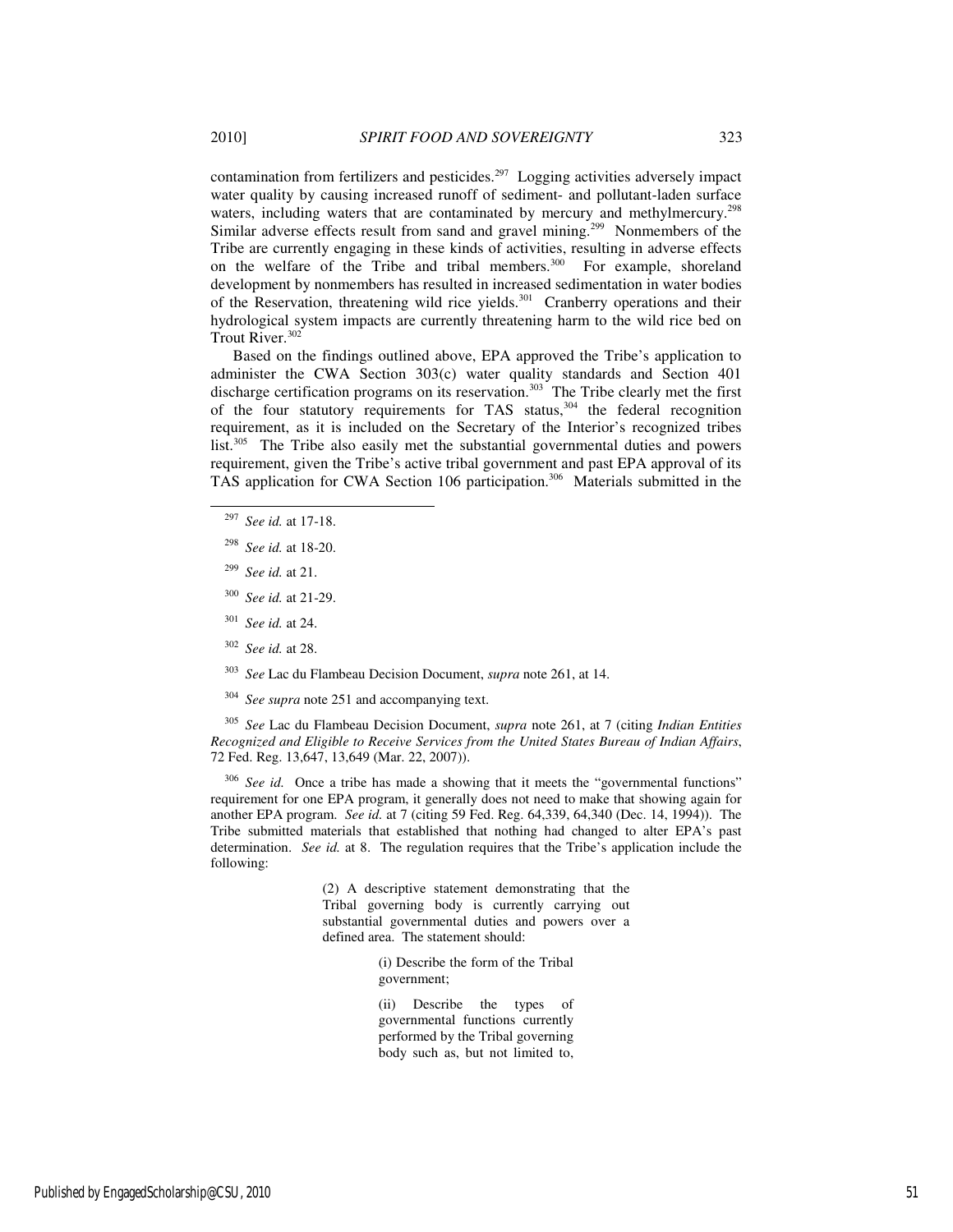contamination from fertilizers and pesticides.[297] Logging activities adversely impact water quality by causing increased runoff of sediment- and pollutant-laden surface waters, including waters that are contaminated by mercury and methylmercury.[298] Similar adverse effects result from sand and gravel mining.[299] Nonmembers of the Tribe are currently engaging in these kinds of activities, resulting in adverse effects on the welfare of the Tribe and tribal members.[300] For example, shoreland development by nonmembers has resulted in increased sedimentation in water bodies of the Reservation, threatening wild rice yields.[301] Cranberry operations and their hydrological system impacts are currently threatening harm to the wild rice bed on Trout River.[302]

Based on the findings outlined above, EPA approved the Tribe's application to administer the CWA Section 303(c) water quality standards and Section 401 discharge certification programs on its reservation.[303] The Tribe clearly met the first of the four statutory requirements for TAS status,[304] the federal recognition requirement, as it is included on the Secretary of the Interior's recognized tribes list.[305] The Tribe also easily met the substantial governmental duties and powers requirement, given the Tribe's active tribal government and past EPA approval of its TAS application for CWA Section 106 participation.[306] Materials submitted in the

---

[297] *See id.* at 17-18.

[298] *See id.* at 18-20.

[299] *See id.* at 21.

[300] *See id.* at 21-29.

[301] *See id.* at 24.

[302] *See id.* at 28.

[303] *See* Lac du Flambeau Decision Document, *supra* note 261, at 14.

[304] *See supra* note 251 and accompanying text.

[305] *See* Lac du Flambeau Decision Document, *supra* note 261, at 7 (citing *Indian Entities Recognized and Eligible to Receive Services from the United States Bureau of Indian Affairs*, 72 Fed. Reg. 13,647, 13,649 (Mar. 22, 2007)).

[306] *See id.* Once a tribe has made a showing that it meets the "governmental functions" requirement for one EPA program, it generally does not need to make that showing again for another EPA program. *See id.* at 7 (citing 59 Fed. Reg. 64,339, 64,340 (Dec. 14, 1994)). The Tribe submitted materials that established that nothing had changed to alter EPA's past determination. *See id.* at 8. The regulation requires that the Tribe's application include the following:

> (2) A descriptive statement demonstrating that the Tribal governing body is currently carrying out substantial governmental duties and powers over a defined area. The statement should:
>
> > (i) Describe the form of the Tribal government;
> >
> > (ii) Describe the types of governmental functions currently performed by the Tribal governing body such as, but not limited to,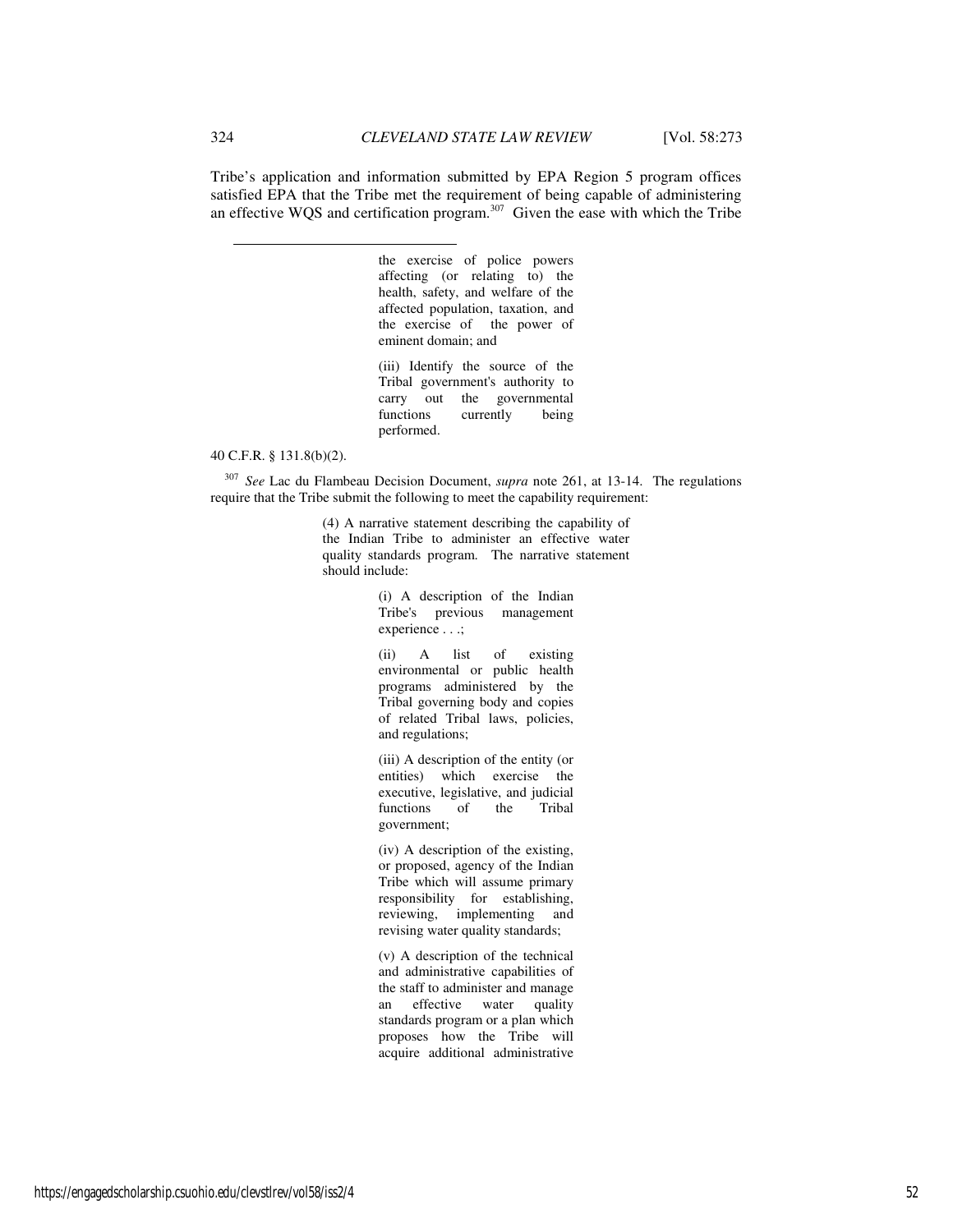Tribe's application and information submitted by EPA Region 5 program offices satisfied EPA that the Tribe met the requirement of being capable of administering an effective WQS and certification program.[307] Given the ease with which the Tribe

---

> > the exercise of police powers affecting (or relating to) the health, safety, and welfare of the affected population, taxation, and the exercise of the power of eminent domain; and
> >
> > (iii) Identify the source of the Tribal government's authority to carry out the governmental functions currently being performed.

40 C.F.R. § 131.8(b)(2).

[307] *See* Lac du Flambeau Decision Document, *supra* note 261, at 13-14. The regulations require that the Tribe submit the following to meet the capability requirement:

> (4) A narrative statement describing the capability of the Indian Tribe to administer an effective water quality standards program. The narrative statement should include:
>
> > (i) A description of the Indian Tribe's previous management experience . . .;
> >
> > (ii) A list of existing environmental or public health programs administered by the Tribal governing body and copies of related Tribal laws, policies, and regulations;
> >
> > (iii) A description of the entity (or entities) which exercise the executive, legislative, and judicial functions of the Tribal government;
> >
> > (iv) A description of the existing, or proposed, agency of the Indian Tribe which will assume primary responsibility for establishing, reviewing, implementing and revising water quality standards;
> >
> > (v) A description of the technical and administrative capabilities of the staff to administer and manage an effective water quality standards program or a plan which proposes how the Tribe will acquire additional administrative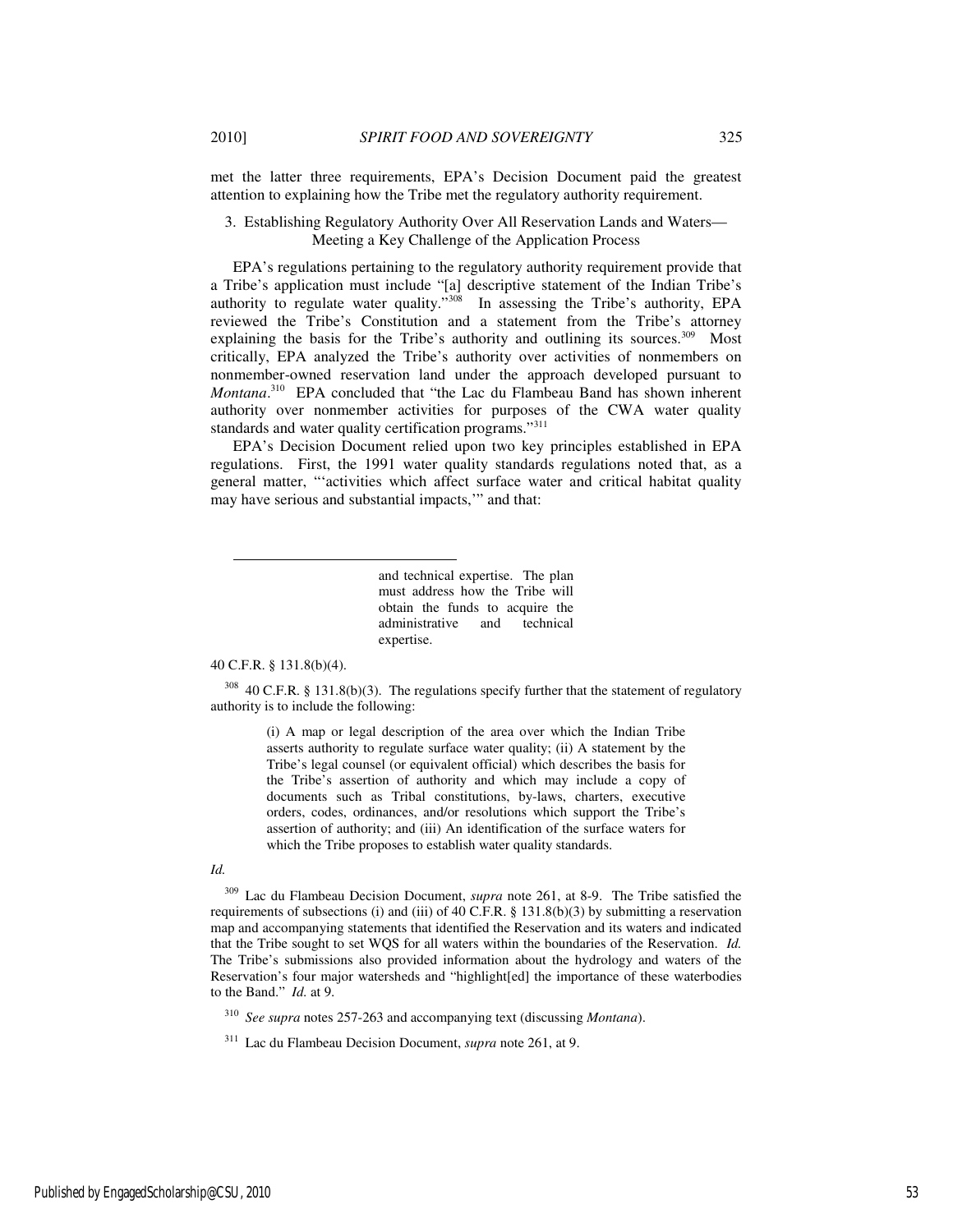met the latter three requirements, EPA's Decision Document paid the greatest attention to explaining how the Tribe met the regulatory authority requirement.

### 3. Establishing Regulatory Authority Over All Reservation Lands and Waters—Meeting a Key Challenge of the Application Process

EPA's regulations pertaining to the regulatory authority requirement provide that a Tribe's application must include "[a] descriptive statement of the Indian Tribe's authority to regulate water quality."[308] In assessing the Tribe's authority, EPA reviewed the Tribe's Constitution and a statement from the Tribe's attorney explaining the basis for the Tribe's authority and outlining its sources.[309] Most critically, EPA analyzed the Tribe's authority over activities of nonmembers on nonmember-owned reservation land under the approach developed pursuant to *Montana*.[310] EPA concluded that "the Lac du Flambeau Band has shown inherent authority over nonmember activities for purposes of the CWA water quality standards and water quality certification programs."[311]

EPA's Decision Document relied upon two key principles established in EPA regulations. First, the 1991 water quality standards regulations noted that, as a general matter, "'activities which affect surface water and critical habitat quality may have serious and substantial impacts,'" and that:

---

> and technical expertise. The plan must address how the Tribe will obtain the funds to acquire the administrative and technical expertise.

40 C.F.R. § 131.8(b)(4).

[308] 40 C.F.R. § 131.8(b)(3). The regulations specify further that the statement of regulatory authority is to include the following:

> (i) A map or legal description of the area over which the Indian Tribe asserts authority to regulate surface water quality; (ii) A statement by the Tribe's legal counsel (or equivalent official) which describes the basis for the Tribe's assertion of authority and which may include a copy of documents such as Tribal constitutions, by-laws, charters, executive orders, codes, ordinances, and/or resolutions which support the Tribe's assertion of authority; and (iii) An identification of the surface waters for which the Tribe proposes to establish water quality standards.

*Id.*

[309] Lac du Flambeau Decision Document, *supra* note 261, at 8-9. The Tribe satisfied the requirements of subsections (i) and (iii) of 40 C.F.R. § 131.8(b)(3) by submitting a reservation map and accompanying statements that identified the Reservation and its waters and indicated that the Tribe sought to set WQS for all waters within the boundaries of the Reservation. *Id.* The Tribe's submissions also provided information about the hydrology and waters of the Reservation's four major watersheds and "highlight[ed] the importance of these waterbodies to the Band." *Id.* at 9.

[310] *See supra* notes 257-263 and accompanying text (discussing *Montana*).

[311] Lac du Flambeau Decision Document, *supra* note 261, at 9.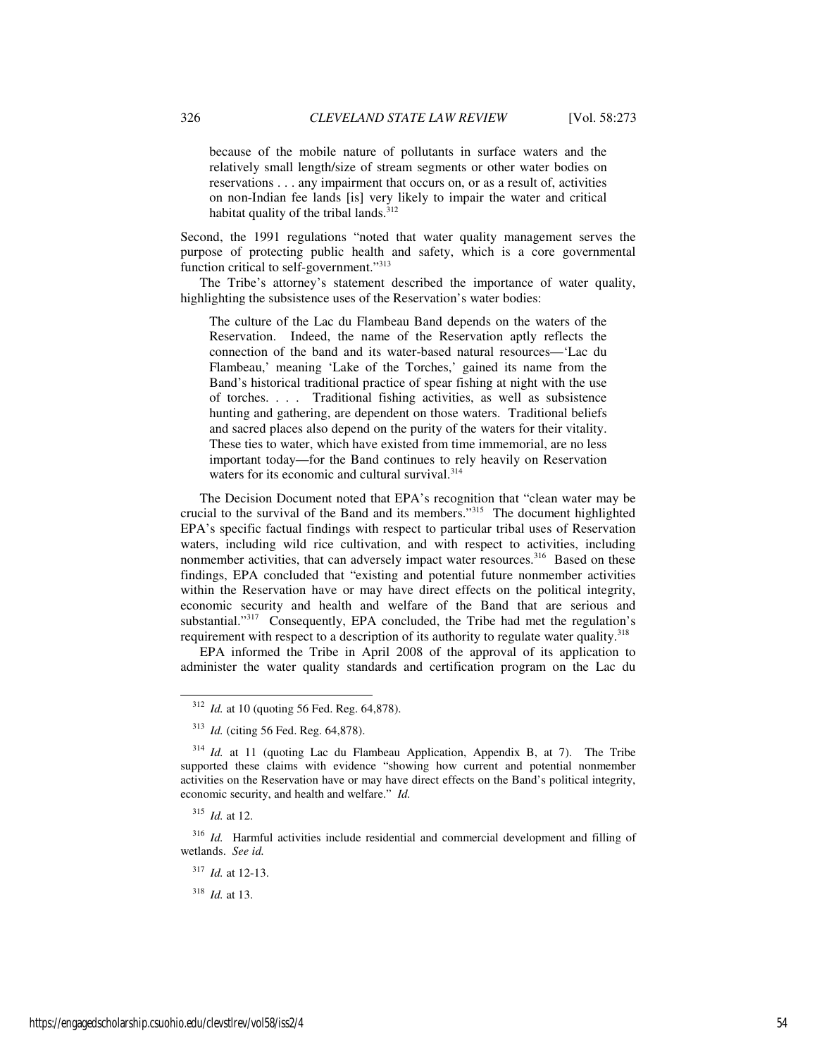> because of the mobile nature of pollutants in surface waters and the relatively small length/size of stream segments or other water bodies on reservations . . . any impairment that occurs on, or as a result of, activities on non-Indian fee lands [is] very likely to impair the water and critical habitat quality of the tribal lands.[312]

Second, the 1991 regulations "noted that water quality management serves the purpose of protecting public health and safety, which is a core governmental function critical to self-government."[313]

The Tribe's attorney's statement described the importance of water quality, highlighting the subsistence uses of the Reservation's water bodies:

> The culture of the Lac du Flambeau Band depends on the waters of the Reservation. Indeed, the name of the Reservation aptly reflects the connection of the band and its water-based natural resources—'Lac du Flambeau,' meaning 'Lake of the Torches,' gained its name from the Band's historical traditional practice of spear fishing at night with the use of torches. . . . Traditional fishing activities, as well as subsistence hunting and gathering, are dependent on those waters. Traditional beliefs and sacred places also depend on the purity of the waters for their vitality. These ties to water, which have existed from time immemorial, are no less important today—for the Band continues to rely heavily on Reservation waters for its economic and cultural survival.[314]

The Decision Document noted that EPA's recognition that "clean water may be crucial to the survival of the Band and its members."[315] The document highlighted EPA's specific factual findings with respect to particular tribal uses of Reservation waters, including wild rice cultivation, and with respect to activities, including nonmember activities, that can adversely impact water resources.[316] Based on these findings, EPA concluded that "existing and potential future nonmember activities within the Reservation have or may have direct effects on the political integrity, economic security and health and welfare of the Band that are serious and substantial."[317] Consequently, EPA concluded, the Tribe had met the regulation's requirement with respect to a description of its authority to regulate water quality.[318]

EPA informed the Tribe in April 2008 of the approval of its application to administer the water quality standards and certification program on the Lac du

---

[312] *Id.* at 10 (quoting 56 Fed. Reg. 64,878).

[313] *Id.* (citing 56 Fed. Reg. 64,878).

[314] *Id.* at 11 (quoting Lac du Flambeau Application, Appendix B, at 7). The Tribe supported these claims with evidence "showing how current and potential nonmember activities on the Reservation have or may have direct effects on the Band's political integrity, economic security, and health and welfare." *Id.*

[315] *Id.* at 12.

[316] *Id.* Harmful activities include residential and commercial development and filling of wetlands. *See id.*

[317] *Id.* at 12-13.

[318] *Id.* at 13.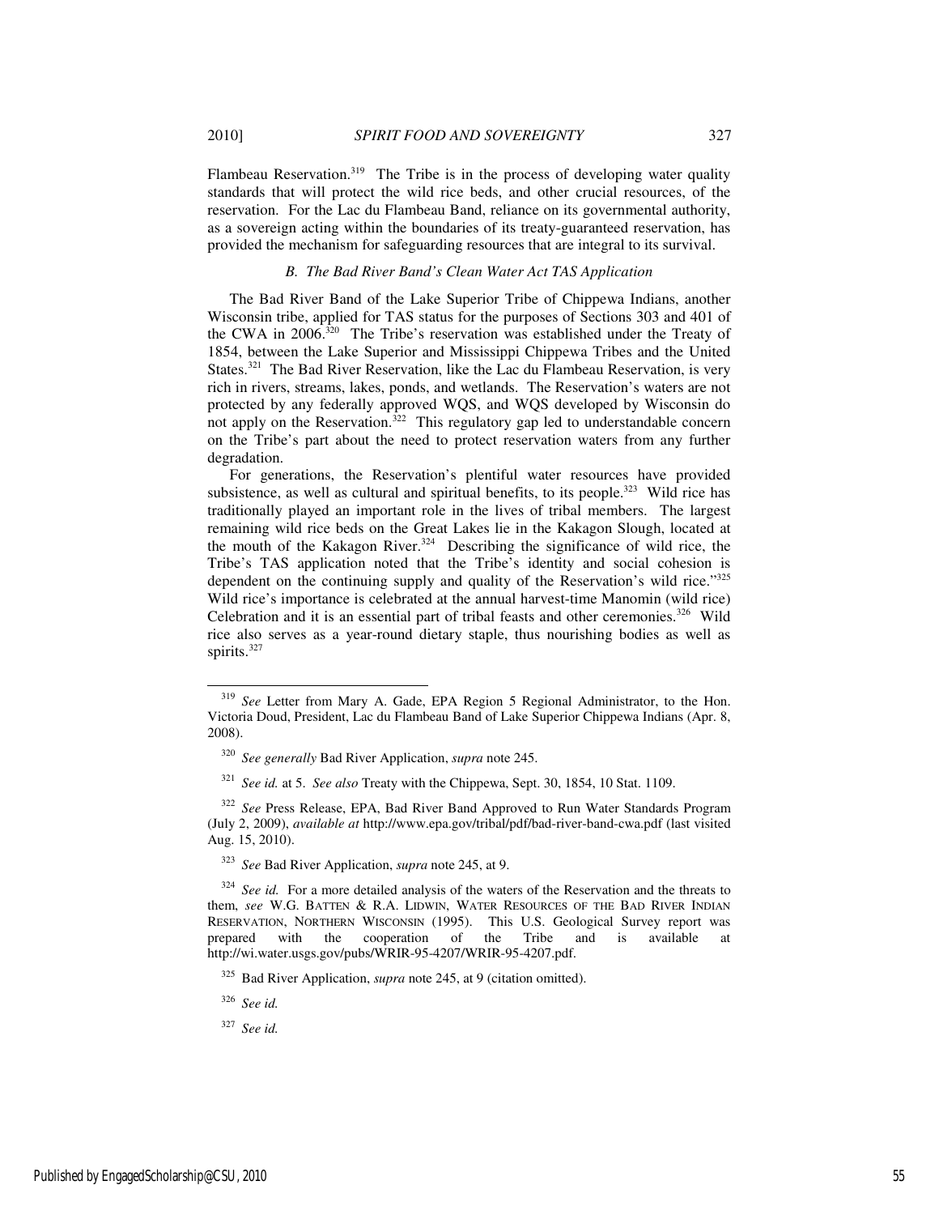Flambeau Reservation.[319] The Tribe is in the process of developing water quality standards that will protect the wild rice beds, and other crucial resources, of the reservation. For the Lac du Flambeau Band, reliance on its governmental authority, as a sovereign acting within the boundaries of its treaty-guaranteed reservation, has provided the mechanism for safeguarding resources that are integral to its survival.

### *B. The Bad River Band's Clean Water Act TAS Application*

The Bad River Band of the Lake Superior Tribe of Chippewa Indians, another Wisconsin tribe, applied for TAS status for the purposes of Sections 303 and 401 of the CWA in 2006.[320] The Tribe's reservation was established under the Treaty of 1854, between the Lake Superior and Mississippi Chippewa Tribes and the United States.[321] The Bad River Reservation, like the Lac du Flambeau Reservation, is very rich in rivers, streams, lakes, ponds, and wetlands. The Reservation's waters are not protected by any federally approved WQS, and WQS developed by Wisconsin do not apply on the Reservation.[322] This regulatory gap led to understandable concern on the Tribe's part about the need to protect reservation waters from any further degradation.

For generations, the Reservation's plentiful water resources have provided subsistence, as well as cultural and spiritual benefits, to its people.[323] Wild rice has traditionally played an important role in the lives of tribal members. The largest remaining wild rice beds on the Great Lakes lie in the Kakagon Slough, located at the mouth of the Kakagon River.[324] Describing the significance of wild rice, the Tribe's TAS application noted that the Tribe's identity and social cohesion is dependent on the continuing supply and quality of the Reservation's wild rice."[325] Wild rice's importance is celebrated at the annual harvest-time Manomin (wild rice) Celebration and it is an essential part of tribal feasts and other ceremonies.[326] Wild rice also serves as a year-round dietary staple, thus nourishing bodies as well as spirits.[327]

---

[319] *See* Letter from Mary A. Gade, EPA Region 5 Regional Administrator, to the Hon. Victoria Doud, President, Lac du Flambeau Band of Lake Superior Chippewa Indians (Apr. 8, 2008).

[320] *See generally* Bad River Application, *supra* note 245.

[321] *See id.* at 5. *See also* Treaty with the Chippewa, Sept. 30, 1854, 10 Stat. 1109.

[322] *See* Press Release, EPA, Bad River Band Approved to Run Water Standards Program (July 2, 2009), *available at* http://www.epa.gov/tribal/pdf/bad-river-band-cwa.pdf (last visited Aug. 15, 2010).

[323] *See* Bad River Application, *supra* note 245, at 9.

[324] *See id.* For a more detailed analysis of the waters of the Reservation and the threats to them, *see* W.G. BATTEN & R.A. LIDWIN, WATER RESOURCES OF THE BAD RIVER INDIAN RESERVATION, NORTHERN WISCONSIN (1995). This U.S. Geological Survey report was prepared with the cooperation of the Tribe and is available at http://wi.water.usgs.gov/pubs/WRIR-95-4207/WRIR-95-4207.pdf.

[325] Bad River Application, *supra* note 245, at 9 (citation omitted).

[326] *See id.*

[327] *See id.*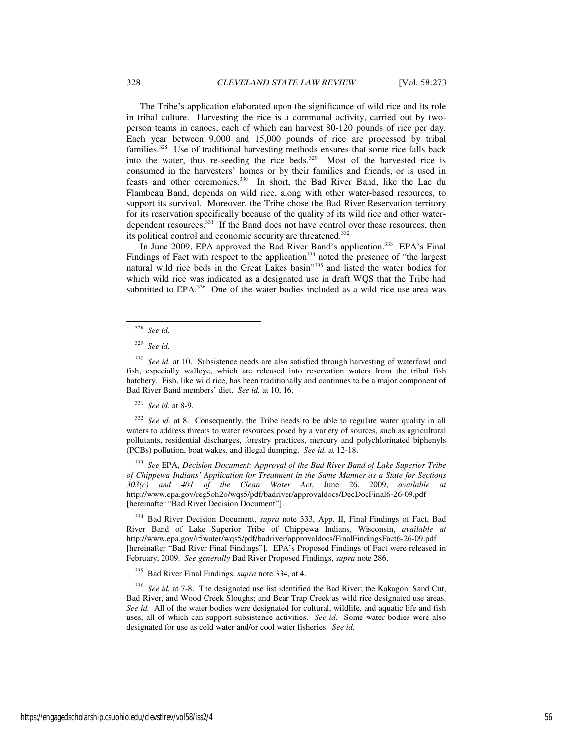The Tribe's application elaborated upon the significance of wild rice and its role in tribal culture. Harvesting the rice is a communal activity, carried out by two-person teams in canoes, each of which can harvest 80-120 pounds of rice per day. Each year between 9,000 and 15,000 pounds of rice are processed by tribal families.[328] Use of traditional harvesting methods ensures that some rice falls back into the water, thus re-seeding the rice beds.[329] Most of the harvested rice is consumed in the harvesters' homes or by their families and friends, or is used in feasts and other ceremonies.[330] In short, the Bad River Band, like the Lac du Flambeau Band, depends on wild rice, along with other water-based resources, to support its survival. Moreover, the Tribe chose the Bad River Reservation territory for its reservation specifically because of the quality of its wild rice and other water-dependent resources.[331] If the Band does not have control over these resources, then its political control and economic security are threatened.[332]

In June 2009, EPA approved the Bad River Band's application.[333] EPA's Final Findings of Fact with respect to the application[334] noted the presence of "the largest natural wild rice beds in the Great Lakes basin"[335] and listed the water bodies for which wild rice was indicated as a designated use in draft WQS that the Tribe had submitted to EPA.[336] One of the water bodies included as a wild rice use area was

---

[328] *See id.*

[329] *See id.*

[330] *See id.* at 10. Subsistence needs are also satisfied through harvesting of waterfowl and fish, especially walleye, which are released into reservation waters from the tribal fish hatchery. Fish, like wild rice, has been traditionally and continues to be a major component of Bad River Band members' diet. *See id.* at 10, 16.

[331] *See id.* at 8-9.

[332] *See id.* at 8. Consequently, the Tribe needs to be able to regulate water quality in all waters to address threats to water resources posed by a variety of sources, such as agricultural pollutants, residential discharges, forestry practices, mercury and polychlorinated biphenyls (PCBs) pollution, boat wakes, and illegal dumping. *See id.* at 12-18.

[333] *See* EPA, *Decision Document: Approval of the Bad River Band of Lake Superior Tribe of Chippewa Indians' Application for Treatment in the Same Manner as a State for Sections 303(c) and 401 of the Clean Water Act*, June 26, 2009, *available at* http://www.epa.gov/reg5oh2o/wqs5/pdf/badriver/approvaldocs/DecDocFinal6-26-09.pdf [hereinafter "Bad River Decision Document"].

[334] Bad River Decision Document, *supra* note 333, App. II, Final Findings of Fact, Bad River Band of Lake Superior Tribe of Chippewa Indians, Wisconsin, *available at* http://www.epa.gov/r5water/wqs5/pdf/badriver/approvaldocs/FinalFindingsFact6-26-09.pdf [hereinafter "Bad River Final Findings"]. EPA's Proposed Findings of Fact were released in February, 2009. *See generally* Bad River Proposed Findings, *supra* note 286.

[335] Bad River Final Findings, *supra* note 334, at 4.

[336] *See id.* at 7-8. The designated use list identified the Bad River; the Kakagon, Sand Cut, Bad River, and Wood Creek Sloughs; and Bear Trap Creek as wild rice designated use areas. *See id.* All of the water bodies were designated for cultural, wildlife, and aquatic life and fish uses, all of which can support subsistence activities. *See id.* Some water bodies were also designated for use as cold water and/or cool water fisheries. *See id.*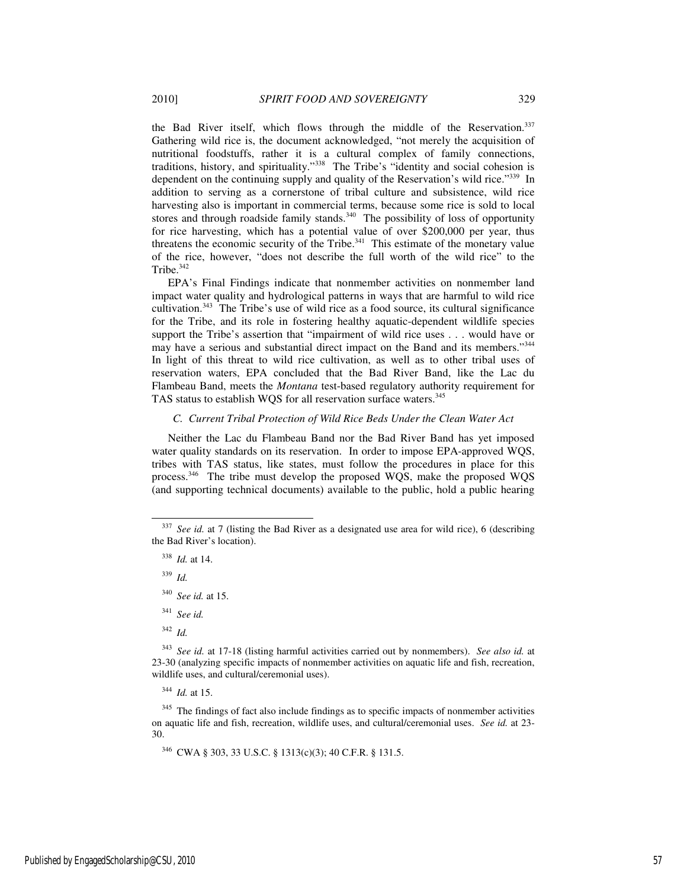the Bad River itself, which flows through the middle of the Reservation.[337] Gathering wild rice is, the document acknowledged, "not merely the acquisition of nutritional foodstuffs, rather it is a cultural complex of family connections, traditions, history, and spirituality."[338] The Tribe's "identity and social cohesion is dependent on the continuing supply and quality of the Reservation's wild rice."[339] In addition to serving as a cornerstone of tribal culture and subsistence, wild rice harvesting also is important in commercial terms, because some rice is sold to local stores and through roadside family stands.[340] The possibility of loss of opportunity for rice harvesting, which has a potential value of over $200,000 per year, thus threatens the economic security of the Tribe.[341] This estimate of the monetary value of the rice, however, "does not describe the full worth of the wild rice" to the Tribe.[342]

EPA's Final Findings indicate that nonmember activities on nonmember land impact water quality and hydrological patterns in ways that are harmful to wild rice cultivation.[343] The Tribe's use of wild rice as a food source, its cultural significance for the Tribe, and its role in fostering healthy aquatic-dependent wildlife species support the Tribe's assertion that "impairment of wild rice uses . . . would have or may have a serious and substantial direct impact on the Band and its members."[344] In light of this threat to wild rice cultivation, as well as to other tribal uses of reservation waters, EPA concluded that the Bad River Band, like the Lac du Flambeau Band, meets the *Montana* test-based regulatory authority requirement for TAS status to establish WQS for all reservation surface waters.[345]

### *C. Current Tribal Protection of Wild Rice Beds Under the Clean Water Act*

Neither the Lac du Flambeau Band nor the Bad River Band has yet imposed water quality standards on its reservation. In order to impose EPA-approved WQS, tribes with TAS status, like states, must follow the procedures in place for this process.[346] The tribe must develop the proposed WQS, make the proposed WQS (and supporting technical documents) available to the public, hold a public hearing

---

[337] *See id.* at 7 (listing the Bad River as a designated use area for wild rice), 6 (describing the Bad River's location).

[338] *Id.* at 14.

[339] *Id.*

[340] *See id.* at 15.

[341] *See id.*

[342] *Id.*

[343] *See id.* at 17-18 (listing harmful activities carried out by nonmembers). *See also id.* at 23-30 (analyzing specific impacts of nonmember activities on aquatic life and fish, recreation, wildlife uses, and cultural/ceremonial uses).

[344] *Id.* at 15.

[345] The findings of fact also include findings as to specific impacts of nonmember activities on aquatic life and fish, recreation, wildlife uses, and cultural/ceremonial uses. *See id.* at 23-30.

[346] CWA § 303, 33 U.S.C. § 1313(c)(3); 40 C.F.R. § 131.5.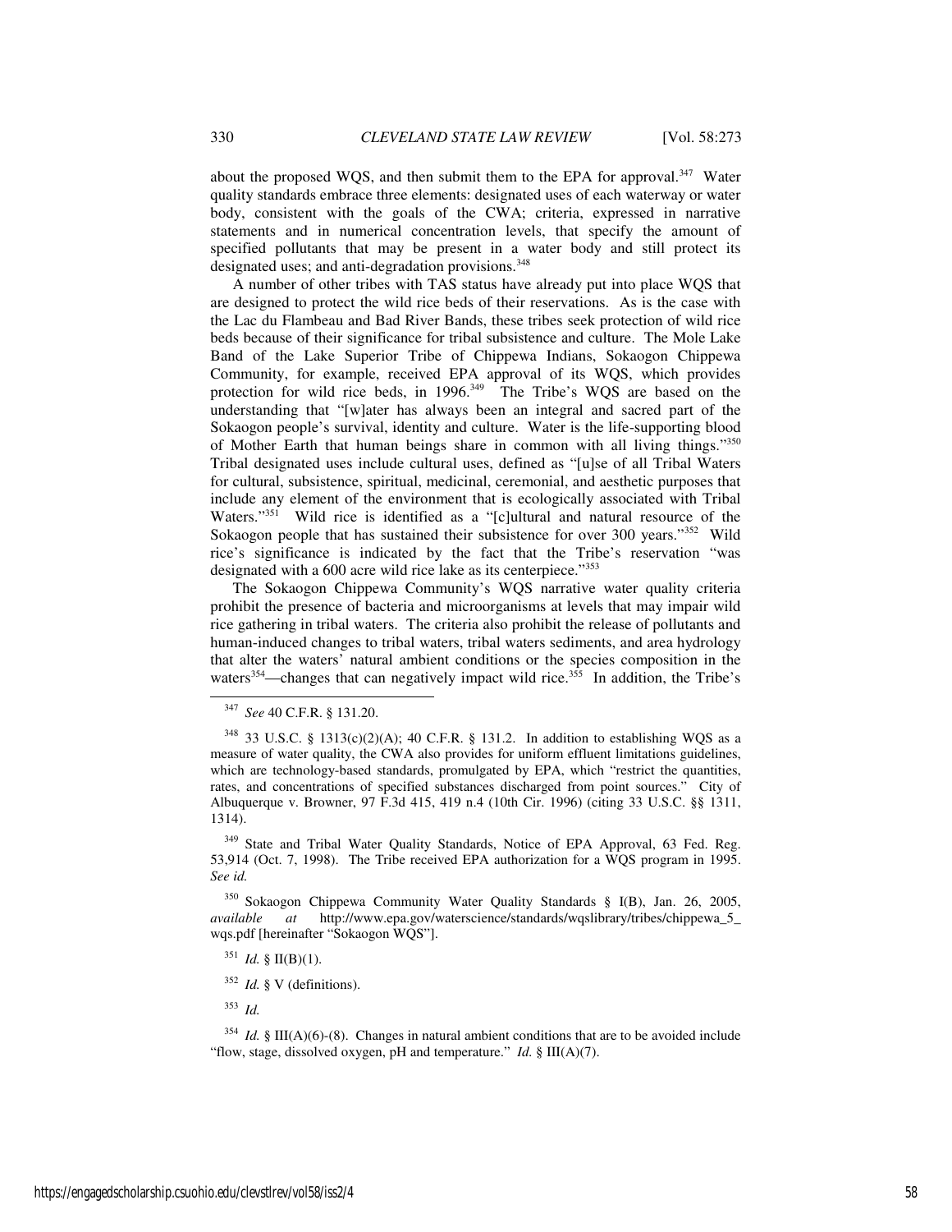about the proposed WQS, and then submit them to the EPA for approval.[347] Water quality standards embrace three elements: designated uses of each waterway or water body, consistent with the goals of the CWA; criteria, expressed in narrative statements and in numerical concentration levels, that specify the amount of specified pollutants that may be present in a water body and still protect its designated uses; and anti-degradation provisions.[348]

A number of other tribes with TAS status have already put into place WQS that are designed to protect the wild rice beds of their reservations. As is the case with the Lac du Flambeau and Bad River Bands, these tribes seek protection of wild rice beds because of their significance for tribal subsistence and culture. The Mole Lake Band of the Lake Superior Tribe of Chippewa Indians, Sokaogon Chippewa Community, for example, received EPA approval of its WQS, which provides protection for wild rice beds, in 1996.[349] The Tribe's WQS are based on the understanding that "[w]ater has always been an integral and sacred part of the Sokaogon people's survival, identity and culture. Water is the life-supporting blood of Mother Earth that human beings share in common with all living things."[350] Tribal designated uses include cultural uses, defined as "[u]se of all Tribal Waters for cultural, subsistence, spiritual, medicinal, ceremonial, and aesthetic purposes that include any element of the environment that is ecologically associated with Tribal Waters."[351] Wild rice is identified as a "[c]ultural and natural resource of the Sokaogon people that has sustained their subsistence for over 300 years."[352] Wild rice's significance is indicated by the fact that the Tribe's reservation "was designated with a 600 acre wild rice lake as its centerpiece."[353]

The Sokaogon Chippewa Community's WQS narrative water quality criteria prohibit the presence of bacteria and microorganisms at levels that may impair wild rice gathering in tribal waters. The criteria also prohibit the release of pollutants and human-induced changes to tribal waters, tribal waters sediments, and area hydrology that alter the waters' natural ambient conditions or the species composition in the waters[354]—changes that can negatively impact wild rice.[355] In addition, the Tribe's

---

[347] *See* 40 C.F.R. § 131.20.

[348] 33 U.S.C. § 1313(c)(2)(A); 40 C.F.R. § 131.2. In addition to establishing WQS as a measure of water quality, the CWA also provides for uniform effluent limitations guidelines, which are technology-based standards, promulgated by EPA, which "restrict the quantities, rates, and concentrations of specified substances discharged from point sources." City of Albuquerque v. Browner, 97 F.3d 415, 419 n.4 (10th Cir. 1996) (citing 33 U.S.C. §§ 1311, 1314).

[349] State and Tribal Water Quality Standards, Notice of EPA Approval, 63 Fed. Reg. 53,914 (Oct. 7, 1998). The Tribe received EPA authorization for a WQS program in 1995. *See id.*

[350] Sokaogon Chippewa Community Water Quality Standards § I(B), Jan. 26, 2005, *available at* http://www.epa.gov/waterscience/standards/wqslibrary/tribes/chippewa_5_wqs.pdf [hereinafter "Sokaogon WQS"].

[351] *Id.* § II(B)(1).

[352] *Id.* § V (definitions).

[353] *Id.*

[354] *Id.* § III(A)(6)-(8). Changes in natural ambient conditions that are to be avoided include "flow, stage, dissolved oxygen, pH and temperature." *Id.* § III(A)(7).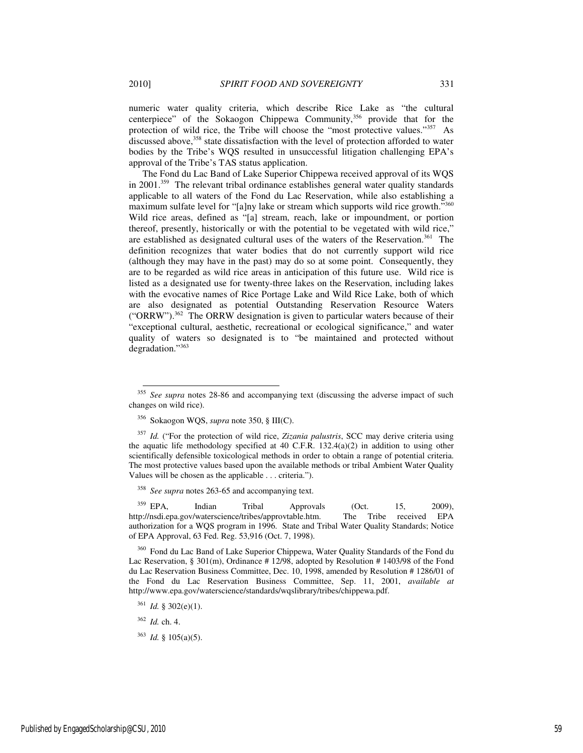numeric water quality criteria, which describe Rice Lake as "the cultural centerpiece" of the Sokaogon Chippewa Community,[356] provide that for the protection of wild rice, the Tribe will choose the "most protective values."[357] As discussed above,[358] state dissatisfaction with the level of protection afforded to water bodies by the Tribe's WQS resulted in unsuccessful litigation challenging EPA's approval of the Tribe's TAS status application.

The Fond du Lac Band of Lake Superior Chippewa received approval of its WQS in 2001.[359] The relevant tribal ordinance establishes general water quality standards applicable to all waters of the Fond du Lac Reservation, while also establishing a maximum sulfate level for "[a]ny lake or stream which supports wild rice growth."[360] Wild rice areas, defined as "[a] stream, reach, lake or impoundment, or portion thereof, presently, historically or with the potential to be vegetated with wild rice," are established as designated cultural uses of the waters of the Reservation.[361] The definition recognizes that water bodies that do not currently support wild rice (although they may have in the past) may do so at some point. Consequently, they are to be regarded as wild rice areas in anticipation of this future use. Wild rice is listed as a designated use for twenty-three lakes on the Reservation, including lakes with the evocative names of Rice Portage Lake and Wild Rice Lake, both of which are also designated as potential Outstanding Reservation Resource Waters ("ORRW").[362] The ORRW designation is given to particular waters because of their "exceptional cultural, aesthetic, recreational or ecological significance," and water quality of waters so designated is to "be maintained and protected without degradation."[363]

---

[355] *See supra* notes 28-86 and accompanying text (discussing the adverse impact of such changes on wild rice).

[356] Sokaogon WQS, *supra* note 350, § III(C).

[357] *Id.* ("For the protection of wild rice, *Zizania palustris*, SCC may derive criteria using the aquatic life methodology specified at 40 C.F.R. 132.4(a)(2) in addition to using other scientifically defensible toxicological methods in order to obtain a range of potential criteria. The most protective values based upon the available methods or tribal Ambient Water Quality Values will be chosen as the applicable . . . criteria.").

[358] *See supra* notes 263-65 and accompanying text.

[359] EPA, Indian Tribal Approvals (Oct. 15, 2009), http://nsdi.epa.gov/waterscience/tribes/approvtable.htm. The Tribe received EPA authorization for a WQS program in 1996. State and Tribal Water Quality Standards; Notice of EPA Approval, 63 Fed. Reg. 53,916 (Oct. 7, 1998).

[360] Fond du Lac Band of Lake Superior Chippewa, Water Quality Standards of the Fond du Lac Reservation, § 301(m), Ordinance # 12/98, adopted by Resolution # 1403/98 of the Fond du Lac Reservation Business Committee, Dec. 10, 1998, amended by Resolution # 1286/01 of the Fond du Lac Reservation Business Committee, Sep. 11, 2001, *available at* http://www.epa.gov/waterscience/standards/wqslibrary/tribes/chippewa.pdf.

[361] *Id.* § 302(e)(1).

[362] *Id.* ch. 4.

[363] *Id.* § 105(a)(5).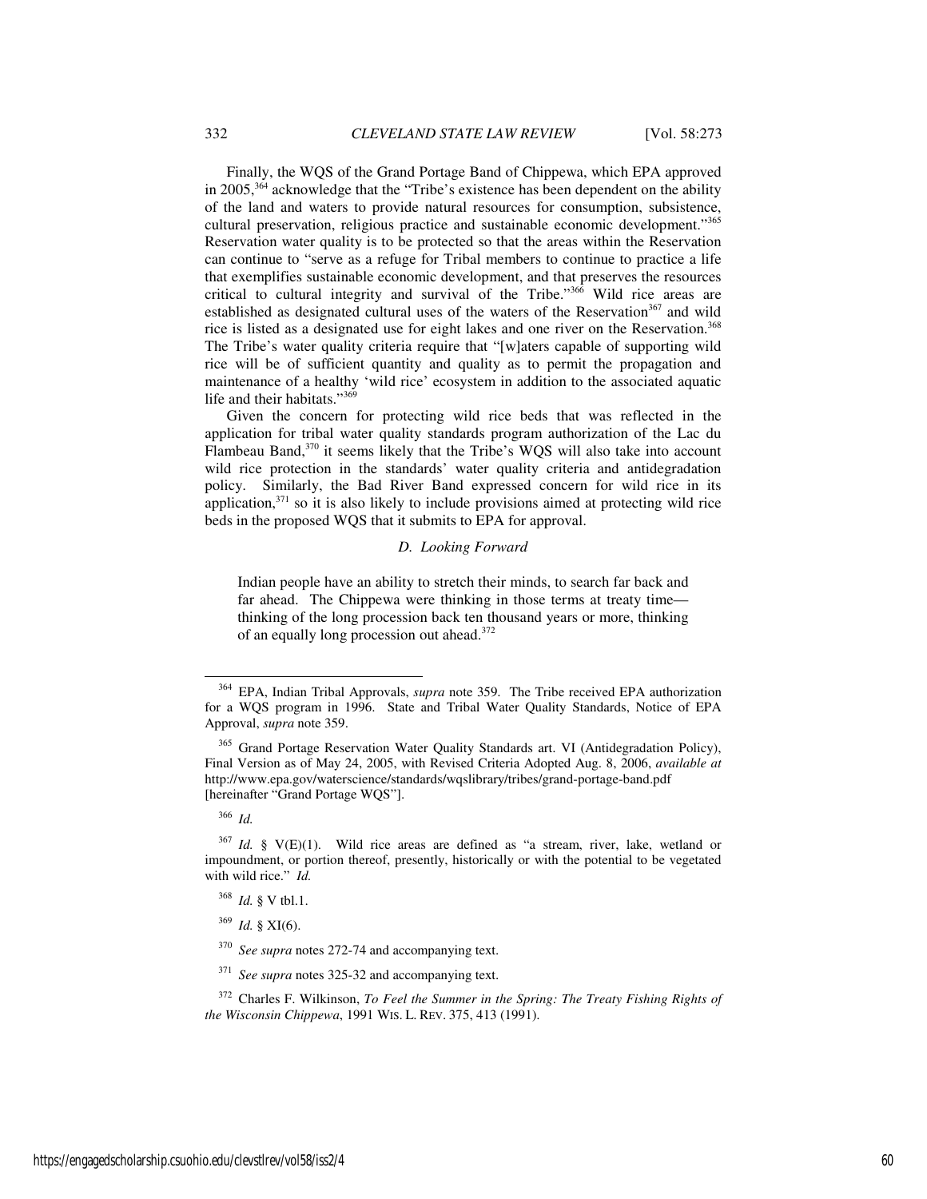Finally, the WQS of the Grand Portage Band of Chippewa, which EPA approved in 2005,[364] acknowledge that the "Tribe's existence has been dependent on the ability of the land and waters to provide natural resources for consumption, subsistence, cultural preservation, religious practice and sustainable economic development."[365] Reservation water quality is to be protected so that the areas within the Reservation can continue to "serve as a refuge for Tribal members to continue to practice a life that exemplifies sustainable economic development, and that preserves the resources critical to cultural integrity and survival of the Tribe."[366] Wild rice areas are established as designated cultural uses of the waters of the Reservation[367] and wild rice is listed as a designated use for eight lakes and one river on the Reservation.[368] The Tribe's water quality criteria require that "[w]aters capable of supporting wild rice will be of sufficient quantity and quality as to permit the propagation and maintenance of a healthy 'wild rice' ecosystem in addition to the associated aquatic life and their habitats."[369]

Given the concern for protecting wild rice beds that was reflected in the application for tribal water quality standards program authorization of the Lac du Flambeau Band,[370] it seems likely that the Tribe's WQS will also take into account wild rice protection in the standards' water quality criteria and antidegradation policy. Similarly, the Bad River Band expressed concern for wild rice in its application,[371] so it is also likely to include provisions aimed at protecting wild rice beds in the proposed WQS that it submits to EPA for approval.

### *D. Looking Forward*

> Indian people have an ability to stretch their minds, to search far back and far ahead. The Chippewa were thinking in those terms at treaty time—thinking of the long procession back ten thousand years or more, thinking of an equally long procession out ahead.[372]

---

[364] EPA, Indian Tribal Approvals, *supra* note 359. The Tribe received EPA authorization for a WQS program in 1996. State and Tribal Water Quality Standards, Notice of EPA Approval, *supra* note 359.

[365] Grand Portage Reservation Water Quality Standards art. VI (Antidegradation Policy), Final Version as of May 24, 2005, with Revised Criteria Adopted Aug. 8, 2006, *available at* http://www.epa.gov/waterscience/standards/wqslibrary/tribes/grand-portage-band.pdf [hereinafter "Grand Portage WQS"].

[366] *Id.*

[367] *Id.* § V(E)(1). Wild rice areas are defined as "a stream, river, lake, wetland or impoundment, or portion thereof, presently, historically or with the potential to be vegetated with wild rice." *Id.*

[368] *Id.* § V tbl.1.

[369] *Id.* § XI(6).

[370] *See supra* notes 272-74 and accompanying text.

[371] *See supra* notes 325-32 and accompanying text.

[372] Charles F. Wilkinson, *To Feel the Summer in the Spring: The Treaty Fishing Rights of the Wisconsin Chippewa*, 1991 WIS. L. REV. 375, 413 (1991).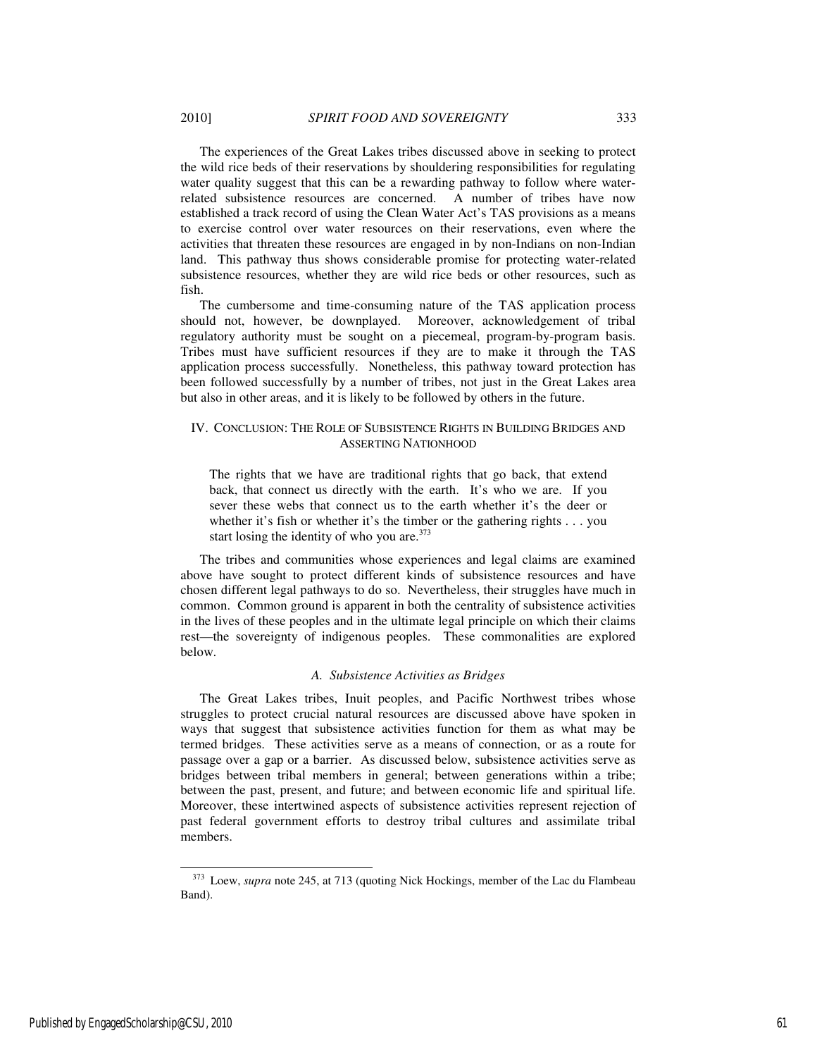The experiences of the Great Lakes tribes discussed above in seeking to protect the wild rice beds of their reservations by shouldering responsibilities for regulating water quality suggest that this can be a rewarding pathway to follow where water-related subsistence resources are concerned. A number of tribes have now established a track record of using the Clean Water Act's TAS provisions as a means to exercise control over water resources on their reservations, even where the activities that threaten these resources are engaged in by non-Indians on non-Indian land. This pathway thus shows considerable promise for protecting water-related subsistence resources, whether they are wild rice beds or other resources, such as fish.

The cumbersome and time-consuming nature of the TAS application process should not, however, be downplayed. Moreover, acknowledgement of tribal regulatory authority must be sought on a piecemeal, program-by-program basis. Tribes must have sufficient resources if they are to make it through the TAS application process successfully. Nonetheless, this pathway toward protection has been followed successfully by a number of tribes, not just in the Great Lakes area but also in other areas, and it is likely to be followed by others in the future.

## IV. CONCLUSION: THE ROLE OF SUBSISTENCE RIGHTS IN BUILDING BRIDGES AND ASSERTING NATIONHOOD

> The rights that we have are traditional rights that go back, that extend back, that connect us directly with the earth. It's who we are. If you sever these webs that connect us to the earth whether it's the deer or whether it's fish or whether it's the timber or the gathering rights . . . you start losing the identity of who you are.[373]

The tribes and communities whose experiences and legal claims are examined above have sought to protect different kinds of subsistence resources and have chosen different legal pathways to do so. Nevertheless, their struggles have much in common. Common ground is apparent in both the centrality of subsistence activities in the lives of these peoples and in the ultimate legal principle on which their claims rest—the sovereignty of indigenous peoples. These commonalities are explored below.

### *A. Subsistence Activities as Bridges*

The Great Lakes tribes, Inuit peoples, and Pacific Northwest tribes whose struggles to protect crucial natural resources are discussed above have spoken in ways that suggest that subsistence activities function for them as what may be termed bridges. These activities serve as a means of connection, or as a route for passage over a gap or a barrier. As discussed below, subsistence activities serve as bridges between tribal members in general; between generations within a tribe; between the past, present, and future; and between economic life and spiritual life. Moreover, these intertwined aspects of subsistence activities represent rejection of past federal government efforts to destroy tribal cultures and assimilate tribal members.

---

[373] Loew, *supra* note 245, at 713 (quoting Nick Hockings, member of the Lac du Flambeau Band).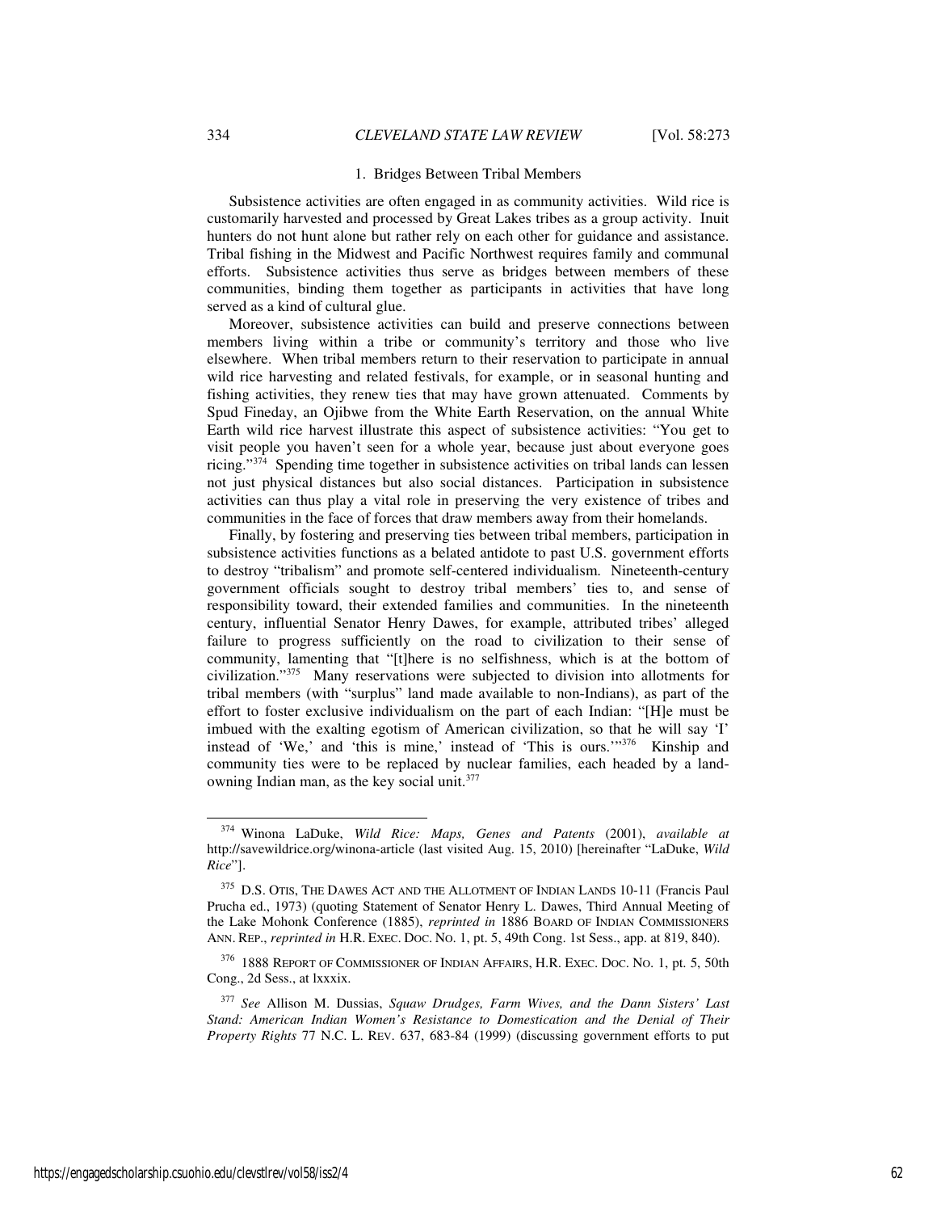### 1. Bridges Between Tribal Members

Subsistence activities are often engaged in as community activities. Wild rice is customarily harvested and processed by Great Lakes tribes as a group activity. Inuit hunters do not hunt alone but rather rely on each other for guidance and assistance. Tribal fishing in the Midwest and Pacific Northwest requires family and communal efforts. Subsistence activities thus serve as bridges between members of these communities, binding them together as participants in activities that have long served as a kind of cultural glue.

Moreover, subsistence activities can build and preserve connections between members living within a tribe or community's territory and those who live elsewhere. When tribal members return to their reservation to participate in annual wild rice harvesting and related festivals, for example, or in seasonal hunting and fishing activities, they renew ties that may have grown attenuated. Comments by Spud Fineday, an Ojibwe from the White Earth Reservation, on the annual White Earth wild rice harvest illustrate this aspect of subsistence activities: "You get to visit people you haven't seen for a whole year, because just about everyone goes ricing."[374] Spending time together in subsistence activities on tribal lands can lessen not just physical distances but also social distances. Participation in subsistence activities can thus play a vital role in preserving the very existence of tribes and communities in the face of forces that draw members away from their homelands.

Finally, by fostering and preserving ties between tribal members, participation in subsistence activities functions as a belated antidote to past U.S. government efforts to destroy "tribalism" and promote self-centered individualism. Nineteenth-century government officials sought to destroy tribal members' ties to, and sense of responsibility toward, their extended families and communities. In the nineteenth century, influential Senator Henry Dawes, for example, attributed tribes' alleged failure to progress sufficiently on the road to civilization to their sense of community, lamenting that "[t]here is no selfishness, which is at the bottom of civilization."[375] Many reservations were subjected to division into allotments for tribal members (with "surplus" land made available to non-Indians), as part of the effort to foster exclusive individualism on the part of each Indian: "[H]e must be imbued with the exalting egotism of American civilization, so that he will say 'I' instead of 'We,' and 'this is mine,' instead of 'This is ours.'"[376] Kinship and community ties were to be replaced by nuclear families, each headed by a land-owning Indian man, as the key social unit.[377]

---

[374] Winona LaDuke, *Wild Rice: Maps, Genes and Patents* (2001), *available at* http://savewildrice.org/winona-article (last visited Aug. 15, 2010) [hereinafter "LaDuke, *Wild Rice*"].

[375] D.S. OTIS, THE DAWES ACT AND THE ALLOTMENT OF INDIAN LANDS 10-11 (Francis Paul Prucha ed., 1973) (quoting Statement of Senator Henry L. Dawes, Third Annual Meeting of the Lake Mohonk Conference (1885), *reprinted in* 1886 BOARD OF INDIAN COMMISSIONERS ANN. REP., *reprinted in* H.R. EXEC. DOC. NO. 1, pt. 5, 49th Cong. 1st Sess., app. at 819, 840).

[376] 1888 REPORT OF COMMISSIONER OF INDIAN AFFAIRS, H.R. EXEC. DOC. NO. 1, pt. 5, 50th Cong., 2d Sess., at lxxxix.

[377] *See* Allison M. Dussias, *Squaw Drudges, Farm Wives, and the Dann Sisters' Last Stand: American Indian Women's Resistance to Domestication and the Denial of Their Property Rights* 77 N.C. L. REV. 637, 683-84 (1999) (discussing government efforts to put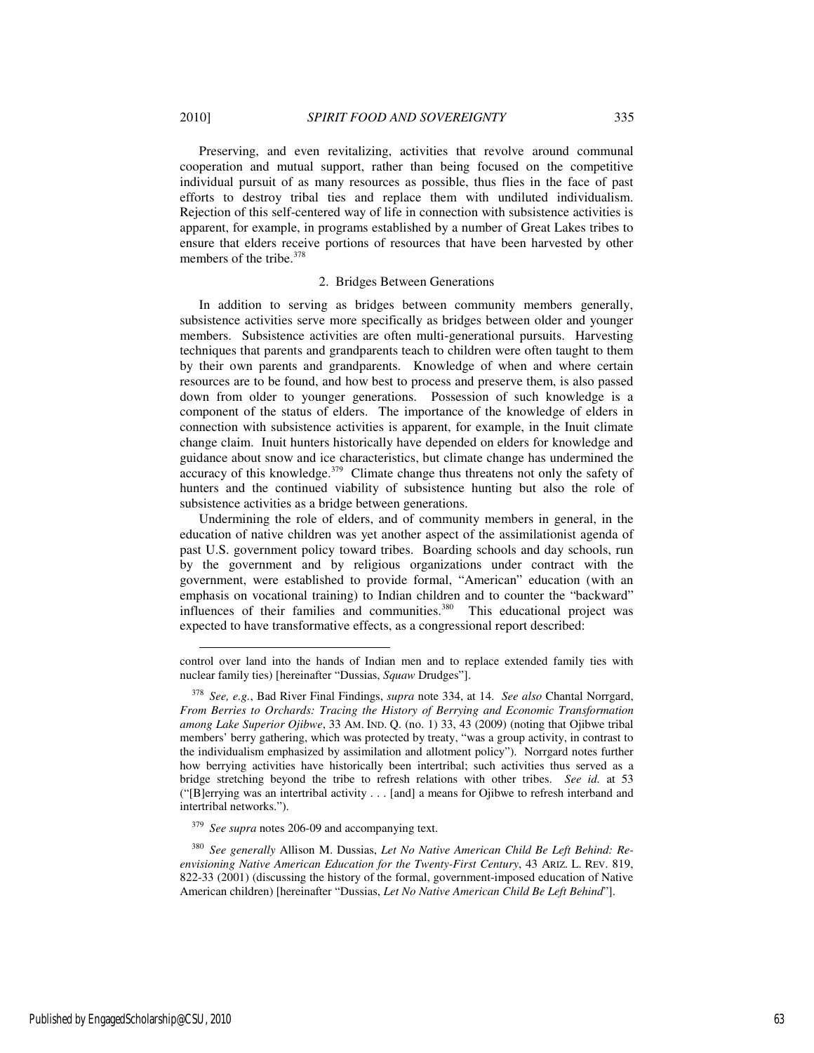Preserving, and even revitalizing, activities that revolve around communal cooperation and mutual support, rather than being focused on the competitive individual pursuit of as many resources as possible, thus flies in the face of past efforts to destroy tribal ties and replace them with undiluted individualism. Rejection of this self-centered way of life in connection with subsistence activities is apparent, for example, in programs established by a number of Great Lakes tribes to ensure that elders receive portions of resources that have been harvested by other members of the tribe.[378]

### 2. Bridges Between Generations

In addition to serving as bridges between community members generally, subsistence activities serve more specifically as bridges between older and younger members. Subsistence activities are often multi-generational pursuits. Harvesting techniques that parents and grandparents teach to children were often taught to them by their own parents and grandparents. Knowledge of when and where certain resources are to be found, and how best to process and preserve them, is also passed down from older to younger generations. Possession of such knowledge is a component of the status of elders. The importance of the knowledge of elders in connection with subsistence activities is apparent, for example, in the Inuit climate change claim. Inuit hunters historically have depended on elders for knowledge and guidance about snow and ice characteristics, but climate change has undermined the accuracy of this knowledge.[379] Climate change thus threatens not only the safety of hunters and the continued viability of subsistence hunting but also the role of subsistence activities as a bridge between generations.

Undermining the role of elders, and of community members in general, in the education of native children was yet another aspect of the assimilationist agenda of past U.S. government policy toward tribes. Boarding schools and day schools, run by the government and by religious organizations under contract with the government, were established to provide formal, "American" education (with an emphasis on vocational training) to Indian children and to counter the "backward" influences of their families and communities.[380] This educational project was expected to have transformative effects, as a congressional report described:

---

control over land into the hands of Indian men and to replace extended family ties with nuclear family ties) [hereinafter "Dussias, *Squaw* Drudges"].

[378] *See, e.g.*, Bad River Final Findings, *supra* note 334, at 14. *See also* Chantal Norrgard, *From Berries to Orchards: Tracing the History of Berrying and Economic Transformation among Lake Superior Ojibwe*, 33 AM. IND. Q. (no. 1) 33, 43 (2009) (noting that Ojibwe tribal members' berry gathering, which was protected by treaty, "was a group activity, in contrast to the individualism emphasized by assimilation and allotment policy"). Norrgard notes further how berrying activities have historically been intertribal; such activities thus served as a bridge stretching beyond the tribe to refresh relations with other tribes. *See id.* at 53 ("[B]errying was an intertribal activity . . . [and] a means for Ojibwe to refresh interband and intertribal networks.").

[379] *See supra* notes 206-09 and accompanying text.

[380] *See generally* Allison M. Dussias, *Let No Native American Child Be Left Behind: Re-envisioning Native American Education for the Twenty-First Century*, 43 ARIZ. L. REV. 819, 822-33 (2001) (discussing the history of the formal, government-imposed education of Native American children) [hereinafter "Dussias, *Let No Native American Child Be Left Behind*"].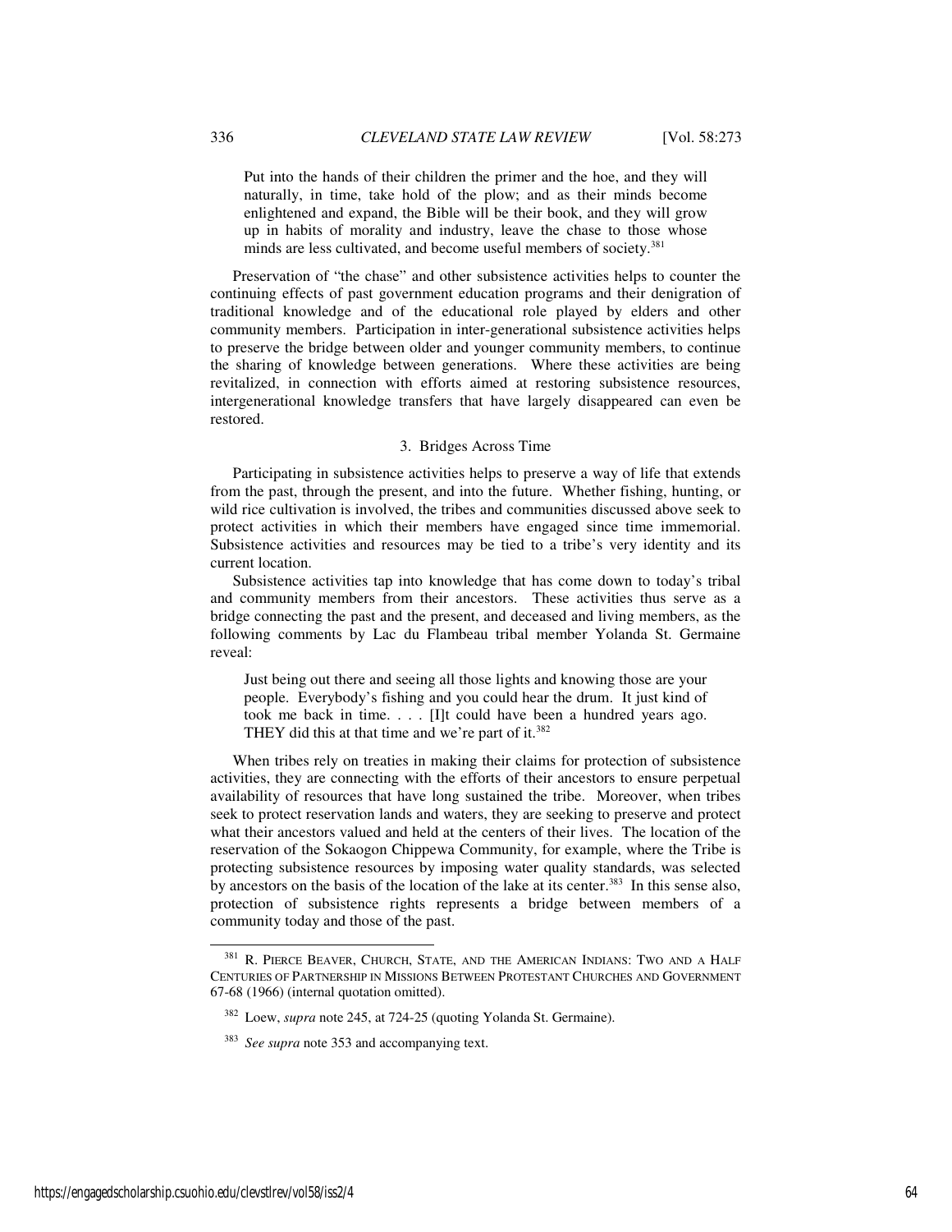> Put into the hands of their children the primer and the hoe, and they will naturally, in time, take hold of the plow; and as their minds become enlightened and expand, the Bible will be their book, and they will grow up in habits of morality and industry, leave the chase to those whose minds are less cultivated, and become useful members of society.[381]

Preservation of "the chase" and other subsistence activities helps to counter the continuing effects of past government education programs and their denigration of traditional knowledge and of the educational role played by elders and other community members. Participation in inter-generational subsistence activities helps to preserve the bridge between older and younger community members, to continue the sharing of knowledge between generations. Where these activities are being revitalized, in connection with efforts aimed at restoring subsistence resources, intergenerational knowledge transfers that have largely disappeared can even be restored.

### 3. Bridges Across Time

Participating in subsistence activities helps to preserve a way of life that extends from the past, through the present, and into the future. Whether fishing, hunting, or wild rice cultivation is involved, the tribes and communities discussed above seek to protect activities in which their members have engaged since time immemorial. Subsistence activities and resources may be tied to a tribe's very identity and its current location.

Subsistence activities tap into knowledge that has come down to today's tribal and community members from their ancestors. These activities thus serve as a bridge connecting the past and the present, and deceased and living members, as the following comments by Lac du Flambeau tribal member Yolanda St. Germaine reveal:

> Just being out there and seeing all those lights and knowing those are your people. Everybody's fishing and you could hear the drum. It just kind of took me back in time. . . . [I]t could have been a hundred years ago. THEY did this at that time and we're part of it.[382]

When tribes rely on treaties in making their claims for protection of subsistence activities, they are connecting with the efforts of their ancestors to ensure perpetual availability of resources that have long sustained the tribe. Moreover, when tribes seek to protect reservation lands and waters, they are seeking to preserve and protect what their ancestors valued and held at the centers of their lives. The location of the reservation of the Sokaogon Chippewa Community, for example, where the Tribe is protecting subsistence resources by imposing water quality standards, was selected by ancestors on the basis of the location of the lake at its center.[383] In this sense also, protection of subsistence rights represents a bridge between members of a community today and those of the past.

---

[381] R. PIERCE BEAVER, CHURCH, STATE, AND THE AMERICAN INDIANS: TWO AND A HALF CENTURIES OF PARTNERSHIP IN MISSIONS BETWEEN PROTESTANT CHURCHES AND GOVERNMENT 67-68 (1966) (internal quotation omitted).

[382] Loew, *supra* note 245, at 724-25 (quoting Yolanda St. Germaine).

[383] *See supra* note 353 and accompanying text.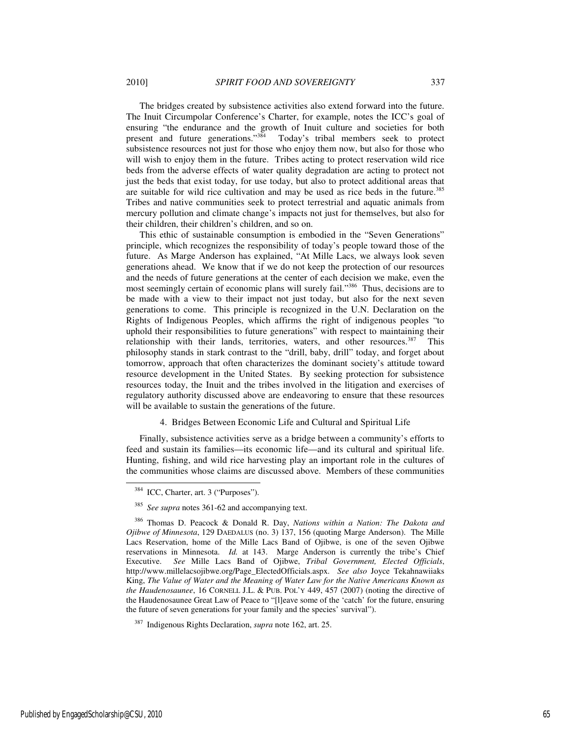The bridges created by subsistence activities also extend forward into the future. The Inuit Circumpolar Conference's Charter, for example, notes the ICC's goal of ensuring "the endurance and the growth of Inuit culture and societies for both present and future generations."[384] Today's tribal members seek to protect subsistence resources not just for those who enjoy them now, but also for those who will wish to enjoy them in the future. Tribes acting to protect reservation wild rice beds from the adverse effects of water quality degradation are acting to protect not just the beds that exist today, for use today, but also to protect additional areas that are suitable for wild rice cultivation and may be used as rice beds in the future.[385] Tribes and native communities seek to protect terrestrial and aquatic animals from mercury pollution and climate change's impacts not just for themselves, but also for their children, their children's children, and so on.

This ethic of sustainable consumption is embodied in the "Seven Generations" principle, which recognizes the responsibility of today's people toward those of the future. As Marge Anderson has explained, "At Mille Lacs, we always look seven generations ahead. We know that if we do not keep the protection of our resources and the needs of future generations at the center of each decision we make, even the most seemingly certain of economic plans will surely fail."[386] Thus, decisions are to be made with a view to their impact not just today, but also for the next seven generations to come. This principle is recognized in the U.N. Declaration on the Rights of Indigenous Peoples, which affirms the right of indigenous peoples "to uphold their responsibilities to future generations" with respect to maintaining their relationship with their lands, territories, waters, and other resources.[387] This philosophy stands in stark contrast to the "drill, baby, drill" today, and forget about tomorrow, approach that often characterizes the dominant society's attitude toward resource development in the United States. By seeking protection for subsistence resources today, the Inuit and the tribes involved in the litigation and exercises of regulatory authority discussed above are endeavoring to ensure that these resources will be available to sustain the generations of the future.

#### 4. Bridges Between Economic Life and Cultural and Spiritual Life

Finally, subsistence activities serve as a bridge between a community's efforts to feed and sustain its families—its economic life—and its cultural and spiritual life. Hunting, fishing, and wild rice harvesting play an important role in the cultures of the communities whose claims are discussed above. Members of these communities

---

[384] ICC, Charter, art. 3 ("Purposes").

[385] *See supra* notes 361-62 and accompanying text.

[386] Thomas D. Peacock & Donald R. Day, *Nations within a Nation: The Dakota and Ojibwe of Minnesota*, 129 DAEDALUS (no. 3) 137, 156 (quoting Marge Anderson). The Mille Lacs Reservation, home of the Mille Lacs Band of Ojibwe, is one of the seven Ojibwe reservations in Minnesota. *Id.* at 143. Marge Anderson is currently the tribe's Chief Executive. *See* Mille Lacs Band of Ojibwe, *Tribal Government, Elected Officials*, http://www.millelacsojibwe.org/Page_ElectedOfficials.aspx. *See also* Joyce Tekahnawiiaks King, *The Value of Water and the Meaning of Water Law for the Native Americans Known as the Haudenosaunee*, 16 CORNELL J.L. & PUB. POL'Y 449, 457 (2007) (noting the directive of the Haudenosaunee Great Law of Peace to "[l]eave some of the 'catch' for the future, ensuring the future of seven generations for your family and the species' survival").

[387] Indigenous Rights Declaration, *supra* note 162, art. 25.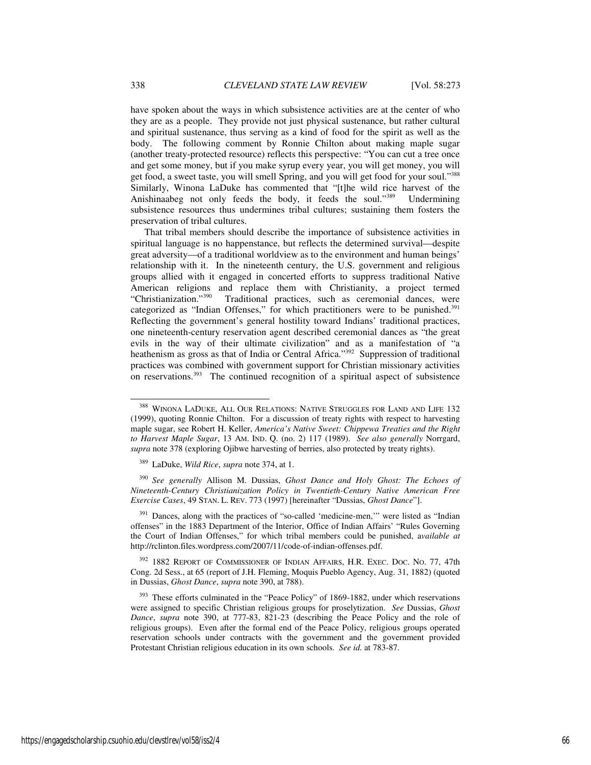have spoken about the ways in which subsistence activities are at the center of who they are as a people. They provide not just physical sustenance, but rather cultural and spiritual sustenance, thus serving as a kind of food for the spirit as well as the body. The following comment by Ronnie Chilton about making maple sugar (another treaty-protected resource) reflects this perspective: "You can cut a tree once and get some money, but if you make syrup every year, you will get money, you will get food, a sweet taste, you will smell Spring, and you will get food for your soul."[388] Similarly, Winona LaDuke has commented that "[t]he wild rice harvest of the Anishinaabeg not only feeds the body, it feeds the soul."[389] Undermining subsistence resources thus undermines tribal cultures; sustaining them fosters the preservation of tribal cultures.

That tribal members should describe the importance of subsistence activities in spiritual language is no happenstance, but reflects the determined survival—despite great adversity—of a traditional worldview as to the environment and human beings' relationship with it. In the nineteenth century, the U.S. government and religious groups allied with it engaged in concerted efforts to suppress traditional Native American religions and replace them with Christianity, a project termed "Christianization."[390] Traditional practices, such as ceremonial dances, were categorized as "Indian Offenses," for which practitioners were to be punished.[391] Reflecting the government's general hostility toward Indians' traditional practices, one nineteenth-century reservation agent described ceremonial dances as "the great evils in the way of their ultimate civilization" and as a manifestation of "a heathenism as gross as that of India or Central Africa."[392] Suppression of traditional practices was combined with government support for Christian missionary activities on reservations.[393] The continued recognition of a spiritual aspect of subsistence

---

[388] WINONA LADUKE, ALL OUR RELATIONS: NATIVE STRUGGLES FOR LAND AND LIFE 132 (1999), quoting Ronnie Chilton. For a discussion of treaty rights with respect to harvesting maple sugar, see Robert H. Keller, *America's Native Sweet: Chippewa Treaties and the Right to Harvest Maple Sugar*, 13 AM. IND. Q. (no. 2) 117 (1989). *See also generally* Norrgard, *supra* note 378 (exploring Ojibwe harvesting of berries, also protected by treaty rights).

[389] LaDuke, *Wild Rice*, *supra* note 374, at 1.

[390] *See generally* Allison M. Dussias, *Ghost Dance and Holy Ghost: The Echoes of Nineteenth-Century Christianization Policy in Twentieth-Century Native American Free Exercise Cases*, 49 STAN. L. REV. 773 (1997) [hereinafter "Dussias, *Ghost Dance*"].

[391] Dances, along with the practices of "so-called 'medicine-men,'" were listed as "Indian offenses" in the 1883 Department of the Interior, Office of Indian Affairs' "Rules Governing the Court of Indian Offenses," for which tribal members could be punished, a*vailable at* http://rclinton.files.wordpress.com/2007/11/code-of-indian-offenses.pdf.

[392] 1882 REPORT OF COMMISSIONER OF INDIAN AFFAIRS, H.R. EXEC. DOC. NO. 77, 47th Cong. 2d Sess., at 65 (report of J.H. Fleming, Moquis Pueblo Agency, Aug. 31, 1882) (quoted in Dussias, *Ghost Dance*, *supra* note 390, at 788).

[393] These efforts culminated in the "Peace Policy" of 1869-1882, under which reservations were assigned to specific Christian religious groups for proselytization. *See* Dussias, *Ghost Dance*, *supra* note 390, at 777-83, 821-23 (describing the Peace Policy and the role of religious groups). Even after the formal end of the Peace Policy, religious groups operated reservation schools under contracts with the government and the government provided Protestant Christian religious education in its own schools. *See id.* at 783-87.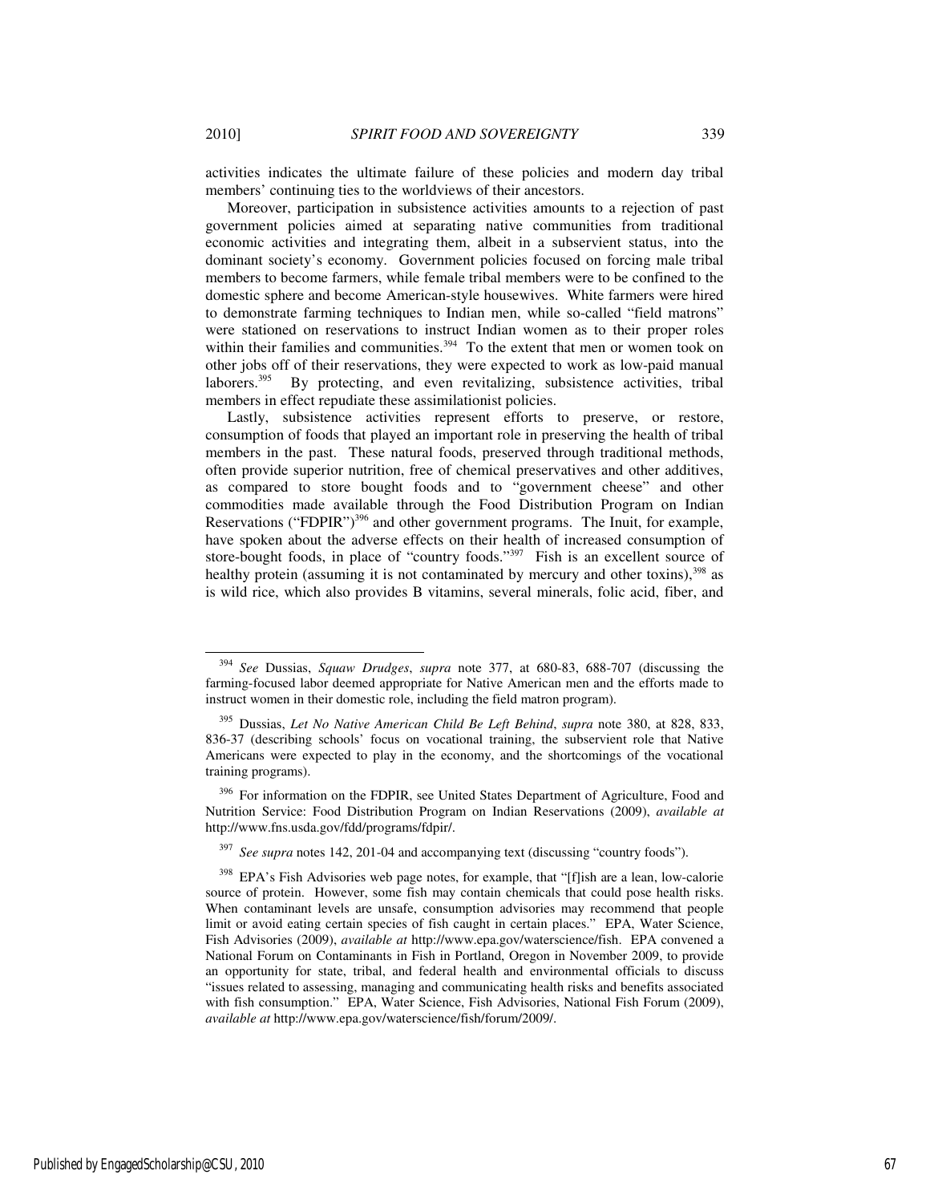activities indicates the ultimate failure of these policies and modern day tribal members' continuing ties to the worldviews of their ancestors.

Moreover, participation in subsistence activities amounts to a rejection of past government policies aimed at separating native communities from traditional economic activities and integrating them, albeit in a subservient status, into the dominant society's economy. Government policies focused on forcing male tribal members to become farmers, while female tribal members were to be confined to the domestic sphere and become American-style housewives. White farmers were hired to demonstrate farming techniques to Indian men, while so-called "field matrons" were stationed on reservations to instruct Indian women as to their proper roles within their families and communities.[394] To the extent that men or women took on other jobs off of their reservations, they were expected to work as low-paid manual laborers.[395] By protecting, and even revitalizing, subsistence activities, tribal members in effect repudiate these assimilationist policies.

Lastly, subsistence activities represent efforts to preserve, or restore, consumption of foods that played an important role in preserving the health of tribal members in the past. These natural foods, preserved through traditional methods, often provide superior nutrition, free of chemical preservatives and other additives, as compared to store bought foods and to "government cheese" and other commodities made available through the Food Distribution Program on Indian Reservations ("FDPIR")[396] and other government programs. The Inuit, for example, have spoken about the adverse effects on their health of increased consumption of store-bought foods, in place of "country foods."[397] Fish is an excellent source of healthy protein (assuming it is not contaminated by mercury and other toxins),[398] as is wild rice, which also provides B vitamins, several minerals, folic acid, fiber, and

---

[394] *See* Dussias, *Squaw Drudges*, *supra* note 377, at 680-83, 688-707 (discussing the farming-focused labor deemed appropriate for Native American men and the efforts made to instruct women in their domestic role, including the field matron program).

[395] Dussias, *Let No Native American Child Be Left Behind*, *supra* note 380, at 828, 833, 836-37 (describing schools' focus on vocational training, the subservient role that Native Americans were expected to play in the economy, and the shortcomings of the vocational training programs).

[396] For information on the FDPIR, see United States Department of Agriculture, Food and Nutrition Service: Food Distribution Program on Indian Reservations (2009), *available at* http://www.fns.usda.gov/fdd/programs/fdpir/.

[397] *See supra* notes 142, 201-04 and accompanying text (discussing "country foods").

[398] EPA's Fish Advisories web page notes, for example, that "[f]ish are a lean, low-calorie source of protein. However, some fish may contain chemicals that could pose health risks. When contaminant levels are unsafe, consumption advisories may recommend that people limit or avoid eating certain species of fish caught in certain places." EPA, Water Science, Fish Advisories (2009), *available at* http://www.epa.gov/waterscience/fish. EPA convened a National Forum on Contaminants in Fish in Portland, Oregon in November 2009, to provide an opportunity for state, tribal, and federal health and environmental officials to discuss "issues related to assessing, managing and communicating health risks and benefits associated with fish consumption." EPA, Water Science, Fish Advisories, National Fish Forum (2009), *available at* http://www.epa.gov/waterscience/fish/forum/2009/.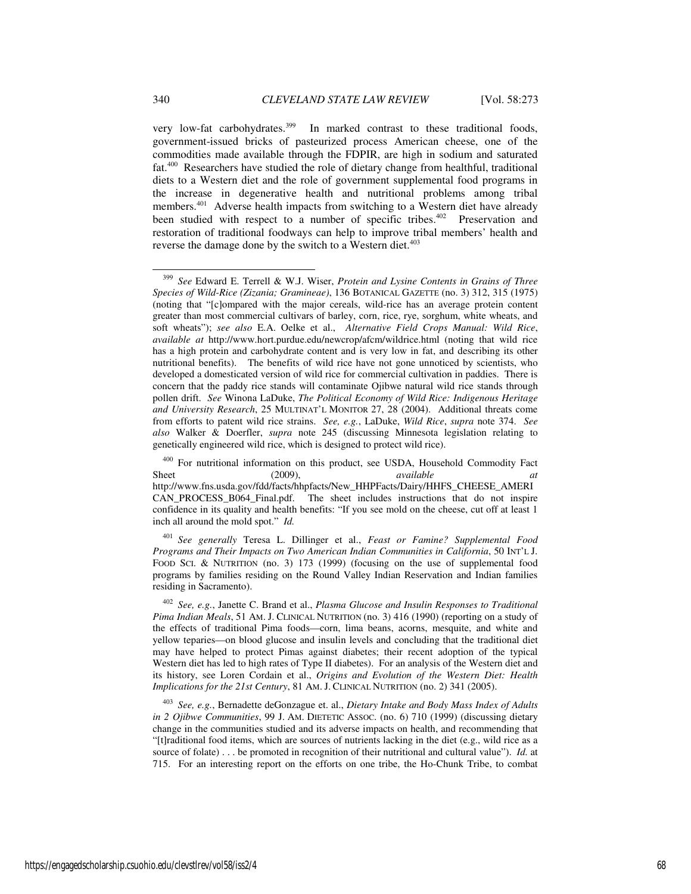very low-fat carbohydrates.[399] In marked contrast to these traditional foods, government-issued bricks of pasteurized process American cheese, one of the commodities made available through the FDPIR, are high in sodium and saturated fat.[400] Researchers have studied the role of dietary change from healthful, traditional diets to a Western diet and the role of government supplemental food programs in the increase in degenerative health and nutritional problems among tribal members.[401] Adverse health impacts from switching to a Western diet have already been studied with respect to a number of specific tribes.[402] Preservation and restoration of traditional foodways can help to improve tribal members' health and reverse the damage done by the switch to a Western diet.[403]

---

[399] *See* Edward E. Terrell & W.J. Wiser, *Protein and Lysine Contents in Grains of Three Species of Wild-Rice (Zizania; Gramineae)*, 136 BOTANICAL GAZETTE (no. 3) 312, 315 (1975) (noting that "[c]ompared with the major cereals, wild-rice has an average protein content greater than most commercial cultivars of barley, corn, rice, rye, sorghum, white wheats, and soft wheats"); *see also* E.A. Oelke et al., *Alternative Field Crops Manual: Wild Rice*, *available at* http://www.hort.purdue.edu/newcrop/afcm/wildrice.html (noting that wild rice has a high protein and carbohydrate content and is very low in fat, and describing its other nutritional benefits). The benefits of wild rice have not gone unnoticed by scientists, who developed a domesticated version of wild rice for commercial cultivation in paddies. There is concern that the paddy rice stands will contaminate Ojibwe natural wild rice stands through pollen drift. *See* Winona LaDuke, *The Political Economy of Wild Rice: Indigenous Heritage and University Research*, 25 MULTINAT'L MONITOR 27, 28 (2004). Additional threats come from efforts to patent wild rice strains. *See, e.g.*, LaDuke, *Wild Rice*, *supra* note 374. *See also* Walker & Doerfler, *supra* note 245 (discussing Minnesota legislation relating to genetically engineered wild rice, which is designed to protect wild rice).

[400] For nutritional information on this product, see USDA, Household Commodity Fact Sheet (2009), *available at* http://www.fns.usda.gov/fdd/facts/hhpfacts/New_HHPFacts/Dairy/HHFS_CHEESE_AMERICAN_PROCESS_B064_Final.pdf. The sheet includes instructions that do not inspire confidence in its quality and health benefits: "If you see mold on the cheese, cut off at least 1 inch all around the mold spot." *Id.*

[401] *See generally* Teresa L. Dillinger et al., *Feast or Famine? Supplemental Food Programs and Their Impacts on Two American Indian Communities in California*, 50 INT'L J. FOOD SCI. & NUTRITION (no. 3) 173 (1999) (focusing on the use of supplemental food programs by families residing on the Round Valley Indian Reservation and Indian families residing in Sacramento).

[402] *See, e.g.*, Janette C. Brand et al., *Plasma Glucose and Insulin Responses to Traditional Pima Indian Meals*, 51 AM. J. CLINICAL NUTRITION (no. 3) 416 (1990) (reporting on a study of the effects of traditional Pima foods—corn, lima beans, acorns, mesquite, and white and yellow teparies—on blood glucose and insulin levels and concluding that the traditional diet may have helped to protect Pimas against diabetes; their recent adoption of the typical Western diet has led to high rates of Type II diabetes). For an analysis of the Western diet and its history, see Loren Cordain et al., *Origins and Evolution of the Western Diet: Health Implications for the 21st Century*, 81 AM. J. CLINICAL NUTRITION (no. 2) 341 (2005).

[403] *See, e.g.*, Bernadette deGonzague et. al., *Dietary Intake and Body Mass Index of Adults in 2 Ojibwe Communities*, 99 J. AM. DIETETIC ASSOC. (no. 6) 710 (1999) (discussing dietary change in the communities studied and its adverse impacts on health, and recommending that "[t]raditional food items, which are sources of nutrients lacking in the diet (e.g., wild rice as a source of folate) . . . be promoted in recognition of their nutritional and cultural value"). *Id.* at 715. For an interesting report on the efforts on one tribe, the Ho-Chunk Tribe, to combat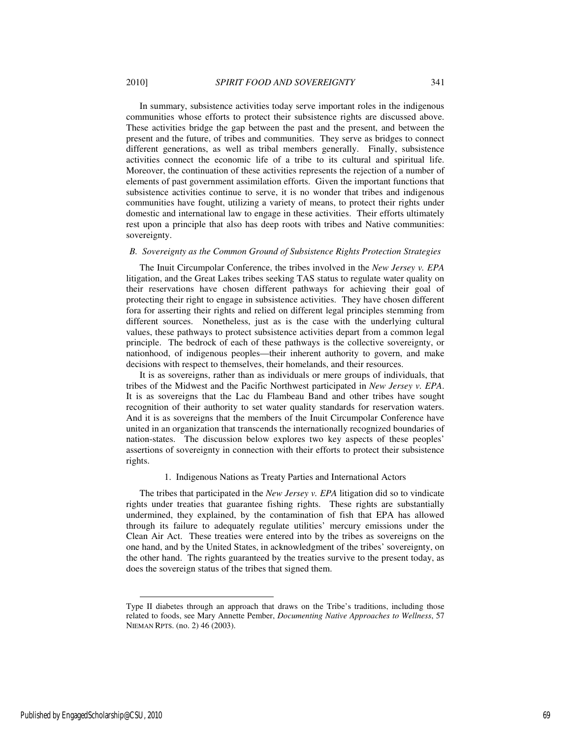In summary, subsistence activities today serve important roles in the indigenous communities whose efforts to protect their subsistence rights are discussed above. These activities bridge the gap between the past and the present, and between the present and the future, of tribes and communities. They serve as bridges to connect different generations, as well as tribal members generally. Finally, subsistence activities connect the economic life of a tribe to its cultural and spiritual life. Moreover, the continuation of these activities represents the rejection of a number of elements of past government assimilation efforts. Given the important functions that subsistence activities continue to serve, it is no wonder that tribes and indigenous communities have fought, utilizing a variety of means, to protect their rights under domestic and international law to engage in these activities. Their efforts ultimately rest upon a principle that also has deep roots with tribes and Native communities: sovereignty.

### *B. Sovereignty as the Common Ground of Subsistence Rights Protection Strategies*

The Inuit Circumpolar Conference, the tribes involved in the *New Jersey v. EPA* litigation, and the Great Lakes tribes seeking TAS status to regulate water quality on their reservations have chosen different pathways for achieving their goal of protecting their right to engage in subsistence activities. They have chosen different fora for asserting their rights and relied on different legal principles stemming from different sources. Nonetheless, just as is the case with the underlying cultural values, these pathways to protect subsistence activities depart from a common legal principle. The bedrock of each of these pathways is the collective sovereignty, or nationhood, of indigenous peoples—their inherent authority to govern, and make decisions with respect to themselves, their homelands, and their resources.

It is as sovereigns, rather than as individuals or mere groups of individuals, that tribes of the Midwest and the Pacific Northwest participated in *New Jersey v. EPA*. It is as sovereigns that the Lac du Flambeau Band and other tribes have sought recognition of their authority to set water quality standards for reservation waters. And it is as sovereigns that the members of the Inuit Circumpolar Conference have united in an organization that transcends the internationally recognized boundaries of nation-states. The discussion below explores two key aspects of these peoples' assertions of sovereignty in connection with their efforts to protect their subsistence rights.

#### 1. Indigenous Nations as Treaty Parties and International Actors

The tribes that participated in the *New Jersey v. EPA* litigation did so to vindicate rights under treaties that guarantee fishing rights. These rights are substantially undermined, they explained, by the contamination of fish that EPA has allowed through its failure to adequately regulate utilities' mercury emissions under the Clean Air Act. These treaties were entered into by the tribes as sovereigns on the one hand, and by the United States, in acknowledgment of the tribes' sovereignty, on the other hand. The rights guaranteed by the treaties survive to the present today, as does the sovereign status of the tribes that signed them.

---

Type II diabetes through an approach that draws on the Tribe's traditions, including those related to foods, see Mary Annette Pember, *Documenting Native Approaches to Wellness*, 57 NIEMAN RPTS. (no. 2) 46 (2003).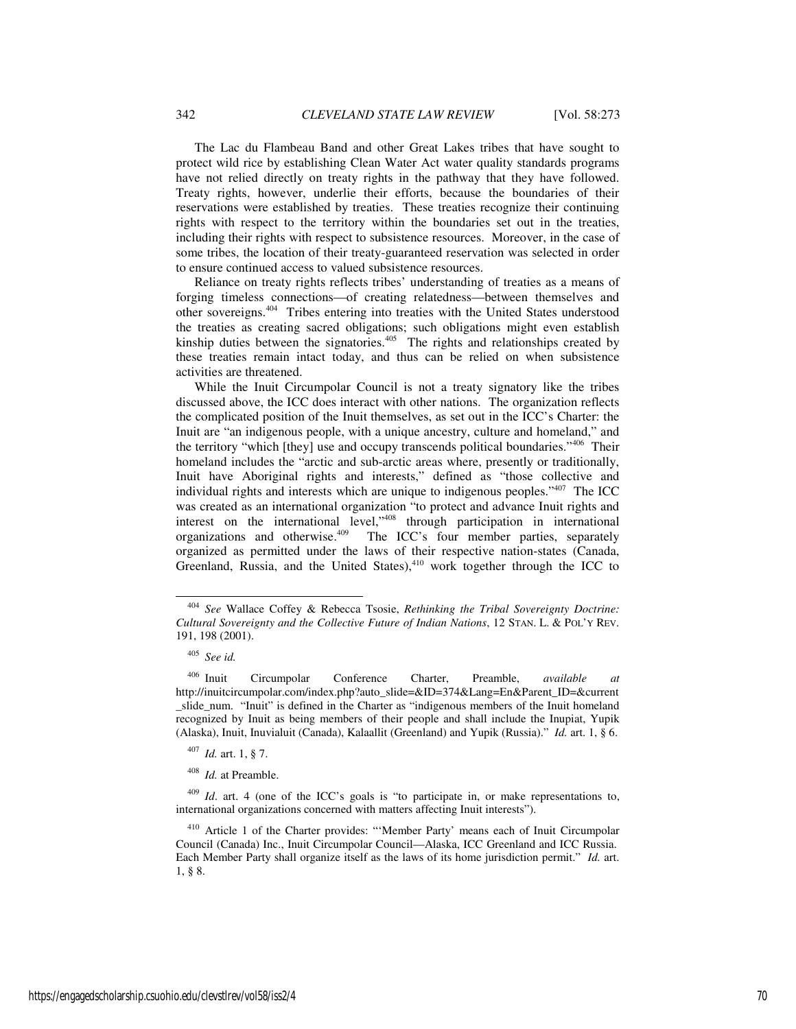The Lac du Flambeau Band and other Great Lakes tribes that have sought to protect wild rice by establishing Clean Water Act water quality standards programs have not relied directly on treaty rights in the pathway that they have followed. Treaty rights, however, underlie their efforts, because the boundaries of their reservations were established by treaties. These treaties recognize their continuing rights with respect to the territory within the boundaries set out in the treaties, including their rights with respect to subsistence resources. Moreover, in the case of some tribes, the location of their treaty-guaranteed reservation was selected in order to ensure continued access to valued subsistence resources.

Reliance on treaty rights reflects tribes' understanding of treaties as a means of forging timeless connections—of creating relatedness—between themselves and other sovereigns.[404] Tribes entering into treaties with the United States understood the treaties as creating sacred obligations; such obligations might even establish kinship duties between the signatories.[405] The rights and relationships created by these treaties remain intact today, and thus can be relied on when subsistence activities are threatened.

While the Inuit Circumpolar Council is not a treaty signatory like the tribes discussed above, the ICC does interact with other nations. The organization reflects the complicated position of the Inuit themselves, as set out in the ICC's Charter: the Inuit are "an indigenous people, with a unique ancestry, culture and homeland," and the territory "which [they] use and occupy transcends political boundaries."[406] Their homeland includes the "arctic and sub-arctic areas where, presently or traditionally, Inuit have Aboriginal rights and interests," defined as "those collective and individual rights and interests which are unique to indigenous peoples."[407] The ICC was created as an international organization "to protect and advance Inuit rights and interest on the international level,"[408] through participation in international organizations and otherwise.[409] The ICC's four member parties, separately organized as permitted under the laws of their respective nation-states (Canada, Greenland, Russia, and the United States),[410] work together through the ICC to

---

[404] *See* Wallace Coffey & Rebecca Tsosie, *Rethinking the Tribal Sovereignty Doctrine: Cultural Sovereignty and the Collective Future of Indian Nations*, 12 STAN. L. & POL'Y REV. 191, 198 (2001).

[405] *See id.*

[406] Inuit Circumpolar Conference Charter, Preamble, *available at* http://inuitcircumpolar.com/index.php?auto_slide=&ID=374&Lang=En&Parent_ID=&current_slide_num. "Inuit" is defined in the Charter as "indigenous members of the Inuit homeland recognized by Inuit as being members of their people and shall include the Inupiat, Yupik (Alaska), Inuit, Inuvialuit (Canada), Kalaallit (Greenland) and Yupik (Russia)." *Id.* art. 1, § 6.

[407] *Id.* art. 1, § 7.

[408] *Id.* at Preamble.

[409] *Id*. art. 4 (one of the ICC's goals is "to participate in, or make representations to, international organizations concerned with matters affecting Inuit interests").

[410] Article 1 of the Charter provides: "'Member Party' means each of Inuit Circumpolar Council (Canada) Inc., Inuit Circumpolar Council—Alaska, ICC Greenland and ICC Russia. Each Member Party shall organize itself as the laws of its home jurisdiction permit." *Id.* art. 1, § 8.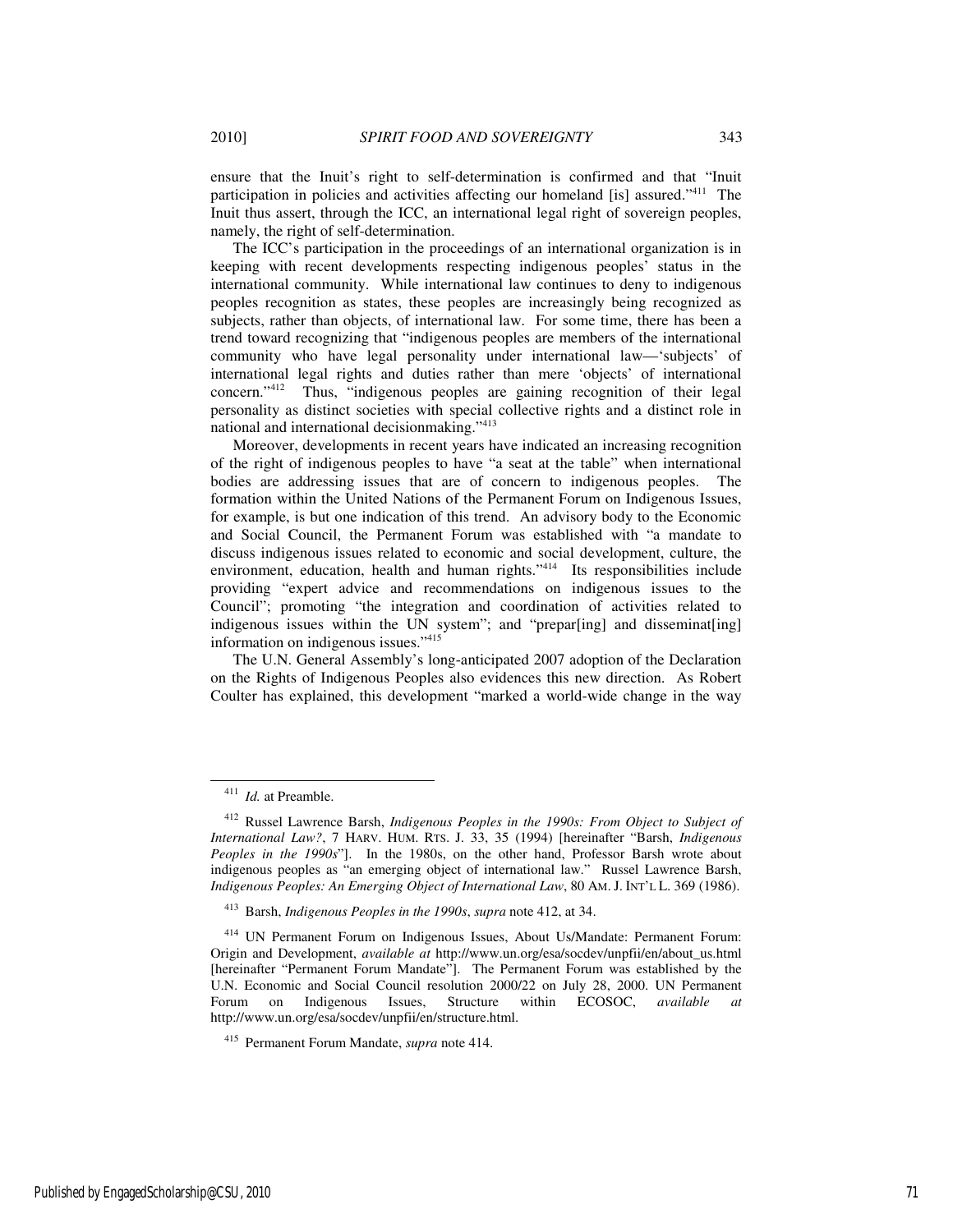ensure that the Inuit's right to self-determination is confirmed and that "Inuit participation in policies and activities affecting our homeland [is] assured."[411] The Inuit thus assert, through the ICC, an international legal right of sovereign peoples, namely, the right of self-determination.

The ICC's participation in the proceedings of an international organization is in keeping with recent developments respecting indigenous peoples' status in the international community. While international law continues to deny to indigenous peoples recognition as states, these peoples are increasingly being recognized as subjects, rather than objects, of international law. For some time, there has been a trend toward recognizing that "indigenous peoples are members of the international community who have legal personality under international law—'subjects' of international legal rights and duties rather than mere 'objects' of international concern."[412] Thus, "indigenous peoples are gaining recognition of their legal personality as distinct societies with special collective rights and a distinct role in national and international decisionmaking."[413]

Moreover, developments in recent years have indicated an increasing recognition of the right of indigenous peoples to have "a seat at the table" when international bodies are addressing issues that are of concern to indigenous peoples. The formation within the United Nations of the Permanent Forum on Indigenous Issues, for example, is but one indication of this trend. An advisory body to the Economic and Social Council, the Permanent Forum was established with "a mandate to discuss indigenous issues related to economic and social development, culture, the environment, education, health and human rights."[414] Its responsibilities include providing "expert advice and recommendations on indigenous issues to the Council"; promoting "the integration and coordination of activities related to indigenous issues within the UN system"; and "prepar[ing] and disseminat[ing] information on indigenous issues."[415]

The U.N. General Assembly's long-anticipated 2007 adoption of the Declaration on the Rights of Indigenous Peoples also evidences this new direction. As Robert Coulter has explained, this development "marked a world-wide change in the way

---

[411] *Id.* at Preamble.

[412] Russel Lawrence Barsh, *Indigenous Peoples in the 1990s: From Object to Subject of International Law?*, 7 HARV. HUM. RTS. J. 33, 35 (1994) [hereinafter "Barsh, *Indigenous Peoples in the 1990s*"]. In the 1980s, on the other hand, Professor Barsh wrote about indigenous peoples as "an emerging object of international law." Russel Lawrence Barsh, *Indigenous Peoples: An Emerging Object of International Law*, 80 AM. J. INT'L L. 369 (1986).

[413] Barsh, *Indigenous Peoples in the 1990s*, *supra* note 412, at 34.

[414] UN Permanent Forum on Indigenous Issues, About Us/Mandate: Permanent Forum: Origin and Development, *available at* http://www.un.org/esa/socdev/unpfii/en/about_us.html [hereinafter "Permanent Forum Mandate"]. The Permanent Forum was established by the U.N. Economic and Social Council resolution 2000/22 on July 28, 2000. UN Permanent Forum on Indigenous Issues, Structure within ECOSOC, *available at* http://www.un.org/esa/socdev/unpfii/en/structure.html.

[415] Permanent Forum Mandate, *supra* note 414.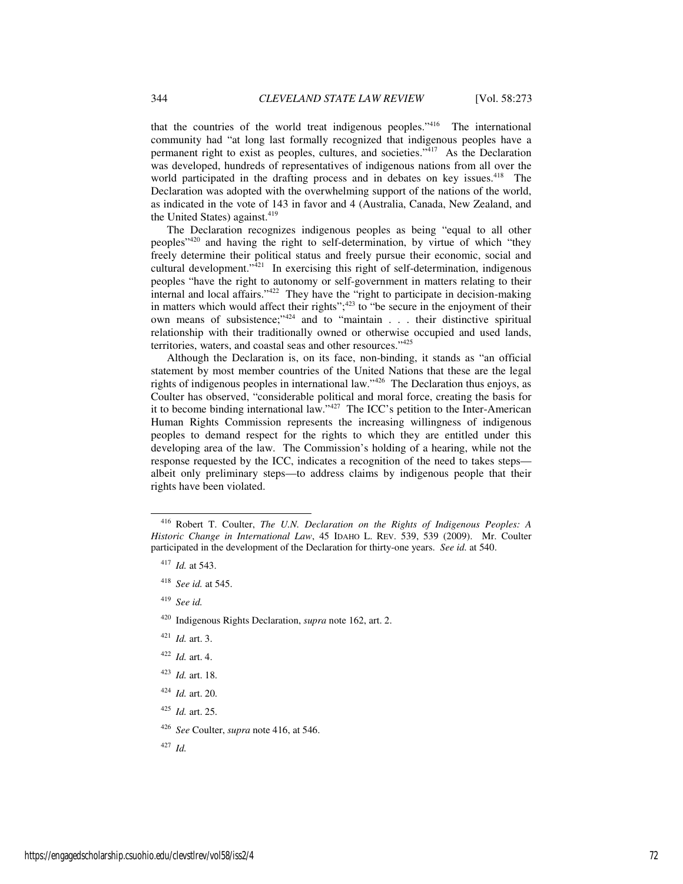that the countries of the world treat indigenous peoples."[416] The international community had "at long last formally recognized that indigenous peoples have a permanent right to exist as peoples, cultures, and societies."[417] As the Declaration was developed, hundreds of representatives of indigenous nations from all over the world participated in the drafting process and in debates on key issues.[418] The Declaration was adopted with the overwhelming support of the nations of the world, as indicated in the vote of 143 in favor and 4 (Australia, Canada, New Zealand, and the United States) against.[419]

The Declaration recognizes indigenous peoples as being "equal to all other peoples"[420] and having the right to self-determination, by virtue of which "they freely determine their political status and freely pursue their economic, social and cultural development."[421] In exercising this right of self-determination, indigenous peoples "have the right to autonomy or self-government in matters relating to their internal and local affairs."[422] They have the "right to participate in decision-making in matters which would affect their rights";[423] to "be secure in the enjoyment of their own means of subsistence;"[424] and to "maintain . . . their distinctive spiritual relationship with their traditionally owned or otherwise occupied and used lands, territories, waters, and coastal seas and other resources."[425]

Although the Declaration is, on its face, non-binding, it stands as "an official statement by most member countries of the United Nations that these are the legal rights of indigenous peoples in international law."[426] The Declaration thus enjoys, as Coulter has observed, "considerable political and moral force, creating the basis for it to become binding international law."[427] The ICC's petition to the Inter-American Human Rights Commission represents the increasing willingness of indigenous peoples to demand respect for the rights to which they are entitled under this developing area of the law. The Commission's holding of a hearing, while not the response requested by the ICC, indicates a recognition of the need to takes steps—albeit only preliminary steps—to address claims by indigenous people that their rights have been violated.

---

[416] Robert T. Coulter, *The U.N. Declaration on the Rights of Indigenous Peoples: A Historic Change in International Law*, 45 IDAHO L. REV. 539, 539 (2009). Mr. Coulter participated in the development of the Declaration for thirty-one years. *See id.* at 540.

[417] *Id.* at 543.

[418] *See id.* at 545.

[419] *See id.*

[420] Indigenous Rights Declaration, *supra* note 162, art. 2.

[421] *Id.* art. 3.

[422] *Id.* art. 4.

[423] *Id.* art. 18.

[424] *Id.* art. 20.

[425] *Id.* art. 25.

[426] *See* Coulter, *supra* note 416, at 546.

[427] *Id.*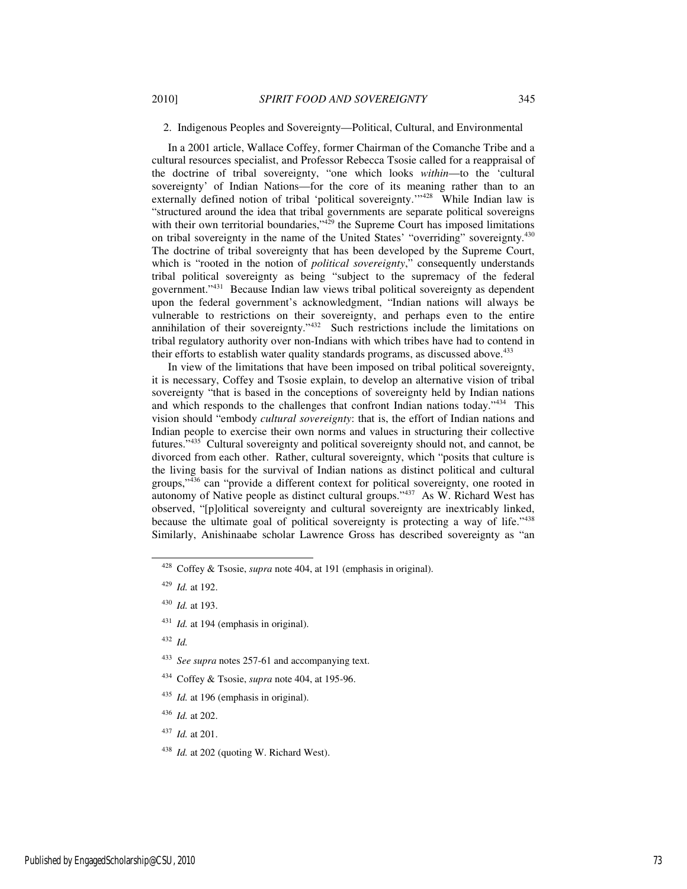2. Indigenous Peoples and Sovereignty—Political, Cultural, and Environmental

In a 2001 article, Wallace Coffey, former Chairman of the Comanche Tribe and a cultural resources specialist, and Professor Rebecca Tsosie called for a reappraisal of the doctrine of tribal sovereignty, "one which looks *within*—to the 'cultural sovereignty' of Indian Nations—for the core of its meaning rather than to an externally defined notion of tribal 'political sovereignty.'"[428] While Indian law is "structured around the idea that tribal governments are separate political sovereigns with their own territorial boundaries,"[429] the Supreme Court has imposed limitations on tribal sovereignty in the name of the United States' "overriding" sovereignty.[430] The doctrine of tribal sovereignty that has been developed by the Supreme Court, which is "rooted in the notion of *political sovereignty*," consequently understands tribal political sovereignty as being "subject to the supremacy of the federal government."[431] Because Indian law views tribal political sovereignty as dependent upon the federal government's acknowledgment, "Indian nations will always be vulnerable to restrictions on their sovereignty, and perhaps even to the entire annihilation of their sovereignty."[432] Such restrictions include the limitations on tribal regulatory authority over non-Indians with which tribes have had to contend in their efforts to establish water quality standards programs, as discussed above.[433]

In view of the limitations that have been imposed on tribal political sovereignty, it is necessary, Coffey and Tsosie explain, to develop an alternative vision of tribal sovereignty "that is based in the conceptions of sovereignty held by Indian nations and which responds to the challenges that confront Indian nations today."[434] This vision should "embody *cultural sovereignty*: that is, the effort of Indian nations and Indian people to exercise their own norms and values in structuring their collective futures."[435] Cultural sovereignty and political sovereignty should not, and cannot, be divorced from each other. Rather, cultural sovereignty, which "posits that culture is the living basis for the survival of Indian nations as distinct political and cultural groups,"[436] can "provide a different context for political sovereignty, one rooted in autonomy of Native people as distinct cultural groups."[437] As W. Richard West has observed, "[p]olitical sovereignty and cultural sovereignty are inextricably linked, because the ultimate goal of political sovereignty is protecting a way of life."[438] Similarly, Anishinaabe scholar Lawrence Gross has described sovereignty as "an

---

[428] Coffey & Tsosie, *supra* note 404, at 191 (emphasis in original).

[429] *Id.* at 192.

[430] *Id.* at 193.

[431] *Id.* at 194 (emphasis in original).

[432] *Id.*

[433] *See supra* notes 257-61 and accompanying text.

[434] Coffey & Tsosie, *supra* note 404, at 195-96.

[435] *Id.* at 196 (emphasis in original).

[436] *Id.* at 202.

[437] *Id.* at 201.

[438] *Id.* at 202 (quoting W. Richard West).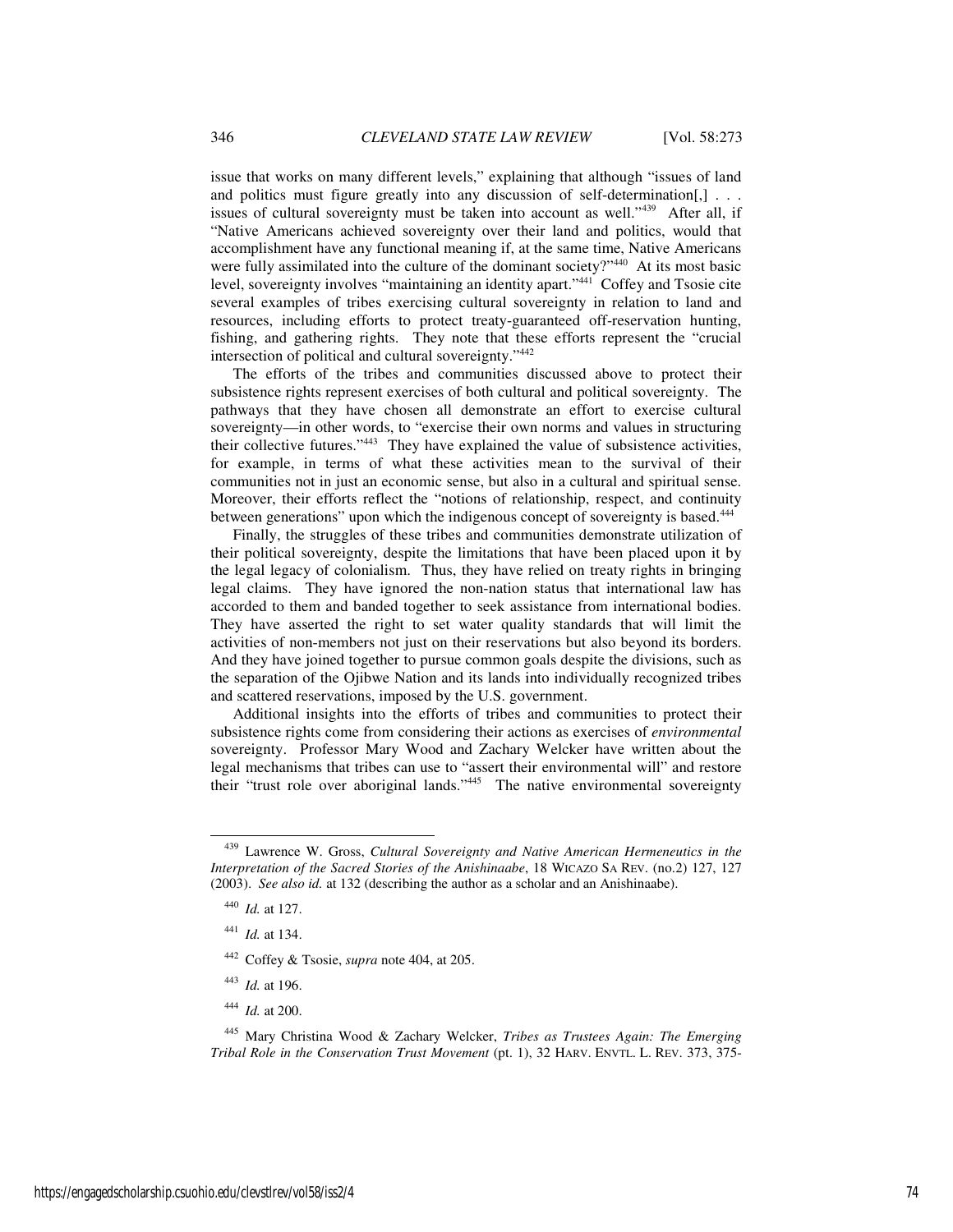issue that works on many different levels," explaining that although "issues of land and politics must figure greatly into any discussion of self-determination[,] . . . issues of cultural sovereignty must be taken into account as well."[439] After all, if "Native Americans achieved sovereignty over their land and politics, would that accomplishment have any functional meaning if, at the same time, Native Americans were fully assimilated into the culture of the dominant society?"[440] At its most basic level, sovereignty involves "maintaining an identity apart."[441] Coffey and Tsosie cite several examples of tribes exercising cultural sovereignty in relation to land and resources, including efforts to protect treaty-guaranteed off-reservation hunting, fishing, and gathering rights. They note that these efforts represent the "crucial intersection of political and cultural sovereignty."[442]

The efforts of the tribes and communities discussed above to protect their subsistence rights represent exercises of both cultural and political sovereignty. The pathways that they have chosen all demonstrate an effort to exercise cultural sovereignty—in other words, to "exercise their own norms and values in structuring their collective futures."[443] They have explained the value of subsistence activities, for example, in terms of what these activities mean to the survival of their communities not in just an economic sense, but also in a cultural and spiritual sense. Moreover, their efforts reflect the "notions of relationship, respect, and continuity between generations" upon which the indigenous concept of sovereignty is based.[444]

Finally, the struggles of these tribes and communities demonstrate utilization of their political sovereignty, despite the limitations that have been placed upon it by the legal legacy of colonialism. Thus, they have relied on treaty rights in bringing legal claims. They have ignored the non-nation status that international law has accorded to them and banded together to seek assistance from international bodies. They have asserted the right to set water quality standards that will limit the activities of non-members not just on their reservations but also beyond its borders. And they have joined together to pursue common goals despite the divisions, such as the separation of the Ojibwe Nation and its lands into individually recognized tribes and scattered reservations, imposed by the U.S. government.

Additional insights into the efforts of tribes and communities to protect their subsistence rights come from considering their actions as exercises of *environmental* sovereignty. Professor Mary Wood and Zachary Welcker have written about the legal mechanisms that tribes can use to "assert their environmental will" and restore their "trust role over aboriginal lands."[445] The native environmental sovereignty

---

[439] Lawrence W. Gross, *Cultural Sovereignty and Native American Hermeneutics in the Interpretation of the Sacred Stories of the Anishinaabe*, 18 WICAZO SA REV. (no.2) 127, 127 (2003). *See also id.* at 132 (describing the author as a scholar and an Anishinaabe).

[440] *Id.* at 127.

[441] *Id.* at 134.

[442] Coffey & Tsosie, *supra* note 404, at 205.

[443] *Id.* at 196.

[444] *Id.* at 200.

[445] Mary Christina Wood & Zachary Welcker, *Tribes as Trustees Again: The Emerging Tribal Role in the Conservation Trust Movement* (pt. 1), 32 HARV. ENVTL. L. REV. 373, 375-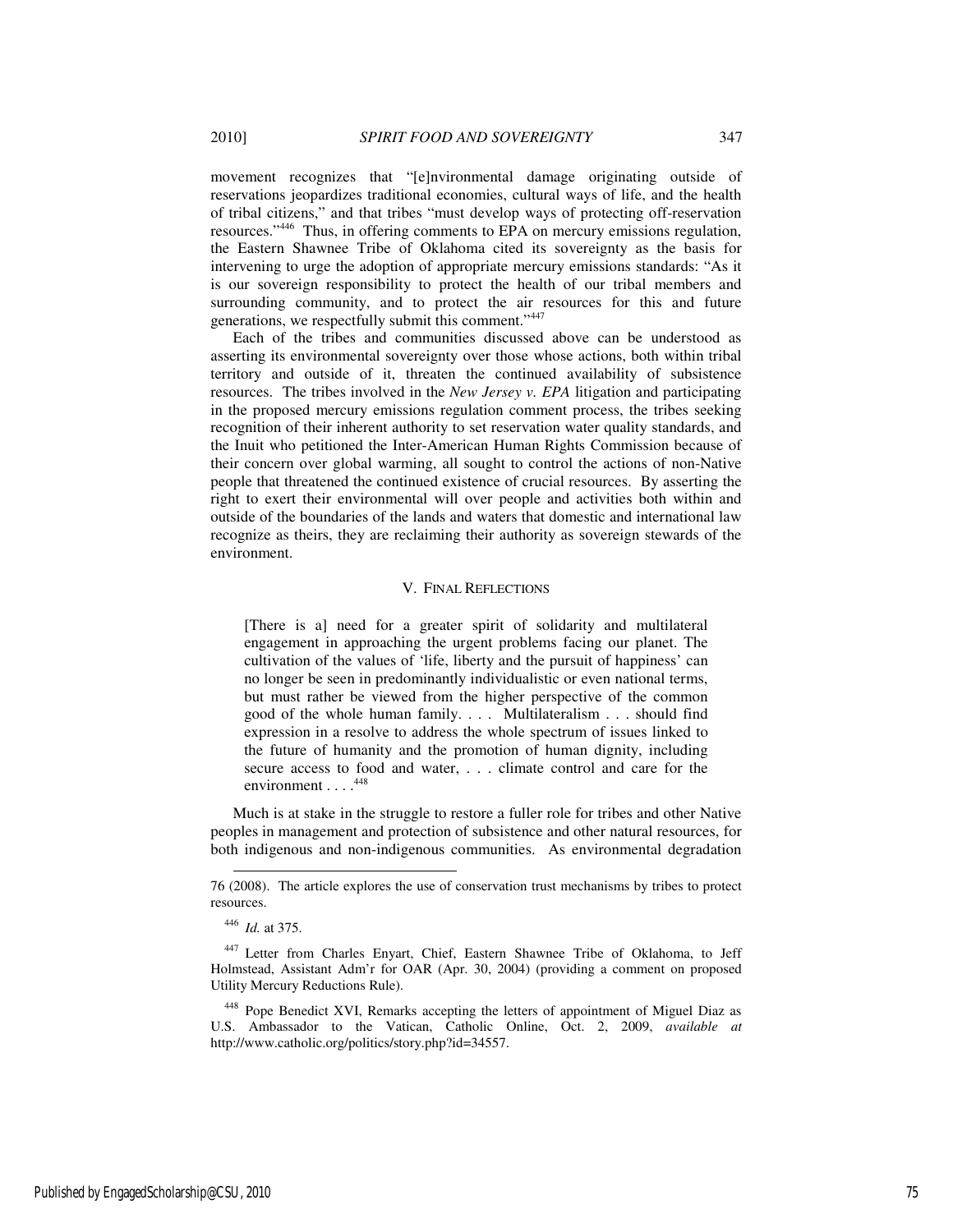movement recognizes that "[e]nvironmental damage originating outside of reservations jeopardizes traditional economies, cultural ways of life, and the health of tribal citizens," and that tribes "must develop ways of protecting off-reservation resources."[446] Thus, in offering comments to EPA on mercury emissions regulation, the Eastern Shawnee Tribe of Oklahoma cited its sovereignty as the basis for intervening to urge the adoption of appropriate mercury emissions standards: "As it is our sovereign responsibility to protect the health of our tribal members and surrounding community, and to protect the air resources for this and future generations, we respectfully submit this comment."[447]

Each of the tribes and communities discussed above can be understood as asserting its environmental sovereignty over those whose actions, both within tribal territory and outside of it, threaten the continued availability of subsistence resources. The tribes involved in the *New Jersey v. EPA* litigation and participating in the proposed mercury emissions regulation comment process, the tribes seeking recognition of their inherent authority to set reservation water quality standards, and the Inuit who petitioned the Inter-American Human Rights Commission because of their concern over global warming, all sought to control the actions of non-Native people that threatened the continued existence of crucial resources. By asserting the right to exert their environmental will over people and activities both within and outside of the boundaries of the lands and waters that domestic and international law recognize as theirs, they are reclaiming their authority as sovereign stewards of the environment.

## V. FINAL REFLECTIONS

> [There is a] need for a greater spirit of solidarity and multilateral engagement in approaching the urgent problems facing our planet. The cultivation of the values of 'life, liberty and the pursuit of happiness' can no longer be seen in predominantly individualistic or even national terms, but must rather be viewed from the higher perspective of the common good of the whole human family. . . . Multilateralism . . . should find expression in a resolve to address the whole spectrum of issues linked to the future of humanity and the promotion of human dignity, including secure access to food and water, . . . climate control and care for the environment . . . .[448]

Much is at stake in the struggle to restore a fuller role for tribes and other Native peoples in management and protection of subsistence and other natural resources, for both indigenous and non-indigenous communities. As environmental degradation

---

76 (2008). The article explores the use of conservation trust mechanisms by tribes to protect resources.

[446] *Id.* at 375.

[447] Letter from Charles Enyart, Chief, Eastern Shawnee Tribe of Oklahoma, to Jeff Holmstead, Assistant Adm'r for OAR (Apr. 30, 2004) (providing a comment on proposed Utility Mercury Reductions Rule).

[448] Pope Benedict XVI, Remarks accepting the letters of appointment of Miguel Diaz as U.S. Ambassador to the Vatican, Catholic Online, Oct. 2, 2009, *available at* http://www.catholic.org/politics/story.php?id=34557.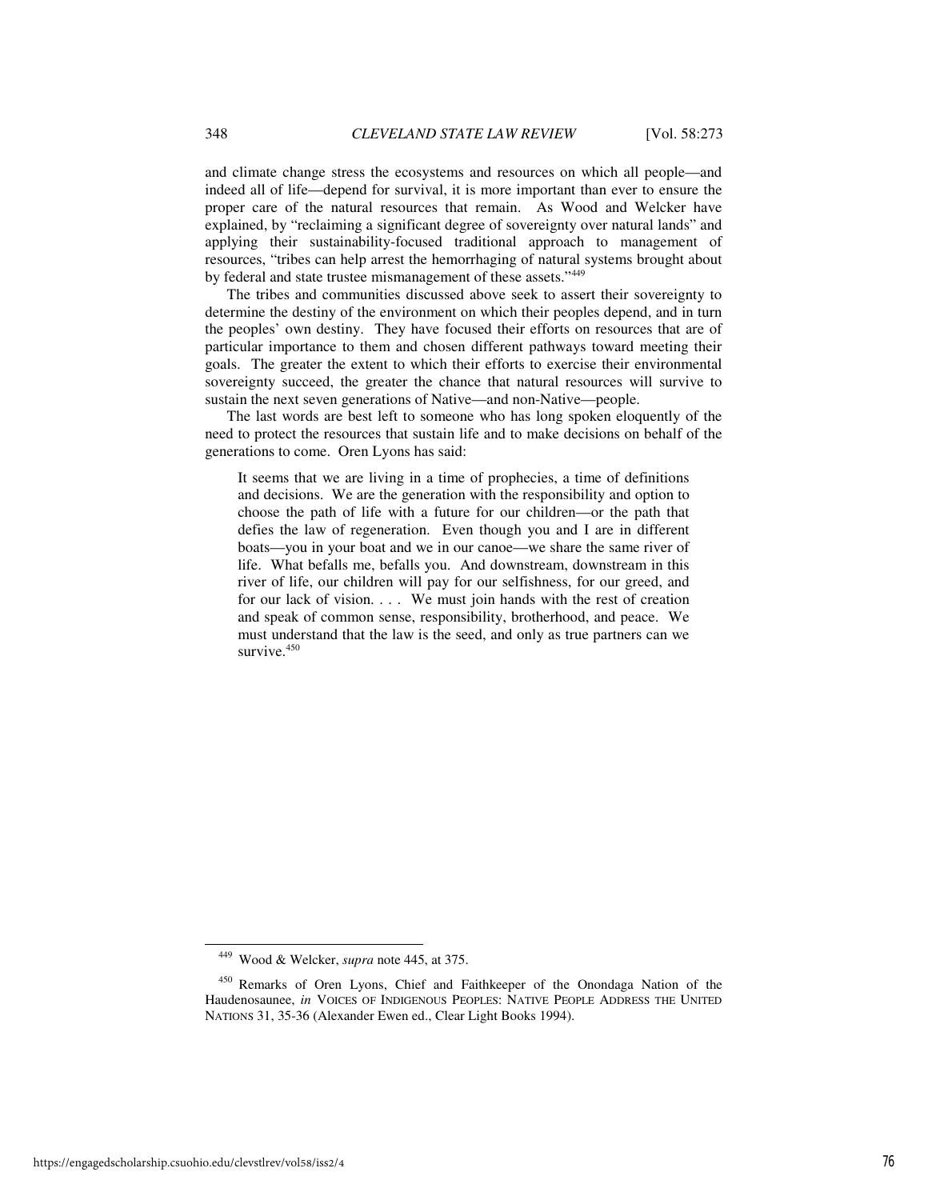and climate change stress the ecosystems and resources on which all people—and indeed all of life—depend for survival, it is more important than ever to ensure the proper care of the natural resources that remain. As Wood and Welcker have explained, by "reclaiming a significant degree of sovereignty over natural lands" and applying their sustainability-focused traditional approach to management of resources, "tribes can help arrest the hemorrhaging of natural systems brought about by federal and state trustee mismanagement of these assets."[449]

The tribes and communities discussed above seek to assert their sovereignty to determine the destiny of the environment on which their peoples depend, and in turn the peoples' own destiny. They have focused their efforts on resources that are of particular importance to them and chosen different pathways toward meeting their goals. The greater the extent to which their efforts to exercise their environmental sovereignty succeed, the greater the chance that natural resources will survive to sustain the next seven generations of Native—and non-Native—people.

The last words are best left to someone who has long spoken eloquently of the need to protect the resources that sustain life and to make decisions on behalf of the generations to come. Oren Lyons has said:

> It seems that we are living in a time of prophecies, a time of definitions and decisions. We are the generation with the responsibility and option to choose the path of life with a future for our children—or the path that defies the law of regeneration. Even though you and I are in different boats—you in your boat and we in our canoe—we share the same river of life. What befalls me, befalls you. And downstream, downstream in this river of life, our children will pay for our selfishness, for our greed, and for our lack of vision. . . . We must join hands with the rest of creation and speak of common sense, responsibility, brotherhood, and peace. We must understand that the law is the seed, and only as true partners can we survive.[450]

---

[449] Wood & Welcker, *supra* note 445, at 375.

[450] Remarks of Oren Lyons, Chief and Faithkeeper of the Onondaga Nation of the Haudenosaunee, *in* VOICES OF INDIGENOUS PEOPLES: NATIVE PEOPLE ADDRESS THE UNITED NATIONS 31, 35-36 (Alexander Ewen ed., Clear Light Books 1994).